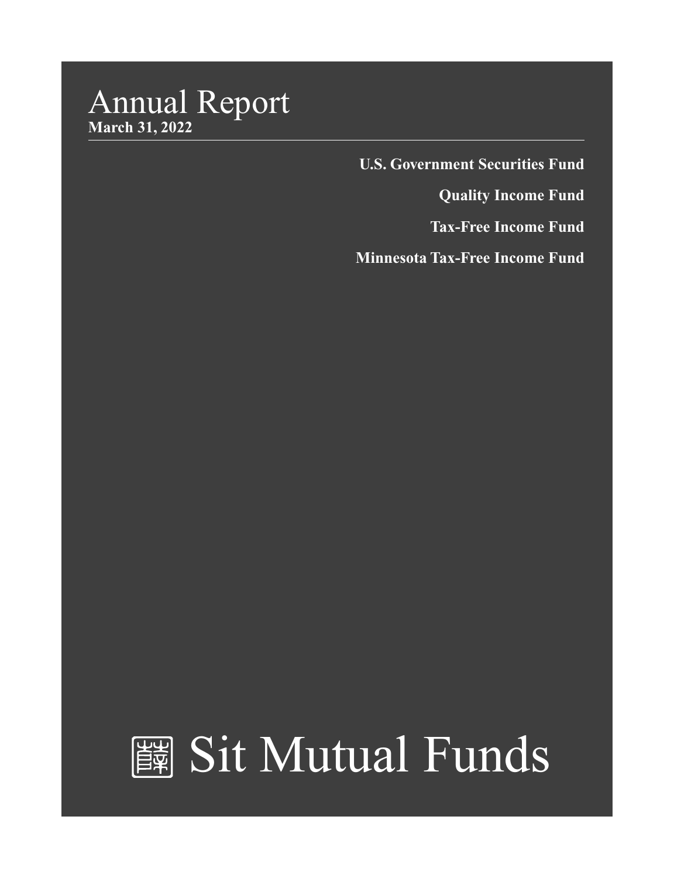# Annual Report

**March 31, 2022**

**U.S. Government Securities Fund**

**Quality Income Fund**

**Tax-Free Income Fund**

**Minnesota Tax-Free Income Fund**

# Sit Mutual Funds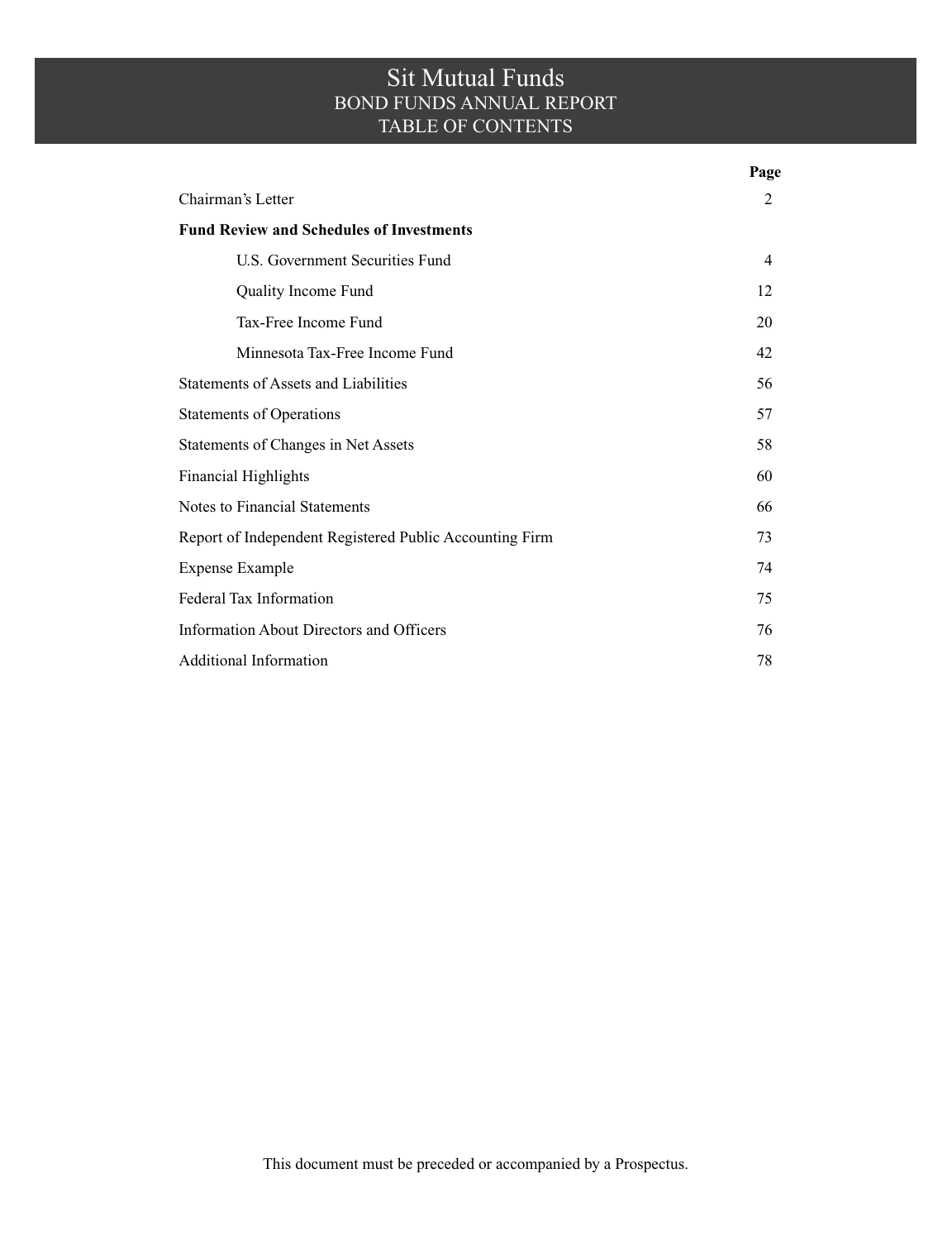# Sit Mutual Funds

## BOND FUNDS ANNUAL REPORT

## TABLE OF CONTENTS

| | Page |
|---|---|
| Chairman's Letter | 2 |
| **Fund Review and Schedules of Investments** | |
| U.S. Government Securities Fund | 4 |
| Quality Income Fund | 12 |
| Tax-Free Income Fund | 20 |
| Minnesota Tax-Free Income Fund | 42 |
| Statements of Assets and Liabilities | 56 |
| Statements of Operations | 57 |
| Statements of Changes in Net Assets | 58 |
| Financial Highlights | 60 |
| Notes to Financial Statements | 66 |
| Report of Independent Registered Public Accounting Firm | 73 |
| Expense Example | 74 |
| Federal Tax Information | 75 |
| Information About Directors and Officers | 76 |
| Additional Information | 78 |

This document must be preceded or accompanied by a Prospectus.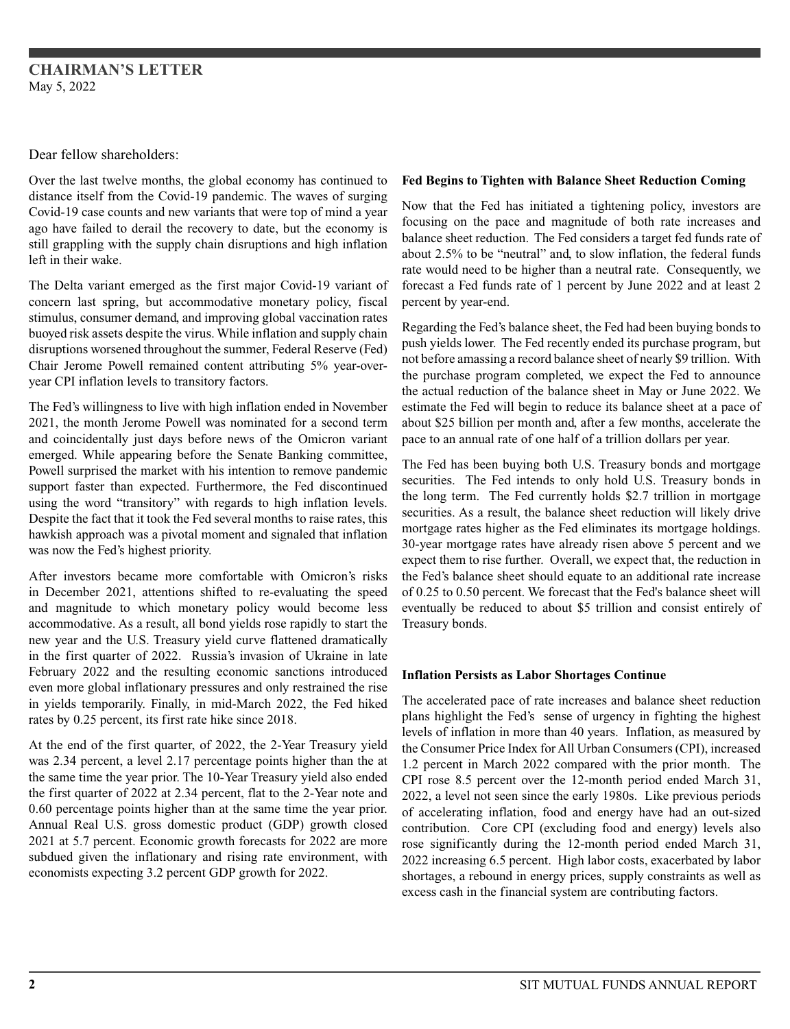## CHAIRMAN'S LETTER

May 5, 2022

Dear fellow shareholders:

Over the last twelve months, the global economy has continued to distance itself from the Covid-19 pandemic. The waves of surging Covid-19 case counts and new variants that were top of mind a year ago have failed to derail the recovery to date, but the economy is still grappling with the supply chain disruptions and high inflation left in their wake.

The Delta variant emerged as the first major Covid-19 variant of concern last spring, but accommodative monetary policy, fiscal stimulus, consumer demand, and improving global vaccination rates buoyed risk assets despite the virus. While inflation and supply chain disruptions worsened throughout the summer, Federal Reserve (Fed) Chair Jerome Powell remained content attributing 5% year-over-year CPI inflation levels to transitory factors.

The Fed's willingness to live with high inflation ended in November 2021, the month Jerome Powell was nominated for a second term and coincidentally just days before news of the Omicron variant emerged. While appearing before the Senate Banking committee, Powell surprised the market with his intention to remove pandemic support faster than expected. Furthermore, the Fed discontinued using the word "transitory" with regards to high inflation levels. Despite the fact that it took the Fed several months to raise rates, this hawkish approach was a pivotal moment and signaled that inflation was now the Fed's highest priority.

After investors became more comfortable with Omicron's risks in December 2021, attentions shifted to re-evaluating the speed and magnitude to which monetary policy would become less accommodative. As a result, all bond yields rose rapidly to start the new year and the U.S. Treasury yield curve flattened dramatically in the first quarter of 2022. Russia's invasion of Ukraine in late February 2022 and the resulting economic sanctions introduced even more global inflationary pressures and only restrained the rise in yields temporarily. Finally, in mid-March 2022, the Fed hiked rates by 0.25 percent, its first rate hike since 2018.

At the end of the first quarter, of 2022, the 2-Year Treasury yield was 2.34 percent, a level 2.17 percentage points higher than the at the same time the year prior. The 10-Year Treasury yield also ended the first quarter of 2022 at 2.34 percent, flat to the 2-Year note and 0.60 percentage points higher than at the same time the year prior. Annual Real U.S. gross domestic product (GDP) growth closed 2021 at 5.7 percent. Economic growth forecasts for 2022 are more subdued given the inflationary and rising rate environment, with economists expecting 3.2 percent GDP growth for 2022.

**Fed Begins to Tighten with Balance Sheet Reduction Coming**

Now that the Fed has initiated a tightening policy, investors are focusing on the pace and magnitude of both rate increases and balance sheet reduction. The Fed considers a target fed funds rate of about 2.5% to be "neutral" and, to slow inflation, the federal funds rate would need to be higher than a neutral rate. Consequently, we forecast a Fed funds rate of 1 percent by June 2022 and at least 2 percent by year-end.

Regarding the Fed's balance sheet, the Fed had been buying bonds to push yields lower. The Fed recently ended its purchase program, but not before amassing a record balance sheet of nearly $9 trillion. With the purchase program completed, we expect the Fed to announce the actual reduction of the balance sheet in May or June 2022. We estimate the Fed will begin to reduce its balance sheet at a pace of about $25 billion per month and, after a few months, accelerate the pace to an annual rate of one half of a trillion dollars per year.

The Fed has been buying both U.S. Treasury bonds and mortgage securities. The Fed intends to only hold U.S. Treasury bonds in the long term. The Fed currently holds $2.7 trillion in mortgage securities. As a result, the balance sheet reduction will likely drive mortgage rates higher as the Fed eliminates its mortgage holdings. 30-year mortgage rates have already risen above 5 percent and we expect them to rise further. Overall, we expect that, the reduction in the Fed's balance sheet should equate to an additional rate increase of 0.25 to 0.50 percent. We forecast that the Fed's balance sheet will eventually be reduced to about $5 trillion and consist entirely of Treasury bonds.

**Inflation Persists as Labor Shortages Continue**

The accelerated pace of rate increases and balance sheet reduction plans highlight the Fed's sense of urgency in fighting the highest levels of inflation in more than 40 years. Inflation, as measured by the Consumer Price Index for All Urban Consumers (CPI), increased 1.2 percent in March 2022 compared with the prior month. The CPI rose 8.5 percent over the 12-month period ended March 31, 2022, a level not seen since the early 1980s. Like previous periods of accelerating inflation, food and energy have had an out-sized contribution. Core CPI (excluding food and energy) levels also rose significantly during the 12-month period ended March 31, 2022 increasing 6.5 percent. High labor costs, exacerbated by labor shortages, a rebound in energy prices, supply constraints as well as excess cash in the financial system are contributing factors.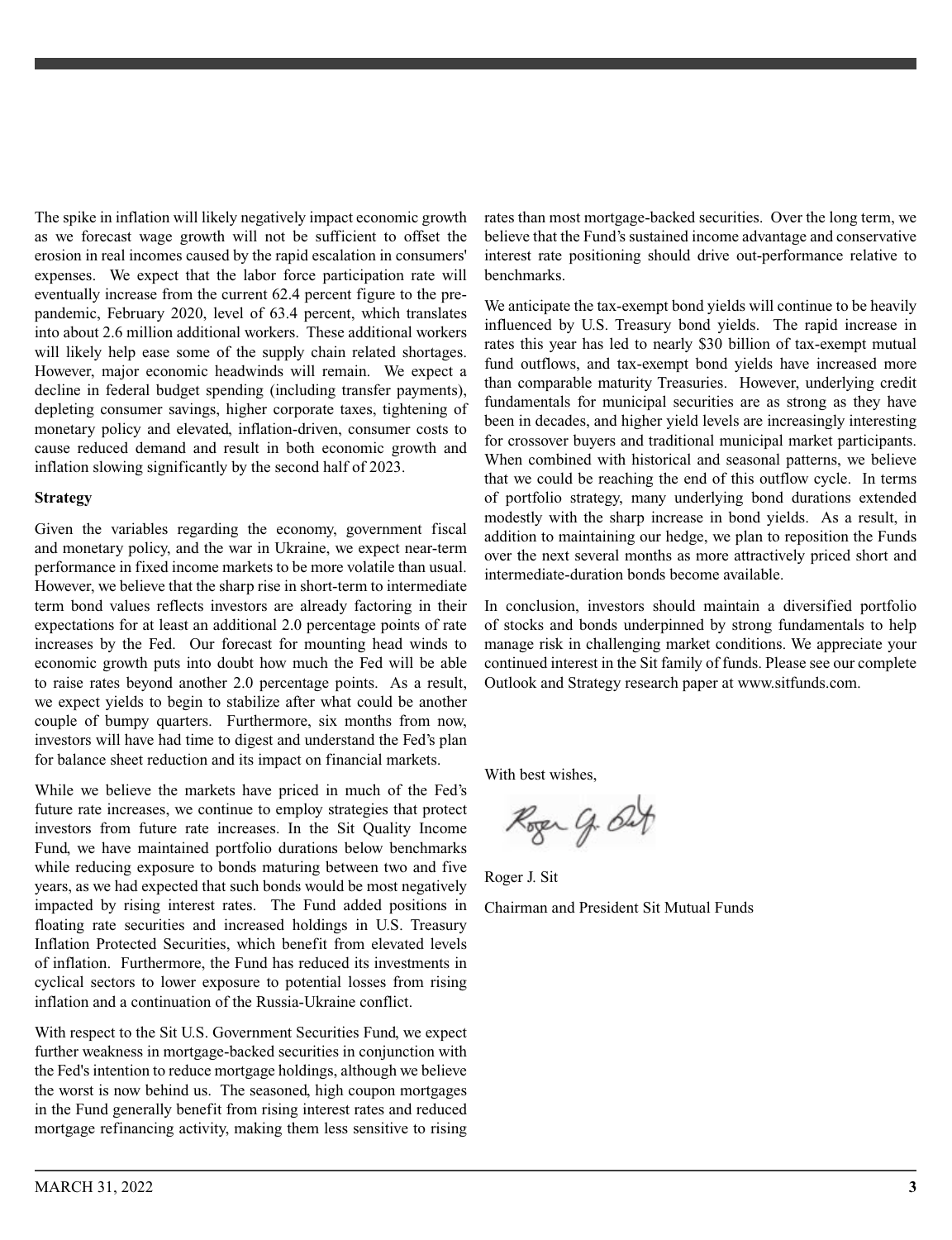The spike in inflation will likely negatively impact economic growth as we forecast wage growth will not be sufficient to offset the erosion in real incomes caused by the rapid escalation in consumers' expenses. We expect that the labor force participation rate will eventually increase from the current 62.4 percent figure to the pre-pandemic, February 2020, level of 63.4 percent, which translates into about 2.6 million additional workers. These additional workers will likely help ease some of the supply chain related shortages. However, major economic headwinds will remain. We expect a decline in federal budget spending (including transfer payments), depleting consumer savings, higher corporate taxes, tightening of monetary policy and elevated, inflation-driven, consumer costs to cause reduced demand and result in both economic growth and inflation slowing significantly by the second half of 2023.

**Strategy**

Given the variables regarding the economy, government fiscal and monetary policy, and the war in Ukraine, we expect near-term performance in fixed income markets to be more volatile than usual. However, we believe that the sharp rise in short-term to intermediate term bond values reflects investors are already factoring in their expectations for at least an additional 2.0 percentage points of rate increases by the Fed. Our forecast for mounting head winds to economic growth puts into doubt how much the Fed will be able to raise rates beyond another 2.0 percentage points. As a result, we expect yields to begin to stabilize after what could be another couple of bumpy quarters. Furthermore, six months from now, investors will have had time to digest and understand the Fed's plan for balance sheet reduction and its impact on financial markets.

While we believe the markets have priced in much of the Fed's future rate increases, we continue to employ strategies that protect investors from future rate increases. In the Sit Quality Income Fund, we have maintained portfolio durations below benchmarks while reducing exposure to bonds maturing between two and five years, as we had expected that such bonds would be most negatively impacted by rising interest rates. The Fund added positions in floating rate securities and increased holdings in U.S. Treasury Inflation Protected Securities, which benefit from elevated levels of inflation. Furthermore, the Fund has reduced its investments in cyclical sectors to lower exposure to potential losses from rising inflation and a continuation of the Russia-Ukraine conflict.

With respect to the Sit U.S. Government Securities Fund, we expect further weakness in mortgage-backed securities in conjunction with the Fed's intention to reduce mortgage holdings, although we believe the worst is now behind us. The seasoned, high coupon mortgages in the Fund generally benefit from rising interest rates and reduced mortgage refinancing activity, making them less sensitive to rising rates than most mortgage-backed securities. Over the long term, we believe that the Fund's sustained income advantage and conservative interest rate positioning should drive out-performance relative to benchmarks.

We anticipate the tax-exempt bond yields will continue to be heavily influenced by U.S. Treasury bond yields. The rapid increase in rates this year has led to nearly $30 billion of tax-exempt mutual fund outflows, and tax-exempt bond yields have increased more than comparable maturity Treasuries. However, underlying credit fundamentals for municipal securities are as strong as they have been in decades, and higher yield levels are increasingly interesting for crossover buyers and traditional municipal market participants. When combined with historical and seasonal patterns, we believe that we could be reaching the end of this outflow cycle. In terms of portfolio strategy, many underlying bond durations extended modestly with the sharp increase in bond yields. As a result, in addition to maintaining our hedge, we plan to reposition the Funds over the next several months as more attractively priced short and intermediate-duration bonds become available.

In conclusion, investors should maintain a diversified portfolio of stocks and bonds underpinned by strong fundamentals to help manage risk in challenging market conditions. We appreciate your continued interest in the Sit family of funds. Please see our complete Outlook and Strategy research paper at www.sitfunds.com.

With best wishes,

Roger J. Sit

Chairman and President Sit Mutual Funds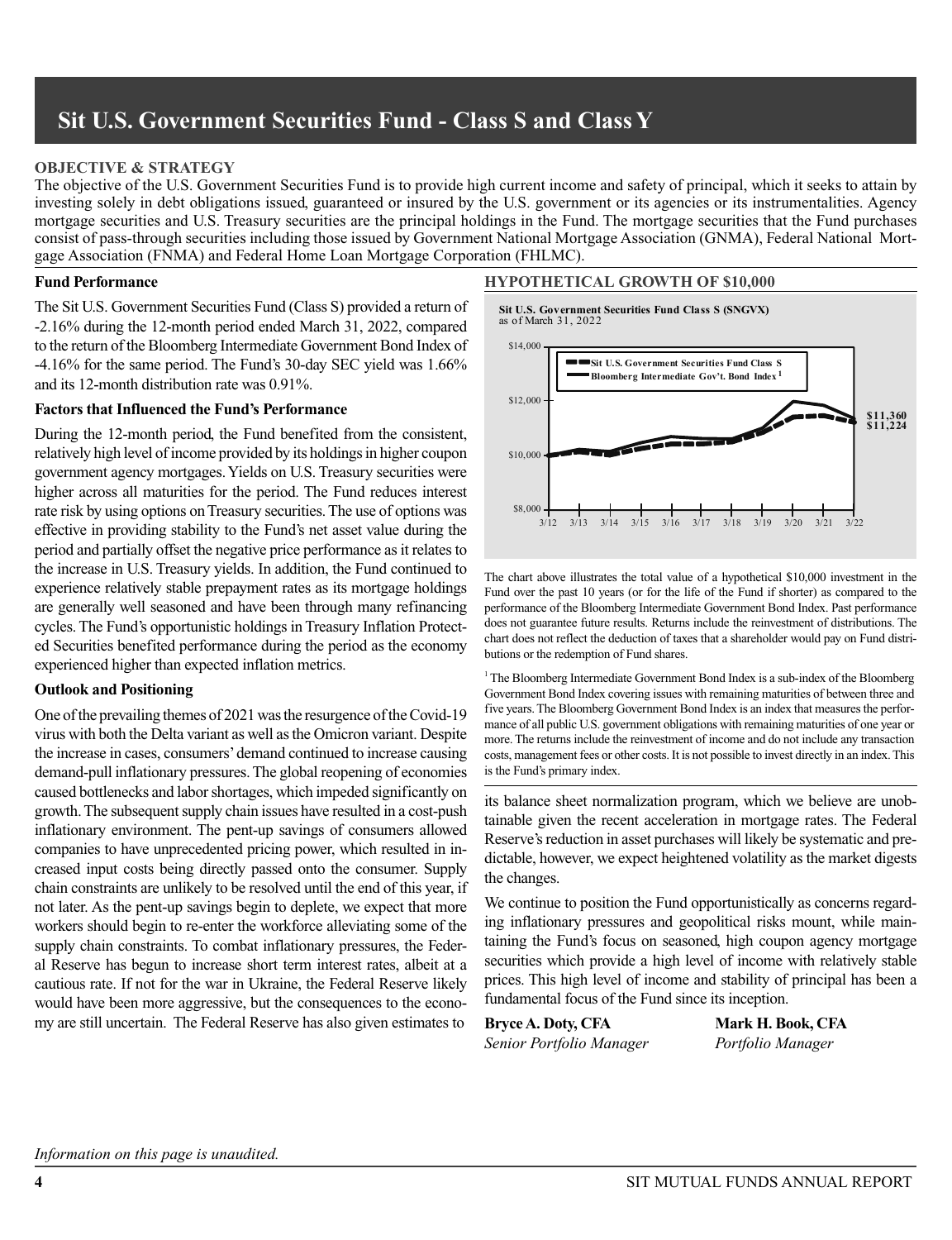# Sit U.S. Government Securities Fund - Class S and Class Y

**OBJECTIVE & STRATEGY**

The objective of the U.S. Government Securities Fund is to provide high current income and safety of principal, which it seeks to attain by investing solely in debt obligations issued, guaranteed or insured by the U.S. government or its agencies or its instrumentalities. Agency mortgage securities and U.S. Treasury securities are the principal holdings in the Fund. The mortgage securities that the Fund purchases consist of pass-through securities including those issued by Government National Mortgage Association (GNMA), Federal National Mortgage Association (FNMA) and Federal Home Loan Mortgage Corporation (FHLMC).

### Fund Performance

The Sit U.S. Government Securities Fund (Class S) provided a return of -2.16% during the 12-month period ended March 31, 2022, compared to the return of the Bloomberg Intermediate Government Bond Index of -4.16% for the same period. The Fund's 30-day SEC yield was 1.66% and its 12-month distribution rate was 0.91%.

### Factors that Influenced the Fund's Performance

During the 12-month period, the Fund benefited from the consistent, relatively high level of income provided by its holdings in higher coupon government agency mortgages. Yields on U.S. Treasury securities were higher across all maturities for the period. The Fund reduces interest rate risk by using options on Treasury securities. The use of options was effective in providing stability to the Fund's net asset value during the period and partially offset the negative price performance as it relates to the increase in U.S. Treasury yields. In addition, the Fund continued to experience relatively stable prepayment rates as its mortgage holdings are generally well seasoned and have been through many refinancing cycles. The Fund's opportunistic holdings in Treasury Inflation Protected Securities benefited performance during the period as the economy experienced higher than expected inflation metrics.

### Outlook and Positioning

One of the prevailing themes of 2021 was the resurgence of the Covid-19 virus with both the Delta variant as well as the Omicron variant. Despite the increase in cases, consumers' demand continued to increase causing demand-pull inflationary pressures. The global reopening of economies caused bottlenecks and labor shortages, which impeded significantly on growth. The subsequent supply chain issues have resulted in a cost-push inflationary environment. The pent-up savings of consumers allowed companies to have unprecedented pricing power, which resulted in increased input costs being directly passed onto the consumer. Supply chain constraints are unlikely to be resolved until the end of this year, if not later. As the pent-up savings begin to deplete, we expect that more workers should begin to re-enter the workforce alleviating some of the supply chain constraints. To combat inflationary pressures, the Federal Reserve has begun to increase short term interest rates, albeit at a cautious rate. If not for the war in Ukraine, the Federal Reserve likely would have been more aggressive, but the consequences to the economy are still uncertain. The Federal Reserve has also given estimates to its balance sheet normalization program, which we believe are unobtainable given the recent acceleration in mortgage rates. The Federal Reserve's reduction in asset purchases will likely be systematic and predictable, however, we expect heightened volatility as the market digests the changes.

We continue to position the Fund opportunistically as concerns regarding inflationary pressures and geopolitical risks mount, while maintaining the Fund's focus on seasoned, high coupon agency mortgage securities which provide a high level of income with relatively stable prices. This high level of income and stability of principal has been a fundamental focus of the Fund since its inception.

**Bryce A. Doty, CFA**
*Senior Portfolio Manager*

**Mark H. Book, CFA**
*Portfolio Manager*

### HYPOTHETICAL GROWTH OF $10,000

**Sit U.S. Government Securities Fund Class S (SNGVX)**
as of March 31, 2022

Legend: Sit U.S. Government Securities Fund Class S; Bloomberg Intermediate Gov't. Bond Index[1]

Ending values: $11,360; $11,224

The chart above illustrates the total value of a hypothetical $10,000 investment in the Fund over the past 10 years (or for the life of the Fund if shorter) as compared to the performance of the Bloomberg Intermediate Government Bond Index. Past performance does not guarantee future results. Returns include the reinvestment of distributions. The chart does not reflect the deduction of taxes that a shareholder would pay on Fund distributions or the redemption of Fund shares.

[1] The Bloomberg Intermediate Government Bond Index is a sub-index of the Bloomberg Government Bond Index covering issues with remaining maturities of between three and five years. The Bloomberg Government Bond Index is an index that measures the performance of all public U.S. government obligations with remaining maturities of one year or more. The returns include the reinvestment of income and do not include any transaction costs, management fees or other costs. It is not possible to invest directly in an index. This is the Fund's primary index.

*Information on this page is unaudited.*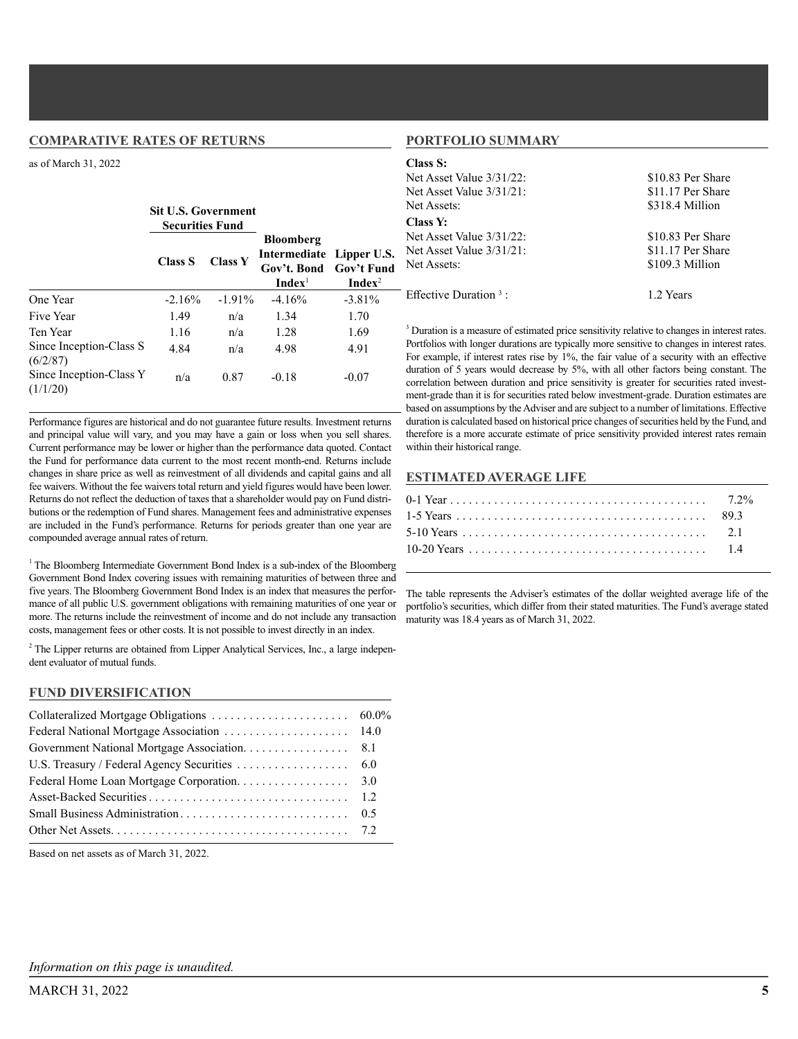## COMPARATIVE RATES OF RETURNS

as of March 31, 2022

| | Sit U.S. Government Securities Fund | | | |
|---|---|---|---|---|
| | Class S | Class Y | Bloomberg Intermediate Gov't. Bond Index[1] | Lipper U.S. Gov't Fund Index[2] |
| One Year | -2.16% | -1.91% | -4.16% | -3.81% |
| Five Year | 1.49 | n/a | 1.34 | 1.70 |
| Ten Year | 1.16 | n/a | 1.28 | 1.69 |
| Since Inception-Class S (6/2/87) | 4.84 | n/a | 4.98 | 4.91 |
| Since Inception-Class Y (1/1/20) | n/a | 0.87 | -0.18 | -0.07 |

Performance figures are historical and do not guarantee future results. Investment returns and principal value will vary, and you may have a gain or loss when you sell shares. Current performance may be lower or higher than the performance data quoted. Contact the Fund for performance data current to the most recent month-end. Returns include changes in share price as well as reinvestment of all dividends and capital gains and all fee waivers. Without the fee waivers total return and yield figures would have been lower. Returns do not reflect the deduction of taxes that a shareholder would pay on Fund distributions or the redemption of Fund shares. Management fees and administrative expenses are included in the Fund's performance. Returns for periods greater than one year are compounded average annual rates of return.

[1] The Bloomberg Intermediate Government Bond Index is a sub-index of the Bloomberg Government Bond Index covering issues with remaining maturities of between three and five years. The Bloomberg Government Bond Index is an index that measures the performance of all public U.S. government obligations with remaining maturities of one year or more. The returns include the reinvestment of income and do not include any transaction costs, management fees or other costs. It is not possible to invest directly in an index.

[2] The Lipper returns are obtained from Lipper Analytical Services, Inc., a large independent evaluator of mutual funds.

## FUND DIVERSIFICATION

| | |
|---|---|
| Collateralized Mortgage Obligations | 60.0% |
| Federal National Mortgage Association | 14.0 |
| Government National Mortgage Association. | 8.1 |
| U.S. Treasury / Federal Agency Securities | 6.0 |
| Federal Home Loan Mortgage Corporation. | 3.0 |
| Asset-Backed Securities | 1.2 |
| Small Business Administration | 0.5 |
| Other Net Assets. | 7.2 |

Based on net assets as of March 31, 2022.

## PORTFOLIO SUMMARY

**Class S:**

| | |
|---|---|
| Net Asset Value 3/31/22: | $10.83 Per Share |
| Net Asset Value 3/31/21: | $11.17 Per Share |
| Net Assets: | $318.4 Million |

**Class Y:**

| | |
|---|---|
| Net Asset Value 3/31/22: | $10.83 Per Share |
| Net Asset Value 3/31/21: | $11.17 Per Share |
| Net Assets: | $109.3 Million |

Effective Duration [3]: 1.2 Years

[3] Duration is a measure of estimated price sensitivity relative to changes in interest rates. Portfolios with longer durations are typically more sensitive to changes in interest rates. For example, if interest rates rise by 1%, the fair value of a security with an effective duration of 5 years would decrease by 5%, with all other factors being constant. The correlation between duration and price sensitivity is greater for securities rated investment-grade than it is for securities rated below investment-grade. Duration estimates are based on assumptions by the Adviser and are subject to a number of limitations. Effective duration is calculated based on historical price changes of securities held by the Fund, and therefore is a more accurate estimate of price sensitivity provided interest rates remain within their historical range.

## ESTIMATED AVERAGE LIFE

| | |
|---|---|
| 0-1 Year | 7.2% |
| 1-5 Years | 89.3 |
| 5-10 Years | 2.1 |
| 10-20 Years | 1.4 |

The table represents the Adviser's estimates of the dollar weighted average life of the portfolio's securities, which differ from their stated maturities. The Fund's average stated maturity was 18.4 years as of March 31, 2022.

*Information on this page is unaudited.*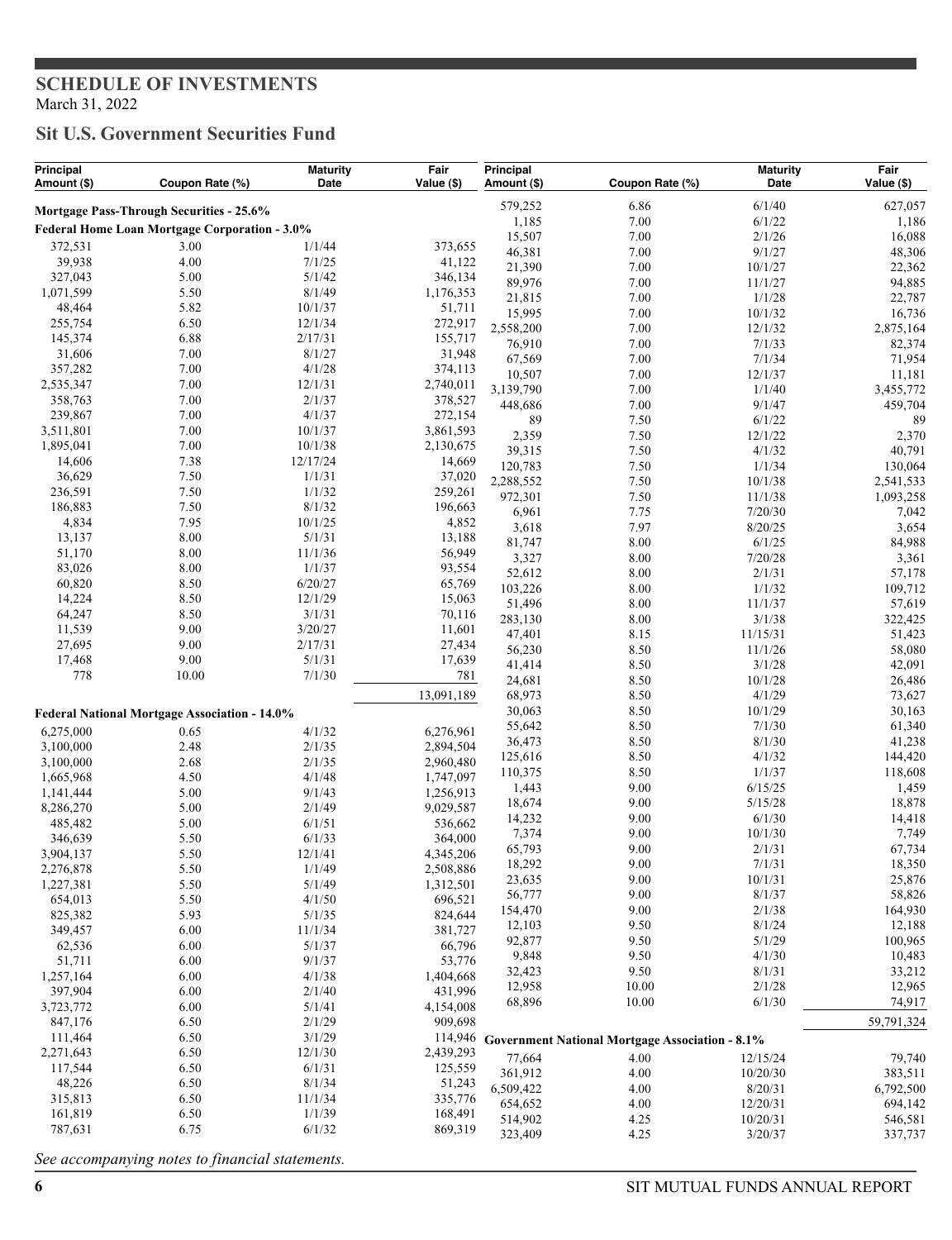# SCHEDULE OF INVESTMENTS

March 31, 2022

## Sit U.S. Government Securities Fund

| Principal Amount ($) | Coupon Rate (%) | Maturity Date | Fair Value ($) |
|---|---|---|---|
| **Mortgage Pass-Through Securities - 25.6%** | | | |
| **Federal Home Loan Mortgage Corporation - 3.0%** | | | |
| 372,531 | 3.00 | 1/1/44 | 373,655 |
| 39,938 | 4.00 | 7/1/25 | 41,122 |
| 327,043 | 5.00 | 5/1/42 | 346,134 |
| 1,071,599 | 5.50 | 8/1/49 | 1,176,353 |
| 48,464 | 5.82 | 10/1/37 | 51,711 |
| 255,754 | 6.50 | 12/1/34 | 272,917 |
| 145,374 | 6.88 | 2/17/31 | 155,717 |
| 31,606 | 7.00 | 8/1/27 | 31,948 |
| 357,282 | 7.00 | 4/1/28 | 374,113 |
| 2,535,347 | 7.00 | 12/1/31 | 2,740,011 |
| 358,763 | 7.00 | 2/1/37 | 378,527 |
| 239,867 | 7.00 | 4/1/37 | 272,154 |
| 3,511,801 | 7.00 | 10/1/37 | 3,861,593 |
| 1,895,041 | 7.00 | 10/1/38 | 2,130,675 |
| 14,606 | 7.38 | 12/17/24 | 14,669 |
| 36,629 | 7.50 | 1/1/31 | 37,020 |
| 236,591 | 7.50 | 1/1/32 | 259,261 |
| 186,883 | 7.50 | 8/1/32 | 196,663 |
| 4,834 | 7.95 | 10/1/25 | 4,852 |
| 13,137 | 8.00 | 5/1/31 | 13,188 |
| 51,170 | 8.00 | 11/1/36 | 56,949 |
| 83,026 | 8.00 | 1/1/37 | 93,554 |
| 60,820 | 8.50 | 6/20/27 | 65,769 |
| 14,224 | 8.50 | 12/1/29 | 15,063 |
| 64,247 | 8.50 | 3/1/31 | 70,116 |
| 11,539 | 9.00 | 3/20/27 | 11,601 |
| 27,695 | 9.00 | 2/17/31 | 27,434 |
| 17,468 | 9.00 | 5/1/31 | 17,639 |
| 778 | 10.00 | 7/1/30 | 781 |
| | | | 13,091,189 |
| **Federal National Mortgage Association - 14.0%** | | | |
| 6,275,000 | 0.65 | 4/1/32 | 6,276,961 |
| 3,100,000 | 2.48 | 2/1/35 | 2,894,504 |
| 3,100,000 | 2.68 | 2/1/35 | 2,960,480 |
| 1,665,968 | 4.50 | 4/1/48 | 1,747,097 |
| 1,141,444 | 5.00 | 9/1/43 | 1,256,913 |
| 8,286,270 | 5.00 | 2/1/49 | 9,029,587 |
| 485,482 | 5.00 | 6/1/51 | 536,662 |
| 346,639 | 5.50 | 6/1/33 | 364,000 |
| 3,904,137 | 5.50 | 12/1/41 | 4,345,206 |
| 2,276,878 | 5.50 | 1/1/49 | 2,508,886 |
| 1,227,381 | 5.50 | 5/1/49 | 1,312,501 |
| 654,013 | 5.50 | 4/1/50 | 696,521 |
| 825,382 | 5.93 | 5/1/35 | 824,644 |
| 349,457 | 6.00 | 11/1/34 | 381,727 |
| 62,536 | 6.00 | 5/1/37 | 66,796 |
| 51,711 | 6.00 | 9/1/37 | 53,776 |
| 1,257,164 | 6.00 | 4/1/38 | 1,404,668 |
| 397,904 | 6.00 | 2/1/40 | 431,996 |
| 3,723,772 | 6.00 | 5/1/41 | 4,154,008 |
| 847,176 | 6.50 | 2/1/29 | 909,698 |
| 111,464 | 6.50 | 3/1/29 | 114,946 |
| 2,271,643 | 6.50 | 12/1/30 | 2,439,293 |
| 117,544 | 6.50 | 6/1/31 | 125,559 |
| 48,226 | 6.50 | 8/1/34 | 51,243 |
| 315,813 | 6.50 | 11/1/34 | 335,776 |
| 161,819 | 6.50 | 1/1/39 | 168,491 |
| 787,631 | 6.75 | 6/1/32 | 869,319 |
| 579,252 | 6.86 | 6/1/40 | 627,057 |
| 1,185 | 7.00 | 6/1/22 | 1,186 |
| 15,507 | 7.00 | 2/1/26 | 16,088 |
| 46,381 | 7.00 | 9/1/27 | 48,306 |
| 21,390 | 7.00 | 10/1/27 | 22,362 |
| 89,976 | 7.00 | 11/1/27 | 94,885 |
| 21,815 | 7.00 | 1/1/28 | 22,787 |
| 15,995 | 7.00 | 10/1/32 | 16,736 |
| 2,558,200 | 7.00 | 12/1/32 | 2,875,164 |
| 76,910 | 7.00 | 7/1/33 | 82,374 |
| 67,569 | 7.00 | 7/1/34 | 71,954 |
| 10,507 | 7.00 | 12/1/37 | 11,181 |
| 3,139,790 | 7.00 | 1/1/40 | 3,455,772 |
| 448,686 | 7.00 | 9/1/47 | 459,704 |
| 89 | 7.50 | 6/1/22 | 89 |
| 2,359 | 7.50 | 12/1/22 | 2,370 |
| 39,315 | 7.50 | 4/1/32 | 40,791 |
| 120,783 | 7.50 | 1/1/34 | 130,064 |
| 2,288,552 | 7.50 | 10/1/38 | 2,541,533 |
| 972,301 | 7.50 | 11/1/38 | 1,093,258 |
| 6,961 | 7.75 | 7/20/30 | 7,042 |
| 3,618 | 7.97 | 8/20/25 | 3,654 |
| 81,747 | 8.00 | 6/1/25 | 84,988 |
| 3,327 | 8.00 | 7/20/28 | 3,361 |
| 52,612 | 8.00 | 2/1/31 | 57,178 |
| 103,226 | 8.00 | 1/1/32 | 109,712 |
| 51,496 | 8.00 | 11/1/37 | 57,619 |
| 283,130 | 8.00 | 3/1/38 | 322,425 |
| 47,401 | 8.15 | 11/15/31 | 51,423 |
| 56,230 | 8.50 | 11/1/26 | 58,080 |
| 41,414 | 8.50 | 3/1/28 | 42,091 |
| 24,681 | 8.50 | 10/1/28 | 26,486 |
| 68,973 | 8.50 | 4/1/29 | 73,627 |
| 30,063 | 8.50 | 10/1/29 | 30,163 |
| 55,642 | 8.50 | 7/1/30 | 61,340 |
| 36,473 | 8.50 | 8/1/30 | 41,238 |
| 125,616 | 8.50 | 4/1/32 | 144,420 |
| 110,375 | 8.50 | 1/1/37 | 118,608 |
| 1,443 | 9.00 | 6/15/25 | 1,459 |
| 18,674 | 9.00 | 5/15/28 | 18,878 |
| 14,232 | 9.00 | 6/1/30 | 14,418 |
| 7,374 | 9.00 | 10/1/30 | 7,749 |
| 65,793 | 9.00 | 2/1/31 | 67,734 |
| 18,292 | 9.00 | 7/1/31 | 18,350 |
| 23,635 | 9.00 | 10/1/31 | 25,876 |
| 56,777 | 9.00 | 8/1/37 | 58,826 |
| 154,470 | 9.00 | 2/1/38 | 164,930 |
| 12,103 | 9.50 | 8/1/24 | 12,188 |
| 92,877 | 9.50 | 5/1/29 | 100,965 |
| 9,848 | 9.50 | 4/1/30 | 10,483 |
| 32,423 | 9.50 | 8/1/31 | 33,212 |
| 12,958 | 10.00 | 2/1/28 | 12,965 |
| 68,896 | 10.00 | 6/1/30 | 74,917 |
| | | | 59,791,324 |
| **Government National Mortgage Association - 8.1%** | | | |
| 77,664 | 4.00 | 12/15/24 | 79,740 |
| 361,912 | 4.00 | 10/20/30 | 383,511 |
| 6,509,422 | 4.00 | 8/20/31 | 6,792,500 |
| 654,652 | 4.00 | 12/20/31 | 694,142 |
| 514,902 | 4.25 | 10/20/31 | 546,581 |
| 323,409 | 4.25 | 3/20/37 | 337,737 |

*See accompanying notes to financial statements.*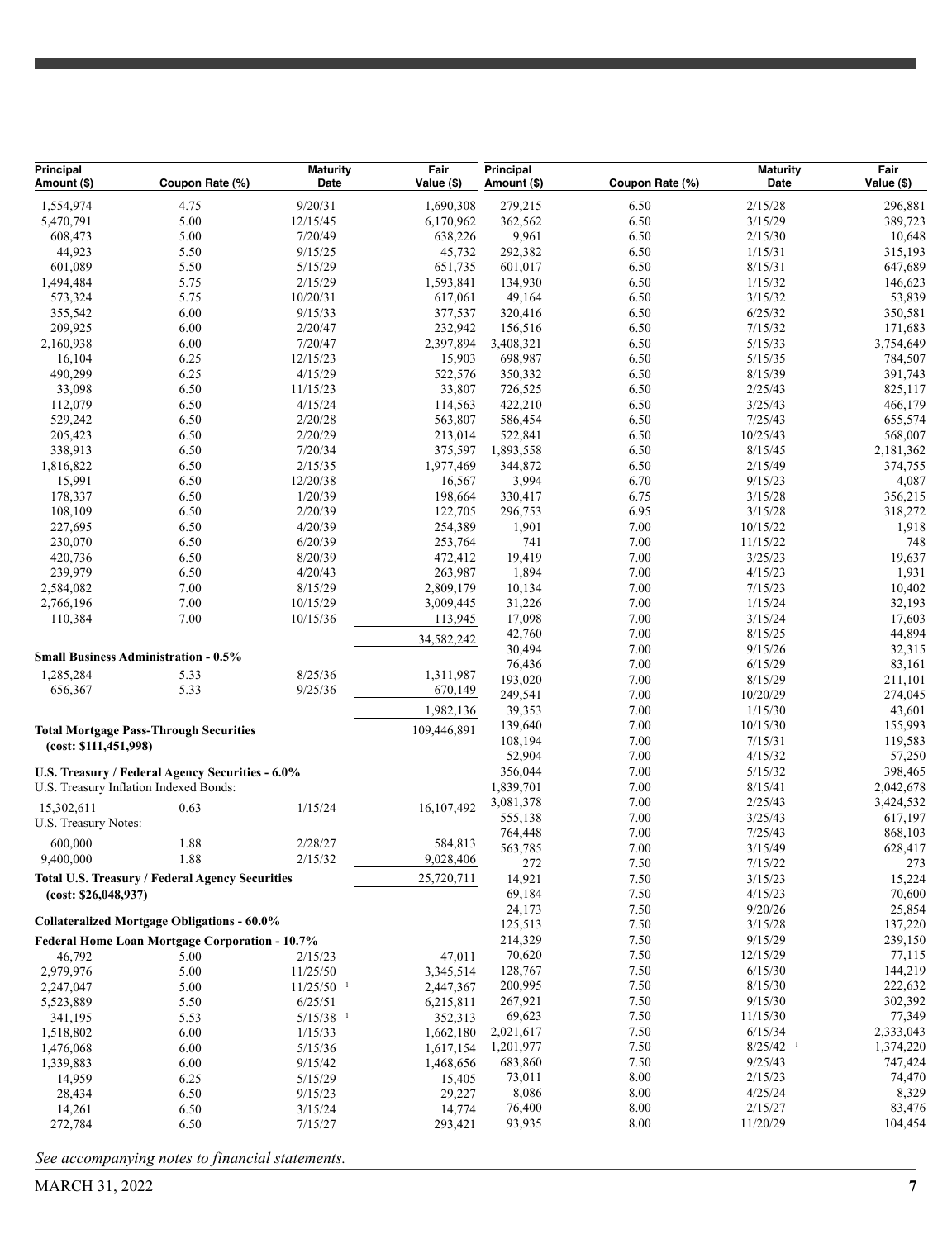| Principal Amount ($) | Coupon Rate (%) | Maturity Date | Fair Value ($) |
|---|---|---|---|
| 1,554,974 | 4.75 | 9/20/31 | 1,690,308 |
| 5,470,791 | 5.00 | 12/15/45 | 6,170,962 |
| 608,473 | 5.00 | 7/20/49 | 638,226 |
| 44,923 | 5.50 | 9/15/25 | 45,732 |
| 601,089 | 5.50 | 5/15/29 | 651,735 |
| 1,494,484 | 5.75 | 2/15/29 | 1,593,841 |
| 573,324 | 5.75 | 10/20/31 | 617,061 |
| 355,542 | 6.00 | 9/15/33 | 377,537 |
| 209,925 | 6.00 | 2/20/47 | 232,942 |
| 2,160,938 | 6.00 | 7/20/47 | 2,397,894 |
| 16,104 | 6.25 | 12/15/23 | 15,903 |
| 490,299 | 6.25 | 4/15/29 | 522,576 |
| 33,098 | 6.50 | 11/15/23 | 33,807 |
| 112,079 | 6.50 | 4/15/24 | 114,563 |
| 529,242 | 6.50 | 2/20/28 | 563,807 |
| 205,423 | 6.50 | 2/20/29 | 213,014 |
| 338,913 | 6.50 | 7/20/34 | 375,597 |
| 1,816,822 | 6.50 | 2/15/35 | 1,977,469 |
| 15,991 | 6.50 | 12/20/38 | 16,567 |
| 178,337 | 6.50 | 1/20/39 | 198,664 |
| 108,109 | 6.50 | 2/20/39 | 122,705 |
| 227,695 | 6.50 | 4/20/39 | 254,389 |
| 230,070 | 6.50 | 6/20/39 | 253,764 |
| 420,736 | 6.50 | 8/20/39 | 472,412 |
| 239,979 | 6.50 | 4/20/43 | 263,987 |
| 2,584,082 | 7.00 | 8/15/29 | 2,809,179 |
| 2,766,196 | 7.00 | 10/15/29 | 3,009,445 |
| 110,384 | 7.00 | 10/15/36 | 113,945 |
| | | | 34,582,242 |
| **Small Business Administration - 0.5%** | | | |
| 1,285,284 | 5.33 | 8/25/36 | 1,311,987 |
| 656,367 | 5.33 | 9/25/36 | 670,149 |
| | | | 1,982,136 |
| **Total Mortgage Pass-Through Securities (cost: $111,451,998)** | | | 109,446,891 |
| **U.S. Treasury / Federal Agency Securities - 6.0%** | | | |
| U.S. Treasury Inflation Indexed Bonds: | | | |
| 15,302,611 | 0.63 | 1/15/24 | 16,107,492 |
| U.S. Treasury Notes: | | | |
| 600,000 | 1.88 | 2/28/27 | 584,813 |
| 9,400,000 | 1.88 | 2/15/32 | 9,028,406 |
| **Total U.S. Treasury / Federal Agency Securities (cost: $26,048,937)** | | | 25,720,711 |
| **Collateralized Mortgage Obligations - 60.0%** | | | |
| **Federal Home Loan Mortgage Corporation - 10.7%** | | | |
| 46,792 | 5.00 | 2/15/23 | 47,011 |
| 2,979,976 | 5.00 | 11/25/50 | 3,345,514 |
| 2,247,047 | 5.00 | 11/25/50 [1] | 2,447,367 |
| 5,523,889 | 5.50 | 6/25/51 | 6,215,811 |
| 341,195 | 5.53 | 5/15/38 [1] | 352,313 |
| 1,518,802 | 6.00 | 1/15/33 | 1,662,180 |
| 1,476,068 | 6.00 | 5/15/36 | 1,617,154 |
| 1,339,883 | 6.00 | 9/15/42 | 1,468,656 |
| 14,959 | 6.25 | 5/15/29 | 15,405 |
| 28,434 | 6.50 | 9/15/23 | 29,227 |
| 14,261 | 6.50 | 3/15/24 | 14,774 |
| 272,784 | 6.50 | 7/15/27 | 293,421 |

| Principal Amount ($) | Coupon Rate (%) | Maturity Date | Fair Value ($) |
|---|---|---|---|
| 279,215 | 6.50 | 2/15/28 | 296,881 |
| 362,562 | 6.50 | 3/15/29 | 389,723 |
| 9,961 | 6.50 | 2/15/30 | 10,648 |
| 292,382 | 6.50 | 1/15/31 | 315,193 |
| 601,017 | 6.50 | 8/15/31 | 647,689 |
| 134,930 | 6.50 | 1/15/32 | 146,623 |
| 49,164 | 6.50 | 3/15/32 | 53,839 |
| 320,416 | 6.50 | 6/25/32 | 350,581 |
| 156,516 | 6.50 | 7/15/32 | 171,683 |
| 3,408,321 | 6.50 | 5/15/33 | 3,754,649 |
| 698,987 | 6.50 | 5/15/35 | 784,507 |
| 350,332 | 6.50 | 8/15/39 | 391,743 |
| 726,525 | 6.50 | 2/25/43 | 825,117 |
| 422,210 | 6.50 | 3/25/43 | 466,179 |
| 586,454 | 6.50 | 7/25/43 | 655,574 |
| 522,841 | 6.50 | 10/25/43 | 568,007 |
| 1,893,558 | 6.50 | 8/15/45 | 2,181,362 |
| 344,872 | 6.50 | 2/15/49 | 374,755 |
| 3,994 | 6.70 | 9/15/23 | 4,087 |
| 330,417 | 6.75 | 3/15/28 | 356,215 |
| 296,753 | 6.95 | 3/15/28 | 318,272 |
| 1,901 | 7.00 | 10/15/22 | 1,918 |
| 741 | 7.00 | 11/15/22 | 748 |
| 19,419 | 7.00 | 3/25/23 | 19,637 |
| 1,894 | 7.00 | 4/15/23 | 1,931 |
| 10,134 | 7.00 | 7/15/23 | 10,402 |
| 31,226 | 7.00 | 1/15/24 | 32,193 |
| 17,098 | 7.00 | 3/15/24 | 17,603 |
| 42,760 | 7.00 | 8/15/25 | 44,894 |
| 30,494 | 7.00 | 9/15/26 | 32,315 |
| 76,436 | 7.00 | 6/15/29 | 83,161 |
| 193,020 | 7.00 | 8/15/29 | 211,101 |
| 249,541 | 7.00 | 10/20/29 | 274,045 |
| 39,353 | 7.00 | 1/15/30 | 43,601 |
| 139,640 | 7.00 | 10/15/30 | 155,993 |
| 108,194 | 7.00 | 7/15/31 | 119,583 |
| 52,904 | 7.00 | 4/15/32 | 57,250 |
| 356,044 | 7.00 | 5/15/32 | 398,465 |
| 1,839,701 | 7.00 | 8/15/41 | 2,042,678 |
| 3,081,378 | 7.00 | 2/25/43 | 3,424,532 |
| 555,138 | 7.00 | 3/25/43 | 617,197 |
| 764,448 | 7.00 | 7/25/43 | 868,103 |
| 563,785 | 7.00 | 3/15/49 | 628,417 |
| 272 | 7.50 | 7/15/22 | 273 |
| 14,921 | 7.50 | 3/15/23 | 15,224 |
| 69,184 | 7.50 | 4/15/23 | 70,600 |
| 24,173 | 7.50 | 9/20/26 | 25,854 |
| 125,513 | 7.50 | 3/15/28 | 137,220 |
| 214,329 | 7.50 | 9/15/29 | 239,150 |
| 70,620 | 7.50 | 12/15/29 | 77,115 |
| 128,767 | 7.50 | 6/15/30 | 144,219 |
| 200,995 | 7.50 | 8/15/30 | 222,632 |
| 267,921 | 7.50 | 9/15/30 | 302,392 |
| 69,623 | 7.50 | 11/15/30 | 77,349 |
| 2,021,617 | 7.50 | 6/15/34 | 2,333,043 |
| 1,201,977 | 7.50 | 8/25/42 [1] | 1,374,220 |
| 683,860 | 7.50 | 9/25/43 | 747,424 |
| 73,011 | 8.00 | 2/15/23 | 74,470 |
| 8,086 | 8.00 | 4/25/24 | 8,329 |
| 76,400 | 8.00 | 2/15/27 | 83,476 |
| 93,935 | 8.00 | 11/20/29 | 104,454 |

*See accompanying notes to financial statements.*

MARCH 31, 2022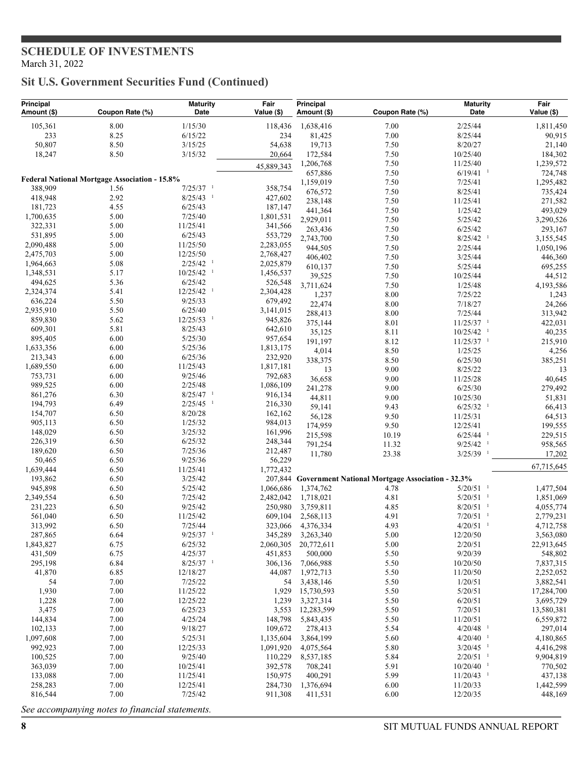## SCHEDULE OF INVESTMENTS

March 31, 2022

## Sit U.S. Government Securities Fund (Continued)

| Principal Amount ($) | Coupon Rate (%) | Maturity Date | Fair Value ($) |
|---|---|---|---|
| 105,361 | 8.00 | 1/15/30 | 118,436 |
| 233 | 8.25 | 6/15/22 | 234 |
| 50,807 | 8.50 | 3/15/25 | 54,638 |
| 18,247 | 8.50 | 3/15/32 | 20,664 |
| | | | 45,889,343 |
| **Federal National Mortgage Association - 15.8%** | | | |
| 388,909 | 1.56 | 7/25/37 [1] | 358,754 |
| 418,948 | 2.92 | 8/25/43 [1] | 427,602 |
| 181,723 | 4.55 | 6/25/43 | 187,147 |
| 1,700,635 | 5.00 | 7/25/40 | 1,801,531 |
| 322,331 | 5.00 | 11/25/41 | 341,566 |
| 531,895 | 5.00 | 6/25/43 | 553,729 |
| 2,090,488 | 5.00 | 11/25/50 | 2,283,055 |
| 2,475,703 | 5.00 | 12/25/50 | 2,768,427 |
| 1,964,663 | 5.08 | 2/25/42 [1] | 2,025,879 |
| 1,348,531 | 5.17 | 10/25/42 [1] | 1,456,537 |
| 494,625 | 5.36 | 6/25/42 | 526,548 |
| 2,324,374 | 5.41 | 12/25/42 [1] | 2,304,428 |
| 636,224 | 5.50 | 9/25/33 | 679,492 |
| 2,935,910 | 5.50 | 6/25/40 | 3,141,015 |
| 859,830 | 5.62 | 12/25/53 [1] | 945,826 |
| 609,301 | 5.81 | 8/25/43 | 642,610 |
| 895,405 | 6.00 | 5/25/30 | 957,654 |
| 1,633,356 | 6.00 | 5/25/36 | 1,813,175 |
| 213,343 | 6.00 | 6/25/36 | 232,920 |
| 1,689,550 | 6.00 | 11/25/43 | 1,817,181 |
| 753,731 | 6.00 | 9/25/46 | 792,683 |
| 989,525 | 6.00 | 2/25/48 | 1,086,109 |
| 861,276 | 6.30 | 8/25/47 [1] | 916,134 |
| 194,793 | 6.49 | 2/25/45 [1] | 216,330 |
| 154,707 | 6.50 | 8/20/28 | 162,162 |
| 905,113 | 6.50 | 1/25/32 | 984,013 |
| 148,029 | 6.50 | 3/25/32 | 161,996 |
| 226,319 | 6.50 | 6/25/32 | 248,344 |
| 189,620 | 6.50 | 7/25/36 | 212,487 |
| 50,465 | 6.50 | 9/25/36 | 56,229 |
| 1,639,444 | 6.50 | 11/25/41 | 1,772,432 |
| 193,862 | 6.50 | 3/25/42 | 207,844 |
| 945,898 | 6.50 | 5/25/42 | 1,066,686 |
| 2,349,554 | 6.50 | 7/25/42 | 2,482,042 |
| 231,223 | 6.50 | 9/25/42 | 250,980 |
| 561,040 | 6.50 | 11/25/42 | 609,104 |
| 313,992 | 6.50 | 7/25/44 | 323,066 |
| 287,865 | 6.64 | 9/25/37 [1] | 345,289 |
| 1,843,827 | 6.75 | 6/25/32 | 2,060,305 |
| 431,509 | 6.75 | 4/25/37 | 451,853 |
| 295,198 | 6.84 | 8/25/37 [1] | 306,136 |
| 41,870 | 6.85 | 12/18/27 | 44,087 |
| 54 | 7.00 | 7/25/22 | 54 |
| 1,930 | 7.00 | 11/25/22 | 1,929 |
| 1,228 | 7.00 | 12/25/22 | 1,239 |
| 3,475 | 7.00 | 6/25/23 | 3,553 |
| 144,834 | 7.00 | 4/25/24 | 148,798 |
| 102,133 | 7.00 | 9/18/27 | 109,672 |
| 1,097,608 | 7.00 | 5/25/31 | 1,135,604 |
| 992,923 | 7.00 | 12/25/33 | 1,091,920 |
| 100,525 | 7.00 | 9/25/40 | 110,229 |
| 363,039 | 7.00 | 10/25/41 | 392,578 |
| 133,088 | 7.00 | 11/25/41 | 150,975 |
| 258,283 | 7.00 | 12/25/41 | 284,730 |
| 816,544 | 7.00 | 7/25/42 | 911,308 |
| 1,638,416 | 7.00 | 2/25/44 | 1,811,450 |
| 81,425 | 7.00 | 8/25/44 | 90,915 |
| 19,713 | 7.50 | 8/20/27 | 21,140 |
| 172,584 | 7.50 | 10/25/40 | 184,302 |
| 1,206,768 | 7.50 | 11/25/40 | 1,239,572 |
| 657,886 | 7.50 | 6/19/41 [1] | 724,748 |
| 1,159,019 | 7.50 | 7/25/41 | 1,295,482 |
| 676,572 | 7.50 | 8/25/41 | 735,424 |
| 238,148 | 7.50 | 11/25/41 | 271,582 |
| 441,364 | 7.50 | 1/25/42 | 493,029 |
| 2,929,011 | 7.50 | 5/25/42 | 3,290,526 |
| 263,436 | 7.50 | 6/25/42 | 293,167 |
| 2,743,700 | 7.50 | 8/25/42 [1] | 3,155,545 |
| 944,505 | 7.50 | 2/25/44 | 1,050,196 |
| 406,402 | 7.50 | 3/25/44 | 446,360 |
| 610,137 | 7.50 | 5/25/44 | 695,255 |
| 39,525 | 7.50 | 10/25/44 | 44,512 |
| 3,711,624 | 7.50 | 1/25/48 | 4,193,586 |
| 1,237 | 8.00 | 7/25/22 | 1,243 |
| 22,474 | 8.00 | 7/18/27 | 24,266 |
| 288,413 | 8.00 | 7/25/44 | 313,942 |
| 375,144 | 8.01 | 11/25/37 [1] | 422,031 |
| 35,125 | 8.11 | 10/25/42 [1] | 40,235 |
| 191,197 | 8.12 | 11/25/37 [1] | 215,910 |
| 4,014 | 8.50 | 1/25/25 | 4,256 |
| 338,375 | 8.50 | 6/25/30 | 385,251 |
| 13 | 9.00 | 8/25/22 | 13 |
| 36,658 | 9.00 | 11/25/28 | 40,645 |
| 241,278 | 9.00 | 6/25/30 | 279,492 |
| 44,811 | 9.00 | 10/25/30 | 51,831 |
| 59,141 | 9.43 | 6/25/32 [1] | 66,413 |
| 56,128 | 9.50 | 11/25/31 | 64,513 |
| 174,959 | 9.50 | 12/25/41 | 199,555 |
| 215,598 | 10.19 | 6/25/44 [1] | 229,515 |
| 791,254 | 11.32 | 9/25/42 [1] | 958,565 |
| 11,780 | 23.38 | 3/25/39 [1] | 17,202 |
| | | | 67,715,645 |
| **Government National Mortgage Association - 32.3%** | | | |
| 1,374,762 | 4.78 | 5/20/51 [1] | 1,477,504 |
| 1,718,021 | 4.81 | 5/20/51 [1] | 1,851,069 |
| 3,759,811 | 4.85 | 8/20/51 [1] | 4,055,774 |
| 2,568,113 | 4.91 | 7/20/51 [1] | 2,779,231 |
| 4,376,334 | 4.93 | 4/20/51 [1] | 4,712,758 |
| 3,263,340 | 5.00 | 12/20/50 | 3,563,080 |
| 20,772,611 | 5.00 | 2/20/51 | 22,913,645 |
| 500,000 | 5.50 | 9/20/39 | 548,802 |
| 7,066,988 | 5.50 | 10/20/50 | 7,837,315 |
| 1,972,713 | 5.50 | 11/20/50 | 2,252,052 |
| 3,438,146 | 5.50 | 1/20/51 | 3,882,541 |
| 15,730,593 | 5.50 | 5/20/51 | 17,284,700 |
| 3,327,314 | 5.50 | 6/20/51 | 3,695,729 |
| 12,283,599 | 5.50 | 7/20/51 | 13,580,381 |
| 5,843,435 | 5.50 | 11/20/51 | 6,559,872 |
| 278,413 | 5.54 | 4/20/48 [1] | 297,014 |
| 3,864,199 | 5.60 | 4/20/40 [1] | 4,180,865 |
| 4,075,564 | 5.80 | 3/20/45 [1] | 4,416,298 |
| 8,537,185 | 5.84 | 2/20/51 [1] | 9,904,819 |
| 708,241 | 5.91 | 10/20/40 [1] | 770,502 |
| 400,291 | 5.99 | 11/20/43 [1] | 437,138 |
| 1,376,694 | 6.00 | 11/20/33 | 1,442,599 |
| 411,531 | 6.00 | 12/20/35 | 448,169 |

*See accompanying notes to financial statements.*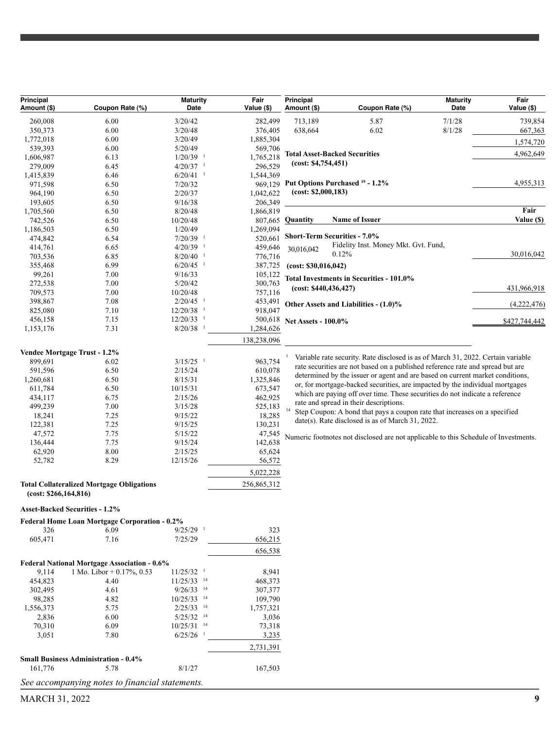| Principal Amount ($) | Coupon Rate (%) | Maturity Date | Fair Value ($) |
|---|---|---|---|
| 260,008 | 6.00 | 3/20/42 | 282,499 |
| 350,373 | 6.00 | 3/20/48 | 376,405 |
| 1,772,018 | 6.00 | 3/20/49 | 1,885,304 |
| 539,393 | 6.00 | 5/20/49 | 569,706 |
| 1,606,987 | 6.13 | 1/20/39 [1] | 1,765,218 |
| 279,009 | 6.45 | 4/20/37 [1] | 296,529 |
| 1,415,839 | 6.46 | 6/20/41 [1] | 1,544,369 |
| 971,598 | 6.50 | 7/20/32 | 969,129 |
| 964,190 | 6.50 | 2/20/37 | 1,042,622 |
| 193,605 | 6.50 | 9/16/38 | 206,349 |
| 1,705,560 | 6.50 | 8/20/48 | 1,866,819 |
| 742,526 | 6.50 | 10/20/48 | 807,665 |
| 1,186,503 | 6.50 | 1/20/49 | 1,269,094 |
| 474,842 | 6.54 | 7/20/39 [1] | 520,661 |
| 414,761 | 6.65 | 4/20/39 [1] | 459,646 |
| 703,536 | 6.85 | 8/20/40 [1] | 776,716 |
| 355,468 | 6.99 | 6/20/45 [1] | 387,725 |
| 99,261 | 7.00 | 9/16/33 | 105,122 |
| 272,538 | 7.00 | 5/20/42 | 300,763 |
| 709,573 | 7.00 | 10/20/48 | 757,116 |
| 398,867 | 7.08 | 2/20/45 [1] | 453,491 |
| 825,080 | 7.10 | 12/20/38 [1] | 918,047 |
| 456,158 | 7.15 | 12/20/33 [1] | 500,618 |
| 1,153,176 | 7.31 | 8/20/38 [1] | 1,284,626 |
| | | | 138,238,096 |
| **Vendee Mortgage Trust - 1.2%** | | | |
| 899,691 | 6.02 | 3/15/25 [1] | 963,754 |
| 591,596 | 6.50 | 2/15/24 | 610,078 |
| 1,260,681 | 6.50 | 8/15/31 | 1,325,846 |
| 611,784 | 6.50 | 10/15/31 | 673,547 |
| 434,117 | 6.75 | 2/15/26 | 462,925 |
| 499,239 | 7.00 | 3/15/28 | 525,183 |
| 18,241 | 7.25 | 9/15/22 | 18,285 |
| 122,381 | 7.25 | 9/15/25 | 130,231 |
| 47,572 | 7.75 | 5/15/22 | 47,545 |
| 136,444 | 7.75 | 9/15/24 | 142,638 |
| 62,920 | 8.00 | 2/15/25 | 65,624 |
| 52,782 | 8.29 | 12/15/26 | 56,572 |
| | | | 5,022,228 |
| **Total Collateralized Mortgage Obligations (cost: $266,164,816)** | | | 256,865,312 |
| **Asset-Backed Securities - 1.2%** | | | |
| **Federal Home Loan Mortgage Corporation - 0.2%** | | | |
| 326 | 6.09 | 9/25/29 [1] | 323 |
| 605,471 | 7.16 | 7/25/29 | 656,215 |
| | | | 656,538 |
| **Federal National Mortgage Association - 0.6%** | | | |
| 9,114 | 1 Mo. Libor + 0.17%, 0.53 | 11/25/32 [1] | 8,941 |
| 454,823 | 4.40 | 11/25/33 [14] | 468,373 |
| 302,495 | 4.61 | 9/26/33 [14] | 307,377 |
| 98,285 | 4.82 | 10/25/33 [14] | 109,790 |
| 1,556,373 | 5.75 | 2/25/33 [14] | 1,757,321 |
| 2,836 | 6.00 | 5/25/32 [14] | 3,036 |
| 70,310 | 6.09 | 10/25/31 [14] | 73,318 |
| 3,051 | 7.80 | 6/25/26 [1] | 3,235 |
| | | | 2,731,391 |
| **Small Business Administration - 0.4%** | | | |
| 161,776 | 5.78 | 8/1/27 | 167,503 |
| 713,189 | 5.87 | 7/1/28 | 739,854 |
| 638,664 | 6.02 | 8/1/28 | 667,363 |
| | | | 1,574,720 |
| **Total Asset-Backed Securities (cost: $4,754,451)** | | | 4,962,649 |
| **Put Options Purchased [19] - 1.2% (cost: $2,000,183)** | | | 4,955,313 |

| Quantity | Name of Issuer | Fair Value ($) |
|---|---|---|
| **Short-Term Securities - 7.0%** | | |
| 30,016,042 | Fidelity Inst. Money Mkt. Gvt. Fund, 0.12% | 30,016,042 |
| **(cost: $30,016,042)** | | |
| **Total Investments in Securities - 101.0% (cost: $440,436,427)** | | 431,966,918 |
| **Other Assets and Liabilities - (1.0)%** | | (4,222,476) |
| **Net Assets - 100.0%** | | $427,744,442 |

[1] Variable rate security. Rate disclosed is as of March 31, 2022. Certain variable rate securities are not based on a published reference rate and spread but are determined by the issuer or agent and are based on current market conditions, or, for mortgage-backed securities, are impacted by the individual mortgages which are paying off over time. These securities do not indicate a reference rate and spread in their descriptions.

[14] Step Coupon: A bond that pays a coupon rate that increases on a specified date(s). Rate disclosed is as of March 31, 2022.

Numeric footnotes not disclosed are not applicable to this Schedule of Investments.

*See accompanying notes to financial statements.*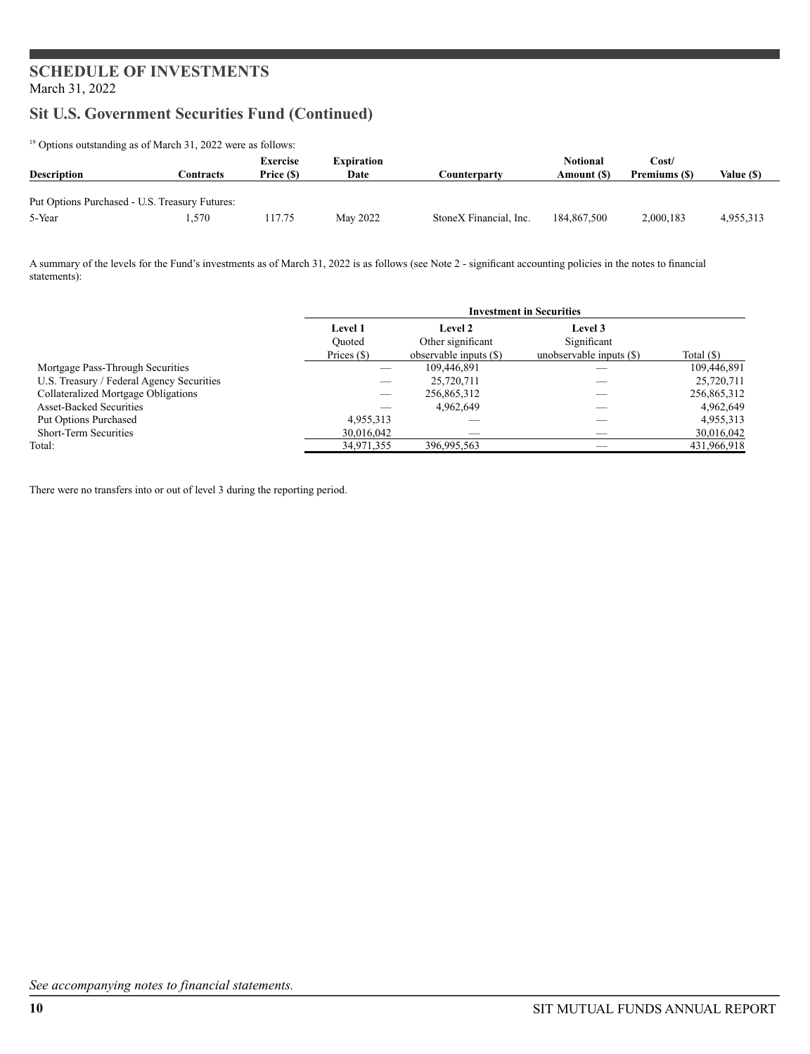# SCHEDULE OF INVESTMENTS

March 31, 2022

## Sit U.S. Government Securities Fund (Continued)

[19] Options outstanding as of March 31, 2022 were as follows:

| Description | Contracts | Exercise Price ($) | Expiration Date | Counterparty | Notional Amount ($) | Cost/ Premiums ($) | Value ($) |
|---|---|---|---|---|---|---|---|
| Put Options Purchased - U.S. Treasury Futures: | | | | | | | |
| 5-Year | 1,570 | 117.75 | May 2022 | StoneX Financial, Inc. | 184,867,500 | 2,000,183 | 4,955,313 |

A summary of the levels for the Fund's investments as of March 31, 2022 is as follows (see Note 2 - significant accounting policies in the notes to financial statements):

| | Investment in Securities | | | |
|---|---|---|---|---|
| | Level 1 Quoted Prices ($) | Level 2 Other significant observable inputs ($) | Level 3 Significant unobservable inputs ($) | Total ($) |
| Mortgage Pass-Through Securities | — | 109,446,891 | — | 109,446,891 |
| U.S. Treasury / Federal Agency Securities | — | 25,720,711 | — | 25,720,711 |
| Collateralized Mortgage Obligations | — | 256,865,312 | — | 256,865,312 |
| Asset-Backed Securities | — | 4,962,649 | — | 4,962,649 |
| Put Options Purchased | 4,955,313 | — | — | 4,955,313 |
| Short-Term Securities | 30,016,042 | — | — | 30,016,042 |
| Total: | 34,971,355 | 396,995,563 | — | 431,966,918 |

There were no transfers into or out of level 3 during the reporting period.

*See accompanying notes to financial statements.*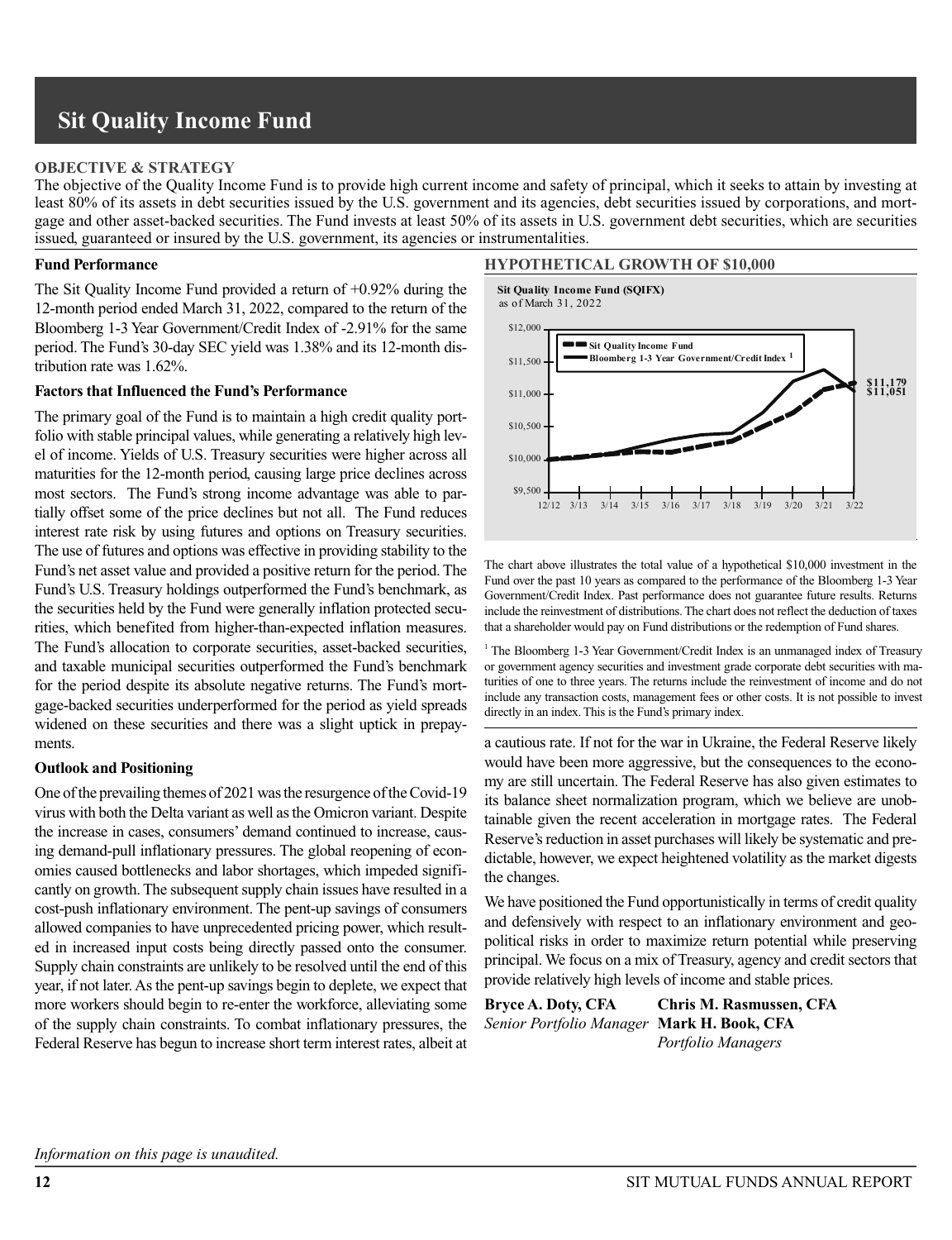# Sit Quality Income Fund

## OBJECTIVE & STRATEGY

The objective of the Quality Income Fund is to provide high current income and safety of principal, which it seeks to attain by investing at least 80% of its assets in debt securities issued by the U.S. government and its agencies, debt securities issued by corporations, and mortgage and other asset-backed securities. The Fund invests at least 50% of its assets in U.S. government debt securities, which are securities issued, guaranteed or insured by the U.S. government, its agencies or instrumentalities.

### Fund Performance

The Sit Quality Income Fund provided a return of +0.92% during the 12-month period ended March 31, 2022, compared to the return of the Bloomberg 1-3 Year Government/Credit Index of -2.91% for the same period. The Fund's 30-day SEC yield was 1.38% and its 12-month distribution rate was 1.62%.

### Factors that Influenced the Fund's Performance

The primary goal of the Fund is to maintain a high credit quality portfolio with stable principal values, while generating a relatively high level of income. Yields of U.S. Treasury securities were higher across all maturities for the 12-month period, causing large price declines across most sectors. The Fund's strong income advantage was able to partially offset some of the price declines but not all. The Fund reduces interest rate risk by using futures and options on Treasury securities. The use of futures and options was effective in providing stability to the Fund's net asset value and provided a positive return for the period. The Fund's U.S. Treasury holdings outperformed the Fund's benchmark, as the securities held by the Fund were generally inflation protected securities, which benefited from higher-than-expected inflation measures. The Fund's allocation to corporate securities, asset-backed securities, and taxable municipal securities outperformed the Fund's benchmark for the period despite its absolute negative returns. The Fund's mortgage-backed securities underperformed for the period as yield spreads widened on these securities and there was a slight uptick in prepayments.

### Outlook and Positioning

One of the prevailing themes of 2021 was the resurgence of the Covid-19 virus with both the Delta variant as well as the Omicron variant. Despite the increase in cases, consumers' demand continued to increase, causing demand-pull inflationary pressures. The global reopening of economies caused bottlenecks and labor shortages, which impeded significantly on growth. The subsequent supply chain issues have resulted in a cost-push inflationary environment. The pent-up savings of consumers allowed companies to have unprecedented pricing power, which resulted in increased input costs being directly passed onto the consumer. Supply chain constraints are unlikely to be resolved until the end of this year, if not later. As the pent-up savings begin to deplete, we expect that more workers should begin to re-enter the workforce, alleviating some of the supply chain constraints. To combat inflationary pressures, the Federal Reserve has begun to increase short term interest rates, albeit at a cautious rate. If not for the war in Ukraine, the Federal Reserve likely would have been more aggressive, but the consequences to the economy are still uncertain. The Federal Reserve has also given estimates to its balance sheet normalization program, which we believe are unobtainable given the recent acceleration in mortgage rates. The Federal Reserve's reduction in asset purchases will likely be systematic and predictable, however, we expect heightened volatility as the market digests the changes.

We have positioned the Fund opportunistically in terms of credit quality and defensively with respect to an inflationary environment and geopolitical risks in order to maximize return potential while preserving principal. We focus on a mix of Treasury, agency and credit sectors that provide relatively high levels of income and stable prices.

**Bryce A. Doty, CFA**
*Senior Portfolio Manager*

**Chris M. Rasmussen, CFA**
**Mark H. Book, CFA**
*Portfolio Managers*

## HYPOTHETICAL GROWTH OF $10,000

**Sit Quality Income Fund (SQIFX)**
as of March 31, 2022

| | Ending Value (3/22) |
|---|---|
| Sit Quality Income Fund | $11,179 |
| Bloomberg 1-3 Year Government/Credit Index[1] | $11,051 |

The chart above illustrates the total value of a hypothetical $10,000 investment in the Fund over the past 10 years as compared to the performance of the Bloomberg 1-3 Year Government/Credit Index. Past performance does not guarantee future results. Returns include the reinvestment of distributions. The chart does not reflect the deduction of taxes that a shareholder would pay on Fund distributions or the redemption of Fund shares.

[1] The Bloomberg 1-3 Year Government/Credit Index is an unmanaged index of Treasury or government agency securities and investment grade corporate debt securities with maturities of one to three years. The returns include the reinvestment of income and do not include any transaction costs, management fees or other costs. It is not possible to invest directly in an index. This is the Fund's primary index.

*Information on this page is unaudited.*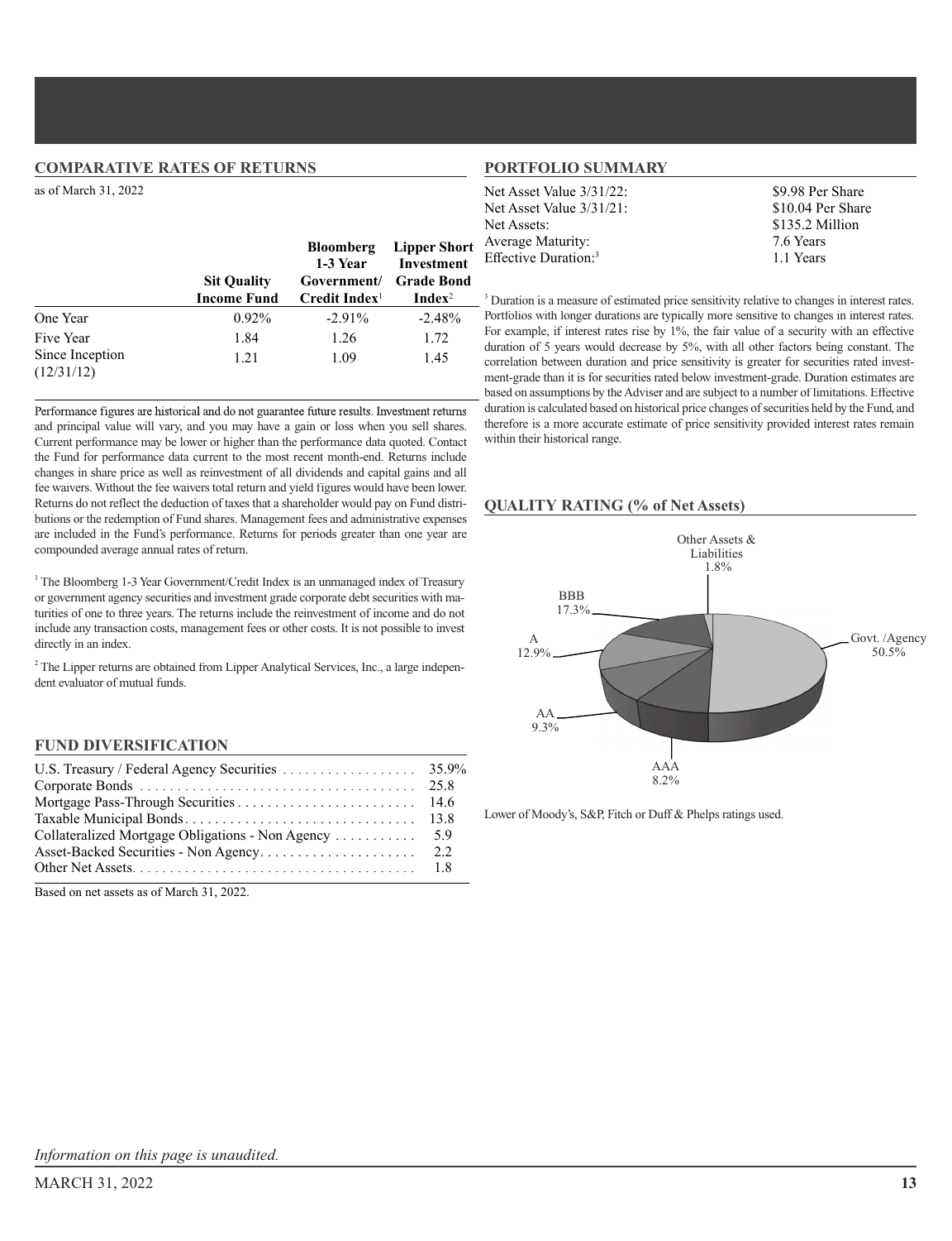## COMPARATIVE RATES OF RETURNS

as of March 31, 2022

| | Sit Quality Income Fund | Bloomberg 1-3 Year Government/ Credit Index[1] | Lipper Short Investment Grade Bond Index[2] |
|---|---|---|---|
| One Year | 0.92% | -2.91% | -2.48% |
| Five Year | 1.84 | 1.26 | 1.72 |
| Since Inception (12/31/12) | 1.21 | 1.09 | 1.45 |

Performance figures are historical and do not guarantee future results. Investment returns and principal value will vary, and you may have a gain or loss when you sell shares. Current performance may be lower or higher than the performance data quoted. Contact the Fund for performance data current to the most recent month-end. Returns include changes in share price as well as reinvestment of all dividends and capital gains and all fee waivers. Without the fee waivers total return and yield figures would have been lower. Returns do not reflect the deduction of taxes that a shareholder would pay on Fund distributions or the redemption of Fund shares. Management fees and administrative expenses are included in the Fund's performance. Returns for periods greater than one year are compounded average annual rates of return.

[1] The Bloomberg 1-3 Year Government/Credit Index is an unmanaged index of Treasury or government agency securities and investment grade corporate debt securities with maturities of one to three years. The returns include the reinvestment of income and do not include any transaction costs, management fees or other costs. It is not possible to invest directly in an index.

[2] The Lipper returns are obtained from Lipper Analytical Services, Inc., a large independent evaluator of mutual funds.

## FUND DIVERSIFICATION

| | |
|---|---|
| U.S. Treasury / Federal Agency Securities | 35.9% |
| Corporate Bonds | 25.8 |
| Mortgage Pass-Through Securities | 14.6 |
| Taxable Municipal Bonds | 13.8 |
| Collateralized Mortgage Obligations - Non Agency | 5.9 |
| Asset-Backed Securities - Non Agency | 2.2 |
| Other Net Assets | 1.8 |

Based on net assets as of March 31, 2022.

## PORTFOLIO SUMMARY

| | |
|---|---|
| Net Asset Value 3/31/22: | $9.98 Per Share |
| Net Asset Value 3/31/21: | $10.04 Per Share |
| Net Assets: | $135.2 Million |
| Average Maturity: | 7.6 Years |
| Effective Duration:[3] | 1.1 Years |

[3] Duration is a measure of estimated price sensitivity relative to changes in interest rates. Portfolios with longer durations are typically more sensitive to changes in interest rates. For example, if interest rates rise by 1%, the fair value of a security with an effective duration of 5 years would decrease by 5%, with all other factors being constant. The correlation between duration and price sensitivity is greater for securities rated investment-grade than it is for securities rated below investment-grade. Duration estimates are based on assumptions by the Adviser and are subject to a number of limitations. Effective duration is calculated based on historical price changes of securities held by the Fund, and therefore is a more accurate estimate of price sensitivity provided interest rates remain within their historical range.

## QUALITY RATING (% of Net Assets)

Other Assets & Liabilities 1.8%

BBB 17.3%

A 12.9%

AA 9.3%

AAA 8.2%

Govt. /Agency 50.5%

Lower of Moody's, S&P, Fitch or Duff & Phelps ratings used.

*Information on this page is unaudited.*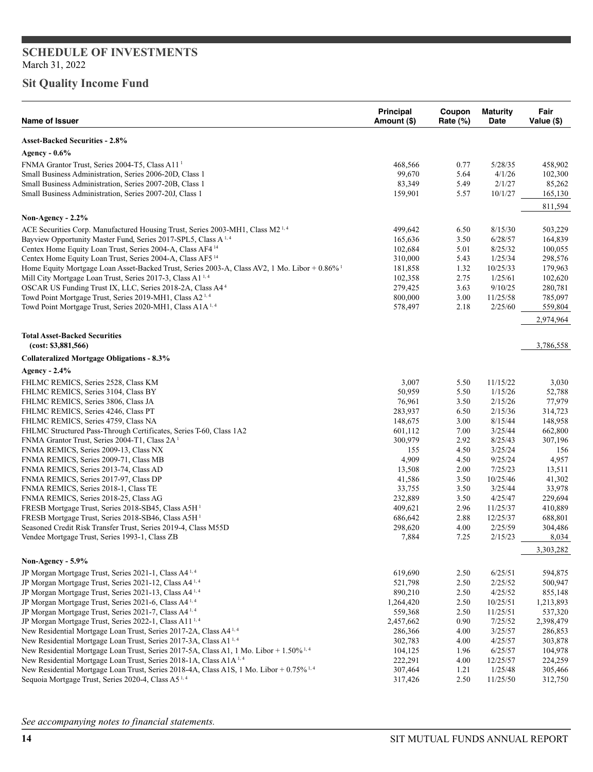## SCHEDULE OF INVESTMENTS

March 31, 2022

## Sit Quality Income Fund

| Name of Issuer | Principal Amount ($) | Coupon Rate (%) | Maturity Date | Fair Value ($) |
|---|---|---|---|---|
| **Asset-Backed Securities - 2.8%** | | | | |
| **Agency - 0.6%** | | | | |
| FNMA Grantor Trust, Series 2004-T5, Class A11 [1] | 468,566 | 0.77 | 5/28/35 | 458,902 |
| Small Business Administration, Series 2006-20D, Class 1 | 99,670 | 5.64 | 4/1/26 | 102,300 |
| Small Business Administration, Series 2007-20B, Class 1 | 83,349 | 5.49 | 2/1/27 | 85,262 |
| Small Business Administration, Series 2007-20J, Class 1 | 159,901 | 5.57 | 10/1/27 | 165,130 |
| | | | | 811,594 |
| **Non-Agency - 2.2%** | | | | |
| ACE Securities Corp. Manufactured Housing Trust, Series 2003-MH1, Class M2 [1, 4] | 499,642 | 6.50 | 8/15/30 | 503,229 |
| Bayview Opportunity Master Fund, Series 2017-SPL5, Class A [1, 4] | 165,636 | 3.50 | 6/28/57 | 164,839 |
| Centex Home Equity Loan Trust, Series 2004-A, Class AF4 [14] | 102,684 | 5.01 | 8/25/32 | 100,055 |
| Centex Home Equity Loan Trust, Series 2004-A, Class AF5 [14] | 310,000 | 5.43 | 1/25/34 | 298,576 |
| Home Equity Mortgage Loan Asset-Backed Trust, Series 2003-A, Class AV2, 1 Mo. Libor + 0.86% [1] | 181,858 | 1.32 | 10/25/33 | 179,963 |
| Mill City Mortgage Loan Trust, Series 2017-3, Class A1 [1, 4] | 102,358 | 2.75 | 1/25/61 | 102,620 |
| OSCAR US Funding Trust IX, LLC, Series 2018-2A, Class A4 [4] | 279,425 | 3.63 | 9/10/25 | 280,781 |
| Towd Point Mortgage Trust, Series 2019-MH1, Class A2 [1, 4] | 800,000 | 3.00 | 11/25/58 | 785,097 |
| Towd Point Mortgage Trust, Series 2020-MH1, Class A1A [1, 4] | 578,497 | 2.18 | 2/25/60 | 559,804 |
| | | | | 2,974,964 |
| **Total Asset-Backed Securities (cost: $3,881,566)** | | | | 3,786,558 |
| **Collateralized Mortgage Obligations - 8.3%** | | | | |
| **Agency - 2.4%** | | | | |
| FHLMC REMICS, Series 2528, Class KM | 3,007 | 5.50 | 11/15/22 | 3,030 |
| FHLMC REMICS, Series 3104, Class BY | 50,959 | 5.50 | 1/15/26 | 52,788 |
| FHLMC REMICS, Series 3806, Class JA | 76,961 | 3.50 | 2/15/26 | 77,979 |
| FHLMC REMICS, Series 4246, Class PT | 283,937 | 6.50 | 2/15/36 | 314,723 |
| FHLMC REMICS, Series 4759, Class NA | 148,675 | 3.00 | 8/15/44 | 148,958 |
| FHLMC Structured Pass-Through Certificates, Series T-60, Class 1A2 | 601,112 | 7.00 | 3/25/44 | 662,800 |
| FNMA Grantor Trust, Series 2004-T1, Class 2A [1] | 300,979 | 2.92 | 8/25/43 | 307,196 |
| FNMA REMICS, Series 2009-13, Class NX | 155 | 4.50 | 3/25/24 | 156 |
| FNMA REMICS, Series 2009-71, Class MB | 4,909 | 4.50 | 9/25/24 | 4,957 |
| FNMA REMICS, Series 2013-74, Class AD | 13,508 | 2.00 | 7/25/23 | 13,511 |
| FNMA REMICS, Series 2017-97, Class DP | 41,586 | 3.50 | 10/25/46 | 41,302 |
| FNMA REMICS, Series 2018-1, Class TE | 33,755 | 3.50 | 3/25/44 | 33,978 |
| FNMA REMICS, Series 2018-25, Class AG | 232,889 | 3.50 | 4/25/47 | 229,694 |
| FRESB Mortgage Trust, Series 2018-SB45, Class A5H [1] | 409,621 | 2.96 | 11/25/37 | 410,889 |
| FRESB Mortgage Trust, Series 2018-SB46, Class A5H [1] | 686,642 | 2.88 | 12/25/37 | 688,801 |
| Seasoned Credit Risk Transfer Trust, Series 2019-4, Class M55D | 298,620 | 4.00 | 2/25/59 | 304,486 |
| Vendee Mortgage Trust, Series 1993-1, Class ZB | 7,884 | 7.25 | 2/15/23 | 8,034 |
| | | | | 3,303,282 |
| **Non-Agency - 5.9%** | | | | |
| JP Morgan Mortgage Trust, Series 2021-1, Class A4 [1, 4] | 619,690 | 2.50 | 6/25/51 | 594,875 |
| JP Morgan Mortgage Trust, Series 2021-12, Class A4 [1, 4] | 521,798 | 2.50 | 2/25/52 | 500,947 |
| JP Morgan Mortgage Trust, Series 2021-13, Class A4 [1, 4] | 890,210 | 2.50 | 4/25/52 | 855,148 |
| JP Morgan Mortgage Trust, Series 2021-6, Class A4 [1, 4] | 1,264,420 | 2.50 | 10/25/51 | 1,213,893 |
| JP Morgan Mortgage Trust, Series 2021-7, Class A4 [1, 4] | 559,368 | 2.50 | 11/25/51 | 537,320 |
| JP Morgan Mortgage Trust, Series 2022-1, Class A11 [1, 4] | 2,457,662 | 0.90 | 7/25/52 | 2,398,479 |
| New Residential Mortgage Loan Trust, Series 2017-2A, Class A4 [1, 4] | 286,366 | 4.00 | 3/25/57 | 286,853 |
| New Residential Mortgage Loan Trust, Series 2017-3A, Class A1 [1, 4] | 302,783 | 4.00 | 4/25/57 | 303,878 |
| New Residential Mortgage Loan Trust, Series 2017-5A, Class A1, 1 Mo. Libor + 1.50% [1, 4] | 104,125 | 1.96 | 6/25/57 | 104,978 |
| New Residential Mortgage Loan Trust, Series 2018-1A, Class A1A [1, 4] | 222,291 | 4.00 | 12/25/57 | 224,259 |
| New Residential Mortgage Loan Trust, Series 2018-4A, Class A1S, 1 Mo. Libor + 0.75% [1, 4] | 307,464 | 1.21 | 1/25/48 | 305,466 |
| Sequoia Mortgage Trust, Series 2020-4, Class A5 [1, 4] | 317,426 | 2.50 | 11/25/50 | 312,750 |

*See accompanying notes to financial statements.*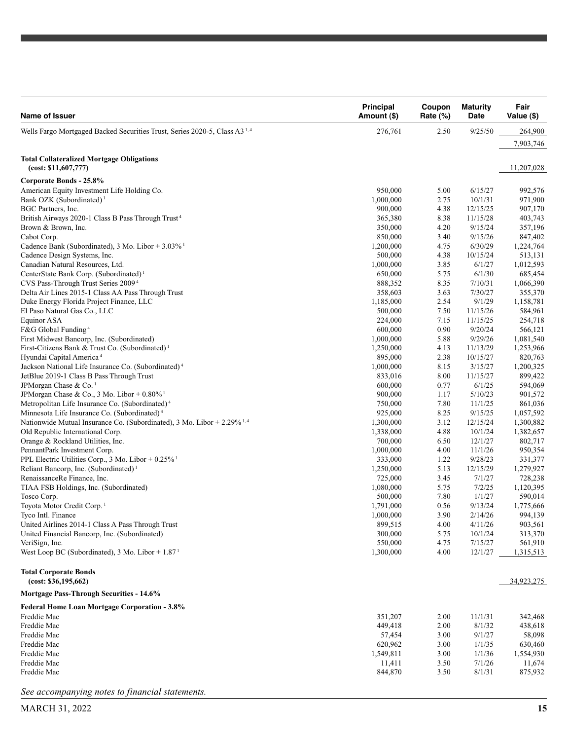| Name of Issuer | Principal Amount ($) | Coupon Rate (%) | Maturity Date | Fair Value ($) |
|---|---|---|---|---|
| Wells Fargo Mortgaged Backed Securities Trust, Series 2020-5, Class A3 [1, 4] | 276,761 | 2.50 | 9/25/50 | 264,900 |
| | | | | 7,903,746 |
| **Total Collateralized Mortgage Obligations (cost: $11,607,777)** | | | | 11,207,028 |
| **Corporate Bonds - 25.8%** | | | | |
| American Equity Investment Life Holding Co. | 950,000 | 5.00 | 6/15/27 | 992,576 |
| Bank OZK (Subordinated) [1] | 1,000,000 | 2.75 | 10/1/31 | 971,900 |
| BGC Partners, Inc. | 900,000 | 4.38 | 12/15/25 | 907,170 |
| British Airways 2020-1 Class B Pass Through Trust [4] | 365,380 | 8.38 | 11/15/28 | 403,743 |
| Brown & Brown, Inc. | 350,000 | 4.20 | 9/15/24 | 357,196 |
| Cabot Corp. | 850,000 | 3.40 | 9/15/26 | 847,402 |
| Cadence Bank (Subordinated), 3 Mo. Libor + 3.03% [1] | 1,200,000 | 4.75 | 6/30/29 | 1,224,764 |
| Cadence Design Systems, Inc. | 500,000 | 4.38 | 10/15/24 | 513,131 |
| Canadian Natural Resources, Ltd. | 1,000,000 | 3.85 | 6/1/27 | 1,012,593 |
| CenterState Bank Corp. (Subordinated) [1] | 650,000 | 5.75 | 6/1/30 | 685,454 |
| CVS Pass-Through Trust Series 2009 [4] | 888,352 | 8.35 | 7/10/31 | 1,066,390 |
| Delta Air Lines 2015-1 Class AA Pass Through Trust | 358,603 | 3.63 | 7/30/27 | 355,370 |
| Duke Energy Florida Project Finance, LLC | 1,185,000 | 2.54 | 9/1/29 | 1,158,781 |
| El Paso Natural Gas Co., LLC | 500,000 | 7.50 | 11/15/26 | 584,961 |
| Equinor ASA | 224,000 | 7.15 | 11/15/25 | 254,718 |
| F&G Global Funding [4] | 600,000 | 0.90 | 9/20/24 | 566,121 |
| First Midwest Bancorp, Inc. (Subordinated) | 1,000,000 | 5.88 | 9/29/26 | 1,081,540 |
| First-Citizens Bank & Trust Co. (Subordinated) [1] | 1,250,000 | 4.13 | 11/13/29 | 1,253,966 |
| Hyundai Capital America [4] | 895,000 | 2.38 | 10/15/27 | 820,763 |
| Jackson National Life Insurance Co. (Subordinated) [4] | 1,000,000 | 8.15 | 3/15/27 | 1,200,325 |
| JetBlue 2019-1 Class B Pass Through Trust | 833,016 | 8.00 | 11/15/27 | 899,422 |
| JPMorgan Chase & Co. [1] | 600,000 | 0.77 | 6/1/25 | 594,069 |
| JPMorgan Chase & Co., 3 Mo. Libor + 0.80% [1] | 900,000 | 1.17 | 5/10/23 | 901,572 |
| Metropolitan Life Insurance Co. (Subordinated) [4] | 750,000 | 7.80 | 11/1/25 | 861,036 |
| Minnesota Life Insurance Co. (Subordinated) [4] | 925,000 | 8.25 | 9/15/25 | 1,057,592 |
| Nationwide Mutual Insurance Co. (Subordinated), 3 Mo. Libor + 2.29% [1, 4] | 1,300,000 | 3.12 | 12/15/24 | 1,300,882 |
| Old Republic International Corp. | 1,338,000 | 4.88 | 10/1/24 | 1,382,657 |
| Orange & Rockland Utilities, Inc. | 700,000 | 6.50 | 12/1/27 | 802,717 |
| PennantPark Investment Corp. | 1,000,000 | 4.00 | 11/1/26 | 950,354 |
| PPL Electric Utilities Corp., 3 Mo. Libor + 0.25% [1] | 333,000 | 1.22 | 9/28/23 | 331,377 |
| Reliant Bancorp, Inc. (Subordinated) [1] | 1,250,000 | 5.13 | 12/15/29 | 1,279,927 |
| RenaissanceRe Finance, Inc. | 725,000 | 3.45 | 7/1/27 | 728,238 |
| TIAA FSB Holdings, Inc. (Subordinated) | 1,080,000 | 5.75 | 7/2/25 | 1,120,395 |
| Tosco Corp. | 500,000 | 7.80 | 1/1/27 | 590,014 |
| Toyota Motor Credit Corp. [1] | 1,791,000 | 0.56 | 9/13/24 | 1,775,666 |
| Tyco Intl. Finance | 1,000,000 | 3.90 | 2/14/26 | 994,139 |
| United Airlines 2014-1 Class A Pass Through Trust | 899,515 | 4.00 | 4/11/26 | 903,561 |
| United Financial Bancorp, Inc. (Subordinated) | 300,000 | 5.75 | 10/1/24 | 313,370 |
| VeriSign, Inc. | 550,000 | 4.75 | 7/15/27 | 561,910 |
| West Loop BC (Subordinated), 3 Mo. Libor + 1.87 [1] | 1,300,000 | 4.00 | 12/1/27 | 1,315,513 |
| **Total Corporate Bonds (cost: $36,195,662)** | | | | 34,923,275 |
| **Mortgage Pass-Through Securities - 14.6%** | | | | |
| **Federal Home Loan Mortgage Corporation - 3.8%** | | | | |
| Freddie Mac | 351,207 | 2.00 | 11/1/31 | 342,468 |
| Freddie Mac | 449,418 | 2.00 | 8/1/32 | 438,618 |
| Freddie Mac | 57,454 | 3.00 | 9/1/27 | 58,098 |
| Freddie Mac | 620,962 | 3.00 | 1/1/35 | 630,460 |
| Freddie Mac | 1,549,811 | 3.00 | 1/1/36 | 1,554,930 |
| Freddie Mac | 11,411 | 3.50 | 7/1/26 | 11,674 |
| Freddie Mac | 844,870 | 3.50 | 8/1/31 | 875,932 |

*See accompanying notes to financial statements.*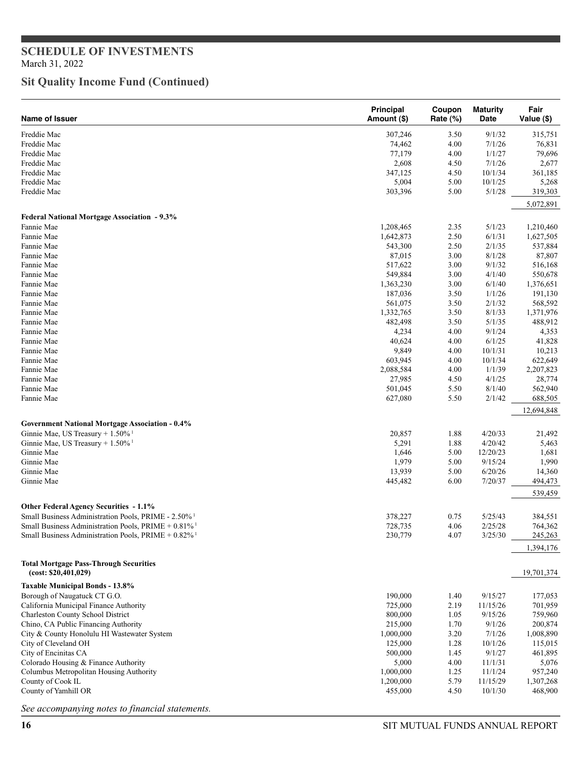## SCHEDULE OF INVESTMENTS

March 31, 2022

## Sit Quality Income Fund (Continued)

| Name of Issuer | Principal Amount ($) | Coupon Rate (%) | Maturity Date | Fair Value ($) |
|---|---|---|---|---|
| Freddie Mac | 307,246 | 3.50 | 9/1/32 | 315,751 |
| Freddie Mac | 74,462 | 4.00 | 7/1/26 | 76,831 |
| Freddie Mac | 77,179 | 4.00 | 1/1/27 | 79,696 |
| Freddie Mac | 2,608 | 4.50 | 7/1/26 | 2,677 |
| Freddie Mac | 347,125 | 4.50 | 10/1/34 | 361,185 |
| Freddie Mac | 5,004 | 5.00 | 10/1/25 | 5,268 |
| Freddie Mac | 303,396 | 5.00 | 5/1/28 | 319,303 |
| | | | | 5,072,891 |
| **Federal National Mortgage Association - 9.3%** | | | | |
| Fannie Mae | 1,208,465 | 2.35 | 5/1/23 | 1,210,460 |
| Fannie Mae | 1,642,873 | 2.50 | 6/1/31 | 1,627,505 |
| Fannie Mae | 543,300 | 2.50 | 2/1/35 | 537,884 |
| Fannie Mae | 87,015 | 3.00 | 8/1/28 | 87,807 |
| Fannie Mae | 517,622 | 3.00 | 9/1/32 | 516,168 |
| Fannie Mae | 549,884 | 3.00 | 4/1/40 | 550,678 |
| Fannie Mae | 1,363,230 | 3.00 | 6/1/40 | 1,376,651 |
| Fannie Mae | 187,036 | 3.50 | 1/1/26 | 191,130 |
| Fannie Mae | 561,075 | 3.50 | 2/1/32 | 568,592 |
| Fannie Mae | 1,332,765 | 3.50 | 8/1/33 | 1,371,976 |
| Fannie Mae | 482,498 | 3.50 | 5/1/35 | 488,912 |
| Fannie Mae | 4,234 | 4.00 | 9/1/24 | 4,353 |
| Fannie Mae | 40,624 | 4.00 | 6/1/25 | 41,828 |
| Fannie Mae | 9,849 | 4.00 | 10/1/31 | 10,213 |
| Fannie Mae | 603,945 | 4.00 | 10/1/34 | 622,649 |
| Fannie Mae | 2,088,584 | 4.00 | 1/1/39 | 2,207,823 |
| Fannie Mae | 27,985 | 4.50 | 4/1/25 | 28,774 |
| Fannie Mae | 501,045 | 5.50 | 8/1/40 | 562,940 |
| Fannie Mae | 627,080 | 5.50 | 2/1/42 | 688,505 |
| | | | | 12,694,848 |
| **Government National Mortgage Association - 0.4%** | | | | |
| Ginnie Mae, US Treasury + 1.50% [1] | 20,857 | 1.88 | 4/20/33 | 21,492 |
| Ginnie Mae, US Treasury + 1.50% [1] | 5,291 | 1.88 | 4/20/42 | 5,463 |
| Ginnie Mae | 1,646 | 5.00 | 12/20/23 | 1,681 |
| Ginnie Mae | 1,979 | 5.00 | 9/15/24 | 1,990 |
| Ginnie Mae | 13,939 | 5.00 | 6/20/26 | 14,360 |
| Ginnie Mae | 445,482 | 6.00 | 7/20/37 | 494,473 |
| | | | | 539,459 |
| **Other Federal Agency Securities - 1.1%** | | | | |
| Small Business Administration Pools, PRIME - 2.50% [1] | 378,227 | 0.75 | 5/25/43 | 384,551 |
| Small Business Administration Pools, PRIME + 0.81% [1] | 728,735 | 4.06 | 2/25/28 | 764,362 |
| Small Business Administration Pools, PRIME + 0.82% [1] | 230,779 | 4.07 | 3/25/30 | 245,263 |
| | | | | 1,394,176 |
| **Total Mortgage Pass-Through Securities (cost: $20,401,029)** | | | | 19,701,374 |
| **Taxable Municipal Bonds - 13.8%** | | | | |
| Borough of Naugatuck CT G.O. | 190,000 | 1.40 | 9/15/27 | 177,053 |
| California Municipal Finance Authority | 725,000 | 2.19 | 11/15/26 | 701,959 |
| Charleston County School District | 800,000 | 1.05 | 9/15/26 | 759,960 |
| Chino, CA Public Financing Authority | 215,000 | 1.70 | 9/1/26 | 200,874 |
| City & County Honolulu HI Wastewater System | 1,000,000 | 3.20 | 7/1/26 | 1,008,890 |
| City of Cleveland OH | 125,000 | 1.28 | 10/1/26 | 115,015 |
| City of Encinitas CA | 500,000 | 1.45 | 9/1/27 | 461,895 |
| Colorado Housing & Finance Authority | 5,000 | 4.00 | 11/1/31 | 5,076 |
| Columbus Metropolitan Housing Authority | 1,000,000 | 1.25 | 11/1/24 | 957,240 |
| County of Cook IL | 1,200,000 | 5.79 | 11/15/29 | 1,307,268 |
| County of Yamhill OR | 455,000 | 4.50 | 10/1/30 | 468,900 |

*See accompanying notes to financial statements.*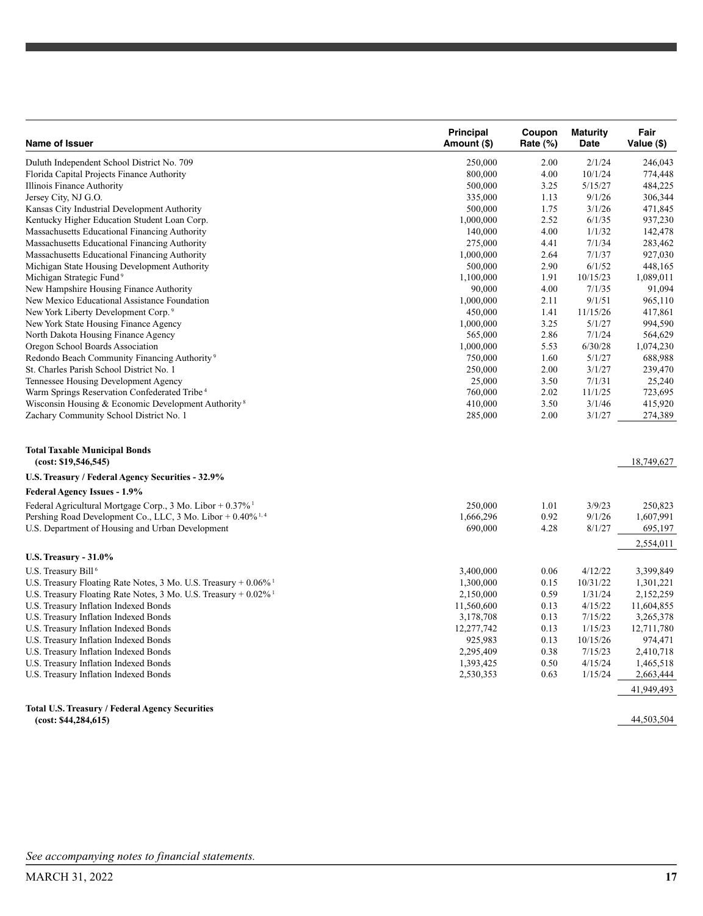| Name of Issuer | Principal Amount ($) | Coupon Rate (%) | Maturity Date | Fair Value ($) |
|---|---|---|---|---|
| Duluth Independent School District No. 709 | 250,000 | 2.00 | 2/1/24 | 246,043 |
| Florida Capital Projects Finance Authority | 800,000 | 4.00 | 10/1/24 | 774,448 |
| Illinois Finance Authority | 500,000 | 3.25 | 5/15/27 | 484,225 |
| Jersey City, NJ G.O. | 335,000 | 1.13 | 9/1/26 | 306,344 |
| Kansas City Industrial Development Authority | 500,000 | 1.75 | 3/1/26 | 471,845 |
| Kentucky Higher Education Student Loan Corp. | 1,000,000 | 2.52 | 6/1/35 | 937,230 |
| Massachusetts Educational Financing Authority | 140,000 | 4.00 | 1/1/32 | 142,478 |
| Massachusetts Educational Financing Authority | 275,000 | 4.41 | 7/1/34 | 283,462 |
| Massachusetts Educational Financing Authority | 1,000,000 | 2.64 | 7/1/37 | 927,030 |
| Michigan State Housing Development Authority | 500,000 | 2.90 | 6/1/52 | 448,165 |
| Michigan Strategic Fund [9] | 1,100,000 | 1.91 | 10/15/23 | 1,089,011 |
| New Hampshire Housing Finance Authority | 90,000 | 4.00 | 7/1/35 | 91,094 |
| New Mexico Educational Assistance Foundation | 1,000,000 | 2.11 | 9/1/51 | 965,110 |
| New York Liberty Development Corp. [9] | 450,000 | 1.41 | 11/15/26 | 417,861 |
| New York State Housing Finance Agency | 1,000,000 | 3.25 | 5/1/27 | 994,590 |
| North Dakota Housing Finance Agency | 565,000 | 2.86 | 7/1/24 | 564,629 |
| Oregon School Boards Association | 1,000,000 | 5.53 | 6/30/28 | 1,074,230 |
| Redondo Beach Community Financing Authority [9] | 750,000 | 1.60 | 5/1/27 | 688,988 |
| St. Charles Parish School District No. 1 | 250,000 | 2.00 | 3/1/27 | 239,470 |
| Tennessee Housing Development Agency | 25,000 | 3.50 | 7/1/31 | 25,240 |
| Warm Springs Reservation Confederated Tribe [4] | 760,000 | 2.02 | 11/1/25 | 723,695 |
| Wisconsin Housing & Economic Development Authority [8] | 410,000 | 3.50 | 3/1/46 | 415,920 |
| Zachary Community School District No. 1 | 285,000 | 2.00 | 3/1/27 | 274,389 |
| **Total Taxable Municipal Bonds (cost: $19,546,545)** | | | | 18,749,627 |
| **U.S. Treasury / Federal Agency Securities - 32.9%** | | | | |
| **Federal Agency Issues - 1.9%** | | | | |
| Federal Agricultural Mortgage Corp., 3 Mo. Libor + 0.37% [1] | 250,000 | 1.01 | 3/9/23 | 250,823 |
| Pershing Road Development Co., LLC, 3 Mo. Libor + 0.40% [1, 4] | 1,666,296 | 0.92 | 9/1/26 | 1,607,991 |
| U.S. Department of Housing and Urban Development | 690,000 | 4.28 | 8/1/27 | 695,197 |
| | | | | 2,554,011 |
| **U.S. Treasury - 31.0%** | | | | |
| U.S. Treasury Bill [6] | 3,400,000 | 0.06 | 4/12/22 | 3,399,849 |
| U.S. Treasury Floating Rate Notes, 3 Mo. U.S. Treasury + 0.06% [1] | 1,300,000 | 0.15 | 10/31/22 | 1,301,221 |
| U.S. Treasury Floating Rate Notes, 3 Mo. U.S. Treasury + 0.02% [1] | 2,150,000 | 0.59 | 1/31/24 | 2,152,259 |
| U.S. Treasury Inflation Indexed Bonds | 11,560,600 | 0.13 | 4/15/22 | 11,604,855 |
| U.S. Treasury Inflation Indexed Bonds | 3,178,708 | 0.13 | 7/15/22 | 3,265,378 |
| U.S. Treasury Inflation Indexed Bonds | 12,277,742 | 0.13 | 1/15/23 | 12,711,780 |
| U.S. Treasury Inflation Indexed Bonds | 925,983 | 0.13 | 10/15/26 | 974,471 |
| U.S. Treasury Inflation Indexed Bonds | 2,295,409 | 0.38 | 7/15/23 | 2,410,718 |
| U.S. Treasury Inflation Indexed Bonds | 1,393,425 | 0.50 | 4/15/24 | 1,465,518 |
| U.S. Treasury Inflation Indexed Bonds | 2,530,353 | 0.63 | 1/15/24 | 2,663,444 |
| | | | | 41,949,493 |
| **Total U.S. Treasury / Federal Agency Securities (cost: $44,284,615)** | | | | 44,503,504 |

*See accompanying notes to financial statements.*

MARCH 31, 2022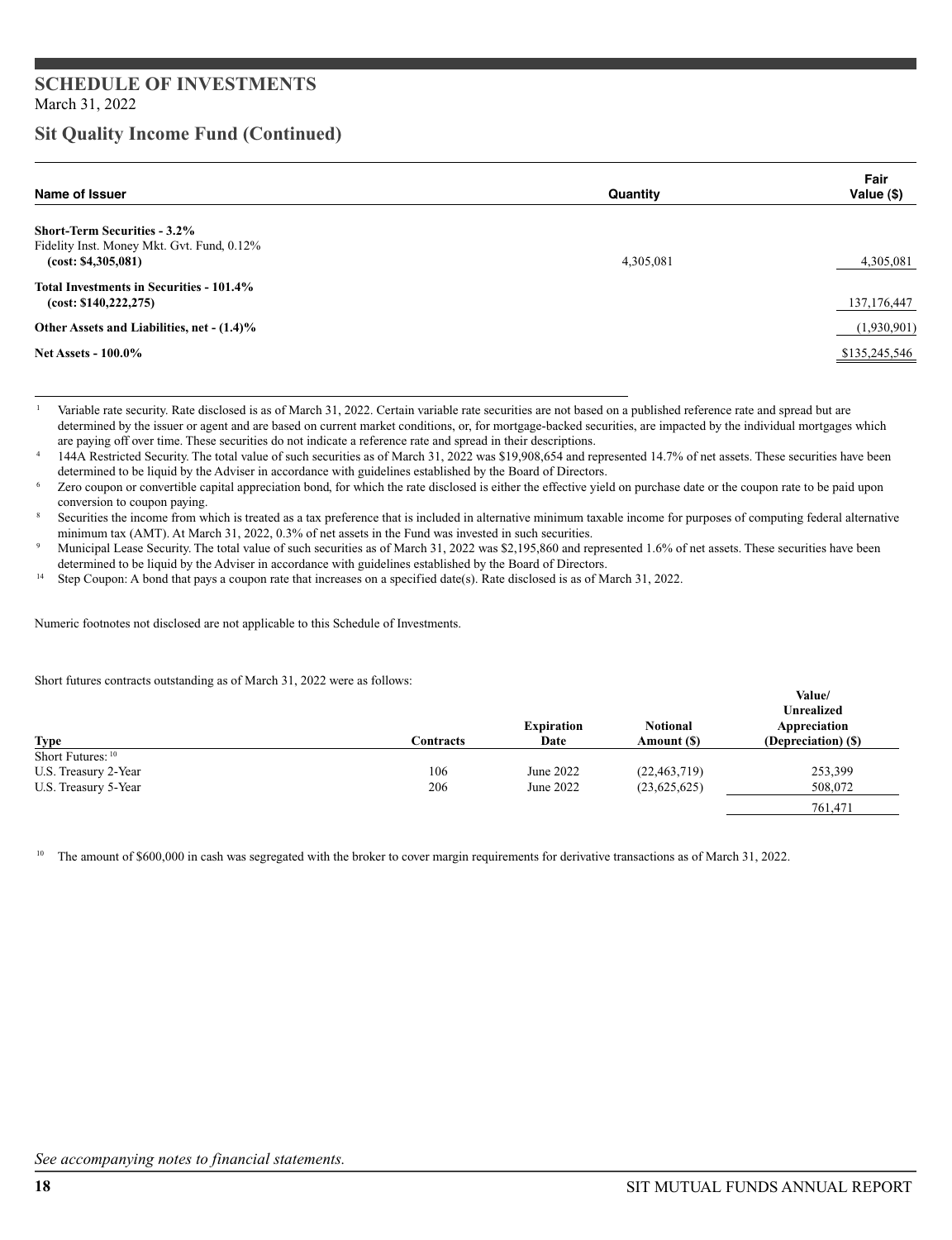# SCHEDULE OF INVESTMENTS

March 31, 2022

## Sit Quality Income Fund (Continued)

| Name of Issuer | Quantity | Fair Value ($) |
|---|---|---|
| **Short-Term Securities - 3.2%** | | |
| Fidelity Inst. Money Mkt. Gvt. Fund, 0.12% **(cost: $4,305,081)** | 4,305,081 | 4,305,081 |
| **Total Investments in Securities - 101.4% (cost: $140,222,275)** | | 137,176,447 |
| **Other Assets and Liabilities, net - (1.4)%** | | (1,930,901) |
| **Net Assets - 100.0%** | | $135,245,546 |

[1] Variable rate security. Rate disclosed is as of March 31, 2022. Certain variable rate securities are not based on a published reference rate and spread but are determined by the issuer or agent and are based on current market conditions, or, for mortgage-backed securities, are impacted by the individual mortgages which are paying off over time. These securities do not indicate a reference rate and spread in their descriptions.

[4] 144A Restricted Security. The total value of such securities as of March 31, 2022 was $19,908,654 and represented 14.7% of net assets. These securities have been determined to be liquid by the Adviser in accordance with guidelines established by the Board of Directors.

[6] Zero coupon or convertible capital appreciation bond, for which the rate disclosed is either the effective yield on purchase date or the coupon rate to be paid upon conversion to coupon paying.

[8] Securities the income from which is treated as a tax preference that is included in alternative minimum taxable income for purposes of computing federal alternative minimum tax (AMT). At March 31, 2022, 0.3% of net assets in the Fund was invested in such securities.

[9] Municipal Lease Security. The total value of such securities as of March 31, 2022 was $2,195,860 and represented 1.6% of net assets. These securities have been determined to be liquid by the Adviser in accordance with guidelines established by the Board of Directors.

[14] Step Coupon: A bond that pays a coupon rate that increases on a specified date(s). Rate disclosed is as of March 31, 2022.

Numeric footnotes not disclosed are not applicable to this Schedule of Investments.

Short futures contracts outstanding as of March 31, 2022 were as follows:

| Type | Contracts | Expiration Date | Notional Amount ($) | Value/ Unrealized Appreciation (Depreciation) ($) |
|---|---|---|---|---|
| Short Futures: [10] | | | | |
| U.S. Treasury 2-Year | 106 | June 2022 | (22,463,719) | 253,399 |
| U.S. Treasury 5-Year | 206 | June 2022 | (23,625,625) | 508,072 |
| | | | | 761,471 |

[10] The amount of $600,000 in cash was segregated with the broker to cover margin requirements for derivative transactions as of March 31, 2022.

*See accompanying notes to financial statements.*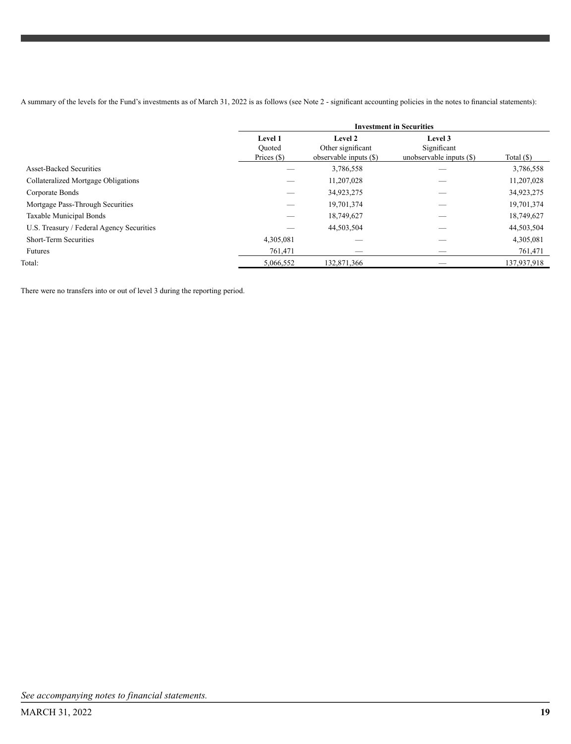A summary of the levels for the Fund's investments as of March 31, 2022 is as follows (see Note 2 - significant accounting policies in the notes to financial statements):

| | Investment in Securities | | | |
|---|---|---|---|---|
| | **Level 1** Quoted Prices ($) | **Level 2** Other significant observable inputs ($) | **Level 3** Significant unobservable inputs ($) | Total ($) |
| Asset-Backed Securities | — | 3,786,558 | — | 3,786,558 |
| Collateralized Mortgage Obligations | — | 11,207,028 | — | 11,207,028 |
| Corporate Bonds | — | 34,923,275 | — | 34,923,275 |
| Mortgage Pass-Through Securities | — | 19,701,374 | — | 19,701,374 |
| Taxable Municipal Bonds | — | 18,749,627 | — | 18,749,627 |
| U.S. Treasury / Federal Agency Securities | — | 44,503,504 | — | 44,503,504 |
| Short-Term Securities | 4,305,081 | — | — | 4,305,081 |
| Futures | 761,471 | — | — | 761,471 |
| Total: | 5,066,552 | 132,871,366 | — | 137,937,918 |

There were no transfers into or out of level 3 during the reporting period.

*See accompanying notes to financial statements.*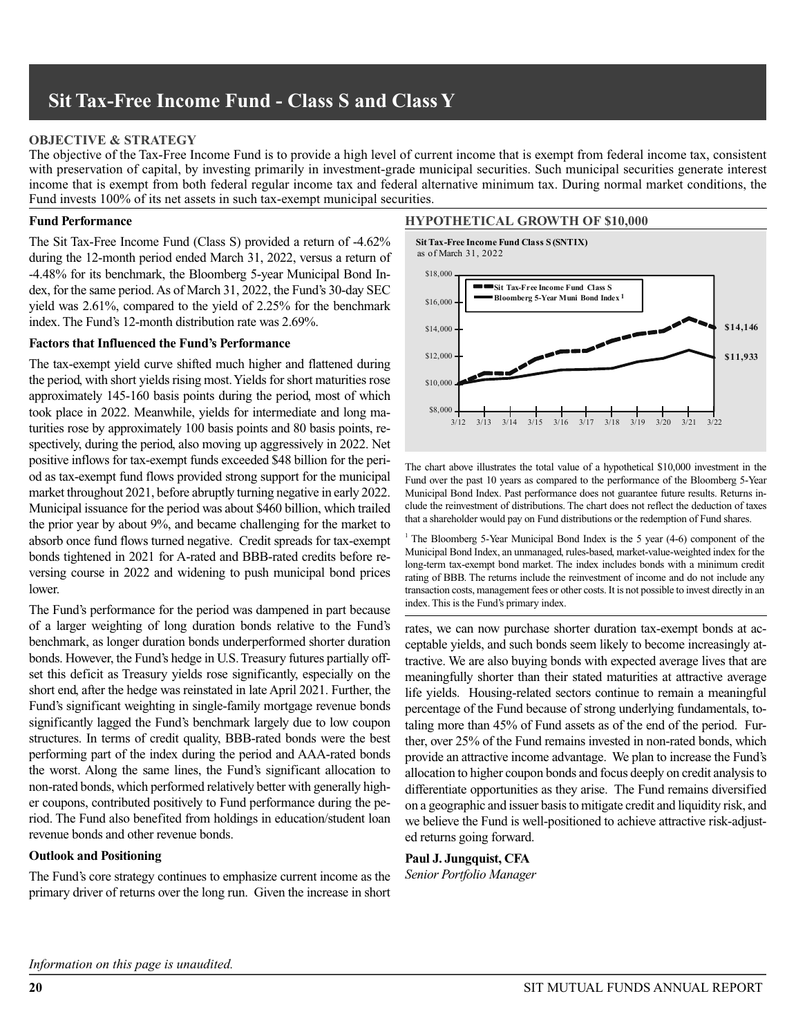# Sit Tax-Free Income Fund - Class S and Class Y

**OBJECTIVE & STRATEGY**

The objective of the Tax-Free Income Fund is to provide a high level of current income that is exempt from federal income tax, consistent with preservation of capital, by investing primarily in investment-grade municipal securities. Such municipal securities generate interest income that is exempt from both federal regular income tax and federal alternative minimum tax. During normal market conditions, the Fund invests 100% of its net assets in such tax-exempt municipal securities.

**Fund Performance**

The Sit Tax-Free Income Fund (Class S) provided a return of -4.62% during the 12-month period ended March 31, 2022, versus a return of -4.48% for its benchmark, the Bloomberg 5-year Municipal Bond Index, for the same period. As of March 31, 2022, the Fund's 30-day SEC yield was 2.61%, compared to the yield of 2.25% for the benchmark index. The Fund's 12-month distribution rate was 2.69%.

**Factors that Influenced the Fund's Performance**

The tax-exempt yield curve shifted much higher and flattened during the period, with short yields rising most. Yields for short maturities rose approximately 145-160 basis points during the period, most of which took place in 2022. Meanwhile, yields for intermediate and long maturities rose by approximately 100 basis points and 80 basis points, respectively, during the period, also moving up aggressively in 2022. Net positive inflows for tax-exempt funds exceeded $48 billion for the period as tax-exempt fund flows provided strong support for the municipal market throughout 2021, before abruptly turning negative in early 2022. Municipal issuance for the period was about $460 billion, which trailed the prior year by about 9%, and became challenging for the market to absorb once fund flows turned negative. Credit spreads for tax-exempt bonds tightened in 2021 for A-rated and BBB-rated credits before reversing course in 2022 and widening to push municipal bond prices lower.

The Fund's performance for the period was dampened in part because of a larger weighting of long duration bonds relative to the Fund's benchmark, as longer duration bonds underperformed shorter duration bonds. However, the Fund's hedge in U.S. Treasury futures partially offset this deficit as Treasury yields rose significantly, especially on the short end, after the hedge was reinstated in late April 2021. Further, the Fund's significant weighting in single-family mortgage revenue bonds significantly lagged the Fund's benchmark largely due to low coupon structures. In terms of credit quality, BBB-rated bonds were the best performing part of the index during the period and AAA-rated bonds the worst. Along the same lines, the Fund's significant allocation to non-rated bonds, which performed relatively better with generally higher coupons, contributed positively to Fund performance during the period. The Fund also benefited from holdings in education/student loan revenue bonds and other revenue bonds.

**Outlook and Positioning**

The Fund's core strategy continues to emphasize current income as the primary driver of returns over the long run. Given the increase in short rates, we can now purchase shorter duration tax-exempt bonds at acceptable yields, and such bonds seem likely to become increasingly attractive. We are also buying bonds with expected average lives that are meaningfully shorter than their stated maturities at attractive average life yields. Housing-related sectors continue to remain a meaningful percentage of the Fund because of strong underlying fundamentals, totaling more than 45% of Fund assets as of the end of the period. Further, over 25% of the Fund remains invested in non-rated bonds, which provide an attractive income advantage. We plan to increase the Fund's allocation to higher coupon bonds and focus deeply on credit analysis to differentiate opportunities as they arise. The Fund remains diversified on a geographic and issuer basis to mitigate credit and liquidity risk, and we believe the Fund is well-positioned to achieve attractive risk-adjusted returns going forward.

**Paul J. Jungquist, CFA**
*Senior Portfolio Manager*

**HYPOTHETICAL GROWTH OF $10,000**

**Sit Tax-Free Income Fund Class S (SNTIX)**
as of March 31, 2022

Sit Tax-Free Income Fund Class S: $14,146
Bloomberg 5-Year Muni Bond Index[1]: $11,933

The chart above illustrates the total value of a hypothetical $10,000 investment in the Fund over the past 10 years as compared to the performance of the Bloomberg 5-Year Municipal Bond Index. Past performance does not guarantee future results. Returns include the reinvestment of distributions. The chart does not reflect the deduction of taxes that a shareholder would pay on Fund distributions or the redemption of Fund shares.

[1] The Bloomberg 5-Year Municipal Bond Index is the 5 year (4-6) component of the Municipal Bond Index, an unmanaged, rules-based, market-value-weighted index for the long-term tax-exempt bond market. The index includes bonds with a minimum credit rating of BBB. The returns include the reinvestment of income and do not include any transaction costs, management fees or other costs. It is not possible to invest directly in an index. This is the Fund's primary index.

*Information on this page is unaudited.*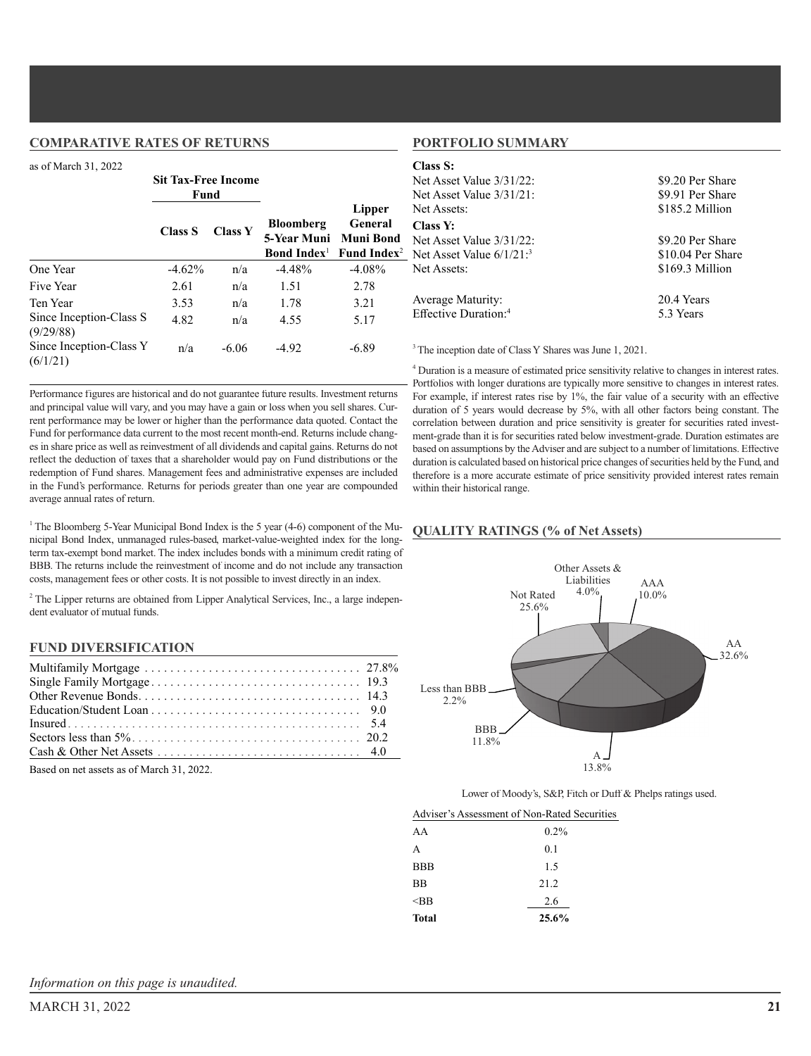## COMPARATIVE RATES OF RETURNS

as of March 31, 2022

| | Sit Tax-Free Income Fund | | Bloomberg 5-Year Muni Bond Index[1] | Lipper General Muni Bond Fund Index[2] |
|---|---|---|---|---|
| | Class S | Class Y | | |
| One Year | -4.62% | n/a | -4.48% | -4.08% |
| Five Year | 2.61 | n/a | 1.51 | 2.78 |
| Ten Year | 3.53 | n/a | 1.78 | 3.21 |
| Since Inception-Class S (9/29/88) | 4.82 | n/a | 4.55 | 5.17 |
| Since Inception-Class Y (6/1/21) | n/a | -6.06 | -4.92 | -6.89 |

Performance figures are historical and do not guarantee future results. Investment returns and principal value will vary, and you may have a gain or loss when you sell shares. Current performance may be lower or higher than the performance data quoted. Contact the Fund for performance data current to the most recent month-end. Returns include changes in share price as well as reinvestment of all dividends and capital gains. Returns do not reflect the deduction of taxes that a shareholder would pay on Fund distributions or the redemption of Fund shares. Management fees and administrative expenses are included in the Fund's performance. Returns for periods greater than one year are compounded average annual rates of return.

[1] The Bloomberg 5-Year Municipal Bond Index is the 5 year (4-6) component of the Municipal Bond Index, unmanaged rules-based, market-value-weighted index for the long-term tax-exempt bond market. The index includes bonds with a minimum credit rating of BBB. The returns include the reinvestment of income and do not include any transaction costs, management fees or other costs. It is not possible to invest directly in an index.

[2] The Lipper returns are obtained from Lipper Analytical Services, Inc., a large independent evaluator of mutual funds.

## FUND DIVERSIFICATION

| | |
|---|---|
| Multifamily Mortgage | 27.8% |
| Single Family Mortgage | 19.3 |
| Other Revenue Bonds | 14.3 |
| Education/Student Loan | 9.0 |
| Insured | 5.4 |
| Sectors less than 5% | 20.2 |
| Cash & Other Net Assets | 4.0 |

Based on net assets as of March 31, 2022.

## PORTFOLIO SUMMARY

**Class S:**

| | |
|---|---|
| Net Asset Value 3/31/22: | $9.20 Per Share |
| Net Asset Value 3/31/21: | $9.91 Per Share |
| Net Assets: | $185.2 Million |

**Class Y:**

| | |
|---|---|
| Net Asset Value 3/31/22: | $9.20 Per Share |
| Net Asset Value 6/1/21:[3] | $10.04 Per Share |
| Net Assets: | $169.3 Million |
| Average Maturity: | 20.4 Years |
| Effective Duration:[4] | 5.3 Years |

[3] The inception date of Class Y Shares was June 1, 2021.

[4] Duration is a measure of estimated price sensitivity relative to changes in interest rates. Portfolios with longer durations are typically more sensitive to changes in interest rates. For example, if interest rates rise by 1%, the fair value of a security with an effective duration of 5 years would decrease by 5%, with all other factors being constant. The correlation between duration and price sensitivity is greater for securities rated investment-grade than it is for securities rated below investment-grade. Duration estimates are based on assumptions by the Adviser and are subject to a number of limitations. Effective duration is calculated based on historical price changes of securities held by the Fund, and therefore is a more accurate estimate of price sensitivity provided interest rates remain within their historical range.

## QUALITY RATINGS (% of Net Assets)

| Rating | % |
|---|---|
| AAA | 10.0% |
| AA | 32.6% |
| A | 13.8% |
| BBB | 11.8% |
| Less than BBB | 2.2% |
| Not Rated | 25.6% |
| Other Assets & Liabilities | 4.0% |

Lower of Moody's, S&P, Fitch or Duff & Phelps ratings used.

| Adviser's Assessment of Non-Rated Securities | |
|---|---|
| AA | 0.2% |
| A | 0.1 |
| BBB | 1.5 |
| BB | 21.2 |
| <BB | 2.6 |
| **Total** | **25.6%** |

*Information on this page is unaudited.*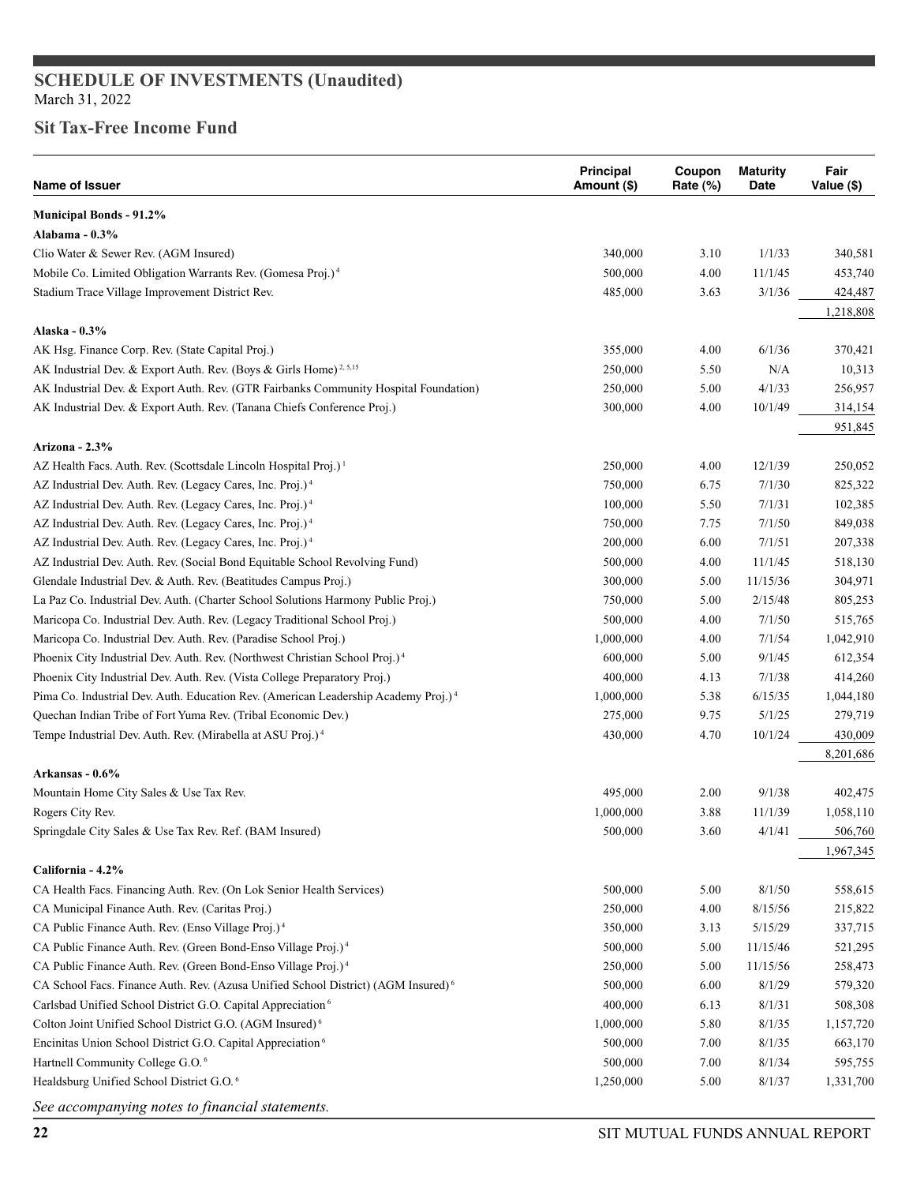## SCHEDULE OF INVESTMENTS (Unaudited)
March 31, 2022

## Sit Tax-Free Income Fund

| Name of Issuer | Principal Amount ($) | Coupon Rate (%) | Maturity Date | Fair Value ($) |
|---|---|---|---|---|
| **Municipal Bonds - 91.2%** | | | | |
| **Alabama - 0.3%** | | | | |
| Clio Water & Sewer Rev. (AGM Insured) | 340,000 | 3.10 | 1/1/33 | 340,581 |
| Mobile Co. Limited Obligation Warrants Rev. (Gomesa Proj.) [4] | 500,000 | 4.00 | 11/1/45 | 453,740 |
| Stadium Trace Village Improvement District Rev. | 485,000 | 3.63 | 3/1/36 | 424,487 |
| | | | | 1,218,808 |
| **Alaska - 0.3%** | | | | |
| AK Hsg. Finance Corp. Rev. (State Capital Proj.) | 355,000 | 4.00 | 6/1/36 | 370,421 |
| AK Industrial Dev. & Export Auth. Rev. (Boys & Girls Home) [2, 5,15] | 250,000 | 5.50 | N/A | 10,313 |
| AK Industrial Dev. & Export Auth. Rev. (GTR Fairbanks Community Hospital Foundation) | 250,000 | 5.00 | 4/1/33 | 256,957 |
| AK Industrial Dev. & Export Auth. Rev. (Tanana Chiefs Conference Proj.) | 300,000 | 4.00 | 10/1/49 | 314,154 |
| | | | | 951,845 |
| **Arizona - 2.3%** | | | | |
| AZ Health Facs. Auth. Rev. (Scottsdale Lincoln Hospital Proj.) [1] | 250,000 | 4.00 | 12/1/39 | 250,052 |
| AZ Industrial Dev. Auth. Rev. (Legacy Cares, Inc. Proj.) [4] | 750,000 | 6.75 | 7/1/30 | 825,322 |
| AZ Industrial Dev. Auth. Rev. (Legacy Cares, Inc. Proj.) [4] | 100,000 | 5.50 | 7/1/31 | 102,385 |
| AZ Industrial Dev. Auth. Rev. (Legacy Cares, Inc. Proj.) [4] | 750,000 | 7.75 | 7/1/50 | 849,038 |
| AZ Industrial Dev. Auth. Rev. (Legacy Cares, Inc. Proj.) [4] | 200,000 | 6.00 | 7/1/51 | 207,338 |
| AZ Industrial Dev. Auth. Rev. (Social Bond Equitable School Revolving Fund) | 500,000 | 4.00 | 11/1/45 | 518,130 |
| Glendale Industrial Dev. & Auth. Rev. (Beatitudes Campus Proj.) | 300,000 | 5.00 | 11/15/36 | 304,971 |
| La Paz Co. Industrial Dev. Auth. (Charter School Solutions Harmony Public Proj.) | 750,000 | 5.00 | 2/15/48 | 805,253 |
| Maricopa Co. Industrial Dev. Auth. Rev. (Legacy Traditional School Proj.) | 500,000 | 4.00 | 7/1/50 | 515,765 |
| Maricopa Co. Industrial Dev. Auth. Rev. (Paradise School Proj.) | 1,000,000 | 4.00 | 7/1/54 | 1,042,910 |
| Phoenix City Industrial Dev. Auth. Rev. (Northwest Christian School Proj.) [4] | 600,000 | 5.00 | 9/1/45 | 612,354 |
| Phoenix City Industrial Dev. Auth. Rev. (Vista College Preparatory Proj.) | 400,000 | 4.13 | 7/1/38 | 414,260 |
| Pima Co. Industrial Dev. Auth. Education Rev. (American Leadership Academy Proj.) [4] | 1,000,000 | 5.38 | 6/15/35 | 1,044,180 |
| Quechan Indian Tribe of Fort Yuma Rev. (Tribal Economic Dev.) | 275,000 | 9.75 | 5/1/25 | 279,719 |
| Tempe Industrial Dev. Auth. Rev. (Mirabella at ASU Proj.) [4] | 430,000 | 4.70 | 10/1/24 | 430,009 |
| | | | | 8,201,686 |
| **Arkansas - 0.6%** | | | | |
| Mountain Home City Sales & Use Tax Rev. | 495,000 | 2.00 | 9/1/38 | 402,475 |
| Rogers City Rev. | 1,000,000 | 3.88 | 11/1/39 | 1,058,110 |
| Springdale City Sales & Use Tax Rev. Ref. (BAM Insured) | 500,000 | 3.60 | 4/1/41 | 506,760 |
| | | | | 1,967,345 |
| **California - 4.2%** | | | | |
| CA Health Facs. Financing Auth. Rev. (On Lok Senior Health Services) | 500,000 | 5.00 | 8/1/50 | 558,615 |
| CA Municipal Finance Auth. Rev. (Caritas Proj.) | 250,000 | 4.00 | 8/15/56 | 215,822 |
| CA Public Finance Auth. Rev. (Enso Village Proj.) [4] | 350,000 | 3.13 | 5/15/29 | 337,715 |
| CA Public Finance Auth. Rev. (Green Bond-Enso Village Proj.) [4] | 500,000 | 5.00 | 11/15/46 | 521,295 |
| CA Public Finance Auth. Rev. (Green Bond-Enso Village Proj.) [4] | 250,000 | 5.00 | 11/15/56 | 258,473 |
| CA School Facs. Finance Auth. Rev. (Azusa Unified School District) (AGM Insured) [6] | 500,000 | 6.00 | 8/1/29 | 579,320 |
| Carlsbad Unified School District G.O. Capital Appreciation [6] | 400,000 | 6.13 | 8/1/31 | 508,308 |
| Colton Joint Unified School District G.O. (AGM Insured) [6] | 1,000,000 | 5.80 | 8/1/35 | 1,157,720 |
| Encinitas Union School District G.O. Capital Appreciation [6] | 500,000 | 7.00 | 8/1/35 | 663,170 |
| Hartnell Community College G.O. [6] | 500,000 | 7.00 | 8/1/34 | 595,755 |
| Healdsburg Unified School District G.O. [6] | 1,250,000 | 5.00 | 8/1/37 | 1,331,700 |

*See accompanying notes to financial statements.*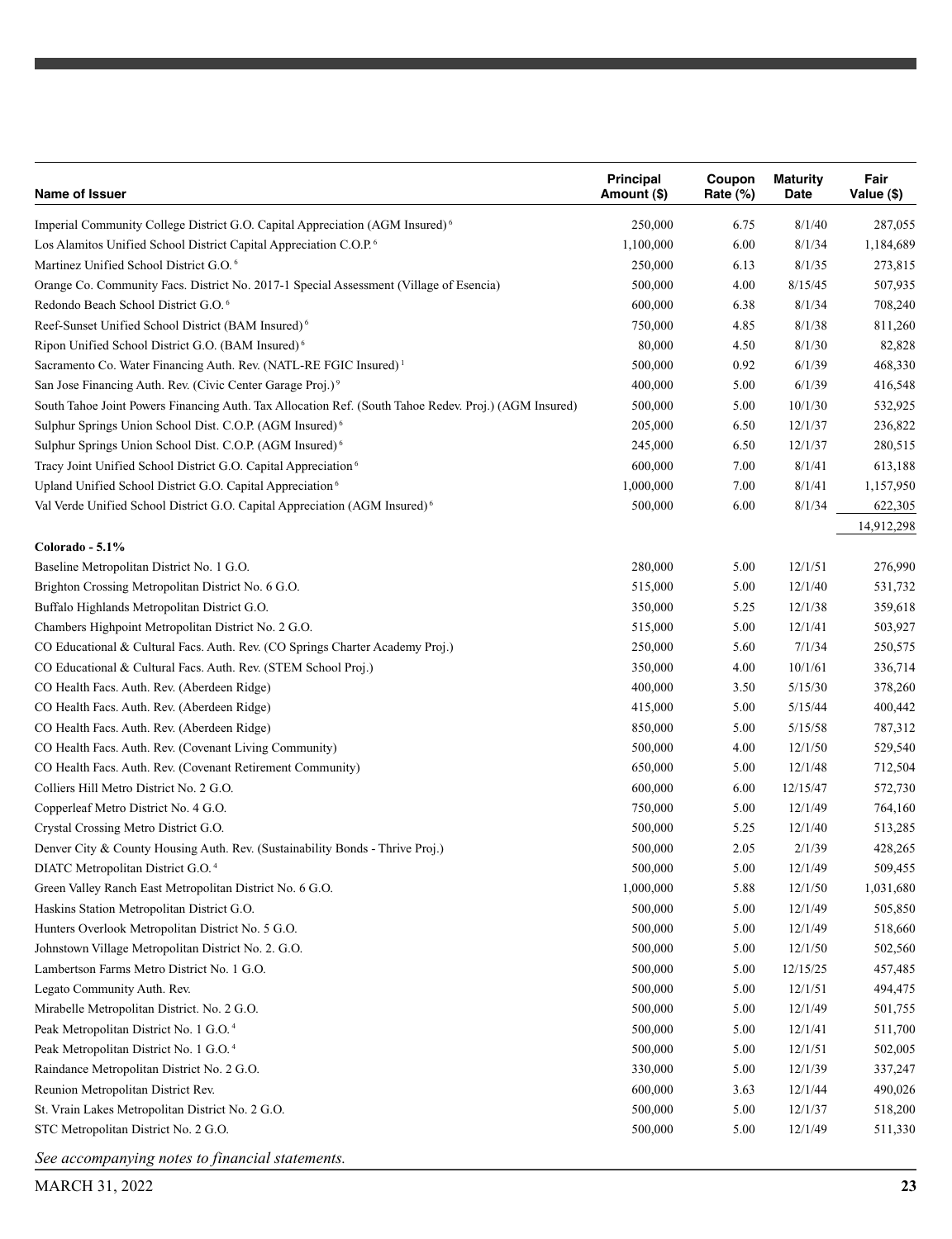| Name of Issuer | Principal Amount ($) | Coupon Rate (%) | Maturity Date | Fair Value ($) |
|---|---|---|---|---|
| Imperial Community College District G.O. Capital Appreciation (AGM Insured) [6] | 250,000 | 6.75 | 8/1/40 | 287,055 |
| Los Alamitos Unified School District Capital Appreciation C.O.P. [6] | 1,100,000 | 6.00 | 8/1/34 | 1,184,689 |
| Martinez Unified School District G.O. [6] | 250,000 | 6.13 | 8/1/35 | 273,815 |
| Orange Co. Community Facs. District No. 2017-1 Special Assessment (Village of Esencia) | 500,000 | 4.00 | 8/15/45 | 507,935 |
| Redondo Beach School District G.O. [6] | 600,000 | 6.38 | 8/1/34 | 708,240 |
| Reef-Sunset Unified School District (BAM Insured) [6] | 750,000 | 4.85 | 8/1/38 | 811,260 |
| Ripon Unified School District G.O. (BAM Insured) [6] | 80,000 | 4.50 | 8/1/30 | 82,828 |
| Sacramento Co. Water Financing Auth. Rev. (NATL-RE FGIC Insured) [1] | 500,000 | 0.92 | 6/1/39 | 468,330 |
| San Jose Financing Auth. Rev. (Civic Center Garage Proj.) [9] | 400,000 | 5.00 | 6/1/39 | 416,548 |
| South Tahoe Joint Powers Financing Auth. Tax Allocation Ref. (South Tahoe Redev. Proj.) (AGM Insured) | 500,000 | 5.00 | 10/1/30 | 532,925 |
| Sulphur Springs Union School Dist. C.O.P. (AGM Insured) [6] | 205,000 | 6.50 | 12/1/37 | 236,822 |
| Sulphur Springs Union School Dist. C.O.P. (AGM Insured) [6] | 245,000 | 6.50 | 12/1/37 | 280,515 |
| Tracy Joint Unified School District G.O. Capital Appreciation [6] | 600,000 | 7.00 | 8/1/41 | 613,188 |
| Upland Unified School District G.O. Capital Appreciation [6] | 1,000,000 | 7.00 | 8/1/41 | 1,157,950 |
| Val Verde Unified School District G.O. Capital Appreciation (AGM Insured) [6] | 500,000 | 6.00 | 8/1/34 | 622,305 |
| | | | | 14,912,298 |
| **Colorado - 5.1%** | | | | |
| Baseline Metropolitan District No. 1 G.O. | 280,000 | 5.00 | 12/1/51 | 276,990 |
| Brighton Crossing Metropolitan District No. 6 G.O. | 515,000 | 5.00 | 12/1/40 | 531,732 |
| Buffalo Highlands Metropolitan District G.O. | 350,000 | 5.25 | 12/1/38 | 359,618 |
| Chambers Highpoint Metropolitan District No. 2 G.O. | 515,000 | 5.00 | 12/1/41 | 503,927 |
| CO Educational & Cultural Facs. Auth. Rev. (CO Springs Charter Academy Proj.) | 250,000 | 5.60 | 7/1/34 | 250,575 |
| CO Educational & Cultural Facs. Auth. Rev. (STEM School Proj.) | 350,000 | 4.00 | 10/1/61 | 336,714 |
| CO Health Facs. Auth. Rev. (Aberdeen Ridge) | 400,000 | 3.50 | 5/15/30 | 378,260 |
| CO Health Facs. Auth. Rev. (Aberdeen Ridge) | 415,000 | 5.00 | 5/15/44 | 400,442 |
| CO Health Facs. Auth. Rev. (Aberdeen Ridge) | 850,000 | 5.00 | 5/15/58 | 787,312 |
| CO Health Facs. Auth. Rev. (Covenant Living Community) | 500,000 | 4.00 | 12/1/50 | 529,540 |
| CO Health Facs. Auth. Rev. (Covenant Retirement Community) | 650,000 | 5.00 | 12/1/48 | 712,504 |
| Colliers Hill Metro District No. 2 G.O. | 600,000 | 6.00 | 12/15/47 | 572,730 |
| Copperleaf Metro District No. 4 G.O. | 750,000 | 5.00 | 12/1/49 | 764,160 |
| Crystal Crossing Metro District G.O. | 500,000 | 5.25 | 12/1/40 | 513,285 |
| Denver City & County Housing Auth. Rev. (Sustainability Bonds - Thrive Proj.) | 500,000 | 2.05 | 2/1/39 | 428,265 |
| DIATC Metropolitan District G.O. [4] | 500,000 | 5.00 | 12/1/49 | 509,455 |
| Green Valley Ranch East Metropolitan District No. 6 G.O. | 1,000,000 | 5.88 | 12/1/50 | 1,031,680 |
| Haskins Station Metropolitan District G.O. | 500,000 | 5.00 | 12/1/49 | 505,850 |
| Hunters Overlook Metropolitan District No. 5 G.O. | 500,000 | 5.00 | 12/1/49 | 518,660 |
| Johnstown Village Metropolitan District No. 2. G.O. | 500,000 | 5.00 | 12/1/50 | 502,560 |
| Lambertson Farms Metro District No. 1 G.O. | 500,000 | 5.00 | 12/15/25 | 457,485 |
| Legato Community Auth. Rev. | 500,000 | 5.00 | 12/1/51 | 494,475 |
| Mirabelle Metropolitan District. No. 2 G.O. | 500,000 | 5.00 | 12/1/49 | 501,755 |
| Peak Metropolitan District No. 1 G.O. [4] | 500,000 | 5.00 | 12/1/41 | 511,700 |
| Peak Metropolitan District No. 1 G.O. [4] | 500,000 | 5.00 | 12/1/51 | 502,005 |
| Raindance Metropolitan District No. 2 G.O. | 330,000 | 5.00 | 12/1/39 | 337,247 |
| Reunion Metropolitan District Rev. | 600,000 | 3.63 | 12/1/44 | 490,026 |
| St. Vrain Lakes Metropolitan District No. 2 G.O. | 500,000 | 5.00 | 12/1/37 | 518,200 |
| STC Metropolitan District No. 2 G.O. | 500,000 | 5.00 | 12/1/49 | 511,330 |

*See accompanying notes to financial statements.*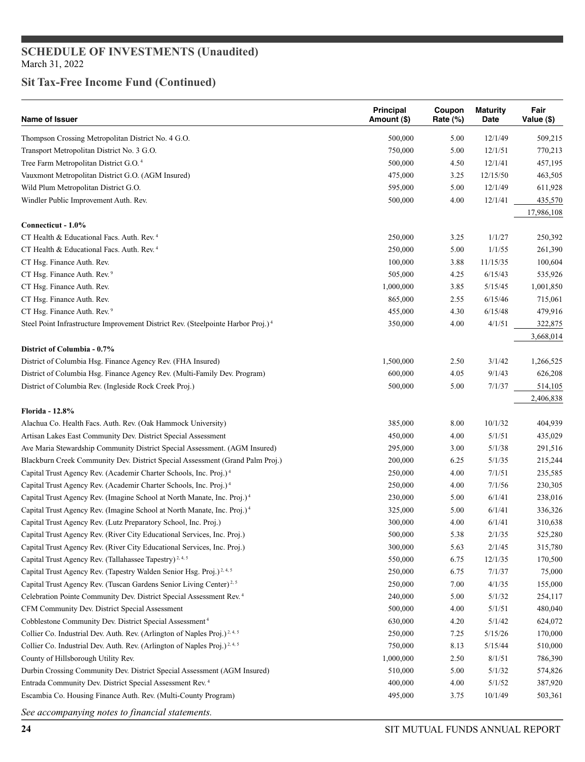# SCHEDULE OF INVESTMENTS (Unaudited)

March 31, 2022

## Sit Tax-Free Income Fund (Continued)

| Name of Issuer | Principal Amount ($) | Coupon Rate (%) | Maturity Date | Fair Value ($) |
|---|---|---|---|---|
| Thompson Crossing Metropolitan District No. 4 G.O. | 500,000 | 5.00 | 12/1/49 | 509,215 |
| Transport Metropolitan District No. 3 G.O. | 750,000 | 5.00 | 12/1/51 | 770,213 |
| Tree Farm Metropolitan District G.O. [4] | 500,000 | 4.50 | 12/1/41 | 457,195 |
| Vauxmont Metropolitan District G.O. (AGM Insured) | 475,000 | 3.25 | 12/15/50 | 463,505 |
| Wild Plum Metropolitan District G.O. | 595,000 | 5.00 | 12/1/49 | 611,928 |
| Windler Public Improvement Auth. Rev. | 500,000 | 4.00 | 12/1/41 | 435,570 |
| | | | | 17,986,108 |
| **Connecticut - 1.0%** | | | | |
| CT Health & Educational Facs. Auth. Rev. [4] | 250,000 | 3.25 | 1/1/27 | 250,392 |
| CT Health & Educational Facs. Auth. Rev. [4] | 250,000 | 5.00 | 1/1/55 | 261,390 |
| CT Hsg. Finance Auth. Rev. | 100,000 | 3.88 | 11/15/35 | 100,604 |
| CT Hsg. Finance Auth. Rev. [9] | 505,000 | 4.25 | 6/15/43 | 535,926 |
| CT Hsg. Finance Auth. Rev. | 1,000,000 | 3.85 | 5/15/45 | 1,001,850 |
| CT Hsg. Finance Auth. Rev. | 865,000 | 2.55 | 6/15/46 | 715,061 |
| CT Hsg. Finance Auth. Rev. [9] | 455,000 | 4.30 | 6/15/48 | 479,916 |
| Steel Point Infrastructure Improvement District Rev. (Steelpointe Harbor Proj.) [4] | 350,000 | 4.00 | 4/1/51 | 322,875 |
| | | | | 3,668,014 |
| **District of Columbia - 0.7%** | | | | |
| District of Columbia Hsg. Finance Agency Rev. (FHA Insured) | 1,500,000 | 2.50 | 3/1/42 | 1,266,525 |
| District of Columbia Hsg. Finance Agency Rev. (Multi-Family Dev. Program) | 600,000 | 4.05 | 9/1/43 | 626,208 |
| District of Columbia Rev. (Ingleside Rock Creek Proj.) | 500,000 | 5.00 | 7/1/37 | 514,105 |
| | | | | 2,406,838 |
| **Florida - 12.8%** | | | | |
| Alachua Co. Health Facs. Auth. Rev. (Oak Hammock University) | 385,000 | 8.00 | 10/1/32 | 404,939 |
| Artisan Lakes East Community Dev. District Special Assessment | 450,000 | 4.00 | 5/1/51 | 435,029 |
| Ave Maria Stewardship Community District Special Assessment. (AGM Insured) | 295,000 | 3.00 | 5/1/38 | 291,516 |
| Blackburn Creek Community Dev. District Special Assessment (Grand Palm Proj.) | 200,000 | 6.25 | 5/1/35 | 215,244 |
| Capital Trust Agency Rev. (Academir Charter Schools, Inc. Proj.) [4] | 250,000 | 4.00 | 7/1/51 | 235,585 |
| Capital Trust Agency Rev. (Academir Charter Schools, Inc. Proj.) [4] | 250,000 | 4.00 | 7/1/56 | 230,305 |
| Capital Trust Agency Rev. (Imagine School at North Manate, Inc. Proj.) [4] | 230,000 | 5.00 | 6/1/41 | 238,016 |
| Capital Trust Agency Rev. (Imagine School at North Manate, Inc. Proj.) [4] | 325,000 | 5.00 | 6/1/41 | 336,326 |
| Capital Trust Agency Rev. (Lutz Preparatory School, Inc. Proj.) | 300,000 | 4.00 | 6/1/41 | 310,638 |
| Capital Trust Agency Rev. (River City Educational Services, Inc. Proj.) | 500,000 | 5.38 | 2/1/35 | 525,280 |
| Capital Trust Agency Rev. (River City Educational Services, Inc. Proj.) | 300,000 | 5.63 | 2/1/45 | 315,780 |
| Capital Trust Agency Rev. (Tallahassee Tapestry) [2, 4, 5] | 550,000 | 6.75 | 12/1/35 | 170,500 |
| Capital Trust Agency Rev. (Tapestry Walden Senior Hsg. Proj.) [2, 4, 5] | 250,000 | 6.75 | 7/1/37 | 75,000 |
| Capital Trust Agency Rev. (Tuscan Gardens Senior Living Center) [2, 5] | 250,000 | 7.00 | 4/1/35 | 155,000 |
| Celebration Pointe Community Dev. District Special Assessment Rev. [4] | 240,000 | 5.00 | 5/1/32 | 254,117 |
| CFM Community Dev. District Special Assessment | 500,000 | 4.00 | 5/1/51 | 480,040 |
| Cobblestone Community Dev. District Special Assessment [4] | 630,000 | 4.20 | 5/1/42 | 624,072 |
| Collier Co. Industrial Dev. Auth. Rev. (Arlington of Naples Proj.) [2, 4, 5] | 250,000 | 7.25 | 5/15/26 | 170,000 |
| Collier Co. Industrial Dev. Auth. Rev. (Arlington of Naples Proj.) [2, 4, 5] | 750,000 | 8.13 | 5/15/44 | 510,000 |
| County of Hillsborough Utility Rev. | 1,000,000 | 2.50 | 8/1/51 | 786,390 |
| Durbin Crossing Community Dev. District Special Assessment (AGM Insured) | 510,000 | 5.00 | 5/1/32 | 574,826 |
| Entrada Community Dev. District Special Assessment Rev. [4] | 400,000 | 4.00 | 5/1/52 | 387,920 |
| Escambia Co. Housing Finance Auth. Rev. (Multi-County Program) | 495,000 | 3.75 | 10/1/49 | 503,361 |

*See accompanying notes to financial statements.*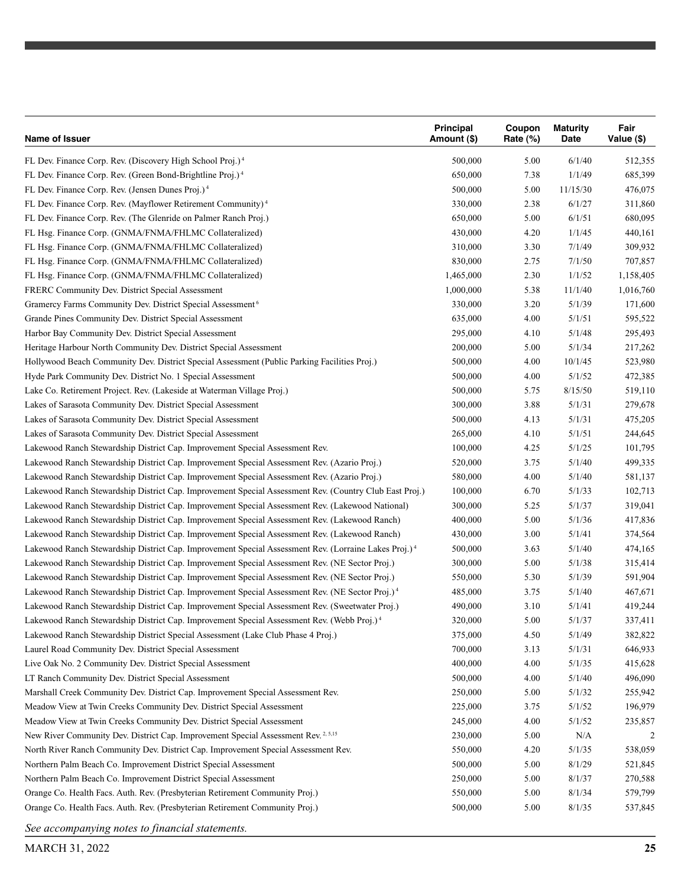| Name of Issuer | Principal Amount ($) | Coupon Rate (%) | Maturity Date | Fair Value ($) |
|---|---|---|---|---|
| FL Dev. Finance Corp. Rev. (Discovery High School Proj.)[4] | 500,000 | 5.00 | 6/1/40 | 512,355 |
| FL Dev. Finance Corp. Rev. (Green Bond-Brightline Proj.)[4] | 650,000 | 7.38 | 1/1/49 | 685,399 |
| FL Dev. Finance Corp. Rev. (Jensen Dunes Proj.)[4] | 500,000 | 5.00 | 11/15/30 | 476,075 |
| FL Dev. Finance Corp. Rev. (Mayflower Retirement Community)[4] | 330,000 | 2.38 | 6/1/27 | 311,860 |
| FL Dev. Finance Corp. Rev. (The Glenride on Palmer Ranch Proj.) | 650,000 | 5.00 | 6/1/51 | 680,095 |
| FL Hsg. Finance Corp. (GNMA/FNMA/FHLMC Collateralized) | 430,000 | 4.20 | 1/1/45 | 440,161 |
| FL Hsg. Finance Corp. (GNMA/FNMA/FHLMC Collateralized) | 310,000 | 3.30 | 7/1/49 | 309,932 |
| FL Hsg. Finance Corp. (GNMA/FNMA/FHLMC Collateralized) | 830,000 | 2.75 | 7/1/50 | 707,857 |
| FL Hsg. Finance Corp. (GNMA/FNMA/FHLMC Collateralized) | 1,465,000 | 2.30 | 1/1/52 | 1,158,405 |
| FRERC Community Dev. District Special Assessment | 1,000,000 | 5.38 | 11/1/40 | 1,016,760 |
| Gramercy Farms Community Dev. District Special Assessment[6] | 330,000 | 3.20 | 5/1/39 | 171,600 |
| Grande Pines Community Dev. District Special Assessment | 635,000 | 4.00 | 5/1/51 | 595,522 |
| Harbor Bay Community Dev. District Special Assessment | 295,000 | 4.10 | 5/1/48 | 295,493 |
| Heritage Harbour North Community Dev. District Special Assessment | 200,000 | 5.00 | 5/1/34 | 217,262 |
| Hollywood Beach Community Dev. District Special Assessment (Public Parking Facilities Proj.) | 500,000 | 4.00 | 10/1/45 | 523,980 |
| Hyde Park Community Dev. District No. 1 Special Assessment | 500,000 | 4.00 | 5/1/52 | 472,385 |
| Lake Co. Retirement Project. Rev. (Lakeside at Waterman Village Proj.) | 500,000 | 5.75 | 8/15/50 | 519,110 |
| Lakes of Sarasota Community Dev. District Special Assessment | 300,000 | 3.88 | 5/1/31 | 279,678 |
| Lakes of Sarasota Community Dev. District Special Assessment | 500,000 | 4.13 | 5/1/31 | 475,205 |
| Lakes of Sarasota Community Dev. District Special Assessment | 265,000 | 4.10 | 5/1/51 | 244,645 |
| Lakewood Ranch Stewardship District Cap. Improvement Special Assessment Rev. | 100,000 | 4.25 | 5/1/25 | 101,795 |
| Lakewood Ranch Stewardship District Cap. Improvement Special Assessment Rev. (Azario Proj.) | 520,000 | 3.75 | 5/1/40 | 499,335 |
| Lakewood Ranch Stewardship District Cap. Improvement Special Assessment Rev. (Azario Proj.) | 580,000 | 4.00 | 5/1/40 | 581,137 |
| Lakewood Ranch Stewardship District Cap. Improvement Special Assessment Rev. (Country Club East Proj.) | 100,000 | 6.70 | 5/1/33 | 102,713 |
| Lakewood Ranch Stewardship District Cap. Improvement Special Assessment Rev. (Lakewood National) | 300,000 | 5.25 | 5/1/37 | 319,041 |
| Lakewood Ranch Stewardship District Cap. Improvement Special Assessment Rev. (Lakewood Ranch) | 400,000 | 5.00 | 5/1/36 | 417,836 |
| Lakewood Ranch Stewardship District Cap. Improvement Special Assessment Rev. (Lakewood Ranch) | 430,000 | 3.00 | 5/1/41 | 374,564 |
| Lakewood Ranch Stewardship District Cap. Improvement Special Assessment Rev. (Lorraine Lakes Proj.)[4] | 500,000 | 3.63 | 5/1/40 | 474,165 |
| Lakewood Ranch Stewardship District Cap. Improvement Special Assessment Rev. (NE Sector Proj.) | 300,000 | 5.00 | 5/1/38 | 315,414 |
| Lakewood Ranch Stewardship District Cap. Improvement Special Assessment Rev. (NE Sector Proj.) | 550,000 | 5.30 | 5/1/39 | 591,904 |
| Lakewood Ranch Stewardship District Cap. Improvement Special Assessment Rev. (NE Sector Proj.)[4] | 485,000 | 3.75 | 5/1/40 | 467,671 |
| Lakewood Ranch Stewardship District Cap. Improvement Special Assessment Rev. (Sweetwater Proj.) | 490,000 | 3.10 | 5/1/41 | 419,244 |
| Lakewood Ranch Stewardship District Cap. Improvement Special Assessment Rev. (Webb Proj.)[4] | 320,000 | 5.00 | 5/1/37 | 337,411 |
| Lakewood Ranch Stewardship District Special Assessment (Lake Club Phase 4 Proj.) | 375,000 | 4.50 | 5/1/49 | 382,822 |
| Laurel Road Community Dev. District Special Assessment | 700,000 | 3.13 | 5/1/31 | 646,933 |
| Live Oak No. 2 Community Dev. District Special Assessment | 400,000 | 4.00 | 5/1/35 | 415,628 |
| LT Ranch Community Dev. District Special Assessment | 500,000 | 4.00 | 5/1/40 | 496,090 |
| Marshall Creek Community Dev. District Cap. Improvement Special Assessment Rev. | 250,000 | 5.00 | 5/1/32 | 255,942 |
| Meadow View at Twin Creeks Community Dev. District Special Assessment | 225,000 | 3.75 | 5/1/52 | 196,979 |
| Meadow View at Twin Creeks Community Dev. District Special Assessment | 245,000 | 4.00 | 5/1/52 | 235,857 |
| New River Community Dev. District Cap. Improvement Special Assessment Rev.[2,5,15] | 230,000 | 5.00 | N/A | 2 |
| North River Ranch Community Dev. District Cap. Improvement Special Assessment Rev. | 550,000 | 4.20 | 5/1/35 | 538,059 |
| Northern Palm Beach Co. Improvement District Special Assessment | 500,000 | 5.00 | 8/1/29 | 521,845 |
| Northern Palm Beach Co. Improvement District Special Assessment | 250,000 | 5.00 | 8/1/37 | 270,588 |
| Orange Co. Health Facs. Auth. Rev. (Presbyterian Retirement Community Proj.) | 550,000 | 5.00 | 8/1/34 | 579,799 |
| Orange Co. Health Facs. Auth. Rev. (Presbyterian Retirement Community Proj.) | 500,000 | 5.00 | 8/1/35 | 537,845 |

*See accompanying notes to financial statements.*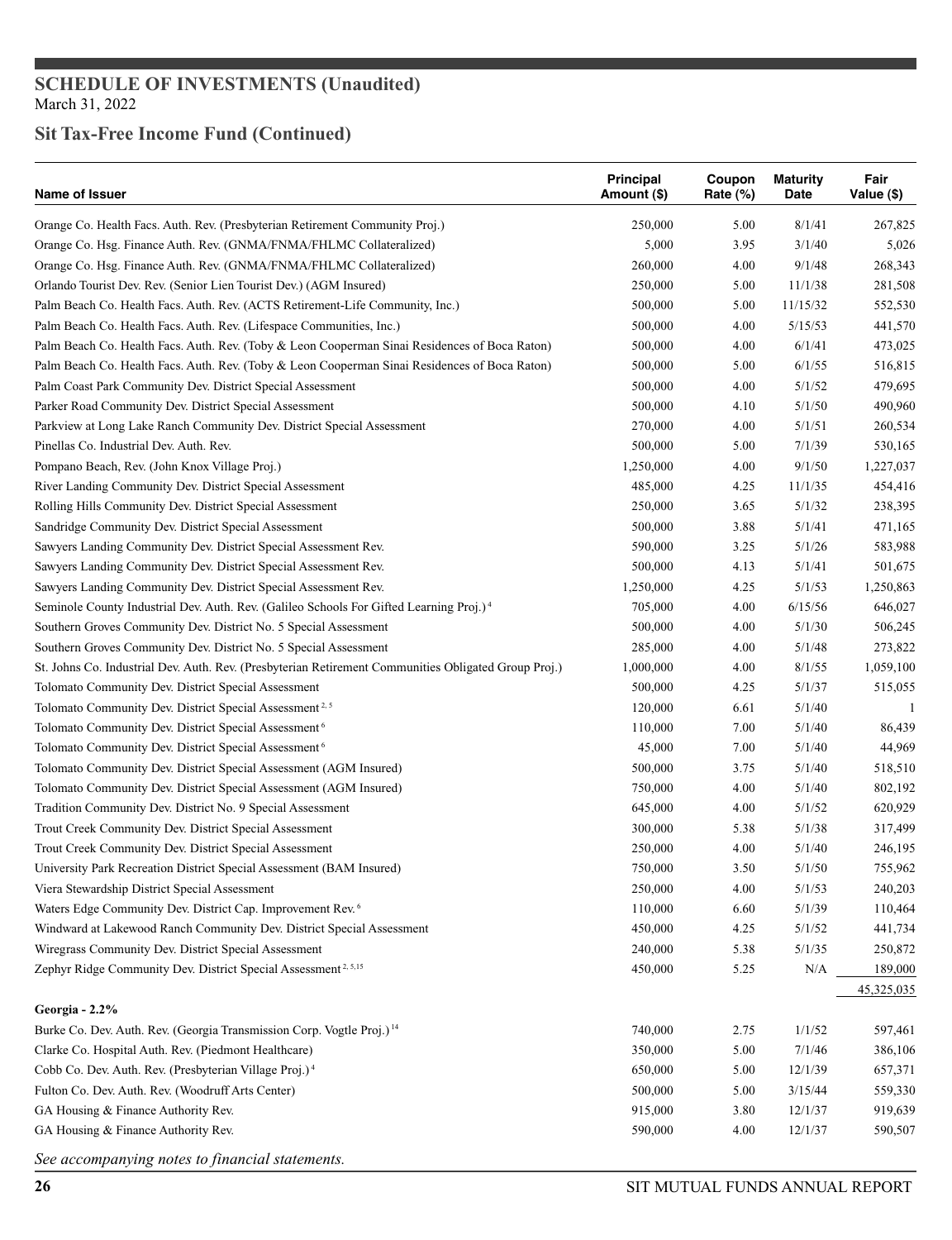## SCHEDULE OF INVESTMENTS (Unaudited)
March 31, 2022

## Sit Tax-Free Income Fund (Continued)

| Name of Issuer | Principal Amount ($) | Coupon Rate (%) | Maturity Date | Fair Value ($) |
|---|---|---|---|---|
| Orange Co. Health Facs. Auth. Rev. (Presbyterian Retirement Community Proj.) | 250,000 | 5.00 | 8/1/41 | 267,825 |
| Orange Co. Hsg. Finance Auth. Rev. (GNMA/FNMA/FHLMC Collateralized) | 5,000 | 3.95 | 3/1/40 | 5,026 |
| Orange Co. Hsg. Finance Auth. Rev. (GNMA/FNMA/FHLMC Collateralized) | 260,000 | 4.00 | 9/1/48 | 268,343 |
| Orlando Tourist Dev. Rev. (Senior Lien Tourist Dev.) (AGM Insured) | 250,000 | 5.00 | 11/1/38 | 281,508 |
| Palm Beach Co. Health Facs. Auth. Rev. (ACTS Retirement-Life Community, Inc.) | 500,000 | 5.00 | 11/15/32 | 552,530 |
| Palm Beach Co. Health Facs. Auth. Rev. (Lifespace Communities, Inc.) | 500,000 | 4.00 | 5/15/53 | 441,570 |
| Palm Beach Co. Health Facs. Auth. Rev. (Toby & Leon Cooperman Sinai Residences of Boca Raton) | 500,000 | 4.00 | 6/1/41 | 473,025 |
| Palm Beach Co. Health Facs. Auth. Rev. (Toby & Leon Cooperman Sinai Residences of Boca Raton) | 500,000 | 5.00 | 6/1/55 | 516,815 |
| Palm Coast Park Community Dev. District Special Assessment | 500,000 | 4.00 | 5/1/52 | 479,695 |
| Parker Road Community Dev. District Special Assessment | 500,000 | 4.10 | 5/1/50 | 490,960 |
| Parkview at Long Lake Ranch Community Dev. District Special Assessment | 270,000 | 4.00 | 5/1/51 | 260,534 |
| Pinellas Co. Industrial Dev. Auth. Rev. | 500,000 | 5.00 | 7/1/39 | 530,165 |
| Pompano Beach, Rev. (John Knox Village Proj.) | 1,250,000 | 4.00 | 9/1/50 | 1,227,037 |
| River Landing Community Dev. District Special Assessment | 485,000 | 4.25 | 11/1/35 | 454,416 |
| Rolling Hills Community Dev. District Special Assessment | 250,000 | 3.65 | 5/1/32 | 238,395 |
| Sandridge Community Dev. District Special Assessment | 500,000 | 3.88 | 5/1/41 | 471,165 |
| Sawyers Landing Community Dev. District Special Assessment Rev. | 590,000 | 3.25 | 5/1/26 | 583,988 |
| Sawyers Landing Community Dev. District Special Assessment Rev. | 500,000 | 4.13 | 5/1/41 | 501,675 |
| Sawyers Landing Community Dev. District Special Assessment Rev. | 1,250,000 | 4.25 | 5/1/53 | 1,250,863 |
| Seminole County Industrial Dev. Auth. Rev. (Galileo Schools For Gifted Learning Proj.) [4] | 705,000 | 4.00 | 6/15/56 | 646,027 |
| Southern Groves Community Dev. District No. 5 Special Assessment | 500,000 | 4.00 | 5/1/30 | 506,245 |
| Southern Groves Community Dev. District No. 5 Special Assessment | 285,000 | 4.00 | 5/1/48 | 273,822 |
| St. Johns Co. Industrial Dev. Auth. Rev. (Presbyterian Retirement Communities Obligated Group Proj.) | 1,000,000 | 4.00 | 8/1/55 | 1,059,100 |
| Tolomato Community Dev. District Special Assessment | 500,000 | 4.25 | 5/1/37 | 515,055 |
| Tolomato Community Dev. District Special Assessment [2, 5] | 120,000 | 6.61 | 5/1/40 | 1 |
| Tolomato Community Dev. District Special Assessment [6] | 110,000 | 7.00 | 5/1/40 | 86,439 |
| Tolomato Community Dev. District Special Assessment [6] | 45,000 | 7.00 | 5/1/40 | 44,969 |
| Tolomato Community Dev. District Special Assessment (AGM Insured) | 500,000 | 3.75 | 5/1/40 | 518,510 |
| Tolomato Community Dev. District Special Assessment (AGM Insured) | 750,000 | 4.00 | 5/1/40 | 802,192 |
| Tradition Community Dev. District No. 9 Special Assessment | 645,000 | 4.00 | 5/1/52 | 620,929 |
| Trout Creek Community Dev. District Special Assessment | 300,000 | 5.38 | 5/1/38 | 317,499 |
| Trout Creek Community Dev. District Special Assessment | 250,000 | 4.00 | 5/1/40 | 246,195 |
| University Park Recreation District Special Assessment (BAM Insured) | 750,000 | 3.50 | 5/1/50 | 755,962 |
| Viera Stewardship District Special Assessment | 250,000 | 4.00 | 5/1/53 | 240,203 |
| Waters Edge Community Dev. District Cap. Improvement Rev. [6] | 110,000 | 6.60 | 5/1/39 | 110,464 |
| Windward at Lakewood Ranch Community Dev. District Special Assessment | 450,000 | 4.25 | 5/1/52 | 441,734 |
| Wiregrass Community Dev. District Special Assessment | 240,000 | 5.38 | 5/1/35 | 250,872 |
| Zephyr Ridge Community Dev. District Special Assessment [2, 5,15] | 450,000 | 5.25 | N/A | 189,000 |
| | | | | 45,325,035 |
| **Georgia - 2.2%** | | | | |
| Burke Co. Dev. Auth. Rev. (Georgia Transmission Corp. Vogtle Proj.) [14] | 740,000 | 2.75 | 1/1/52 | 597,461 |
| Clarke Co. Hospital Auth. Rev. (Piedmont Healthcare) | 350,000 | 5.00 | 7/1/46 | 386,106 |
| Cobb Co. Dev. Auth. Rev. (Presbyterian Village Proj.) [4] | 650,000 | 5.00 | 12/1/39 | 657,371 |
| Fulton Co. Dev. Auth. Rev. (Woodruff Arts Center) | 500,000 | 5.00 | 3/15/44 | 559,330 |
| GA Housing & Finance Authority Rev. | 915,000 | 3.80 | 12/1/37 | 919,639 |
| GA Housing & Finance Authority Rev. | 590,000 | 4.00 | 12/1/37 | 590,507 |

*See accompanying notes to financial statements.*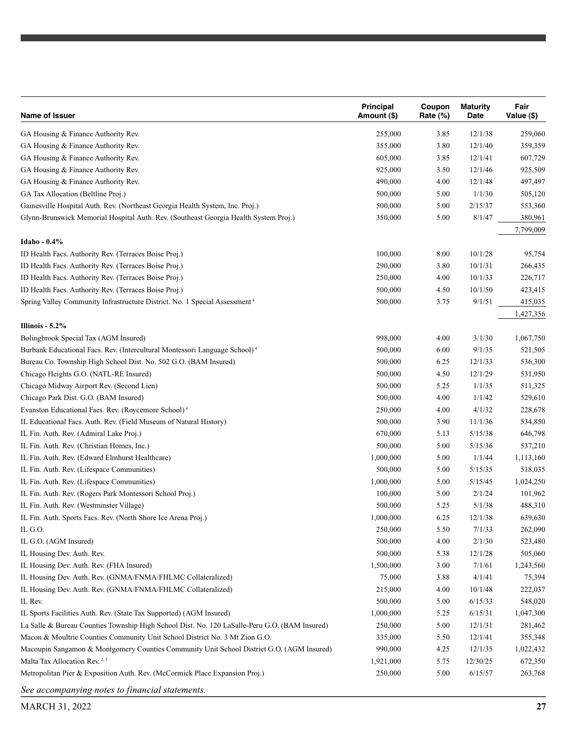| Name of Issuer | Principal Amount ($) | Coupon Rate (%) | Maturity Date | Fair Value ($) |
|---|---|---|---|---|
| GA Housing & Finance Authority Rev. | 255,000 | 3.85 | 12/1/38 | 259,060 |
| GA Housing & Finance Authority Rev. | 355,000 | 3.80 | 12/1/40 | 359,359 |
| GA Housing & Finance Authority Rev. | 605,000 | 3.85 | 12/1/41 | 607,729 |
| GA Housing & Finance Authority Rev. | 925,000 | 3.50 | 12/1/46 | 925,509 |
| GA Housing & Finance Authority Rev. | 490,000 | 4.00 | 12/1/48 | 497,497 |
| GA Tax Allocation (Beltline Proj.) | 500,000 | 5.00 | 1/1/30 | 505,120 |
| Gainesville Hospital Auth. Rev. (Northeast Georgia Health System, Inc. Proj.) | 500,000 | 5.00 | 2/15/37 | 553,360 |
| Glynn-Brunswick Memorial Hospital Auth. Rev. (Southeast Georgia Health System Proj.) | 350,000 | 5.00 | 8/1/47 | 380,961 |
| | | | | 7,799,009 |
| **Idaho - 0.4%** | | | | |
| ID Health Facs. Authority Rev. (Terraces Boise Proj.) | 100,000 | 8.00 | 10/1/28 | 95,754 |
| ID Health Facs. Authority Rev. (Terraces Boise Proj.) | 290,000 | 3.80 | 10/1/31 | 266,435 |
| ID Health Facs. Authority Rev. (Terraces Boise Proj.) | 250,000 | 4.00 | 10/1/33 | 226,717 |
| ID Health Facs. Authority Rev. (Terraces Boise Proj.) | 500,000 | 4.50 | 10/1/50 | 423,415 |
| Spring Valley Community Infrastructure District. No. 1 Special Assessment [4] | 500,000 | 3.75 | 9/1/51 | 415,035 |
| | | | | 1,427,356 |
| **Illinois - 5.2%** | | | | |
| Bolingbrook Special Tax (AGM Insured) | 998,000 | 4.00 | 3/1/30 | 1,067,750 |
| Burbank Educational Facs. Rev. (Intercultural Montessori Language School) [4] | 500,000 | 6.00 | 9/1/35 | 521,505 |
| Bureau Co. Township High School Dist. No. 502 G.O. (BAM Insured) | 500,000 | 6.25 | 12/1/33 | 536,300 |
| Chicago Heights G.O. (NATL-RE Insured) | 500,000 | 4.50 | 12/1/29 | 531,950 |
| Chicago Midway Airport Rev. (Second Lien) | 500,000 | 5.25 | 1/1/35 | 511,325 |
| Chicago Park Dist. G.O. (BAM Insured) | 500,000 | 4.00 | 1/1/42 | 529,610 |
| Evanston Educational Facs. Rev. (Roycemore School) [4] | 250,000 | 4.00 | 4/1/32 | 228,678 |
| IL Educational Facs. Auth. Rev. (Field Museum of Natural History) | 500,000 | 3.90 | 11/1/36 | 534,850 |
| IL Fin. Auth. Rev. (Admiral Lake Proj.) | 670,000 | 5.13 | 5/15/38 | 646,798 |
| IL Fin. Auth. Rev. (Christian Homes, Inc.) | 500,000 | 5.00 | 5/15/36 | 537,210 |
| IL Fin. Auth. Rev. (Edward Elmhurst Healthcare) | 1,000,000 | 5.00 | 1/1/44 | 1,113,160 |
| IL Fin. Auth. Rev. (Lifespace Communities) | 500,000 | 5.00 | 5/15/35 | 518,035 |
| IL Fin. Auth. Rev. (Lifespace Communities) | 1,000,000 | 5.00 | 5/15/45 | 1,024,250 |
| IL Fin. Auth. Rev. (Rogers Park Montessori School Proj.) | 100,000 | 5.00 | 2/1/24 | 101,962 |
| IL Fin. Auth. Rev. (Westminster Village) | 500,000 | 5.25 | 5/1/38 | 488,310 |
| IL Fin. Auth. Sports Facs. Rev. (North Shore Ice Arena Proj.) | 1,000,000 | 6.25 | 12/1/38 | 639,630 |
| IL G.O. | 250,000 | 5.50 | 7/1/33 | 262,090 |
| IL G.O. (AGM Insured) | 500,000 | 4.00 | 2/1/30 | 523,480 |
| IL Housing Dev. Auth. Rev. | 500,000 | 5.38 | 12/1/28 | 505,060 |
| IL Housing Dev. Auth. Rev. (FHA Insured) | 1,500,000 | 3.00 | 7/1/61 | 1,243,560 |
| IL Housing Dev. Auth. Rev. (GNMA/FNMA/FHLMC Collateralized) | 75,000 | 3.88 | 4/1/41 | 75,394 |
| IL Housing Dev. Auth. Rev. (GNMA/FNMA/FHLMC Collateralized) | 215,000 | 4.00 | 10/1/48 | 222,037 |
| IL Rev. | 500,000 | 5.00 | 6/15/33 | 548,020 |
| IL Sports Facilities Auth. Rev. (State Tax Supported) (AGM Insured) | 1,000,000 | 5.25 | 6/15/31 | 1,047,300 |
| La Salle & Bureau Counties Township High School Dist. No. 120 LaSalle-Peru G.O. (BAM Insured) | 250,000 | 5.00 | 12/1/31 | 281,462 |
| Macon & Moultrie Counties Community Unit School District No. 3 Mt Zion G.O. | 335,000 | 5.50 | 12/1/41 | 355,348 |
| Macoupin Sangamon & Montgomery Counties Community Unit School District G.O. (AGM Insured) | 990,000 | 4.25 | 12/1/35 | 1,022,432 |
| Malta Tax Allocation Rev. [2, 5] | 1,921,000 | 5.75 | 12/30/25 | 672,350 |
| Metropolitan Pier & Exposition Auth. Rev. (McCormick Place Expansion Proj.) | 250,000 | 5.00 | 6/15/57 | 263,768 |

*See accompanying notes to financial statements.*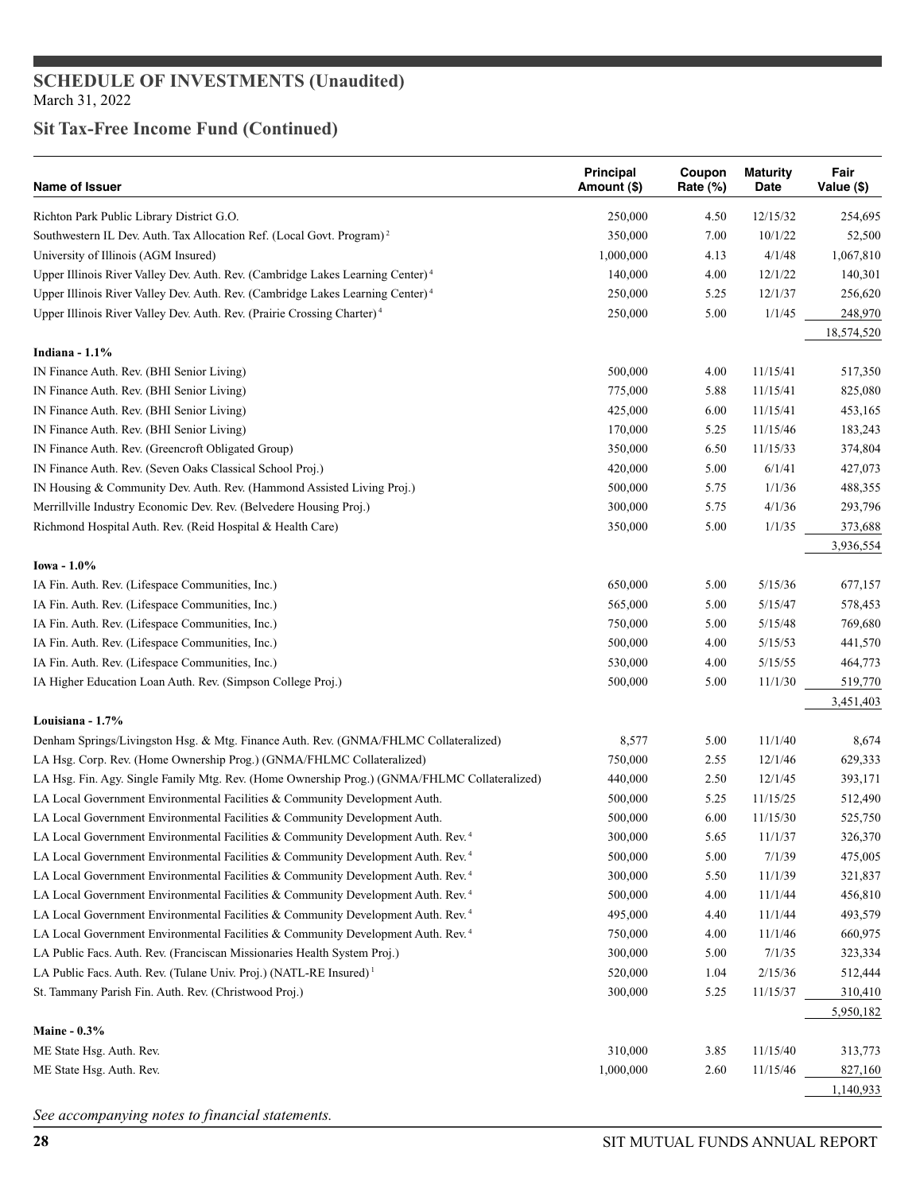## SCHEDULE OF INVESTMENTS (Unaudited)
March 31, 2022

## Sit Tax-Free Income Fund (Continued)

| Name of Issuer | Principal Amount ($) | Coupon Rate (%) | Maturity Date | Fair Value ($) |
|---|---|---|---|---|
| Richton Park Public Library District G.O. | 250,000 | 4.50 | 12/15/32 | 254,695 |
| Southwestern IL Dev. Auth. Tax Allocation Ref. (Local Govt. Program) [2] | 350,000 | 7.00 | 10/1/22 | 52,500 |
| University of Illinois (AGM Insured) | 1,000,000 | 4.13 | 4/1/48 | 1,067,810 |
| Upper Illinois River Valley Dev. Auth. Rev. (Cambridge Lakes Learning Center) [4] | 140,000 | 4.00 | 12/1/22 | 140,301 |
| Upper Illinois River Valley Dev. Auth. Rev. (Cambridge Lakes Learning Center) [4] | 250,000 | 5.25 | 12/1/37 | 256,620 |
| Upper Illinois River Valley Dev. Auth. Rev. (Prairie Crossing Charter) [4] | 250,000 | 5.00 | 1/1/45 | 248,970 |
| | | | | 18,574,520 |
| **Indiana - 1.1%** | | | | |
| IN Finance Auth. Rev. (BHI Senior Living) | 500,000 | 4.00 | 11/15/41 | 517,350 |
| IN Finance Auth. Rev. (BHI Senior Living) | 775,000 | 5.88 | 11/15/41 | 825,080 |
| IN Finance Auth. Rev. (BHI Senior Living) | 425,000 | 6.00 | 11/15/41 | 453,165 |
| IN Finance Auth. Rev. (BHI Senior Living) | 170,000 | 5.25 | 11/15/46 | 183,243 |
| IN Finance Auth. Rev. (Greencroft Obligated Group) | 350,000 | 6.50 | 11/15/33 | 374,804 |
| IN Finance Auth. Rev. (Seven Oaks Classical School Proj.) | 420,000 | 5.00 | 6/1/41 | 427,073 |
| IN Housing & Community Dev. Auth. Rev. (Hammond Assisted Living Proj.) | 500,000 | 5.75 | 1/1/36 | 488,355 |
| Merrillville Industry Economic Dev. Rev. (Belvedere Housing Proj.) | 300,000 | 5.75 | 4/1/36 | 293,796 |
| Richmond Hospital Auth. Rev. (Reid Hospital & Health Care) | 350,000 | 5.00 | 1/1/35 | 373,688 |
| | | | | 3,936,554 |
| **Iowa - 1.0%** | | | | |
| IA Fin. Auth. Rev. (Lifespace Communities, Inc.) | 650,000 | 5.00 | 5/15/36 | 677,157 |
| IA Fin. Auth. Rev. (Lifespace Communities, Inc.) | 565,000 | 5.00 | 5/15/47 | 578,453 |
| IA Fin. Auth. Rev. (Lifespace Communities, Inc.) | 750,000 | 5.00 | 5/15/48 | 769,680 |
| IA Fin. Auth. Rev. (Lifespace Communities, Inc.) | 500,000 | 4.00 | 5/15/53 | 441,570 |
| IA Fin. Auth. Rev. (Lifespace Communities, Inc.) | 530,000 | 4.00 | 5/15/55 | 464,773 |
| IA Higher Education Loan Auth. Rev. (Simpson College Proj.) | 500,000 | 5.00 | 11/1/30 | 519,770 |
| | | | | 3,451,403 |
| **Louisiana - 1.7%** | | | | |
| Denham Springs/Livingston Hsg. & Mtg. Finance Auth. Rev. (GNMA/FHLMC Collateralized) | 8,577 | 5.00 | 11/1/40 | 8,674 |
| LA Hsg. Corp. Rev. (Home Ownership Prog.) (GNMA/FHLMC Collateralized) | 750,000 | 2.55 | 12/1/46 | 629,333 |
| LA Hsg. Fin. Agy. Single Family Mtg. Rev. (Home Ownership Prog.) (GNMA/FHLMC Collateralized) | 440,000 | 2.50 | 12/1/45 | 393,171 |
| LA Local Government Environmental Facilities & Community Development Auth. | 500,000 | 5.25 | 11/15/25 | 512,490 |
| LA Local Government Environmental Facilities & Community Development Auth. | 500,000 | 6.00 | 11/15/30 | 525,750 |
| LA Local Government Environmental Facilities & Community Development Auth. Rev. [4] | 300,000 | 5.65 | 11/1/37 | 326,370 |
| LA Local Government Environmental Facilities & Community Development Auth. Rev. [4] | 500,000 | 5.00 | 7/1/39 | 475,005 |
| LA Local Government Environmental Facilities & Community Development Auth. Rev. [4] | 300,000 | 5.50 | 11/1/39 | 321,837 |
| LA Local Government Environmental Facilities & Community Development Auth. Rev. [4] | 500,000 | 4.00 | 11/1/44 | 456,810 |
| LA Local Government Environmental Facilities & Community Development Auth. Rev. [4] | 495,000 | 4.40 | 11/1/44 | 493,579 |
| LA Local Government Environmental Facilities & Community Development Auth. Rev. [4] | 750,000 | 4.00 | 11/1/46 | 660,975 |
| LA Public Facs. Auth. Rev. (Franciscan Missionaries Health System Proj.) | 300,000 | 5.00 | 7/1/35 | 323,334 |
| LA Public Facs. Auth. Rev. (Tulane Univ. Proj.) (NATL-RE Insured) [1] | 520,000 | 1.04 | 2/15/36 | 512,444 |
| St. Tammany Parish Fin. Auth. Rev. (Christwood Proj.) | 300,000 | 5.25 | 11/15/37 | 310,410 |
| | | | | 5,950,182 |
| **Maine - 0.3%** | | | | |
| ME State Hsg. Auth. Rev. | 310,000 | 3.85 | 11/15/40 | 313,773 |
| ME State Hsg. Auth. Rev. | 1,000,000 | 2.60 | 11/15/46 | 827,160 |
| | | | | 1,140,933 |

*See accompanying notes to financial statements.*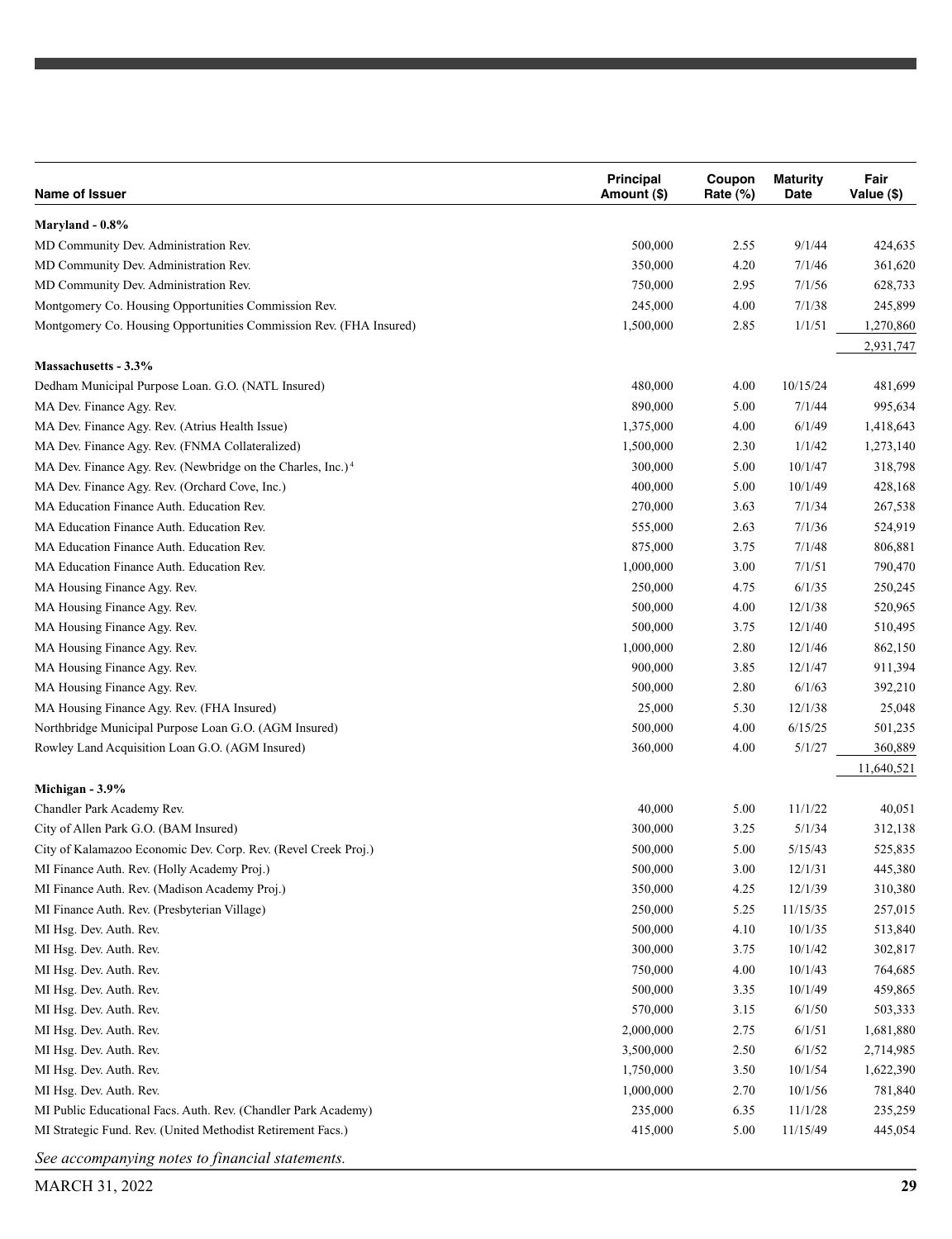| Name of Issuer | Principal Amount ($) | Coupon Rate (%) | Maturity Date | Fair Value ($) |
|---|---|---|---|---|
| **Maryland - 0.8%** | | | | |
| MD Community Dev. Administration Rev. | 500,000 | 2.55 | 9/1/44 | 424,635 |
| MD Community Dev. Administration Rev. | 350,000 | 4.20 | 7/1/46 | 361,620 |
| MD Community Dev. Administration Rev. | 750,000 | 2.95 | 7/1/56 | 628,733 |
| Montgomery Co. Housing Opportunities Commission Rev. | 245,000 | 4.00 | 7/1/38 | 245,899 |
| Montgomery Co. Housing Opportunities Commission Rev. (FHA Insured) | 1,500,000 | 2.85 | 1/1/51 | 1,270,860 |
| | | | | 2,931,747 |
| **Massachusetts - 3.3%** | | | | |
| Dedham Municipal Purpose Loan. G.O. (NATL Insured) | 480,000 | 4.00 | 10/15/24 | 481,699 |
| MA Dev. Finance Agy. Rev. | 890,000 | 5.00 | 7/1/44 | 995,634 |
| MA Dev. Finance Agy. Rev. (Atrius Health Issue) | 1,375,000 | 4.00 | 6/1/49 | 1,418,643 |
| MA Dev. Finance Agy. Rev. (FNMA Collateralized) | 1,500,000 | 2.30 | 1/1/42 | 1,273,140 |
| MA Dev. Finance Agy. Rev. (Newbridge on the Charles, Inc.)[4] | 300,000 | 5.00 | 10/1/47 | 318,798 |
| MA Dev. Finance Agy. Rev. (Orchard Cove, Inc.) | 400,000 | 5.00 | 10/1/49 | 428,168 |
| MA Education Finance Auth. Education Rev. | 270,000 | 3.63 | 7/1/34 | 267,538 |
| MA Education Finance Auth. Education Rev. | 555,000 | 2.63 | 7/1/36 | 524,919 |
| MA Education Finance Auth. Education Rev. | 875,000 | 3.75 | 7/1/48 | 806,881 |
| MA Education Finance Auth. Education Rev. | 1,000,000 | 3.00 | 7/1/51 | 790,470 |
| MA Housing Finance Agy. Rev. | 250,000 | 4.75 | 6/1/35 | 250,245 |
| MA Housing Finance Agy. Rev. | 500,000 | 4.00 | 12/1/38 | 520,965 |
| MA Housing Finance Agy. Rev. | 500,000 | 3.75 | 12/1/40 | 510,495 |
| MA Housing Finance Agy. Rev. | 1,000,000 | 2.80 | 12/1/46 | 862,150 |
| MA Housing Finance Agy. Rev. | 900,000 | 3.85 | 12/1/47 | 911,394 |
| MA Housing Finance Agy. Rev. | 500,000 | 2.80 | 6/1/63 | 392,210 |
| MA Housing Finance Agy. Rev. (FHA Insured) | 25,000 | 5.30 | 12/1/38 | 25,048 |
| Northbridge Municipal Purpose Loan G.O. (AGM Insured) | 500,000 | 4.00 | 6/15/25 | 501,235 |
| Rowley Land Acquisition Loan G.O. (AGM Insured) | 360,000 | 4.00 | 5/1/27 | 360,889 |
| | | | | 11,640,521 |
| **Michigan - 3.9%** | | | | |
| Chandler Park Academy Rev. | 40,000 | 5.00 | 11/1/22 | 40,051 |
| City of Allen Park G.O. (BAM Insured) | 300,000 | 3.25 | 5/1/34 | 312,138 |
| City of Kalamazoo Economic Dev. Corp. Rev. (Revel Creek Proj.) | 500,000 | 5.00 | 5/15/43 | 525,835 |
| MI Finance Auth. Rev. (Holly Academy Proj.) | 500,000 | 3.00 | 12/1/31 | 445,380 |
| MI Finance Auth. Rev. (Madison Academy Proj.) | 350,000 | 4.25 | 12/1/39 | 310,380 |
| MI Finance Auth. Rev. (Presbyterian Village) | 250,000 | 5.25 | 11/15/35 | 257,015 |
| MI Hsg. Dev. Auth. Rev. | 500,000 | 4.10 | 10/1/35 | 513,840 |
| MI Hsg. Dev. Auth. Rev. | 300,000 | 3.75 | 10/1/42 | 302,817 |
| MI Hsg. Dev. Auth. Rev. | 750,000 | 4.00 | 10/1/43 | 764,685 |
| MI Hsg. Dev. Auth. Rev. | 500,000 | 3.35 | 10/1/49 | 459,865 |
| MI Hsg. Dev. Auth. Rev. | 570,000 | 3.15 | 6/1/50 | 503,333 |
| MI Hsg. Dev. Auth. Rev. | 2,000,000 | 2.75 | 6/1/51 | 1,681,880 |
| MI Hsg. Dev. Auth. Rev. | 3,500,000 | 2.50 | 6/1/52 | 2,714,985 |
| MI Hsg. Dev. Auth. Rev. | 1,750,000 | 3.50 | 10/1/54 | 1,622,390 |
| MI Hsg. Dev. Auth. Rev. | 1,000,000 | 2.70 | 10/1/56 | 781,840 |
| MI Public Educational Facs. Auth. Rev. (Chandler Park Academy) | 235,000 | 6.35 | 11/1/28 | 235,259 |
| MI Strategic Fund. Rev. (United Methodist Retirement Facs.) | 415,000 | 5.00 | 11/15/49 | 445,054 |

*See accompanying notes to financial statements.*

MARCH 31, 2022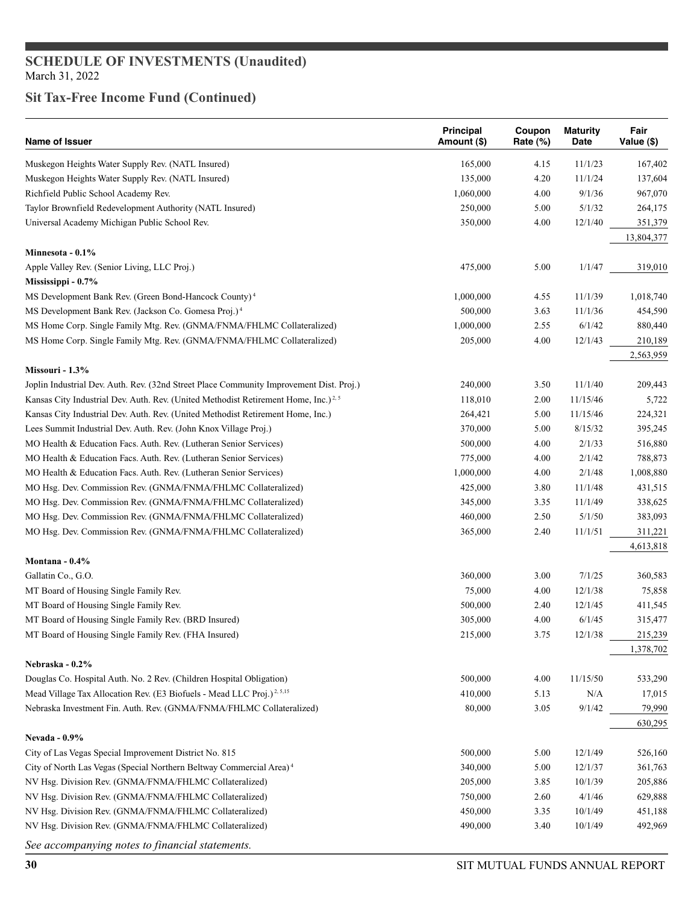# SCHEDULE OF INVESTMENTS (Unaudited)

March 31, 2022

## Sit Tax-Free Income Fund (Continued)

| Name of Issuer | Principal Amount ($) | Coupon Rate (%) | Maturity Date | Fair Value ($) |
|---|---|---|---|---|
| Muskegon Heights Water Supply Rev. (NATL Insured) | 165,000 | 4.15 | 11/1/23 | 167,402 |
| Muskegon Heights Water Supply Rev. (NATL Insured) | 135,000 | 4.20 | 11/1/24 | 137,604 |
| Richfield Public School Academy Rev. | 1,060,000 | 4.00 | 9/1/36 | 967,070 |
| Taylor Brownfield Redevelopment Authority (NATL Insured) | 250,000 | 5.00 | 5/1/32 | 264,175 |
| Universal Academy Michigan Public School Rev. | 350,000 | 4.00 | 12/1/40 | 351,379 |
| | | | | 13,804,377 |
| **Minnesota - 0.1%** | | | | |
| Apple Valley Rev. (Senior Living, LLC Proj.) | 475,000 | 5.00 | 1/1/47 | 319,010 |
| **Mississippi - 0.7%** | | | | |
| MS Development Bank Rev. (Green Bond-Hancock County)[4] | 1,000,000 | 4.55 | 11/1/39 | 1,018,740 |
| MS Development Bank Rev. (Jackson Co. Gomesa Proj.)[4] | 500,000 | 3.63 | 11/1/36 | 454,590 |
| MS Home Corp. Single Family Mtg. Rev. (GNMA/FNMA/FHLMC Collateralized) | 1,000,000 | 2.55 | 6/1/42 | 880,440 |
| MS Home Corp. Single Family Mtg. Rev. (GNMA/FNMA/FHLMC Collateralized) | 205,000 | 4.00 | 12/1/43 | 210,189 |
| | | | | 2,563,959 |
| **Missouri - 1.3%** | | | | |
| Joplin Industrial Dev. Auth. Rev. (32nd Street Place Community Improvement Dist. Proj.) | 240,000 | 3.50 | 11/1/40 | 209,443 |
| Kansas City Industrial Dev. Auth. Rev. (United Methodist Retirement Home, Inc.)[2, 5] | 118,010 | 2.00 | 11/15/46 | 5,722 |
| Kansas City Industrial Dev. Auth. Rev. (United Methodist Retirement Home, Inc.) | 264,421 | 5.00 | 11/15/46 | 224,321 |
| Lees Summit Industrial Dev. Auth. Rev. (John Knox Village Proj.) | 370,000 | 5.00 | 8/15/32 | 395,245 |
| MO Health & Education Facs. Auth. Rev. (Lutheran Senior Services) | 500,000 | 4.00 | 2/1/33 | 516,880 |
| MO Health & Education Facs. Auth. Rev. (Lutheran Senior Services) | 775,000 | 4.00 | 2/1/42 | 788,873 |
| MO Health & Education Facs. Auth. Rev. (Lutheran Senior Services) | 1,000,000 | 4.00 | 2/1/48 | 1,008,880 |
| MO Hsg. Dev. Commission Rev. (GNMA/FNMA/FHLMC Collateralized) | 425,000 | 3.80 | 11/1/48 | 431,515 |
| MO Hsg. Dev. Commission Rev. (GNMA/FNMA/FHLMC Collateralized) | 345,000 | 3.35 | 11/1/49 | 338,625 |
| MO Hsg. Dev. Commission Rev. (GNMA/FNMA/FHLMC Collateralized) | 460,000 | 2.50 | 5/1/50 | 383,093 |
| MO Hsg. Dev. Commission Rev. (GNMA/FNMA/FHLMC Collateralized) | 365,000 | 2.40 | 11/1/51 | 311,221 |
| | | | | 4,613,818 |
| **Montana - 0.4%** | | | | |
| Gallatin Co., G.O. | 360,000 | 3.00 | 7/1/25 | 360,583 |
| MT Board of Housing Single Family Rev. | 75,000 | 4.00 | 12/1/38 | 75,858 |
| MT Board of Housing Single Family Rev. | 500,000 | 2.40 | 12/1/45 | 411,545 |
| MT Board of Housing Single Family Rev. (BRD Insured) | 305,000 | 4.00 | 6/1/45 | 315,477 |
| MT Board of Housing Single Family Rev. (FHA Insured) | 215,000 | 3.75 | 12/1/38 | 215,239 |
| | | | | 1,378,702 |
| **Nebraska - 0.2%** | | | | |
| Douglas Co. Hospital Auth. No. 2 Rev. (Children Hospital Obligation) | 500,000 | 4.00 | 11/15/50 | 533,290 |
| Mead Village Tax Allocation Rev. (E3 Biofuels - Mead LLC Proj.)[2, 5,15] | 410,000 | 5.13 | N/A | 17,015 |
| Nebraska Investment Fin. Auth. Rev. (GNMA/FNMA/FHLMC Collateralized) | 80,000 | 3.05 | 9/1/42 | 79,990 |
| | | | | 630,295 |
| **Nevada - 0.9%** | | | | |
| City of Las Vegas Special Improvement District No. 815 | 500,000 | 5.00 | 12/1/49 | 526,160 |
| City of North Las Vegas (Special Northern Beltway Commercial Area)[4] | 340,000 | 5.00 | 12/1/37 | 361,763 |
| NV Hsg. Division Rev. (GNMA/FNMA/FHLMC Collateralized) | 205,000 | 3.85 | 10/1/39 | 205,886 |
| NV Hsg. Division Rev. (GNMA/FNMA/FHLMC Collateralized) | 750,000 | 2.60 | 4/1/46 | 629,888 |
| NV Hsg. Division Rev. (GNMA/FNMA/FHLMC Collateralized) | 450,000 | 3.35 | 10/1/49 | 451,188 |
| NV Hsg. Division Rev. (GNMA/FNMA/FHLMC Collateralized) | 490,000 | 3.40 | 10/1/49 | 492,969 |

*See accompanying notes to financial statements.*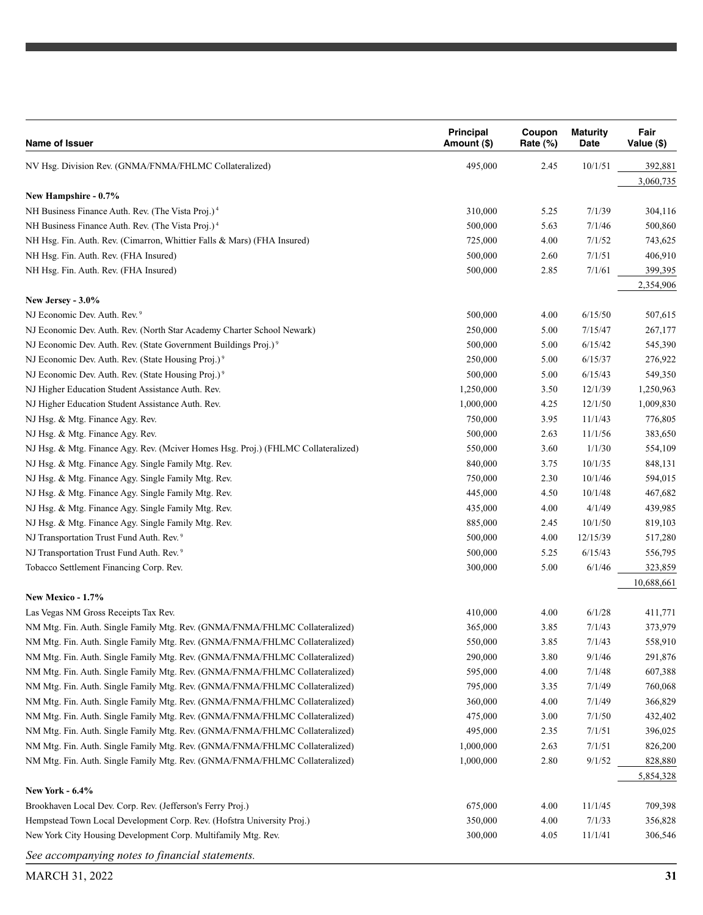| Name of Issuer | Principal Amount ($) | Coupon Rate (%) | Maturity Date | Fair Value ($) |
|---|---|---|---|---|
| NV Hsg. Division Rev. (GNMA/FNMA/FHLMC Collateralized) | 495,000 | 2.45 | 10/1/51 | 392,881 |
| | | | | 3,060,735 |
| **New Hampshire - 0.7%** | | | | |
| NH Business Finance Auth. Rev. (The Vista Proj.)[4] | 310,000 | 5.25 | 7/1/39 | 304,116 |
| NH Business Finance Auth. Rev. (The Vista Proj.)[4] | 500,000 | 5.63 | 7/1/46 | 500,860 |
| NH Hsg. Fin. Auth. Rev. (Cimarron, Whittier Falls & Mars) (FHA Insured) | 725,000 | 4.00 | 7/1/52 | 743,625 |
| NH Hsg. Fin. Auth. Rev. (FHA Insured) | 500,000 | 2.60 | 7/1/51 | 406,910 |
| NH Hsg. Fin. Auth. Rev. (FHA Insured) | 500,000 | 2.85 | 7/1/61 | 399,395 |
| | | | | 2,354,906 |
| **New Jersey - 3.0%** | | | | |
| NJ Economic Dev. Auth. Rev.[9] | 500,000 | 4.00 | 6/15/50 | 507,615 |
| NJ Economic Dev. Auth. Rev. (North Star Academy Charter School Newark) | 250,000 | 5.00 | 7/15/47 | 267,177 |
| NJ Economic Dev. Auth. Rev. (State Government Buildings Proj.)[9] | 500,000 | 5.00 | 6/15/42 | 545,390 |
| NJ Economic Dev. Auth. Rev. (State Housing Proj.)[9] | 250,000 | 5.00 | 6/15/37 | 276,922 |
| NJ Economic Dev. Auth. Rev. (State Housing Proj.)[9] | 500,000 | 5.00 | 6/15/43 | 549,350 |
| NJ Higher Education Student Assistance Auth. Rev. | 1,250,000 | 3.50 | 12/1/39 | 1,250,963 |
| NJ Higher Education Student Assistance Auth. Rev. | 1,000,000 | 4.25 | 12/1/50 | 1,009,830 |
| NJ Hsg. & Mtg. Finance Agy. Rev. | 750,000 | 3.95 | 11/1/43 | 776,805 |
| NJ Hsg. & Mtg. Finance Agy. Rev. | 500,000 | 2.63 | 11/1/56 | 383,650 |
| NJ Hsg. & Mtg. Finance Agy. Rev. (Mciver Homes Hsg. Proj.) (FHLMC Collateralized) | 550,000 | 3.60 | 1/1/30 | 554,109 |
| NJ Hsg. & Mtg. Finance Agy. Single Family Mtg. Rev. | 840,000 | 3.75 | 10/1/35 | 848,131 |
| NJ Hsg. & Mtg. Finance Agy. Single Family Mtg. Rev. | 750,000 | 2.30 | 10/1/46 | 594,015 |
| NJ Hsg. & Mtg. Finance Agy. Single Family Mtg. Rev. | 445,000 | 4.50 | 10/1/48 | 467,682 |
| NJ Hsg. & Mtg. Finance Agy. Single Family Mtg. Rev. | 435,000 | 4.00 | 4/1/49 | 439,985 |
| NJ Hsg. & Mtg. Finance Agy. Single Family Mtg. Rev. | 885,000 | 2.45 | 10/1/50 | 819,103 |
| NJ Transportation Trust Fund Auth. Rev.[9] | 500,000 | 4.00 | 12/15/39 | 517,280 |
| NJ Transportation Trust Fund Auth. Rev.[9] | 500,000 | 5.25 | 6/15/43 | 556,795 |
| Tobacco Settlement Financing Corp. Rev. | 300,000 | 5.00 | 6/1/46 | 323,859 |
| | | | | 10,688,661 |
| **New Mexico - 1.7%** | | | | |
| Las Vegas NM Gross Receipts Tax Rev. | 410,000 | 4.00 | 6/1/28 | 411,771 |
| NM Mtg. Fin. Auth. Single Family Mtg. Rev. (GNMA/FNMA/FHLMC Collateralized) | 365,000 | 3.85 | 7/1/43 | 373,979 |
| NM Mtg. Fin. Auth. Single Family Mtg. Rev. (GNMA/FNMA/FHLMC Collateralized) | 550,000 | 3.85 | 7/1/43 | 558,910 |
| NM Mtg. Fin. Auth. Single Family Mtg. Rev. (GNMA/FNMA/FHLMC Collateralized) | 290,000 | 3.80 | 9/1/46 | 291,876 |
| NM Mtg. Fin. Auth. Single Family Mtg. Rev. (GNMA/FNMA/FHLMC Collateralized) | 595,000 | 4.00 | 7/1/48 | 607,388 |
| NM Mtg. Fin. Auth. Single Family Mtg. Rev. (GNMA/FNMA/FHLMC Collateralized) | 795,000 | 3.35 | 7/1/49 | 760,068 |
| NM Mtg. Fin. Auth. Single Family Mtg. Rev. (GNMA/FNMA/FHLMC Collateralized) | 360,000 | 4.00 | 7/1/49 | 366,829 |
| NM Mtg. Fin. Auth. Single Family Mtg. Rev. (GNMA/FNMA/FHLMC Collateralized) | 475,000 | 3.00 | 7/1/50 | 432,402 |
| NM Mtg. Fin. Auth. Single Family Mtg. Rev. (GNMA/FNMA/FHLMC Collateralized) | 495,000 | 2.35 | 7/1/51 | 396,025 |
| NM Mtg. Fin. Auth. Single Family Mtg. Rev. (GNMA/FNMA/FHLMC Collateralized) | 1,000,000 | 2.63 | 7/1/51 | 826,200 |
| NM Mtg. Fin. Auth. Single Family Mtg. Rev. (GNMA/FNMA/FHLMC Collateralized) | 1,000,000 | 2.80 | 9/1/52 | 828,880 |
| | | | | 5,854,328 |
| **New York - 6.4%** | | | | |
| Brookhaven Local Dev. Corp. Rev. (Jefferson's Ferry Proj.) | 675,000 | 4.00 | 11/1/45 | 709,398 |
| Hempstead Town Local Development Corp. Rev. (Hofstra University Proj.) | 350,000 | 4.00 | 7/1/33 | 356,828 |
| New York City Housing Development Corp. Multifamily Mtg. Rev. | 300,000 | 4.05 | 11/1/41 | 306,546 |

*See accompanying notes to financial statements.*

MARCH 31, 2022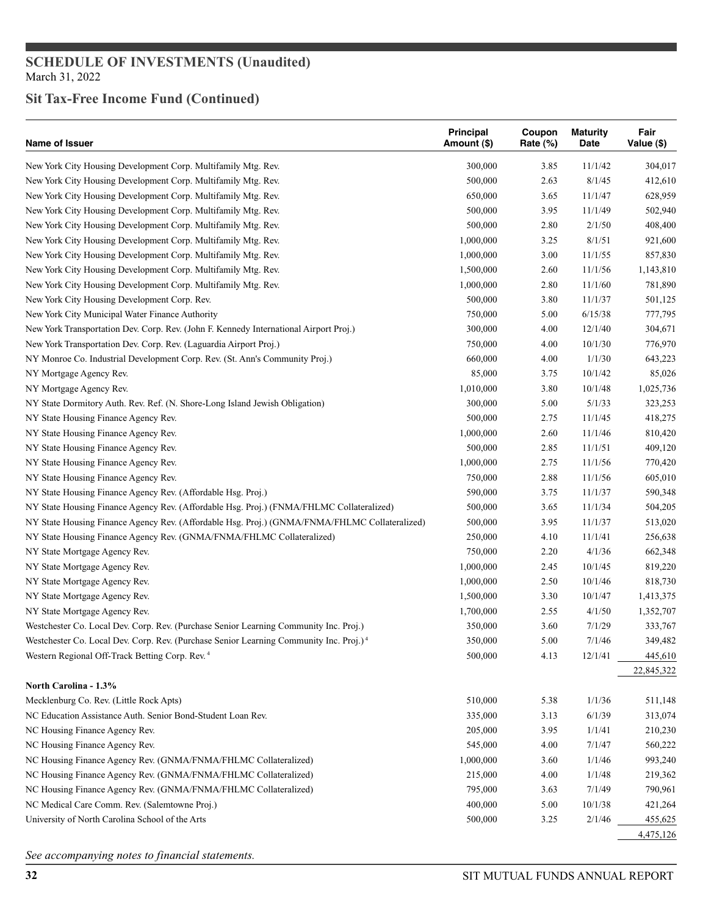## SCHEDULE OF INVESTMENTS (Unaudited)
March 31, 2022

## Sit Tax-Free Income Fund (Continued)

| Name of Issuer | Principal Amount ($) | Coupon Rate (%) | Maturity Date | Fair Value ($) |
|---|---|---|---|---|
| New York City Housing Development Corp. Multifamily Mtg. Rev. | 300,000 | 3.85 | 11/1/42 | 304,017 |
| New York City Housing Development Corp. Multifamily Mtg. Rev. | 500,000 | 2.63 | 8/1/45 | 412,610 |
| New York City Housing Development Corp. Multifamily Mtg. Rev. | 650,000 | 3.65 | 11/1/47 | 628,959 |
| New York City Housing Development Corp. Multifamily Mtg. Rev. | 500,000 | 3.95 | 11/1/49 | 502,940 |
| New York City Housing Development Corp. Multifamily Mtg. Rev. | 500,000 | 2.80 | 2/1/50 | 408,400 |
| New York City Housing Development Corp. Multifamily Mtg. Rev. | 1,000,000 | 3.25 | 8/1/51 | 921,600 |
| New York City Housing Development Corp. Multifamily Mtg. Rev. | 1,000,000 | 3.00 | 11/1/55 | 857,830 |
| New York City Housing Development Corp. Multifamily Mtg. Rev. | 1,500,000 | 2.60 | 11/1/56 | 1,143,810 |
| New York City Housing Development Corp. Multifamily Mtg. Rev. | 1,000,000 | 2.80 | 11/1/60 | 781,890 |
| New York City Housing Development Corp. Rev. | 500,000 | 3.80 | 11/1/37 | 501,125 |
| New York City Municipal Water Finance Authority | 750,000 | 5.00 | 6/15/38 | 777,795 |
| New York Transportation Dev. Corp. Rev. (John F. Kennedy International Airport Proj.) | 300,000 | 4.00 | 12/1/40 | 304,671 |
| New York Transportation Dev. Corp. Rev. (Laguardia Airport Proj.) | 750,000 | 4.00 | 10/1/30 | 776,970 |
| NY Monroe Co. Industrial Development Corp. Rev. (St. Ann's Community Proj.) | 660,000 | 4.00 | 1/1/30 | 643,223 |
| NY Mortgage Agency Rev. | 85,000 | 3.75 | 10/1/42 | 85,026 |
| NY Mortgage Agency Rev. | 1,010,000 | 3.80 | 10/1/48 | 1,025,736 |
| NY State Dormitory Auth. Rev. Ref. (N. Shore-Long Island Jewish Obligation) | 300,000 | 5.00 | 5/1/33 | 323,253 |
| NY State Housing Finance Agency Rev. | 500,000 | 2.75 | 11/1/45 | 418,275 |
| NY State Housing Finance Agency Rev. | 1,000,000 | 2.60 | 11/1/46 | 810,420 |
| NY State Housing Finance Agency Rev. | 500,000 | 2.85 | 11/1/51 | 409,120 |
| NY State Housing Finance Agency Rev. | 1,000,000 | 2.75 | 11/1/56 | 770,420 |
| NY State Housing Finance Agency Rev. | 750,000 | 2.88 | 11/1/56 | 605,010 |
| NY State Housing Finance Agency Rev. (Affordable Hsg. Proj.) | 590,000 | 3.75 | 11/1/37 | 590,348 |
| NY State Housing Finance Agency Rev. (Affordable Hsg. Proj.) (FNMA/FHLMC Collateralized) | 500,000 | 3.65 | 11/1/34 | 504,205 |
| NY State Housing Finance Agency Rev. (Affordable Hsg. Proj.) (GNMA/FNMA/FHLMC Collateralized) | 500,000 | 3.95 | 11/1/37 | 513,020 |
| NY State Housing Finance Agency Rev. (GNMA/FNMA/FHLMC Collateralized) | 250,000 | 4.10 | 11/1/41 | 256,638 |
| NY State Mortgage Agency Rev. | 750,000 | 2.20 | 4/1/36 | 662,348 |
| NY State Mortgage Agency Rev. | 1,000,000 | 2.45 | 10/1/45 | 819,220 |
| NY State Mortgage Agency Rev. | 1,000,000 | 2.50 | 10/1/46 | 818,730 |
| NY State Mortgage Agency Rev. | 1,500,000 | 3.30 | 10/1/47 | 1,413,375 |
| NY State Mortgage Agency Rev. | 1,700,000 | 2.55 | 4/1/50 | 1,352,707 |
| Westchester Co. Local Dev. Corp. Rev. (Purchase Senior Learning Community Inc. Proj.) | 350,000 | 3.60 | 7/1/29 | 333,767 |
| Westchester Co. Local Dev. Corp. Rev. (Purchase Senior Learning Community Inc. Proj.) [4] | 350,000 | 5.00 | 7/1/46 | 349,482 |
| Western Regional Off-Track Betting Corp. Rev. [4] | 500,000 | 4.13 | 12/1/41 | 445,610 |
| | | | | 22,845,322 |
| **North Carolina - 1.3%** | | | | |
| Mecklenburg Co. Rev. (Little Rock Apts) | 510,000 | 5.38 | 1/1/36 | 511,148 |
| NC Education Assistance Auth. Senior Bond-Student Loan Rev. | 335,000 | 3.13 | 6/1/39 | 313,074 |
| NC Housing Finance Agency Rev. | 205,000 | 3.95 | 1/1/41 | 210,230 |
| NC Housing Finance Agency Rev. | 545,000 | 4.00 | 7/1/47 | 560,222 |
| NC Housing Finance Agency Rev. (GNMA/FNMA/FHLMC Collateralized) | 1,000,000 | 3.60 | 1/1/46 | 993,240 |
| NC Housing Finance Agency Rev. (GNMA/FNMA/FHLMC Collateralized) | 215,000 | 4.00 | 1/1/48 | 219,362 |
| NC Housing Finance Agency Rev. (GNMA/FNMA/FHLMC Collateralized) | 795,000 | 3.63 | 7/1/49 | 790,961 |
| NC Medical Care Comm. Rev. (Salemtowne Proj.) | 400,000 | 5.00 | 10/1/38 | 421,264 |
| University of North Carolina School of the Arts | 500,000 | 3.25 | 2/1/46 | 455,625 |
| | | | | 4,475,126 |

*See accompanying notes to financial statements.*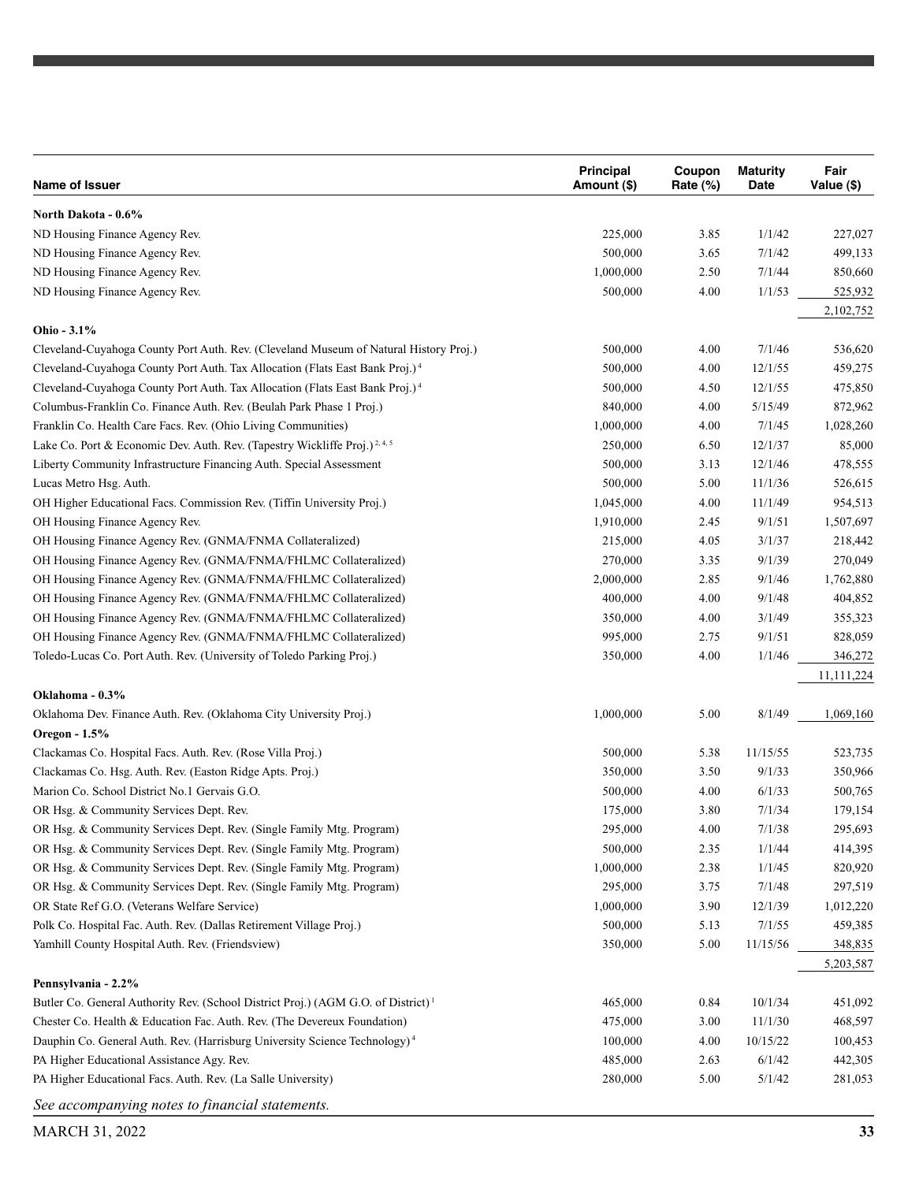| Name of Issuer | Principal Amount ($) | Coupon Rate (%) | Maturity Date | Fair Value ($) |
|---|---|---|---|---|
| **North Dakota - 0.6%** | | | | |
| ND Housing Finance Agency Rev. | 225,000 | 3.85 | 1/1/42 | 227,027 |
| ND Housing Finance Agency Rev. | 500,000 | 3.65 | 7/1/42 | 499,133 |
| ND Housing Finance Agency Rev. | 1,000,000 | 2.50 | 7/1/44 | 850,660 |
| ND Housing Finance Agency Rev. | 500,000 | 4.00 | 1/1/53 | 525,932 |
| | | | | 2,102,752 |
| **Ohio - 3.1%** | | | | |
| Cleveland-Cuyahoga County Port Auth. Rev. (Cleveland Museum of Natural History Proj.) | 500,000 | 4.00 | 7/1/46 | 536,620 |
| Cleveland-Cuyahoga County Port Auth. Tax Allocation (Flats East Bank Proj.)[4] | 500,000 | 4.00 | 12/1/55 | 459,275 |
| Cleveland-Cuyahoga County Port Auth. Tax Allocation (Flats East Bank Proj.)[4] | 500,000 | 4.50 | 12/1/55 | 475,850 |
| Columbus-Franklin Co. Finance Auth. Rev. (Beulah Park Phase 1 Proj.) | 840,000 | 4.00 | 5/15/49 | 872,962 |
| Franklin Co. Health Care Facs. Rev. (Ohio Living Communities) | 1,000,000 | 4.00 | 7/1/45 | 1,028,260 |
| Lake Co. Port & Economic Dev. Auth. Rev. (Tapestry Wickliffe Proj.)[2, 4, 5] | 250,000 | 6.50 | 12/1/37 | 85,000 |
| Liberty Community Infrastructure Financing Auth. Special Assessment | 500,000 | 3.13 | 12/1/46 | 478,555 |
| Lucas Metro Hsg. Auth. | 500,000 | 5.00 | 11/1/36 | 526,615 |
| OH Higher Educational Facs. Commission Rev. (Tiffin University Proj.) | 1,045,000 | 4.00 | 11/1/49 | 954,513 |
| OH Housing Finance Agency Rev. | 1,910,000 | 2.45 | 9/1/51 | 1,507,697 |
| OH Housing Finance Agency Rev. (GNMA/FNMA Collateralized) | 215,000 | 4.05 | 3/1/37 | 218,442 |
| OH Housing Finance Agency Rev. (GNMA/FNMA/FHLMC Collateralized) | 270,000 | 3.35 | 9/1/39 | 270,049 |
| OH Housing Finance Agency Rev. (GNMA/FNMA/FHLMC Collateralized) | 2,000,000 | 2.85 | 9/1/46 | 1,762,880 |
| OH Housing Finance Agency Rev. (GNMA/FNMA/FHLMC Collateralized) | 400,000 | 4.00 | 9/1/48 | 404,852 |
| OH Housing Finance Agency Rev. (GNMA/FNMA/FHLMC Collateralized) | 350,000 | 4.00 | 3/1/49 | 355,323 |
| OH Housing Finance Agency Rev. (GNMA/FNMA/FHLMC Collateralized) | 995,000 | 2.75 | 9/1/51 | 828,059 |
| Toledo-Lucas Co. Port Auth. Rev. (University of Toledo Parking Proj.) | 350,000 | 4.00 | 1/1/46 | 346,272 |
| | | | | 11,111,224 |
| **Oklahoma - 0.3%** | | | | |
| Oklahoma Dev. Finance Auth. Rev. (Oklahoma City University Proj.) | 1,000,000 | 5.00 | 8/1/49 | 1,069,160 |
| **Oregon - 1.5%** | | | | |
| Clackamas Co. Hospital Facs. Auth. Rev. (Rose Villa Proj.) | 500,000 | 5.38 | 11/15/55 | 523,735 |
| Clackamas Co. Hsg. Auth. Rev. (Easton Ridge Apts. Proj.) | 350,000 | 3.50 | 9/1/33 | 350,966 |
| Marion Co. School District No.1 Gervais G.O. | 500,000 | 4.00 | 6/1/33 | 500,765 |
| OR Hsg. & Community Services Dept. Rev. | 175,000 | 3.80 | 7/1/34 | 179,154 |
| OR Hsg. & Community Services Dept. Rev. (Single Family Mtg. Program) | 295,000 | 4.00 | 7/1/38 | 295,693 |
| OR Hsg. & Community Services Dept. Rev. (Single Family Mtg. Program) | 500,000 | 2.35 | 1/1/44 | 414,395 |
| OR Hsg. & Community Services Dept. Rev. (Single Family Mtg. Program) | 1,000,000 | 2.38 | 1/1/45 | 820,920 |
| OR Hsg. & Community Services Dept. Rev. (Single Family Mtg. Program) | 295,000 | 3.75 | 7/1/48 | 297,519 |
| OR State Ref G.O. (Veterans Welfare Service) | 1,000,000 | 3.90 | 12/1/39 | 1,012,220 |
| Polk Co. Hospital Fac. Auth. Rev. (Dallas Retirement Village Proj.) | 500,000 | 5.13 | 7/1/55 | 459,385 |
| Yamhill County Hospital Auth. Rev. (Friendsview) | 350,000 | 5.00 | 11/15/56 | 348,835 |
| | | | | 5,203,587 |
| **Pennsylvania - 2.2%** | | | | |
| Butler Co. General Authority Rev. (School District Proj.) (AGM G.O. of District)[1] | 465,000 | 0.84 | 10/1/34 | 451,092 |
| Chester Co. Health & Education Fac. Auth. Rev. (The Devereux Foundation) | 475,000 | 3.00 | 11/1/30 | 468,597 |
| Dauphin Co. General Auth. Rev. (Harrisburg University Science Technology)[4] | 100,000 | 4.00 | 10/15/22 | 100,453 |
| PA Higher Educational Assistance Agy. Rev. | 485,000 | 2.63 | 6/1/42 | 442,305 |
| PA Higher Educational Facs. Auth. Rev. (La Salle University) | 280,000 | 5.00 | 5/1/42 | 281,053 |

*See accompanying notes to financial statements.*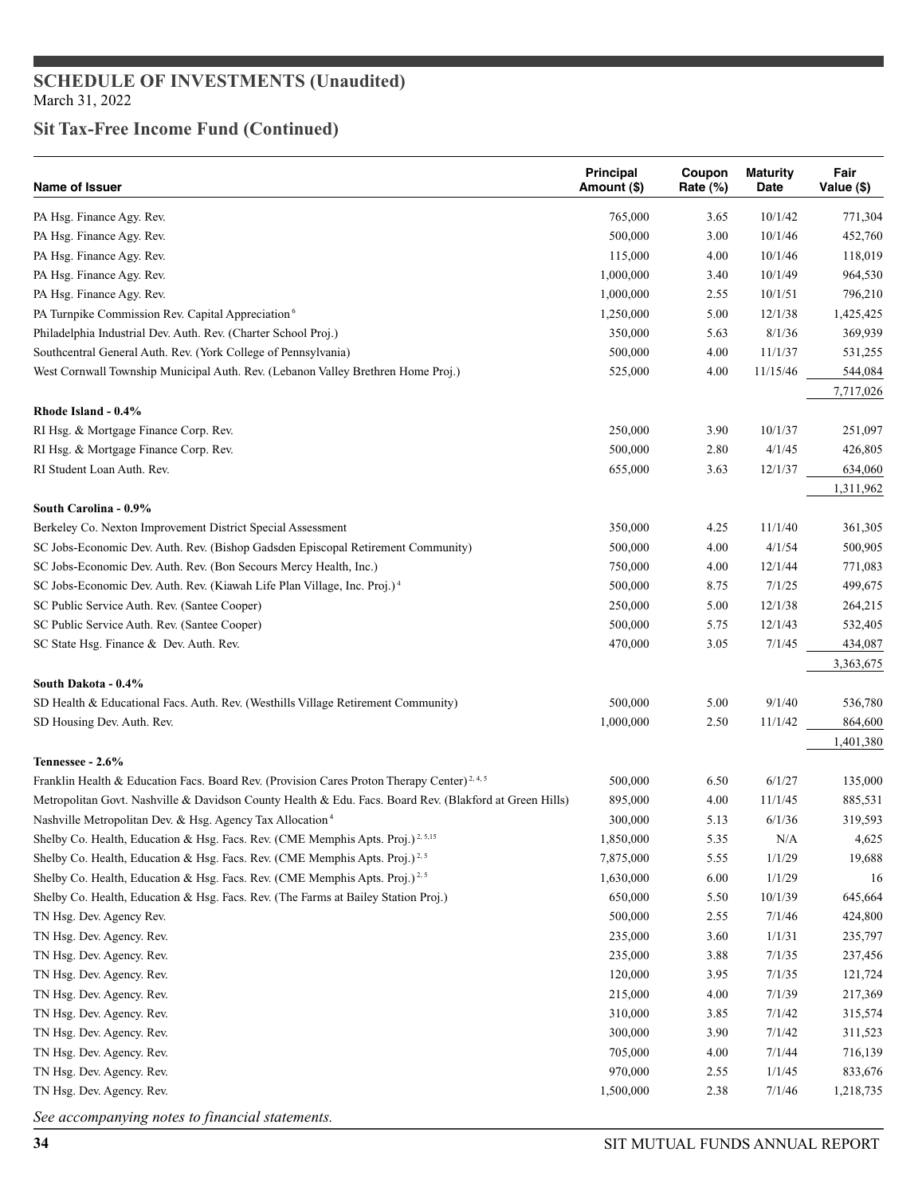## SCHEDULE OF INVESTMENTS (Unaudited)
March 31, 2022

## Sit Tax-Free Income Fund (Continued)

| Name of Issuer | Principal Amount ($) | Coupon Rate (%) | Maturity Date | Fair Value ($) |
|---|---|---|---|---|
| PA Hsg. Finance Agy. Rev. | 765,000 | 3.65 | 10/1/42 | 771,304 |
| PA Hsg. Finance Agy. Rev. | 500,000 | 3.00 | 10/1/46 | 452,760 |
| PA Hsg. Finance Agy. Rev. | 115,000 | 4.00 | 10/1/46 | 118,019 |
| PA Hsg. Finance Agy. Rev. | 1,000,000 | 3.40 | 10/1/49 | 964,530 |
| PA Hsg. Finance Agy. Rev. | 1,000,000 | 2.55 | 10/1/51 | 796,210 |
| PA Turnpike Commission Rev. Capital Appreciation [6] | 1,250,000 | 5.00 | 12/1/38 | 1,425,425 |
| Philadelphia Industrial Dev. Auth. Rev. (Charter School Proj.) | 350,000 | 5.63 | 8/1/36 | 369,939 |
| Southcentral General Auth. Rev. (York College of Pennsylvania) | 500,000 | 4.00 | 11/1/37 | 531,255 |
| West Cornwall Township Municipal Auth. Rev. (Lebanon Valley Brethren Home Proj.) | 525,000 | 4.00 | 11/15/46 | 544,084 |
| | | | | 7,717,026 |
| **Rhode Island - 0.4%** | | | | |
| RI Hsg. & Mortgage Finance Corp. Rev. | 250,000 | 3.90 | 10/1/37 | 251,097 |
| RI Hsg. & Mortgage Finance Corp. Rev. | 500,000 | 2.80 | 4/1/45 | 426,805 |
| RI Student Loan Auth. Rev. | 655,000 | 3.63 | 12/1/37 | 634,060 |
| | | | | 1,311,962 |
| **South Carolina - 0.9%** | | | | |
| Berkeley Co. Nexton Improvement District Special Assessment | 350,000 | 4.25 | 11/1/40 | 361,305 |
| SC Jobs-Economic Dev. Auth. Rev. (Bishop Gadsden Episcopal Retirement Community) | 500,000 | 4.00 | 4/1/54 | 500,905 |
| SC Jobs-Economic Dev. Auth. Rev. (Bon Secours Mercy Health, Inc.) | 750,000 | 4.00 | 12/1/44 | 771,083 |
| SC Jobs-Economic Dev. Auth. Rev. (Kiawah Life Plan Village, Inc. Proj.) [4] | 500,000 | 8.75 | 7/1/25 | 499,675 |
| SC Public Service Auth. Rev. (Santee Cooper) | 250,000 | 5.00 | 12/1/38 | 264,215 |
| SC Public Service Auth. Rev. (Santee Cooper) | 500,000 | 5.75 | 12/1/43 | 532,405 |
| SC State Hsg. Finance & Dev. Auth. Rev. | 470,000 | 3.05 | 7/1/45 | 434,087 |
| | | | | 3,363,675 |
| **South Dakota - 0.4%** | | | | |
| SD Health & Educational Facs. Auth. Rev. (Westhills Village Retirement Community) | 500,000 | 5.00 | 9/1/40 | 536,780 |
| SD Housing Dev. Auth. Rev. | 1,000,000 | 2.50 | 11/1/42 | 864,600 |
| | | | | 1,401,380 |
| **Tennessee - 2.6%** | | | | |
| Franklin Health & Education Facs. Board Rev. (Provision Cares Proton Therapy Center) [2, 4, 5] | 500,000 | 6.50 | 6/1/27 | 135,000 |
| Metropolitan Govt. Nashville & Davidson County Health & Edu. Facs. Board Rev. (Blakford at Green Hills) | 895,000 | 4.00 | 11/1/45 | 885,531 |
| Nashville Metropolitan Dev. & Hsg. Agency Tax Allocation [4] | 300,000 | 5.13 | 6/1/36 | 319,593 |
| Shelby Co. Health, Education & Hsg. Facs. Rev. (CME Memphis Apts. Proj.) [2, 5,15] | 1,850,000 | 5.35 | N/A | 4,625 |
| Shelby Co. Health, Education & Hsg. Facs. Rev. (CME Memphis Apts. Proj.) [2, 5] | 7,875,000 | 5.55 | 1/1/29 | 19,688 |
| Shelby Co. Health, Education & Hsg. Facs. Rev. (CME Memphis Apts. Proj.) [2, 5] | 1,630,000 | 6.00 | 1/1/29 | 16 |
| Shelby Co. Health, Education & Hsg. Facs. Rev. (The Farms at Bailey Station Proj.) | 650,000 | 5.50 | 10/1/39 | 645,664 |
| TN Hsg. Dev. Agency Rev. | 500,000 | 2.55 | 7/1/46 | 424,800 |
| TN Hsg. Dev. Agency Rev. | 235,000 | 3.60 | 1/1/31 | 235,797 |
| TN Hsg. Dev. Agency Rev. | 235,000 | 3.88 | 7/1/35 | 237,456 |
| TN Hsg. Dev. Agency Rev. | 120,000 | 3.95 | 7/1/35 | 121,724 |
| TN Hsg. Dev. Agency Rev. | 215,000 | 4.00 | 7/1/39 | 217,369 |
| TN Hsg. Dev. Agency Rev. | 310,000 | 3.85 | 7/1/42 | 315,574 |
| TN Hsg. Dev. Agency Rev. | 300,000 | 3.90 | 7/1/42 | 311,523 |
| TN Hsg. Dev. Agency Rev. | 705,000 | 4.00 | 7/1/44 | 716,139 |
| TN Hsg. Dev. Agency Rev. | 970,000 | 2.55 | 1/1/45 | 833,676 |
| TN Hsg. Dev. Agency Rev. | 1,500,000 | 2.38 | 7/1/46 | 1,218,735 |

*See accompanying notes to financial statements.*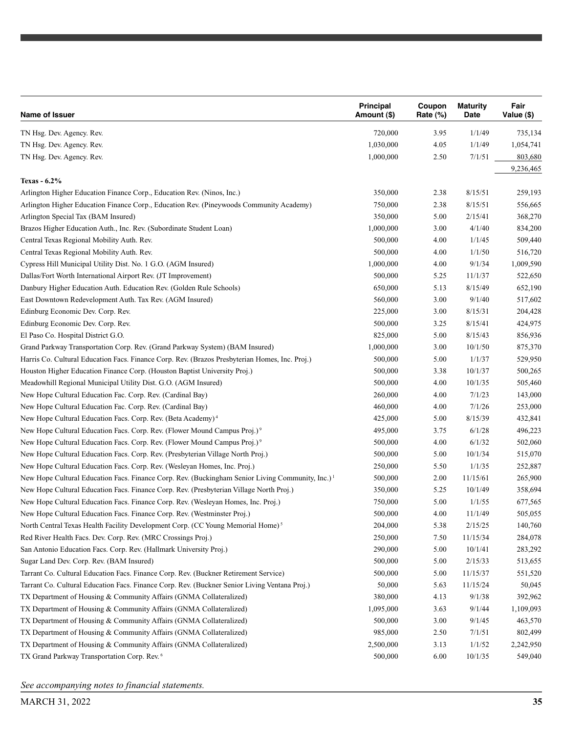| Name of Issuer | Principal Amount ($) | Coupon Rate (%) | Maturity Date | Fair Value ($) |
|---|---|---|---|---|
| TN Hsg. Dev. Agency. Rev. | 720,000 | 3.95 | 1/1/49 | 735,134 |
| TN Hsg. Dev. Agency. Rev. | 1,030,000 | 4.05 | 1/1/49 | 1,054,741 |
| TN Hsg. Dev. Agency. Rev. | 1,000,000 | 2.50 | 7/1/51 | 803,680 |
| | | | | 9,236,465 |
| **Texas - 6.2%** | | | | |
| Arlington Higher Education Finance Corp., Education Rev. (Ninos, Inc.) | 350,000 | 2.38 | 8/15/51 | 259,193 |
| Arlington Higher Education Finance Corp., Education Rev. (Pineywoods Community Academy) | 750,000 | 2.38 | 8/15/51 | 556,665 |
| Arlington Special Tax (BAM Insured) | 350,000 | 5.00 | 2/15/41 | 368,270 |
| Brazos Higher Education Auth., Inc. Rev. (Subordinate Student Loan) | 1,000,000 | 3.00 | 4/1/40 | 834,200 |
| Central Texas Regional Mobility Auth. Rev. | 500,000 | 4.00 | 1/1/45 | 509,440 |
| Central Texas Regional Mobility Auth. Rev. | 500,000 | 4.00 | 1/1/50 | 516,720 |
| Cypress Hill Municipal Utility Dist. No. 1 G.O. (AGM Insured) | 1,000,000 | 4.00 | 9/1/34 | 1,009,590 |
| Dallas/Fort Worth International Airport Rev. (JT Improvement) | 500,000 | 5.25 | 11/1/37 | 522,650 |
| Danbury Higher Education Auth. Education Rev. (Golden Rule Schools) | 650,000 | 5.13 | 8/15/49 | 652,190 |
| East Downtown Redevelopment Auth. Tax Rev. (AGM Insured) | 560,000 | 3.00 | 9/1/40 | 517,602 |
| Edinburg Economic Dev. Corp. Rev. | 225,000 | 3.00 | 8/15/31 | 204,428 |
| Edinburg Economic Dev. Corp. Rev. | 500,000 | 3.25 | 8/15/41 | 424,975 |
| El Paso Co. Hospital District G.O. | 825,000 | 5.00 | 8/15/43 | 856,936 |
| Grand Parkway Transportation Corp. Rev. (Grand Parkway System) (BAM Insured) | 1,000,000 | 3.00 | 10/1/50 | 875,370 |
| Harris Co. Cultural Education Facs. Finance Corp. Rev. (Brazos Presbyterian Homes, Inc. Proj.) | 500,000 | 5.00 | 1/1/37 | 529,950 |
| Houston Higher Education Finance Corp. (Houston Baptist University Proj.) | 500,000 | 3.38 | 10/1/37 | 500,265 |
| Meadowhill Regional Municipal Utility Dist. G.O. (AGM Insured) | 500,000 | 4.00 | 10/1/35 | 505,460 |
| New Hope Cultural Education Fac. Corp. Rev. (Cardinal Bay) | 260,000 | 4.00 | 7/1/23 | 143,000 |
| New Hope Cultural Education Fac. Corp. Rev. (Cardinal Bay) | 460,000 | 4.00 | 7/1/26 | 253,000 |
| New Hope Cultural Education Facs. Corp. Rev. (Beta Academy) [4] | 425,000 | 5.00 | 8/15/39 | 432,841 |
| New Hope Cultural Education Facs. Corp. Rev. (Flower Mound Campus Proj.) [9] | 495,000 | 3.75 | 6/1/28 | 496,223 |
| New Hope Cultural Education Facs. Corp. Rev. (Flower Mound Campus Proj.) [9] | 500,000 | 4.00 | 6/1/32 | 502,060 |
| New Hope Cultural Education Facs. Corp. Rev. (Presbyterian Village North Proj.) | 500,000 | 5.00 | 10/1/34 | 515,070 |
| New Hope Cultural Education Facs. Corp. Rev. (Wesleyan Homes, Inc. Proj.) | 250,000 | 5.50 | 1/1/35 | 252,887 |
| New Hope Cultural Education Facs. Finance Corp. Rev. (Buckingham Senior Living Community, Inc.) [1] | 500,000 | 2.00 | 11/15/61 | 265,900 |
| New Hope Cultural Education Facs. Finance Corp. Rev. (Presbyterian Village North Proj.) | 350,000 | 5.25 | 10/1/49 | 358,694 |
| New Hope Cultural Education Facs. Finance Corp. Rev. (Wesleyan Homes, Inc. Proj.) | 750,000 | 5.00 | 1/1/55 | 677,565 |
| New Hope Cultural Education Facs. Finance Corp. Rev. (Westminster Proj.) | 500,000 | 4.00 | 11/1/49 | 505,055 |
| North Central Texas Health Facility Development Corp. (CC Young Memorial Home) [5] | 204,000 | 5.38 | 2/15/25 | 140,760 |
| Red River Health Facs. Dev. Corp. Rev. (MRC Crossings Proj.) | 250,000 | 7.50 | 11/15/34 | 284,078 |
| San Antonio Education Facs. Corp. Rev. (Hallmark University Proj.) | 290,000 | 5.00 | 10/1/41 | 283,292 |
| Sugar Land Dev. Corp. Rev. (BAM Insured) | 500,000 | 5.00 | 2/15/33 | 513,655 |
| Tarrant Co. Cultural Education Facs. Finance Corp. Rev. (Buckner Retirement Service) | 500,000 | 5.00 | 11/15/37 | 551,520 |
| Tarrant Co. Cultural Education Facs. Finance Corp. Rev. (Buckner Senior Living Ventana Proj.) | 50,000 | 5.63 | 11/15/24 | 50,045 |
| TX Department of Housing & Community Affairs (GNMA Collateralized) | 380,000 | 4.13 | 9/1/38 | 392,962 |
| TX Department of Housing & Community Affairs (GNMA Collateralized) | 1,095,000 | 3.63 | 9/1/44 | 1,109,093 |
| TX Department of Housing & Community Affairs (GNMA Collateralized) | 500,000 | 3.00 | 9/1/45 | 463,570 |
| TX Department of Housing & Community Affairs (GNMA Collateralized) | 985,000 | 2.50 | 7/1/51 | 802,499 |
| TX Department of Housing & Community Affairs (GNMA Collateralized) | 2,500,000 | 3.13 | 1/1/52 | 2,242,950 |
| TX Grand Parkway Transportation Corp. Rev. [6] | 500,000 | 6.00 | 10/1/35 | 549,040 |

*See accompanying notes to financial statements.*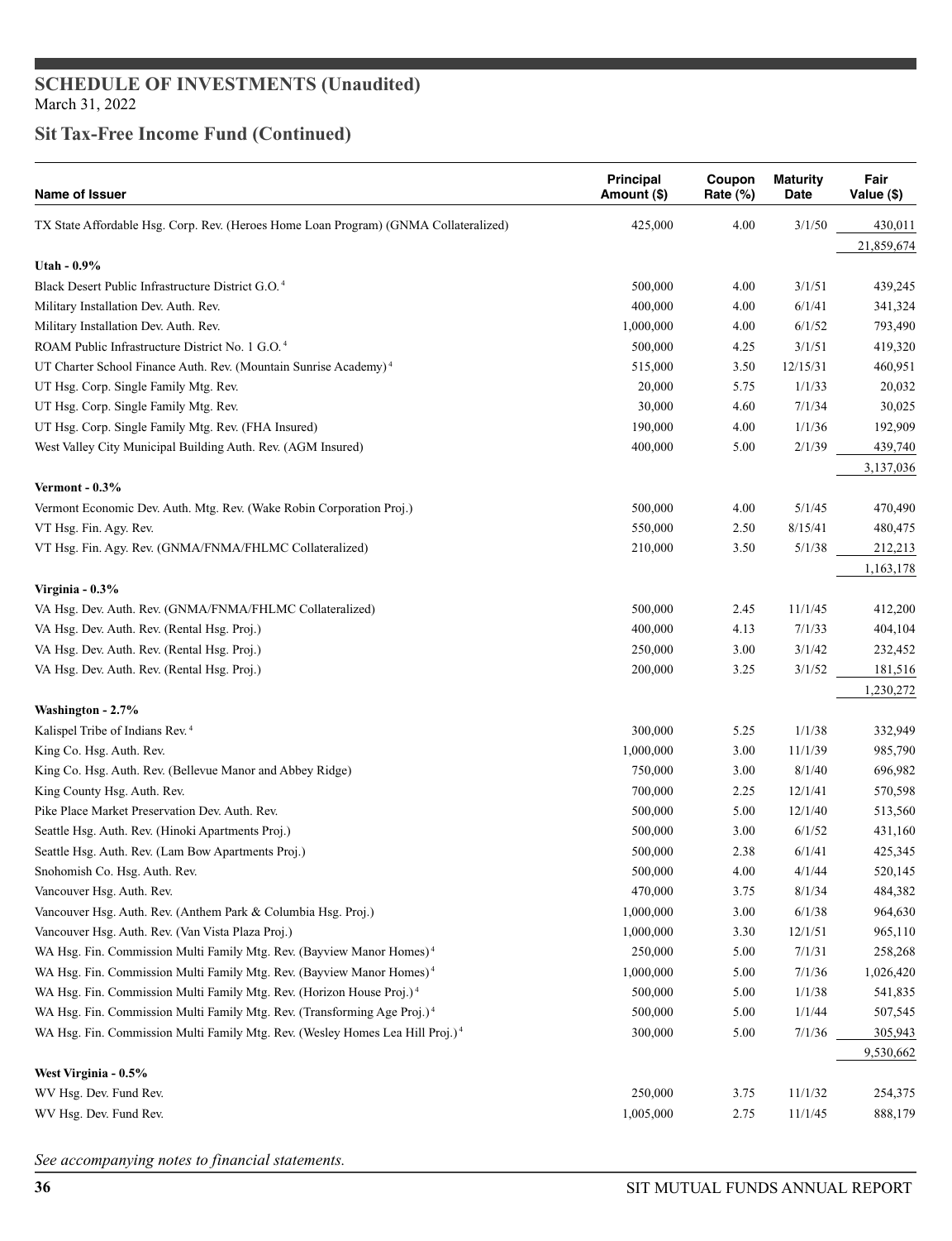# SCHEDULE OF INVESTMENTS (Unaudited)
March 31, 2022

## Sit Tax-Free Income Fund (Continued)

| Name of Issuer | Principal Amount ($) | Coupon Rate (%) | Maturity Date | Fair Value ($) |
|---|---|---|---|---|
| TX State Affordable Hsg. Corp. Rev. (Heroes Home Loan Program) (GNMA Collateralized) | 425,000 | 4.00 | 3/1/50 | 430,011 |
| | | | | 21,859,674 |
| **Utah - 0.9%** | | | | |
| Black Desert Public Infrastructure District G.O. [4] | 500,000 | 4.00 | 3/1/51 | 439,245 |
| Military Installation Dev. Auth. Rev. | 400,000 | 4.00 | 6/1/41 | 341,324 |
| Military Installation Dev. Auth. Rev. | 1,000,000 | 4.00 | 6/1/52 | 793,490 |
| ROAM Public Infrastructure District No. 1 G.O. [4] | 500,000 | 4.25 | 3/1/51 | 419,320 |
| UT Charter School Finance Auth. Rev. (Mountain Sunrise Academy) [4] | 515,000 | 3.50 | 12/15/31 | 460,951 |
| UT Hsg. Corp. Single Family Mtg. Rev. | 20,000 | 5.75 | 1/1/33 | 20,032 |
| UT Hsg. Corp. Single Family Mtg. Rev. | 30,000 | 4.60 | 7/1/34 | 30,025 |
| UT Hsg. Corp. Single Family Mtg. Rev. (FHA Insured) | 190,000 | 4.00 | 1/1/36 | 192,909 |
| West Valley City Municipal Building Auth. Rev. (AGM Insured) | 400,000 | 5.00 | 2/1/39 | 439,740 |
| | | | | 3,137,036 |
| **Vermont - 0.3%** | | | | |
| Vermont Economic Dev. Auth. Mtg. Rev. (Wake Robin Corporation Proj.) | 500,000 | 4.00 | 5/1/45 | 470,490 |
| VT Hsg. Fin. Agy. Rev. | 550,000 | 2.50 | 8/15/41 | 480,475 |
| VT Hsg. Fin. Agy. Rev. (GNMA/FNMA/FHLMC Collateralized) | 210,000 | 3.50 | 5/1/38 | 212,213 |
| | | | | 1,163,178 |
| **Virginia - 0.3%** | | | | |
| VA Hsg. Dev. Auth. Rev. (GNMA/FNMA/FHLMC Collateralized) | 500,000 | 2.45 | 11/1/45 | 412,200 |
| VA Hsg. Dev. Auth. Rev. (Rental Hsg. Proj.) | 400,000 | 4.13 | 7/1/33 | 404,104 |
| VA Hsg. Dev. Auth. Rev. (Rental Hsg. Proj.) | 250,000 | 3.00 | 3/1/42 | 232,452 |
| VA Hsg. Dev. Auth. Rev. (Rental Hsg. Proj.) | 200,000 | 3.25 | 3/1/52 | 181,516 |
| | | | | 1,230,272 |
| **Washington - 2.7%** | | | | |
| Kalispel Tribe of Indians Rev. [4] | 300,000 | 5.25 | 1/1/38 | 332,949 |
| King Co. Hsg. Auth. Rev. | 1,000,000 | 3.00 | 11/1/39 | 985,790 |
| King Co. Hsg. Auth. Rev. (Bellevue Manor and Abbey Ridge) | 750,000 | 3.00 | 8/1/40 | 696,982 |
| King County Hsg. Auth. Rev. | 700,000 | 2.25 | 12/1/41 | 570,598 |
| Pike Place Market Preservation Dev. Auth. Rev. | 500,000 | 5.00 | 12/1/40 | 513,560 |
| Seattle Hsg. Auth. Rev. (Hinoki Apartments Proj.) | 500,000 | 3.00 | 6/1/52 | 431,160 |
| Seattle Hsg. Auth. Rev. (Lam Bow Apartments Proj.) | 500,000 | 2.38 | 6/1/41 | 425,345 |
| Snohomish Co. Hsg. Auth. Rev. | 500,000 | 4.00 | 4/1/44 | 520,145 |
| Vancouver Hsg. Auth. Rev. | 470,000 | 3.75 | 8/1/34 | 484,382 |
| Vancouver Hsg. Auth. Rev. (Anthem Park & Columbia Hsg. Proj.) | 1,000,000 | 3.00 | 6/1/38 | 964,630 |
| Vancouver Hsg. Auth. Rev. (Van Vista Plaza Proj.) | 1,000,000 | 3.30 | 12/1/51 | 965,110 |
| WA Hsg. Fin. Commission Multi Family Mtg. Rev. (Bayview Manor Homes) [4] | 250,000 | 5.00 | 7/1/31 | 258,268 |
| WA Hsg. Fin. Commission Multi Family Mtg. Rev. (Bayview Manor Homes) [4] | 1,000,000 | 5.00 | 7/1/36 | 1,026,420 |
| WA Hsg. Fin. Commission Multi Family Mtg. Rev. (Horizon House Proj.) [4] | 500,000 | 5.00 | 1/1/38 | 541,835 |
| WA Hsg. Fin. Commission Multi Family Mtg. Rev. (Transforming Age Proj.) [4] | 500,000 | 5.00 | 1/1/44 | 507,545 |
| WA Hsg. Fin. Commission Multi Family Mtg. Rev. (Wesley Homes Lea Hill Proj.) [4] | 300,000 | 5.00 | 7/1/36 | 305,943 |
| | | | | 9,530,662 |
| **West Virginia - 0.5%** | | | | |
| WV Hsg. Dev. Fund Rev. | 250,000 | 3.75 | 11/1/32 | 254,375 |
| WV Hsg. Dev. Fund Rev. | 1,005,000 | 2.75 | 11/1/45 | 888,179 |

*See accompanying notes to financial statements.*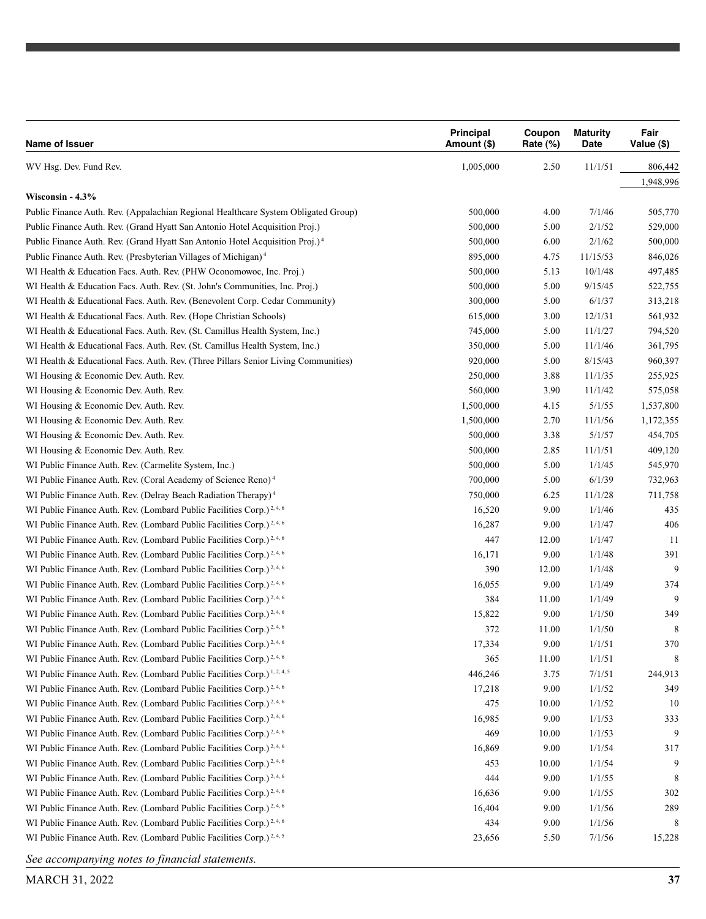| Name of Issuer | Principal Amount ($) | Coupon Rate (%) | Maturity Date | Fair Value ($) |
|---|---|---|---|---|
| WV Hsg. Dev. Fund Rev. | 1,005,000 | 2.50 | 11/1/51 | 806,442 |
| | | | | 1,948,996 |
| **Wisconsin - 4.3%** | | | | |
| Public Finance Auth. Rev. (Appalachian Regional Healthcare System Obligated Group) | 500,000 | 4.00 | 7/1/46 | 505,770 |
| Public Finance Auth. Rev. (Grand Hyatt San Antonio Hotel Acquisition Proj.) | 500,000 | 5.00 | 2/1/52 | 529,000 |
| Public Finance Auth. Rev. (Grand Hyatt San Antonio Hotel Acquisition Proj.) [4] | 500,000 | 6.00 | 2/1/62 | 500,000 |
| Public Finance Auth. Rev. (Presbyterian Villages of Michigan) [4] | 895,000 | 4.75 | 11/15/53 | 846,026 |
| WI Health & Education Facs. Auth. Rev. (PHW Oconomowoc, Inc. Proj.) | 500,000 | 5.13 | 10/1/48 | 497,485 |
| WI Health & Education Facs. Auth. Rev. (St. John's Communities, Inc. Proj.) | 500,000 | 5.00 | 9/15/45 | 522,755 |
| WI Health & Educational Facs. Auth. Rev. (Benevolent Corp. Cedar Community) | 300,000 | 5.00 | 6/1/37 | 313,218 |
| WI Health & Educational Facs. Auth. Rev. (Hope Christian Schools) | 615,000 | 3.00 | 12/1/31 | 561,932 |
| WI Health & Educational Facs. Auth. Rev. (St. Camillus Health System, Inc.) | 745,000 | 5.00 | 11/1/27 | 794,520 |
| WI Health & Educational Facs. Auth. Rev. (St. Camillus Health System, Inc.) | 350,000 | 5.00 | 11/1/46 | 361,795 |
| WI Health & Educational Facs. Auth. Rev. (Three Pillars Senior Living Communities) | 920,000 | 5.00 | 8/15/43 | 960,397 |
| WI Housing & Economic Dev. Auth. Rev. | 250,000 | 3.88 | 11/1/35 | 255,925 |
| WI Housing & Economic Dev. Auth. Rev. | 560,000 | 3.90 | 11/1/42 | 575,058 |
| WI Housing & Economic Dev. Auth. Rev. | 1,500,000 | 4.15 | 5/1/55 | 1,537,800 |
| WI Housing & Economic Dev. Auth. Rev. | 1,500,000 | 2.70 | 11/1/56 | 1,172,355 |
| WI Housing & Economic Dev. Auth. Rev. | 500,000 | 3.38 | 5/1/57 | 454,705 |
| WI Housing & Economic Dev. Auth. Rev. | 500,000 | 2.85 | 11/1/51 | 409,120 |
| WI Public Finance Auth. Rev. (Carmelite System, Inc.) | 500,000 | 5.00 | 1/1/45 | 545,970 |
| WI Public Finance Auth. Rev. (Coral Academy of Science Reno) [4] | 700,000 | 5.00 | 6/1/39 | 732,963 |
| WI Public Finance Auth. Rev. (Delray Beach Radiation Therapy) [4] | 750,000 | 6.25 | 11/1/28 | 711,758 |
| WI Public Finance Auth. Rev. (Lombard Public Facilities Corp.) [2, 4, 6] | 16,520 | 9.00 | 1/1/46 | 435 |
| WI Public Finance Auth. Rev. (Lombard Public Facilities Corp.) [2, 4, 6] | 16,287 | 9.00 | 1/1/47 | 406 |
| WI Public Finance Auth. Rev. (Lombard Public Facilities Corp.) [2, 4, 6] | 447 | 12.00 | 1/1/47 | 11 |
| WI Public Finance Auth. Rev. (Lombard Public Facilities Corp.) [2, 4, 6] | 16,171 | 9.00 | 1/1/48 | 391 |
| WI Public Finance Auth. Rev. (Lombard Public Facilities Corp.) [2, 4, 6] | 390 | 12.00 | 1/1/48 | 9 |
| WI Public Finance Auth. Rev. (Lombard Public Facilities Corp.) [2, 4, 6] | 16,055 | 9.00 | 1/1/49 | 374 |
| WI Public Finance Auth. Rev. (Lombard Public Facilities Corp.) [2, 4, 6] | 384 | 11.00 | 1/1/49 | 9 |
| WI Public Finance Auth. Rev. (Lombard Public Facilities Corp.) [2, 4, 6] | 15,822 | 9.00 | 1/1/50 | 349 |
| WI Public Finance Auth. Rev. (Lombard Public Facilities Corp.) [2, 4, 6] | 372 | 11.00 | 1/1/50 | 8 |
| WI Public Finance Auth. Rev. (Lombard Public Facilities Corp.) [2, 4, 6] | 17,334 | 9.00 | 1/1/51 | 370 |
| WI Public Finance Auth. Rev. (Lombard Public Facilities Corp.) [2, 4, 6] | 365 | 11.00 | 1/1/51 | 8 |
| WI Public Finance Auth. Rev. (Lombard Public Facilities Corp.) [1, 2, 4, 5] | 446,246 | 3.75 | 7/1/51 | 244,913 |
| WI Public Finance Auth. Rev. (Lombard Public Facilities Corp.) [2, 4, 6] | 17,218 | 9.00 | 1/1/52 | 349 |
| WI Public Finance Auth. Rev. (Lombard Public Facilities Corp.) [2, 4, 6] | 475 | 10.00 | 1/1/52 | 10 |
| WI Public Finance Auth. Rev. (Lombard Public Facilities Corp.) [2, 4, 6] | 16,985 | 9.00 | 1/1/53 | 333 |
| WI Public Finance Auth. Rev. (Lombard Public Facilities Corp.) [2, 4, 6] | 469 | 10.00 | 1/1/53 | 9 |
| WI Public Finance Auth. Rev. (Lombard Public Facilities Corp.) [2, 4, 6] | 16,869 | 9.00 | 1/1/54 | 317 |
| WI Public Finance Auth. Rev. (Lombard Public Facilities Corp.) [2, 4, 6] | 453 | 10.00 | 1/1/54 | 9 |
| WI Public Finance Auth. Rev. (Lombard Public Facilities Corp.) [2, 4, 6] | 444 | 9.00 | 1/1/55 | 8 |
| WI Public Finance Auth. Rev. (Lombard Public Facilities Corp.) [2, 4, 6] | 16,636 | 9.00 | 1/1/55 | 302 |
| WI Public Finance Auth. Rev. (Lombard Public Facilities Corp.) [2, 4, 6] | 16,404 | 9.00 | 1/1/56 | 289 |
| WI Public Finance Auth. Rev. (Lombard Public Facilities Corp.) [2, 4, 6] | 434 | 9.00 | 1/1/56 | 8 |
| WI Public Finance Auth. Rev. (Lombard Public Facilities Corp.) [2, 4, 5] | 23,656 | 5.50 | 7/1/56 | 15,228 |

*See accompanying notes to financial statements.*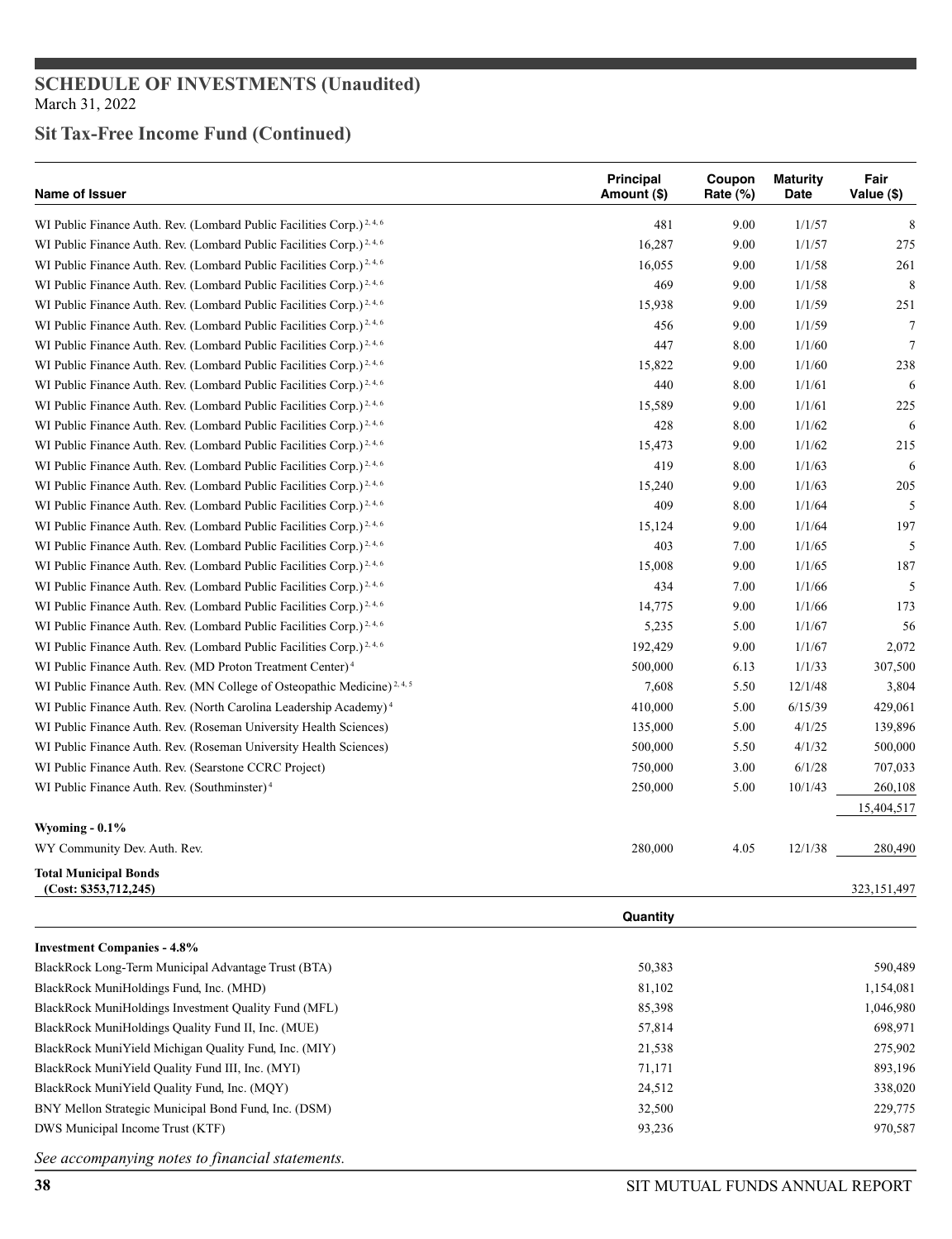## SCHEDULE OF INVESTMENTS (Unaudited)
March 31, 2022

## Sit Tax-Free Income Fund (Continued)

| Name of Issuer | Principal Amount ($) | Coupon Rate (%) | Maturity Date | Fair Value ($) |
|---|---|---|---|---|
| WI Public Finance Auth. Rev. (Lombard Public Facilities Corp.) [2, 4, 6] | 481 | 9.00 | 1/1/57 | 8 |
| WI Public Finance Auth. Rev. (Lombard Public Facilities Corp.) [2, 4, 6] | 16,287 | 9.00 | 1/1/57 | 275 |
| WI Public Finance Auth. Rev. (Lombard Public Facilities Corp.) [2, 4, 6] | 16,055 | 9.00 | 1/1/58 | 261 |
| WI Public Finance Auth. Rev. (Lombard Public Facilities Corp.) [2, 4, 6] | 469 | 9.00 | 1/1/58 | 8 |
| WI Public Finance Auth. Rev. (Lombard Public Facilities Corp.) [2, 4, 6] | 15,938 | 9.00 | 1/1/59 | 251 |
| WI Public Finance Auth. Rev. (Lombard Public Facilities Corp.) [2, 4, 6] | 456 | 9.00 | 1/1/59 | 7 |
| WI Public Finance Auth. Rev. (Lombard Public Facilities Corp.) [2, 4, 6] | 447 | 8.00 | 1/1/60 | 7 |
| WI Public Finance Auth. Rev. (Lombard Public Facilities Corp.) [2, 4, 6] | 15,822 | 9.00 | 1/1/60 | 238 |
| WI Public Finance Auth. Rev. (Lombard Public Facilities Corp.) [2, 4, 6] | 440 | 8.00 | 1/1/61 | 6 |
| WI Public Finance Auth. Rev. (Lombard Public Facilities Corp.) [2, 4, 6] | 15,589 | 9.00 | 1/1/61 | 225 |
| WI Public Finance Auth. Rev. (Lombard Public Facilities Corp.) [2, 4, 6] | 428 | 8.00 | 1/1/62 | 6 |
| WI Public Finance Auth. Rev. (Lombard Public Facilities Corp.) [2, 4, 6] | 15,473 | 9.00 | 1/1/62 | 215 |
| WI Public Finance Auth. Rev. (Lombard Public Facilities Corp.) [2, 4, 6] | 419 | 8.00 | 1/1/63 | 6 |
| WI Public Finance Auth. Rev. (Lombard Public Facilities Corp.) [2, 4, 6] | 15,240 | 9.00 | 1/1/63 | 205 |
| WI Public Finance Auth. Rev. (Lombard Public Facilities Corp.) [2, 4, 6] | 409 | 8.00 | 1/1/64 | 5 |
| WI Public Finance Auth. Rev. (Lombard Public Facilities Corp.) [2, 4, 6] | 15,124 | 9.00 | 1/1/64 | 197 |
| WI Public Finance Auth. Rev. (Lombard Public Facilities Corp.) [2, 4, 6] | 403 | 7.00 | 1/1/65 | 5 |
| WI Public Finance Auth. Rev. (Lombard Public Facilities Corp.) [2, 4, 6] | 15,008 | 9.00 | 1/1/65 | 187 |
| WI Public Finance Auth. Rev. (Lombard Public Facilities Corp.) [2, 4, 6] | 434 | 7.00 | 1/1/66 | 5 |
| WI Public Finance Auth. Rev. (Lombard Public Facilities Corp.) [2, 4, 6] | 14,775 | 9.00 | 1/1/66 | 173 |
| WI Public Finance Auth. Rev. (Lombard Public Facilities Corp.) [2, 4, 6] | 5,235 | 5.00 | 1/1/67 | 56 |
| WI Public Finance Auth. Rev. (Lombard Public Facilities Corp.) [2, 4, 6] | 192,429 | 9.00 | 1/1/67 | 2,072 |
| WI Public Finance Auth. Rev. (MD Proton Treatment Center) [4] | 500,000 | 6.13 | 1/1/33 | 307,500 |
| WI Public Finance Auth. Rev. (MN College of Osteopathic Medicine) [2, 4, 5] | 7,608 | 5.50 | 12/1/48 | 3,804 |
| WI Public Finance Auth. Rev. (North Carolina Leadership Academy) [4] | 410,000 | 5.00 | 6/15/39 | 429,061 |
| WI Public Finance Auth. Rev. (Roseman University Health Sciences) | 135,000 | 5.00 | 4/1/25 | 139,896 |
| WI Public Finance Auth. Rev. (Roseman University Health Sciences) | 500,000 | 5.50 | 4/1/32 | 500,000 |
| WI Public Finance Auth. Rev. (Searstone CCRC Project) | 750,000 | 3.00 | 6/1/28 | 707,033 |
| WI Public Finance Auth. Rev. (Southminster) [4] | 250,000 | 5.00 | 10/1/43 | 260,108 |
| | | | | 15,404,517 |
| **Wyoming - 0.1%** | | | | |
| WY Community Dev. Auth. Rev. | 280,000 | 4.05 | 12/1/38 | 280,490 |
| **Total Municipal Bonds (Cost: $353,712,245)** | | | | 323,151,497 |

| | Quantity | Fair Value ($) |
|---|---|---|
| **Investment Companies - 4.8%** | | |
| BlackRock Long-Term Municipal Advantage Trust (BTA) | 50,383 | 590,489 |
| BlackRock MuniHoldings Fund, Inc. (MHD) | 81,102 | 1,154,081 |
| BlackRock MuniHoldings Investment Quality Fund (MFL) | 85,398 | 1,046,980 |
| BlackRock MuniHoldings Quality Fund II, Inc. (MUE) | 57,814 | 698,971 |
| BlackRock MuniYield Michigan Quality Fund, Inc. (MIY) | 21,538 | 275,902 |
| BlackRock MuniYield Quality Fund III, Inc. (MYI) | 71,171 | 893,196 |
| BlackRock MuniYield Quality Fund, Inc. (MQY) | 24,512 | 338,020 |
| BNY Mellon Strategic Municipal Bond Fund, Inc. (DSM) | 32,500 | 229,775 |
| DWS Municipal Income Trust (KTF) | 93,236 | 970,587 |

*See accompanying notes to financial statements.*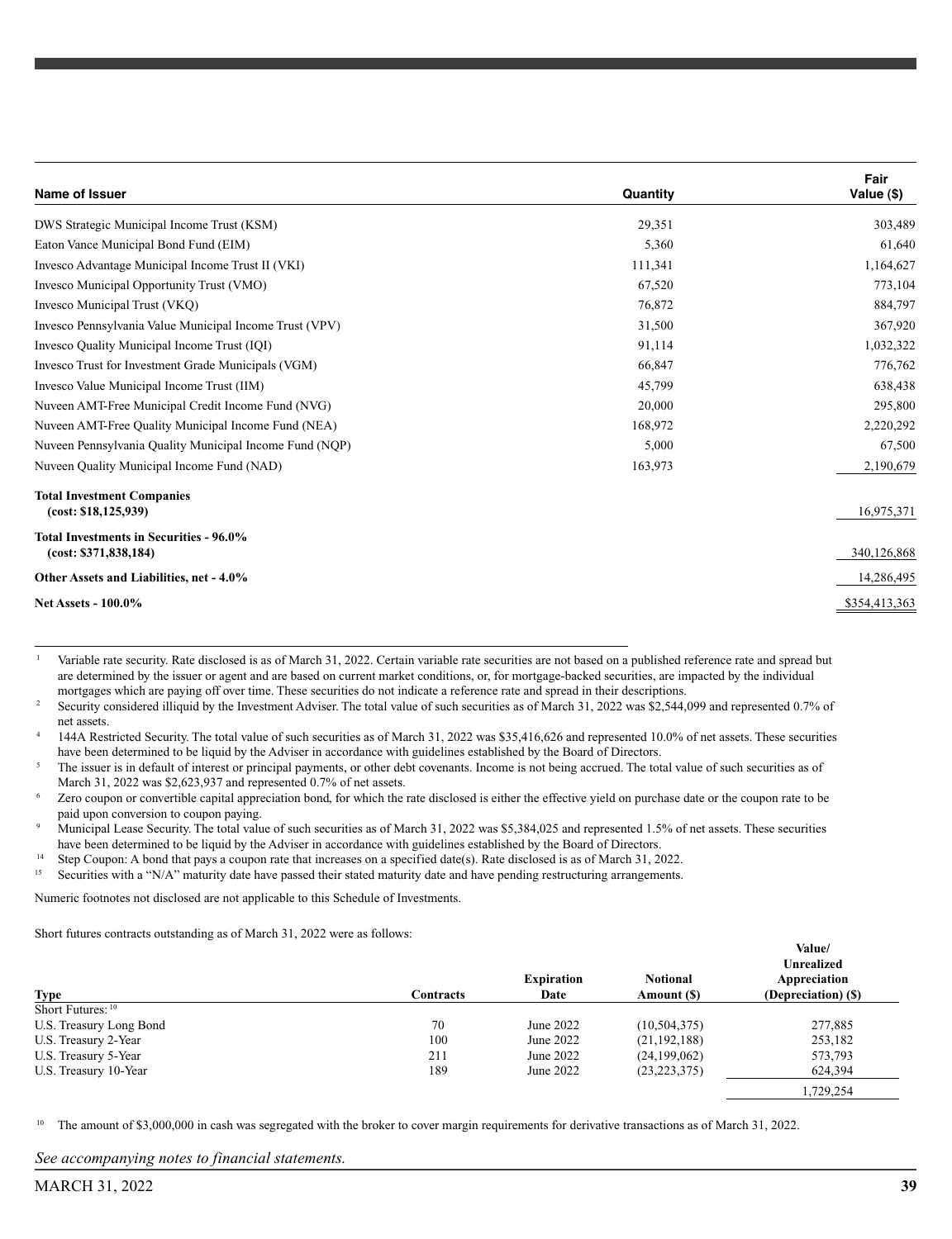| Name of Issuer | Quantity | Fair Value ($) |
|---|---|---|
| DWS Strategic Municipal Income Trust (KSM) | 29,351 | 303,489 |
| Eaton Vance Municipal Bond Fund (EIM) | 5,360 | 61,640 |
| Invesco Advantage Municipal Income Trust II (VKI) | 111,341 | 1,164,627 |
| Invesco Municipal Opportunity Trust (VMO) | 67,520 | 773,104 |
| Invesco Municipal Trust (VKQ) | 76,872 | 884,797 |
| Invesco Pennsylvania Value Municipal Income Trust (VPV) | 31,500 | 367,920 |
| Invesco Quality Municipal Income Trust (IQI) | 91,114 | 1,032,322 |
| Invesco Trust for Investment Grade Municipals (VGM) | 66,847 | 776,762 |
| Invesco Value Municipal Income Trust (IIM) | 45,799 | 638,438 |
| Nuveen AMT-Free Municipal Credit Income Fund (NVG) | 20,000 | 295,800 |
| Nuveen AMT-Free Quality Municipal Income Fund (NEA) | 168,972 | 2,220,292 |
| Nuveen Pennsylvania Quality Municipal Income Fund (NQP) | 5,000 | 67,500 |
| Nuveen Quality Municipal Income Fund (NAD) | 163,973 | 2,190,679 |
| **Total Investment Companies (cost: $18,125,939)** | | 16,975,371 |
| **Total Investments in Securities - 96.0% (cost: $371,838,184)** | | 340,126,868 |
| **Other Assets and Liabilities, net - 4.0%** | | 14,286,495 |
| **Net Assets - 100.0%** | | $354,413,363 |

[1] Variable rate security. Rate disclosed is as of March 31, 2022. Certain variable rate securities are not based on a published reference rate and spread but are determined by the issuer or agent and are based on current market conditions, or, for mortgage-backed securities, are impacted by the individual mortgages which are paying off over time. These securities do not indicate a reference rate and spread in their descriptions.

[2] Security considered illiquid by the Investment Adviser. The total value of such securities as of March 31, 2022 was $2,544,099 and represented 0.7% of net assets.

[4] 144A Restricted Security. The total value of such securities as of March 31, 2022 was $35,416,626 and represented 10.0% of net assets. These securities have been determined to be liquid by the Adviser in accordance with guidelines established by the Board of Directors.

[5] The issuer is in default of interest or principal payments, or other debt covenants. Income is not being accrued. The total value of such securities as of March 31, 2022 was $2,623,937 and represented 0.7% of net assets.

[6] Zero coupon or convertible capital appreciation bond, for which the rate disclosed is either the effective yield on purchase date or the coupon rate to be paid upon conversion to coupon paying.

[9] Municipal Lease Security. The total value of such securities as of March 31, 2022 was $5,384,025 and represented 1.5% of net assets. These securities have been determined to be liquid by the Adviser in accordance with guidelines established by the Board of Directors.

[14] Step Coupon: A bond that pays a coupon rate that increases on a specified date(s). Rate disclosed is as of March 31, 2022.

[15] Securities with a "N/A" maturity date have passed their stated maturity date and have pending restructuring arrangements.

Numeric footnotes not disclosed are not applicable to this Schedule of Investments.

Short futures contracts outstanding as of March 31, 2022 were as follows:

| Type | Contracts | Expiration Date | Notional Amount ($) | Value/ Unrealized Appreciation (Depreciation) ($) |
|---|---|---|---|---|
| Short Futures: [10] | | | | |
| U.S. Treasury Long Bond | 70 | June 2022 | (10,504,375) | 277,885 |
| U.S. Treasury 2-Year | 100 | June 2022 | (21,192,188) | 253,182 |
| U.S. Treasury 5-Year | 211 | June 2022 | (24,199,062) | 573,793 |
| U.S. Treasury 10-Year | 189 | June 2022 | (23,223,375) | 624,394 |
| | | | | 1,729,254 |

[10] The amount of $3,000,000 in cash was segregated with the broker to cover margin requirements for derivative transactions as of March 31, 2022.

*See accompanying notes to financial statements.*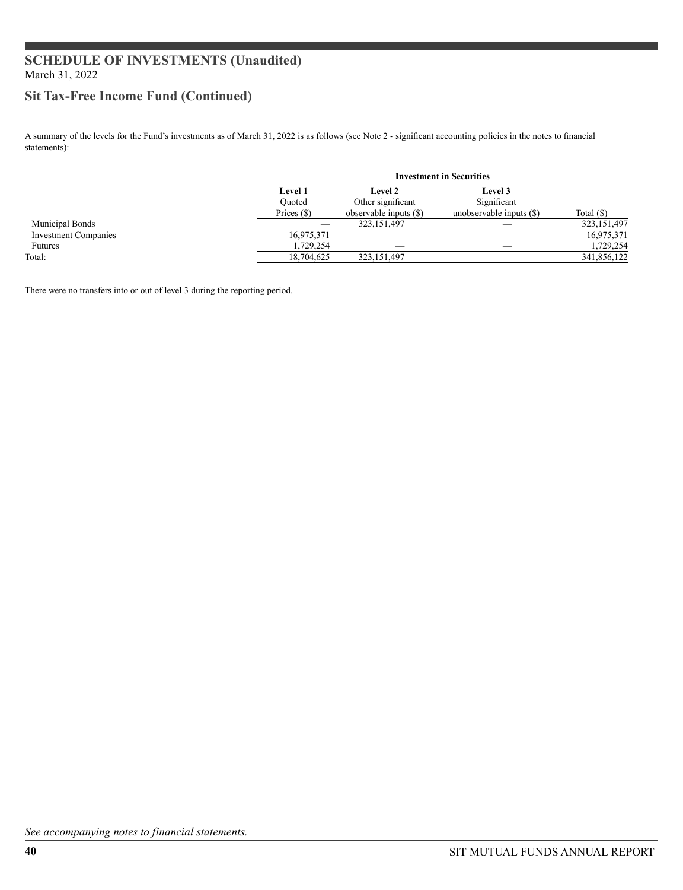# SCHEDULE OF INVESTMENTS (Unaudited)

March 31, 2022

## Sit Tax-Free Income Fund (Continued)

A summary of the levels for the Fund's investments as of March 31, 2022 is as follows (see Note 2 - significant accounting policies in the notes to financial statements):

| | Investment in Securities | | | |
|---|---|---|---|---|
| | Level 1 Quoted Prices ($) | Level 2 Other significant observable inputs ($) | Level 3 Significant unobservable inputs ($) | Total ($) |
| Municipal Bonds | — | 323,151,497 | — | 323,151,497 |
| Investment Companies | 16,975,371 | — | — | 16,975,371 |
| Futures | 1,729,254 | — | — | 1,729,254 |
| Total: | 18,704,625 | 323,151,497 | — | 341,856,122 |

There were no transfers into or out of level 3 during the reporting period.

*See accompanying notes to financial statements.*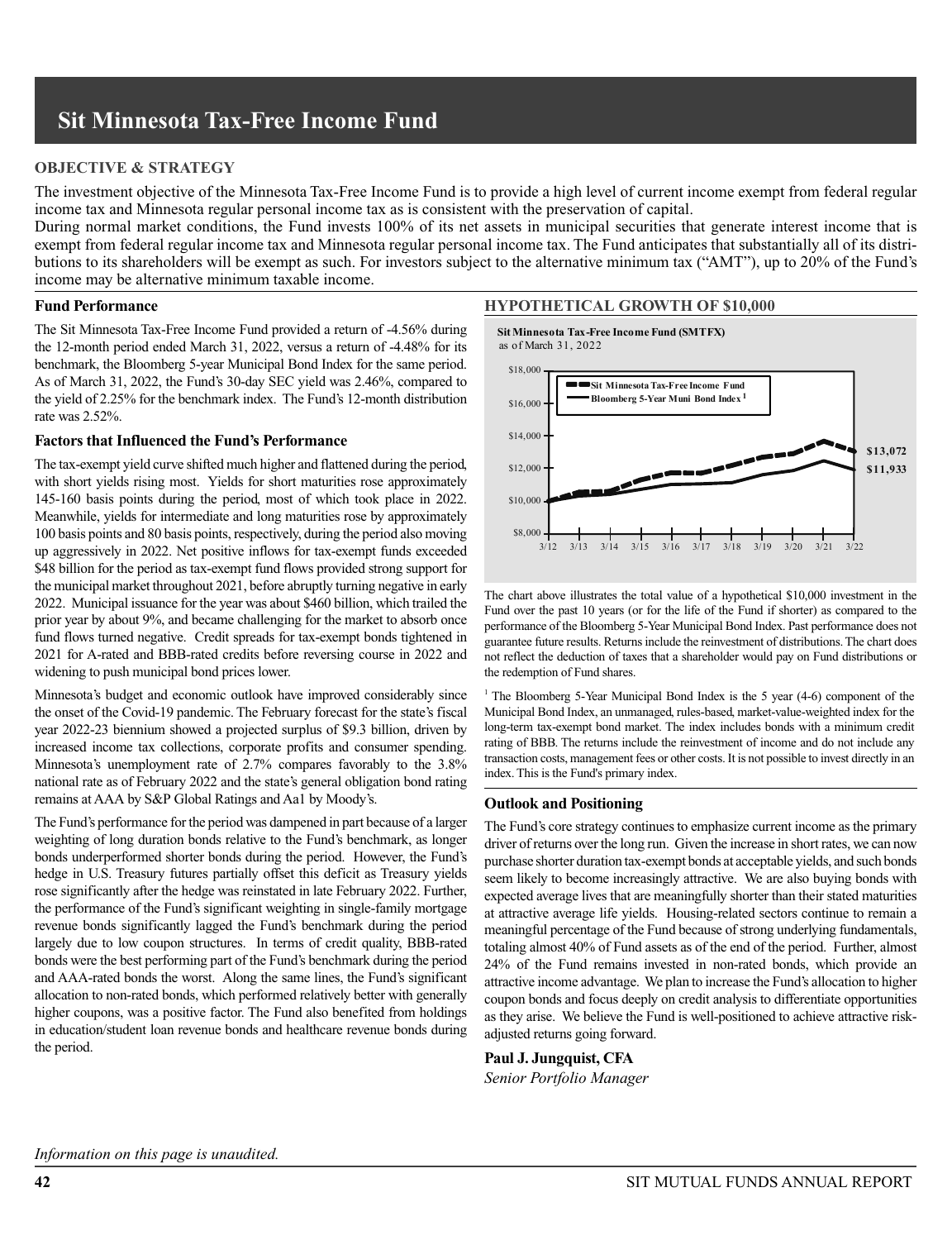# Sit Minnesota Tax-Free Income Fund

## OBJECTIVE & STRATEGY

The investment objective of the Minnesota Tax-Free Income Fund is to provide a high level of current income exempt from federal regular income tax and Minnesota regular personal income tax as is consistent with the preservation of capital.

During normal market conditions, the Fund invests 100% of its net assets in municipal securities that generate interest income that is exempt from federal regular income tax and Minnesota regular personal income tax. The Fund anticipates that substantially all of its distributions to its shareholders will be exempt as such. For investors subject to the alternative minimum tax ("AMT"), up to 20% of the Fund's income may be alternative minimum taxable income.

### Fund Performance

The Sit Minnesota Tax-Free Income Fund provided a return of -4.56% during the 12-month period ended March 31, 2022, versus a return of -4.48% for its benchmark, the Bloomberg 5-year Municipal Bond Index for the same period. As of March 31, 2022, the Fund's 30-day SEC yield was 2.46%, compared to the yield of 2.25% for the benchmark index. The Fund's 12-month distribution rate was 2.52%.

### Factors that Influenced the Fund's Performance

The tax-exempt yield curve shifted much higher and flattened during the period, with short yields rising most. Yields for short maturities rose approximately 145-160 basis points during the period, most of which took place in 2022. Meanwhile, yields for intermediate and long maturities rose by approximately 100 basis points and 80 basis points, respectively, during the period also moving up aggressively in 2022. Net positive inflows for tax-exempt funds exceeded $48 billion for the period as tax-exempt fund flows provided strong support for the municipal market throughout 2021, before abruptly turning negative in early 2022. Municipal issuance for the year was about $460 billion, which trailed the prior year by about 9%, and became challenging for the market to absorb once fund flows turned negative. Credit spreads for tax-exempt bonds tightened in 2021 for A-rated and BBB-rated credits before reversing course in 2022 and widening to push municipal bond prices lower.

Minnesota's budget and economic outlook have improved considerably since the onset of the Covid-19 pandemic. The February forecast for the state's fiscal year 2022-23 biennium showed a projected surplus of $9.3 billion, driven by increased income tax collections, corporate profits and consumer spending. Minnesota's unemployment rate of 2.7% compares favorably to the 3.8% national rate as of February 2022 and the state's general obligation bond rating remains at AAA by S&P Global Ratings and Aa1 by Moody's.

The Fund's performance for the period was dampened in part because of a larger weighting of long duration bonds relative to the Fund's benchmark, as longer bonds underperformed shorter bonds during the period. However, the Fund's hedge in U.S. Treasury futures partially offset this deficit as Treasury yields rose significantly after the hedge was reinstated in late February 2022. Further, the performance of the Fund's significant weighting in single-family mortgage revenue bonds significantly lagged the Fund's benchmark during the period largely due to low coupon structures. In terms of credit quality, BBB-rated bonds were the best performing part of the Fund's benchmark during the period and AAA-rated bonds the worst. Along the same lines, the Fund's significant allocation to non-rated bonds, which performed relatively better with generally higher coupons, was a positive factor. The Fund also benefited from holdings in education/student loan revenue bonds and healthcare revenue bonds during the period.

## HYPOTHETICAL GROWTH OF $10,000

**Sit Minnesota Tax-Free Income Fund (SMTFX)**
as of March 31, 2022

Legend: Sit Minnesota Tax-Free Income Fund; Bloomberg 5-Year Muni Bond Index[1]

Ending values: $13,072 (Sit Minnesota Tax-Free Income Fund); $11,933 (Bloomberg 5-Year Muni Bond Index)

The chart above illustrates the total value of a hypothetical $10,000 investment in the Fund over the past 10 years (or for the life of the Fund if shorter) as compared to the performance of the Bloomberg 5-Year Municipal Bond Index. Past performance does not guarantee future results. Returns include the reinvestment of distributions. The chart does not reflect the deduction of taxes that a shareholder would pay on Fund distributions or the redemption of Fund shares.

[1] The Bloomberg 5-Year Municipal Bond Index is the 5 year (4-6) component of the Municipal Bond Index, an unmanaged, rules-based, market-value-weighted index for the long-term tax-exempt bond market. The index includes bonds with a minimum credit rating of BBB. The returns include the reinvestment of income and do not include any transaction costs, management fees or other costs. It is not possible to invest directly in an index. This is the Fund's primary index.

### Outlook and Positioning

The Fund's core strategy continues to emphasize current income as the primary driver of returns over the long run. Given the increase in short rates, we can now purchase shorter duration tax-exempt bonds at acceptable yields, and such bonds seem likely to become increasingly attractive. We are also buying bonds with expected average lives that are meaningfully shorter than their stated maturities at attractive average life yields. Housing-related sectors continue to remain a meaningful percentage of the Fund because of strong underlying fundamentals, totaling almost 40% of Fund assets as of the end of the period. Further, almost 24% of the Fund remains invested in non-rated bonds, which provide an attractive income advantage. We plan to increase the Fund's allocation to higher coupon bonds and focus deeply on credit analysis to differentiate opportunities as they arise. We believe the Fund is well-positioned to achieve attractive risk-adjusted returns going forward.

**Paul J. Jungquist, CFA**
*Senior Portfolio Manager*

*Information on this page is unaudited.*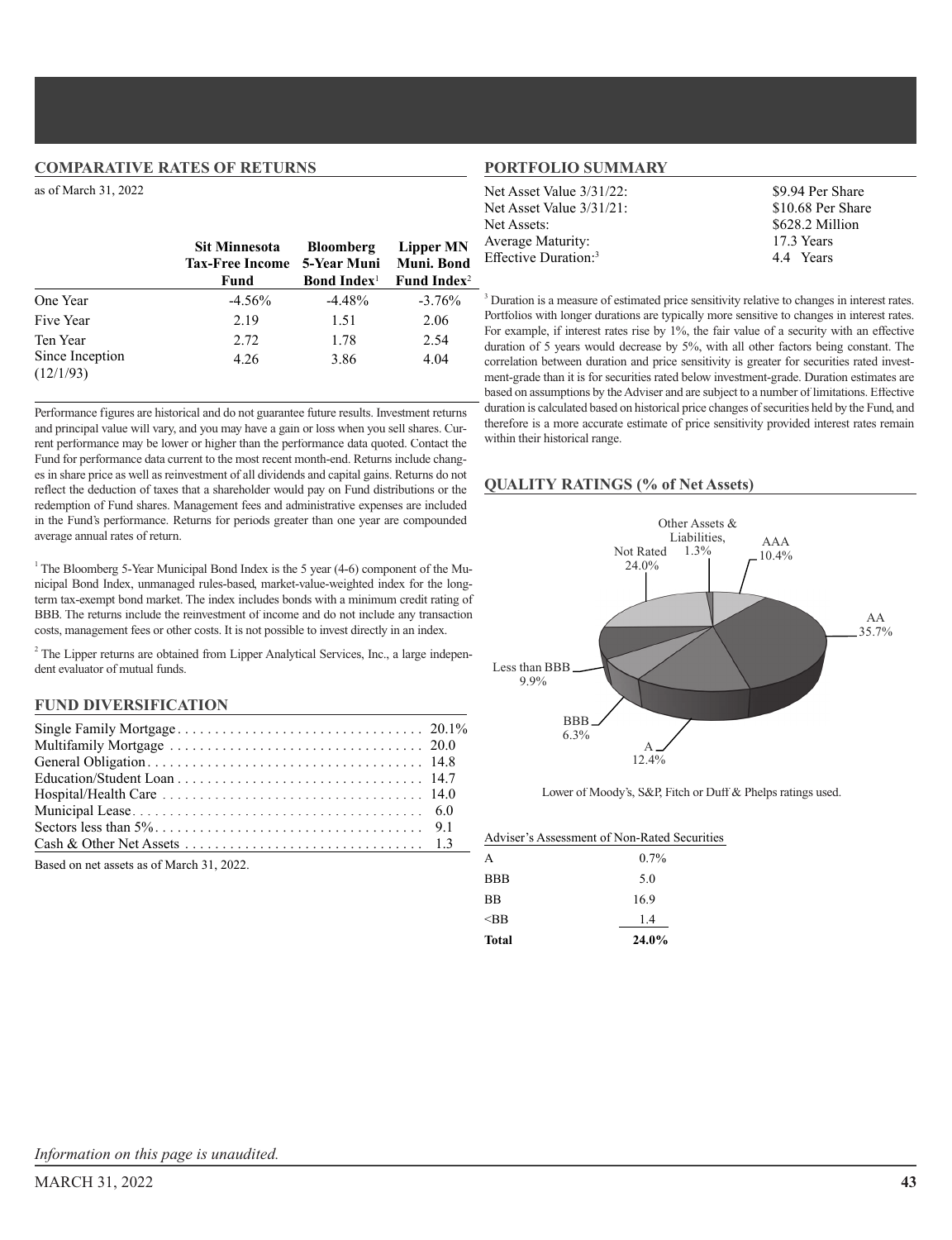## COMPARATIVE RATES OF RETURNS

as of March 31, 2022

| | Sit Minnesota Tax-Free Income Fund | Bloomberg 5-Year Muni Bond Index[1] | Lipper MN Muni. Bond Fund Index[2] |
|---|---|---|---|
| One Year | -4.56% | -4.48% | -3.76% |
| Five Year | 2.19 | 1.51 | 2.06 |
| Ten Year | 2.72 | 1.78 | 2.54 |
| Since Inception (12/1/93) | 4.26 | 3.86 | 4.04 |

Performance figures are historical and do not guarantee future results. Investment returns and principal value will vary, and you may have a gain or loss when you sell shares. Current performance may be lower or higher than the performance data quoted. Contact the Fund for performance data current to the most recent month-end. Returns include changes in share price as well as reinvestment of all dividends and capital gains. Returns do not reflect the deduction of taxes that a shareholder would pay on Fund distributions or the redemption of Fund shares. Management fees and administrative expenses are included in the Fund's performance. Returns for periods greater than one year are compounded average annual rates of return.

[1] The Bloomberg 5-Year Municipal Bond Index is the 5 year (4-6) component of the Municipal Bond Index, unmanaged rules-based, market-value-weighted index for the long-term tax-exempt bond market. The index includes bonds with a minimum credit rating of BBB. The returns include the reinvestment of income and do not include any transaction costs, management fees or other costs. It is not possible to invest directly in an index.

[2] The Lipper returns are obtained from Lipper Analytical Services, Inc., a large independent evaluator of mutual funds.

## FUND DIVERSIFICATION

| | |
|---|---|
| Single Family Mortgage | 20.1% |
| Multifamily Mortgage | 20.0 |
| General Obligation | 14.8 |
| Education/Student Loan | 14.7 |
| Hospital/Health Care | 14.0 |
| Municipal Lease | 6.0 |
| Sectors less than 5% | 9.1 |
| Cash & Other Net Assets | 1.3 |

Based on net assets as of March 31, 2022.

## PORTFOLIO SUMMARY

| | |
|---|---|
| Net Asset Value 3/31/22: | $9.94 Per Share |
| Net Asset Value 3/31/21: | $10.68 Per Share |
| Net Assets: | $628.2 Million |
| Average Maturity: | 17.3 Years |
| Effective Duration:[3] | 4.4 Years |

[3] Duration is a measure of estimated price sensitivity relative to changes in interest rates. Portfolios with longer durations are typically more sensitive to changes in interest rates. For example, if interest rates rise by 1%, the fair value of a security with an effective duration of 5 years would decrease by 5%, with all other factors being constant. The correlation between duration and price sensitivity is greater for securities rated investment-grade than it is for securities rated below investment-grade. Duration estimates are based on assumptions by the Adviser and are subject to a number of limitations. Effective duration is calculated based on historical price changes of securities held by the Fund, and therefore is a more accurate estimate of price sensitivity provided interest rates remain within their historical range.

## QUALITY RATINGS (% of Net Assets)

| Rating | % |
|---|---|
| AAA | 10.4% |
| AA | 35.7% |
| A | 12.4% |
| BBB | 6.3% |
| Less than BBB | 9.9% |
| Not Rated | 24.0% |
| Other Assets & Liabilities, | 1.3% |

Lower of Moody's, S&P, Fitch or Duff & Phelps ratings used.

| Adviser's Assessment of Non-Rated Securities | |
|---|---|
| A | 0.7% |
| BBB | 5.0 |
| BB | 16.9 |
| <BB | 1.4 |
| **Total** | **24.0%** |

*Information on this page is unaudited.*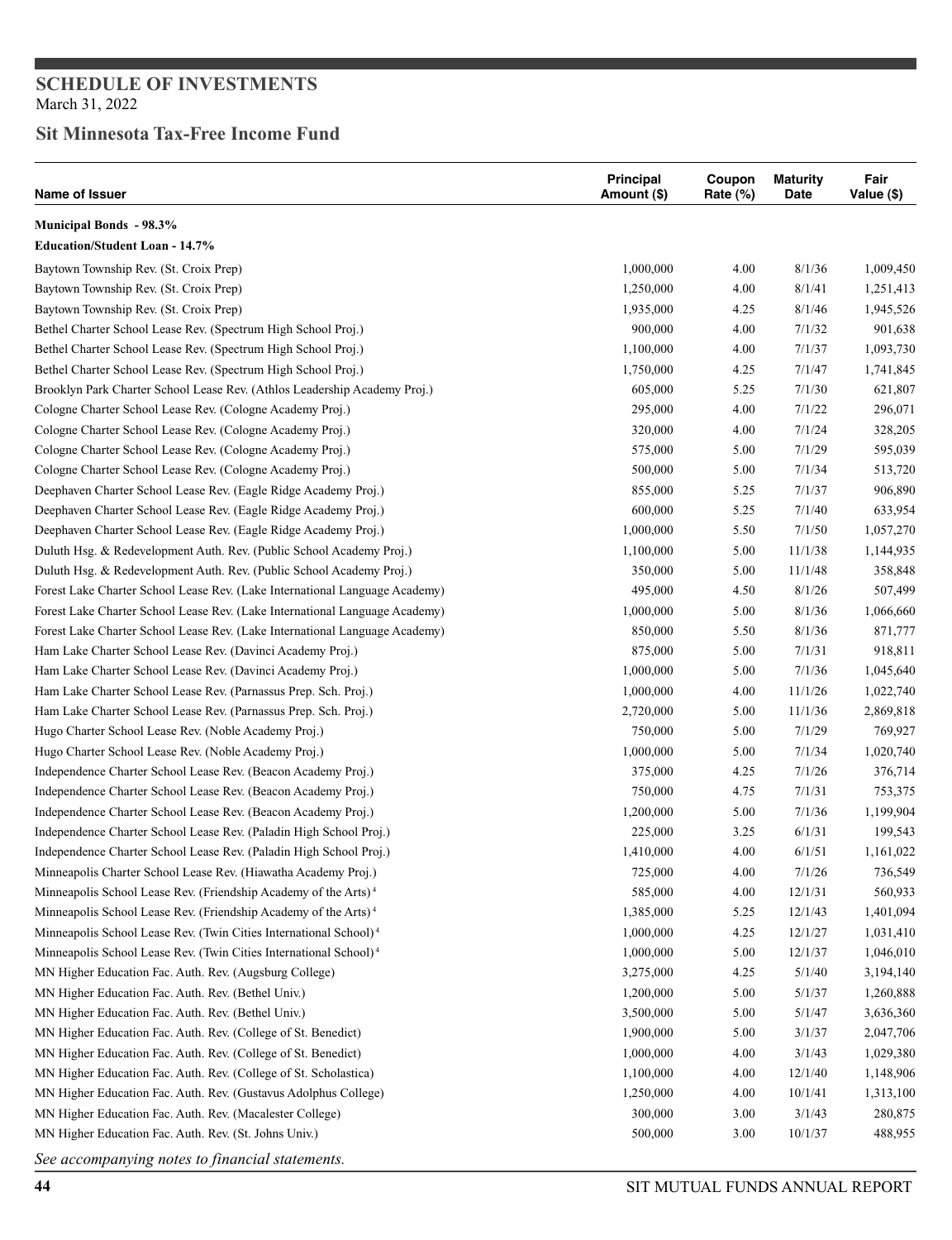## SCHEDULE OF INVESTMENTS

March 31, 2022

## Sit Minnesota Tax-Free Income Fund

| Name of Issuer | Principal Amount ($) | Coupon Rate (%) | Maturity Date | Fair Value ($) |
|---|---|---|---|---|
| **Municipal Bonds - 98.3%** | | | | |
| **Education/Student Loan - 14.7%** | | | | |
| Baytown Township Rev. (St. Croix Prep) | 1,000,000 | 4.00 | 8/1/36 | 1,009,450 |
| Baytown Township Rev. (St. Croix Prep) | 1,250,000 | 4.00 | 8/1/41 | 1,251,413 |
| Baytown Township Rev. (St. Croix Prep) | 1,935,000 | 4.25 | 8/1/46 | 1,945,526 |
| Bethel Charter School Lease Rev. (Spectrum High School Proj.) | 900,000 | 4.00 | 7/1/32 | 901,638 |
| Bethel Charter School Lease Rev. (Spectrum High School Proj.) | 1,100,000 | 4.00 | 7/1/37 | 1,093,730 |
| Bethel Charter School Lease Rev. (Spectrum High School Proj.) | 1,750,000 | 4.25 | 7/1/47 | 1,741,845 |
| Brooklyn Park Charter School Lease Rev. (Athlos Leadership Academy Proj.) | 605,000 | 5.25 | 7/1/30 | 621,807 |
| Cologne Charter School Lease Rev. (Cologne Academy Proj.) | 295,000 | 4.00 | 7/1/22 | 296,071 |
| Cologne Charter School Lease Rev. (Cologne Academy Proj.) | 320,000 | 4.00 | 7/1/24 | 328,205 |
| Cologne Charter School Lease Rev. (Cologne Academy Proj.) | 575,000 | 5.00 | 7/1/29 | 595,039 |
| Cologne Charter School Lease Rev. (Cologne Academy Proj.) | 500,000 | 5.00 | 7/1/34 | 513,720 |
| Deephaven Charter School Lease Rev. (Eagle Ridge Academy Proj.) | 855,000 | 5.25 | 7/1/37 | 906,890 |
| Deephaven Charter School Lease Rev. (Eagle Ridge Academy Proj.) | 600,000 | 5.25 | 7/1/40 | 633,954 |
| Deephaven Charter School Lease Rev. (Eagle Ridge Academy Proj.) | 1,000,000 | 5.50 | 7/1/50 | 1,057,270 |
| Duluth Hsg. & Redevelopment Auth. Rev. (Public School Academy Proj.) | 1,100,000 | 5.00 | 11/1/38 | 1,144,935 |
| Duluth Hsg. & Redevelopment Auth. Rev. (Public School Academy Proj.) | 350,000 | 5.00 | 11/1/48 | 358,848 |
| Forest Lake Charter School Lease Rev. (Lake International Language Academy) | 495,000 | 4.50 | 8/1/26 | 507,499 |
| Forest Lake Charter School Lease Rev. (Lake International Language Academy) | 1,000,000 | 5.00 | 8/1/36 | 1,066,660 |
| Forest Lake Charter School Lease Rev. (Lake International Language Academy) | 850,000 | 5.50 | 8/1/36 | 871,777 |
| Ham Lake Charter School Lease Rev. (Davinci Academy Proj.) | 875,000 | 5.00 | 7/1/31 | 918,811 |
| Ham Lake Charter School Lease Rev. (Davinci Academy Proj.) | 1,000,000 | 5.00 | 7/1/36 | 1,045,640 |
| Ham Lake Charter School Lease Rev. (Parnassus Prep. Sch. Proj.) | 1,000,000 | 4.00 | 11/1/26 | 1,022,740 |
| Ham Lake Charter School Lease Rev. (Parnassus Prep. Sch. Proj.) | 2,720,000 | 5.00 | 11/1/36 | 2,869,818 |
| Hugo Charter School Lease Rev. (Noble Academy Proj.) | 750,000 | 5.00 | 7/1/29 | 769,927 |
| Hugo Charter School Lease Rev. (Noble Academy Proj.) | 1,000,000 | 5.00 | 7/1/34 | 1,020,740 |
| Independence Charter School Lease Rev. (Beacon Academy Proj.) | 375,000 | 4.25 | 7/1/26 | 376,714 |
| Independence Charter School Lease Rev. (Beacon Academy Proj.) | 750,000 | 4.75 | 7/1/31 | 753,375 |
| Independence Charter School Lease Rev. (Beacon Academy Proj.) | 1,200,000 | 5.00 | 7/1/36 | 1,199,904 |
| Independence Charter School Lease Rev. (Paladin High School Proj.) | 225,000 | 3.25 | 6/1/31 | 199,543 |
| Independence Charter School Lease Rev. (Paladin High School Proj.) | 1,410,000 | 4.00 | 6/1/51 | 1,161,022 |
| Minneapolis Charter School Lease Rev. (Hiawatha Academy Proj.) | 725,000 | 4.00 | 7/1/26 | 736,549 |
| Minneapolis School Lease Rev. (Friendship Academy of the Arts) [4] | 585,000 | 4.00 | 12/1/31 | 560,933 |
| Minneapolis School Lease Rev. (Friendship Academy of the Arts) [4] | 1,385,000 | 5.25 | 12/1/43 | 1,401,094 |
| Minneapolis School Lease Rev. (Twin Cities International School) [4] | 1,000,000 | 4.25 | 12/1/27 | 1,031,410 |
| Minneapolis School Lease Rev. (Twin Cities International School) [4] | 1,000,000 | 5.00 | 12/1/37 | 1,046,010 |
| MN Higher Education Fac. Auth. Rev. (Augsburg College) | 3,275,000 | 4.25 | 5/1/40 | 3,194,140 |
| MN Higher Education Fac. Auth. Rev. (Bethel Univ.) | 1,200,000 | 5.00 | 5/1/37 | 1,260,888 |
| MN Higher Education Fac. Auth. Rev. (Bethel Univ.) | 3,500,000 | 5.00 | 5/1/47 | 3,636,360 |
| MN Higher Education Fac. Auth. Rev. (College of St. Benedict) | 1,900,000 | 5.00 | 3/1/37 | 2,047,706 |
| MN Higher Education Fac. Auth. Rev. (College of St. Benedict) | 1,000,000 | 4.00 | 3/1/43 | 1,029,380 |
| MN Higher Education Fac. Auth. Rev. (College of St. Scholastica) | 1,100,000 | 4.00 | 12/1/40 | 1,148,906 |
| MN Higher Education Fac. Auth. Rev. (Gustavus Adolphus College) | 1,250,000 | 4.00 | 10/1/41 | 1,313,100 |
| MN Higher Education Fac. Auth. Rev. (Macalester College) | 300,000 | 3.00 | 3/1/43 | 280,875 |
| MN Higher Education Fac. Auth. Rev. (St. Johns Univ.) | 500,000 | 3.00 | 10/1/37 | 488,955 |

*See accompanying notes to financial statements.*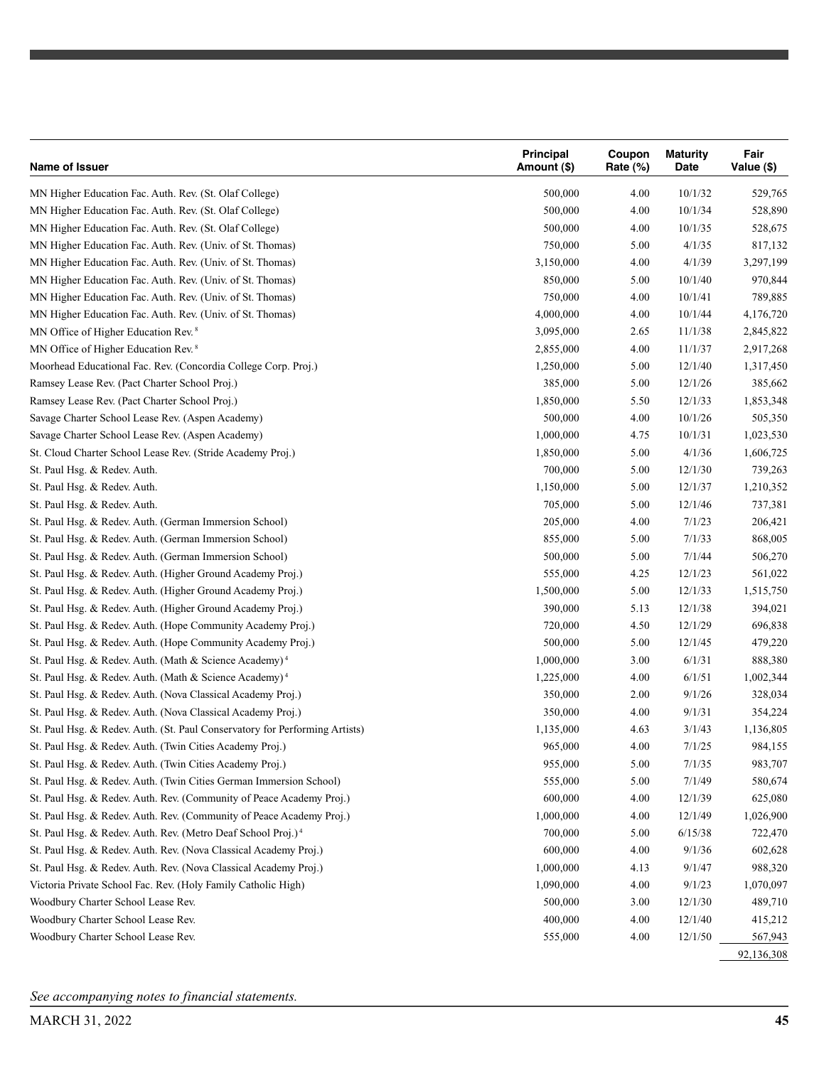| Name of Issuer | Principal Amount ($) | Coupon Rate (%) | Maturity Date | Fair Value ($) |
|---|---|---|---|---|
| MN Higher Education Fac. Auth. Rev. (St. Olaf College) | 500,000 | 4.00 | 10/1/32 | 529,765 |
| MN Higher Education Fac. Auth. Rev. (St. Olaf College) | 500,000 | 4.00 | 10/1/34 | 528,890 |
| MN Higher Education Fac. Auth. Rev. (St. Olaf College) | 500,000 | 4.00 | 10/1/35 | 528,675 |
| MN Higher Education Fac. Auth. Rev. (Univ. of St. Thomas) | 750,000 | 5.00 | 4/1/35 | 817,132 |
| MN Higher Education Fac. Auth. Rev. (Univ. of St. Thomas) | 3,150,000 | 4.00 | 4/1/39 | 3,297,199 |
| MN Higher Education Fac. Auth. Rev. (Univ. of St. Thomas) | 850,000 | 5.00 | 10/1/40 | 970,844 |
| MN Higher Education Fac. Auth. Rev. (Univ. of St. Thomas) | 750,000 | 4.00 | 10/1/41 | 789,885 |
| MN Higher Education Fac. Auth. Rev. (Univ. of St. Thomas) | 4,000,000 | 4.00 | 10/1/44 | 4,176,720 |
| MN Office of Higher Education Rev. [8] | 3,095,000 | 2.65 | 11/1/38 | 2,845,822 |
| MN Office of Higher Education Rev. [8] | 2,855,000 | 4.00 | 11/1/37 | 2,917,268 |
| Moorhead Educational Fac. Rev. (Concordia College Corp. Proj.) | 1,250,000 | 5.00 | 12/1/40 | 1,317,450 |
| Ramsey Lease Rev. (Pact Charter School Proj.) | 385,000 | 5.00 | 12/1/26 | 385,662 |
| Ramsey Lease Rev. (Pact Charter School Proj.) | 1,850,000 | 5.50 | 12/1/33 | 1,853,348 |
| Savage Charter School Lease Rev. (Aspen Academy) | 500,000 | 4.00 | 10/1/26 | 505,350 |
| Savage Charter School Lease Rev. (Aspen Academy) | 1,000,000 | 4.75 | 10/1/31 | 1,023,530 |
| St. Cloud Charter School Lease Rev. (Stride Academy Proj.) | 1,850,000 | 5.00 | 4/1/36 | 1,606,725 |
| St. Paul Hsg. & Redev. Auth. | 700,000 | 5.00 | 12/1/30 | 739,263 |
| St. Paul Hsg. & Redev. Auth. | 1,150,000 | 5.00 | 12/1/37 | 1,210,352 |
| St. Paul Hsg. & Redev. Auth. | 705,000 | 5.00 | 12/1/46 | 737,381 |
| St. Paul Hsg. & Redev. Auth. (German Immersion School) | 205,000 | 4.00 | 7/1/23 | 206,421 |
| St. Paul Hsg. & Redev. Auth. (German Immersion School) | 855,000 | 5.00 | 7/1/33 | 868,005 |
| St. Paul Hsg. & Redev. Auth. (German Immersion School) | 500,000 | 5.00 | 7/1/44 | 506,270 |
| St. Paul Hsg. & Redev. Auth. (Higher Ground Academy Proj.) | 555,000 | 4.25 | 12/1/23 | 561,022 |
| St. Paul Hsg. & Redev. Auth. (Higher Ground Academy Proj.) | 1,500,000 | 5.00 | 12/1/33 | 1,515,750 |
| St. Paul Hsg. & Redev. Auth. (Higher Ground Academy Proj.) | 390,000 | 5.13 | 12/1/38 | 394,021 |
| St. Paul Hsg. & Redev. Auth. (Hope Community Academy Proj.) | 720,000 | 4.50 | 12/1/29 | 696,838 |
| St. Paul Hsg. & Redev. Auth. (Hope Community Academy Proj.) | 500,000 | 5.00 | 12/1/45 | 479,220 |
| St. Paul Hsg. & Redev. Auth. (Math & Science Academy) [4] | 1,000,000 | 3.00 | 6/1/31 | 888,380 |
| St. Paul Hsg. & Redev. Auth. (Math & Science Academy) [4] | 1,225,000 | 4.00 | 6/1/51 | 1,002,344 |
| St. Paul Hsg. & Redev. Auth. (Nova Classical Academy Proj.) | 350,000 | 2.00 | 9/1/26 | 328,034 |
| St. Paul Hsg. & Redev. Auth. (Nova Classical Academy Proj.) | 350,000 | 4.00 | 9/1/31 | 354,224 |
| St. Paul Hsg. & Redev. Auth. (St. Paul Conservatory for Performing Artists) | 1,135,000 | 4.63 | 3/1/43 | 1,136,805 |
| St. Paul Hsg. & Redev. Auth. (Twin Cities Academy Proj.) | 965,000 | 4.00 | 7/1/25 | 984,155 |
| St. Paul Hsg. & Redev. Auth. (Twin Cities Academy Proj.) | 955,000 | 5.00 | 7/1/35 | 983,707 |
| St. Paul Hsg. & Redev. Auth. (Twin Cities German Immersion School) | 555,000 | 5.00 | 7/1/49 | 580,674 |
| St. Paul Hsg. & Redev. Auth. Rev. (Community of Peace Academy Proj.) | 600,000 | 4.00 | 12/1/39 | 625,080 |
| St. Paul Hsg. & Redev. Auth. Rev. (Community of Peace Academy Proj.) | 1,000,000 | 4.00 | 12/1/49 | 1,026,900 |
| St. Paul Hsg. & Redev. Auth. Rev. (Metro Deaf School Proj.) [4] | 700,000 | 5.00 | 6/15/38 | 722,470 |
| St. Paul Hsg. & Redev. Auth. Rev. (Nova Classical Academy Proj.) | 600,000 | 4.00 | 9/1/36 | 602,628 |
| St. Paul Hsg. & Redev. Auth. Rev. (Nova Classical Academy Proj.) | 1,000,000 | 4.13 | 9/1/47 | 988,320 |
| Victoria Private School Fac. Rev. (Holy Family Catholic High) | 1,090,000 | 4.00 | 9/1/23 | 1,070,097 |
| Woodbury Charter School Lease Rev. | 500,000 | 3.00 | 12/1/30 | 489,710 |
| Woodbury Charter School Lease Rev. | 400,000 | 4.00 | 12/1/40 | 415,212 |
| Woodbury Charter School Lease Rev. | 555,000 | 4.00 | 12/1/50 | 567,943 |
| | | | | 92,136,308 |

*See accompanying notes to financial statements.*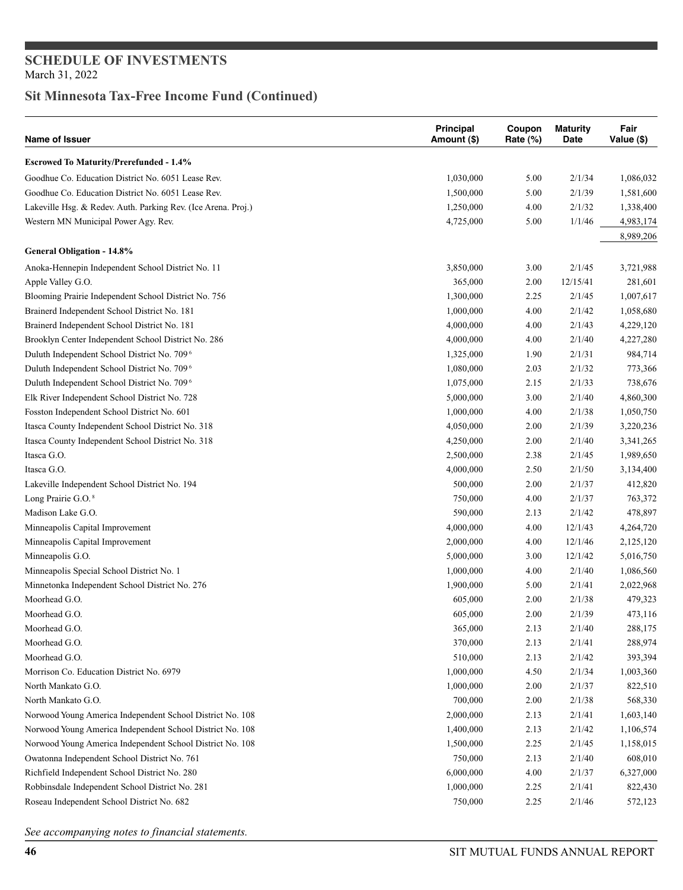## SCHEDULE OF INVESTMENTS
March 31, 2022

## Sit Minnesota Tax-Free Income Fund (Continued)

| Name of Issuer | Principal Amount ($) | Coupon Rate (%) | Maturity Date | Fair Value ($) |
|---|---|---|---|---|
| **Escrowed To Maturity/Prefunded - 1.4%** | | | | |
| Goodhue Co. Education District No. 6051 Lease Rev. | 1,030,000 | 5.00 | 2/1/34 | 1,086,032 |
| Goodhue Co. Education District No. 6051 Lease Rev. | 1,500,000 | 5.00 | 2/1/39 | 1,581,600 |
| Lakeville Hsg. & Redev. Auth. Parking Rev. (Ice Arena. Proj.) | 1,250,000 | 4.00 | 2/1/32 | 1,338,400 |
| Western MN Municipal Power Agy. Rev. | 4,725,000 | 5.00 | 1/1/46 | 4,983,174 |
| | | | | 8,989,206 |
| **General Obligation - 14.8%** | | | | |
| Anoka-Hennepin Independent School District No. 11 | 3,850,000 | 3.00 | 2/1/45 | 3,721,988 |
| Apple Valley G.O. | 365,000 | 2.00 | 12/15/41 | 281,601 |
| Blooming Prairie Independent School District No. 756 | 1,300,000 | 2.25 | 2/1/45 | 1,007,617 |
| Brainerd Independent School District No. 181 | 1,000,000 | 4.00 | 2/1/42 | 1,058,680 |
| Brainerd Independent School District No. 181 | 4,000,000 | 4.00 | 2/1/43 | 4,229,120 |
| Brooklyn Center Independent School District No. 286 | 4,000,000 | 4.00 | 2/1/40 | 4,227,280 |
| Duluth Independent School District No. 709 [6] | 1,325,000 | 1.90 | 2/1/31 | 984,714 |
| Duluth Independent School District No. 709 [6] | 1,080,000 | 2.03 | 2/1/32 | 773,366 |
| Duluth Independent School District No. 709 [6] | 1,075,000 | 2.15 | 2/1/33 | 738,676 |
| Elk River Independent School District No. 728 | 5,000,000 | 3.00 | 2/1/40 | 4,860,300 |
| Fosston Independent School District No. 601 | 1,000,000 | 4.00 | 2/1/38 | 1,050,750 |
| Itasca County Independent School District No. 318 | 4,050,000 | 2.00 | 2/1/39 | 3,220,236 |
| Itasca County Independent School District No. 318 | 4,250,000 | 2.00 | 2/1/40 | 3,341,265 |
| Itasca G.O. | 2,500,000 | 2.38 | 2/1/45 | 1,989,650 |
| Itasca G.O. | 4,000,000 | 2.50 | 2/1/50 | 3,134,400 |
| Lakeville Independent School District No. 194 | 500,000 | 2.00 | 2/1/37 | 412,820 |
| Long Prairie G.O. [8] | 750,000 | 4.00 | 2/1/37 | 763,372 |
| Madison Lake G.O. | 590,000 | 2.13 | 2/1/42 | 478,897 |
| Minneapolis Capital Improvement | 4,000,000 | 4.00 | 12/1/43 | 4,264,720 |
| Minneapolis Capital Improvement | 2,000,000 | 4.00 | 12/1/46 | 2,125,120 |
| Minneapolis G.O. | 5,000,000 | 3.00 | 12/1/42 | 5,016,750 |
| Minneapolis Special School District No. 1 | 1,000,000 | 4.00 | 2/1/40 | 1,086,560 |
| Minnetonka Independent School District No. 276 | 1,900,000 | 5.00 | 2/1/41 | 2,022,968 |
| Moorhead G.O. | 605,000 | 2.00 | 2/1/38 | 479,323 |
| Moorhead G.O. | 605,000 | 2.00 | 2/1/39 | 473,116 |
| Moorhead G.O. | 365,000 | 2.13 | 2/1/40 | 288,175 |
| Moorhead G.O. | 370,000 | 2.13 | 2/1/41 | 288,974 |
| Moorhead G.O. | 510,000 | 2.13 | 2/1/42 | 393,394 |
| Morrison Co. Education District No. 6979 | 1,000,000 | 4.50 | 2/1/34 | 1,003,360 |
| North Mankato G.O. | 1,000,000 | 2.00 | 2/1/37 | 822,510 |
| North Mankato G.O. | 700,000 | 2.00 | 2/1/38 | 568,330 |
| Norwood Young America Independent School District No. 108 | 2,000,000 | 2.13 | 2/1/41 | 1,603,140 |
| Norwood Young America Independent School District No. 108 | 1,400,000 | 2.13 | 2/1/42 | 1,106,574 |
| Norwood Young America Independent School District No. 108 | 1,500,000 | 2.25 | 2/1/45 | 1,158,015 |
| Owatonna Independent School District No. 761 | 750,000 | 2.13 | 2/1/40 | 608,010 |
| Richfield Independent School District No. 280 | 6,000,000 | 4.00 | 2/1/37 | 6,327,000 |
| Robbinsdale Independent School District No. 281 | 1,000,000 | 2.25 | 2/1/41 | 822,430 |
| Roseau Independent School District No. 682 | 750,000 | 2.25 | 2/1/46 | 572,123 |

*See accompanying notes to financial statements.*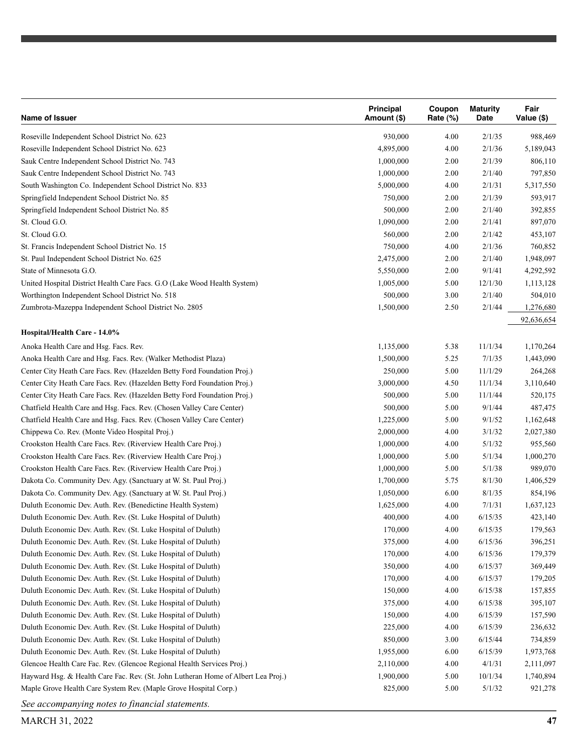| Name of Issuer | Principal Amount ($) | Coupon Rate (%) | Maturity Date | Fair Value ($) |
|---|---|---|---|---|
| Roseville Independent School District No. 623 | 930,000 | 4.00 | 2/1/35 | 988,469 |
| Roseville Independent School District No. 623 | 4,895,000 | 4.00 | 2/1/36 | 5,189,043 |
| Sauk Centre Independent School District No. 743 | 1,000,000 | 2.00 | 2/1/39 | 806,110 |
| Sauk Centre Independent School District No. 743 | 1,000,000 | 2.00 | 2/1/40 | 797,850 |
| South Washington Co. Independent School District No. 833 | 5,000,000 | 4.00 | 2/1/31 | 5,317,550 |
| Springfield Independent School District No. 85 | 750,000 | 2.00 | 2/1/39 | 593,917 |
| Springfield Independent School District No. 85 | 500,000 | 2.00 | 2/1/40 | 392,855 |
| St. Cloud G.O. | 1,090,000 | 2.00 | 2/1/41 | 897,070 |
| St. Cloud G.O. | 560,000 | 2.00 | 2/1/42 | 453,107 |
| St. Francis Independent School District No. 15 | 750,000 | 4.00 | 2/1/36 | 760,852 |
| St. Paul Independent School District No. 625 | 2,475,000 | 2.00 | 2/1/40 | 1,948,097 |
| State of Minnesota G.O. | 5,550,000 | 2.00 | 9/1/41 | 4,292,592 |
| United Hospital District Health Care Facs. G.O (Lake Wood Health System) | 1,005,000 | 5.00 | 12/1/30 | 1,113,128 |
| Worthington Independent School District No. 518 | 500,000 | 3.00 | 2/1/40 | 504,010 |
| Zumbrota-Mazeppa Independent School District No. 2805 | 1,500,000 | 2.50 | 2/1/44 | 1,276,680 |
| | | | | 92,636,654 |
| **Hospital/Health Care - 14.0%** | | | | |
| Anoka Health Care and Hsg. Facs. Rev. | 1,135,000 | 5.38 | 11/1/34 | 1,170,264 |
| Anoka Health Care and Hsg. Facs. Rev. (Walker Methodist Plaza) | 1,500,000 | 5.25 | 7/1/35 | 1,443,090 |
| Center City Heath Care Facs. Rev. (Hazelden Betty Ford Foundation Proj.) | 250,000 | 5.00 | 11/1/29 | 264,268 |
| Center City Heath Care Facs. Rev. (Hazelden Betty Ford Foundation Proj.) | 3,000,000 | 4.50 | 11/1/34 | 3,110,640 |
| Center City Heath Care Facs. Rev. (Hazelden Betty Ford Foundation Proj.) | 500,000 | 5.00 | 11/1/44 | 520,175 |
| Chatfield Health Care and Hsg. Facs. Rev. (Chosen Valley Care Center) | 500,000 | 5.00 | 9/1/44 | 487,475 |
| Chatfield Health Care and Hsg. Facs. Rev. (Chosen Valley Care Center) | 1,225,000 | 5.00 | 9/1/52 | 1,162,648 |
| Chippewa Co. Rev. (Monte Video Hospital Proj.) | 2,000,000 | 4.00 | 3/1/32 | 2,027,380 |
| Crookston Health Care Facs. Rev. (Riverview Health Care Proj.) | 1,000,000 | 4.00 | 5/1/32 | 955,560 |
| Crookston Health Care Facs. Rev. (Riverview Health Care Proj.) | 1,000,000 | 5.00 | 5/1/34 | 1,000,270 |
| Crookston Health Care Facs. Rev. (Riverview Health Care Proj.) | 1,000,000 | 5.00 | 5/1/38 | 989,070 |
| Dakota Co. Community Dev. Agy. (Sanctuary at W. St. Paul Proj.) | 1,700,000 | 5.75 | 8/1/30 | 1,406,529 |
| Dakota Co. Community Dev. Agy. (Sanctuary at W. St. Paul Proj.) | 1,050,000 | 6.00 | 8/1/35 | 854,196 |
| Duluth Economic Dev. Auth. Rev. (Benedictine Health System) | 1,625,000 | 4.00 | 7/1/31 | 1,637,123 |
| Duluth Economic Dev. Auth. Rev. (St. Luke Hospital of Duluth) | 400,000 | 4.00 | 6/15/35 | 423,140 |
| Duluth Economic Dev. Auth. Rev. (St. Luke Hospital of Duluth) | 170,000 | 4.00 | 6/15/35 | 179,563 |
| Duluth Economic Dev. Auth. Rev. (St. Luke Hospital of Duluth) | 375,000 | 4.00 | 6/15/36 | 396,251 |
| Duluth Economic Dev. Auth. Rev. (St. Luke Hospital of Duluth) | 170,000 | 4.00 | 6/15/36 | 179,379 |
| Duluth Economic Dev. Auth. Rev. (St. Luke Hospital of Duluth) | 350,000 | 4.00 | 6/15/37 | 369,449 |
| Duluth Economic Dev. Auth. Rev. (St. Luke Hospital of Duluth) | 170,000 | 4.00 | 6/15/37 | 179,205 |
| Duluth Economic Dev. Auth. Rev. (St. Luke Hospital of Duluth) | 150,000 | 4.00 | 6/15/38 | 157,855 |
| Duluth Economic Dev. Auth. Rev. (St. Luke Hospital of Duluth) | 375,000 | 4.00 | 6/15/38 | 395,107 |
| Duluth Economic Dev. Auth. Rev. (St. Luke Hospital of Duluth) | 150,000 | 4.00 | 6/15/39 | 157,590 |
| Duluth Economic Dev. Auth. Rev. (St. Luke Hospital of Duluth) | 225,000 | 4.00 | 6/15/39 | 236,632 |
| Duluth Economic Dev. Auth. Rev. (St. Luke Hospital of Duluth) | 850,000 | 3.00 | 6/15/44 | 734,859 |
| Duluth Economic Dev. Auth. Rev. (St. Luke Hospital of Duluth) | 1,955,000 | 6.00 | 6/15/39 | 1,973,768 |
| Glencoe Health Care Fac. Rev. (Glencoe Regional Health Services Proj.) | 2,110,000 | 4.00 | 4/1/31 | 2,111,097 |
| Hayward Hsg. & Health Care Fac. Rev. (St. John Lutheran Home of Albert Lea Proj.) | 1,900,000 | 5.00 | 10/1/34 | 1,740,894 |
| Maple Grove Health Care System Rev. (Maple Grove Hospital Corp.) | 825,000 | 5.00 | 5/1/32 | 921,278 |

*See accompanying notes to financial statements.*

MARCH 31, 2022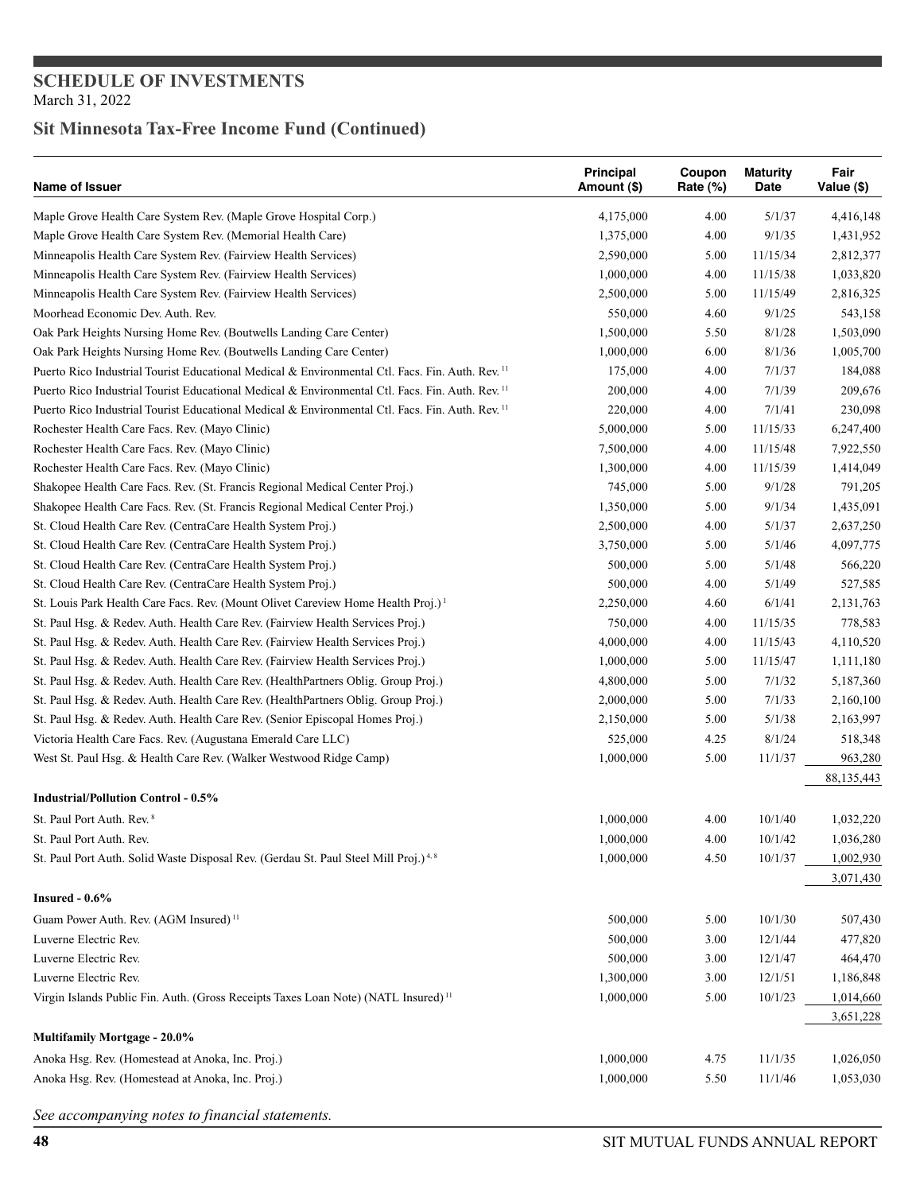## SCHEDULE OF INVESTMENTS

March 31, 2022

## Sit Minnesota Tax-Free Income Fund (Continued)

| Name of Issuer | Principal Amount ($) | Coupon Rate (%) | Maturity Date | Fair Value ($) |
|---|---|---|---|---|
| Maple Grove Health Care System Rev. (Maple Grove Hospital Corp.) | 4,175,000 | 4.00 | 5/1/37 | 4,416,148 |
| Maple Grove Health Care System Rev. (Memorial Health Care) | 1,375,000 | 4.00 | 9/1/35 | 1,431,952 |
| Minneapolis Health Care System Rev. (Fairview Health Services) | 2,590,000 | 5.00 | 11/15/34 | 2,812,377 |
| Minneapolis Health Care System Rev. (Fairview Health Services) | 1,000,000 | 4.00 | 11/15/38 | 1,033,820 |
| Minneapolis Health Care System Rev. (Fairview Health Services) | 2,500,000 | 5.00 | 11/15/49 | 2,816,325 |
| Moorhead Economic Dev. Auth. Rev. | 550,000 | 4.60 | 9/1/25 | 543,158 |
| Oak Park Heights Nursing Home Rev. (Boutwells Landing Care Center) | 1,500,000 | 5.50 | 8/1/28 | 1,503,090 |
| Oak Park Heights Nursing Home Rev. (Boutwells Landing Care Center) | 1,000,000 | 6.00 | 8/1/36 | 1,005,700 |
| Puerto Rico Industrial Tourist Educational Medical & Environmental Ctl. Facs. Fin. Auth. Rev. [11] | 175,000 | 4.00 | 7/1/37 | 184,088 |
| Puerto Rico Industrial Tourist Educational Medical & Environmental Ctl. Facs. Fin. Auth. Rev. [11] | 200,000 | 4.00 | 7/1/39 | 209,676 |
| Puerto Rico Industrial Tourist Educational Medical & Environmental Ctl. Facs. Fin. Auth. Rev. [11] | 220,000 | 4.00 | 7/1/41 | 230,098 |
| Rochester Health Care Facs. Rev. (Mayo Clinic) | 5,000,000 | 5.00 | 11/15/33 | 6,247,400 |
| Rochester Health Care Facs. Rev. (Mayo Clinic) | 7,500,000 | 4.00 | 11/15/48 | 7,922,550 |
| Rochester Health Care Facs. Rev. (Mayo Clinic) | 1,300,000 | 4.00 | 11/15/39 | 1,414,049 |
| Shakopee Health Care Facs. Rev. (St. Francis Regional Medical Center Proj.) | 745,000 | 5.00 | 9/1/28 | 791,205 |
| Shakopee Health Care Facs. Rev. (St. Francis Regional Medical Center Proj.) | 1,350,000 | 5.00 | 9/1/34 | 1,435,091 |
| St. Cloud Health Care Rev. (CentraCare Health System Proj.) | 2,500,000 | 4.00 | 5/1/37 | 2,637,250 |
| St. Cloud Health Care Rev. (CentraCare Health System Proj.) | 3,750,000 | 5.00 | 5/1/46 | 4,097,775 |
| St. Cloud Health Care Rev. (CentraCare Health System Proj.) | 500,000 | 5.00 | 5/1/48 | 566,220 |
| St. Cloud Health Care Rev. (CentraCare Health System Proj.) | 500,000 | 4.00 | 5/1/49 | 527,585 |
| St. Louis Park Health Care Facs. Rev. (Mount Olivet Careview Home Health Proj.) [1] | 2,250,000 | 4.60 | 6/1/41 | 2,131,763 |
| St. Paul Hsg. & Redev. Auth. Health Care Rev. (Fairview Health Services Proj.) | 750,000 | 4.00 | 11/15/35 | 778,583 |
| St. Paul Hsg. & Redev. Auth. Health Care Rev. (Fairview Health Services Proj.) | 4,000,000 | 4.00 | 11/15/43 | 4,110,520 |
| St. Paul Hsg. & Redev. Auth. Health Care Rev. (Fairview Health Services Proj.) | 1,000,000 | 5.00 | 11/15/47 | 1,111,180 |
| St. Paul Hsg. & Redev. Auth. Health Care Rev. (HealthPartners Oblig. Group Proj.) | 4,800,000 | 5.00 | 7/1/32 | 5,187,360 |
| St. Paul Hsg. & Redev. Auth. Health Care Rev. (HealthPartners Oblig. Group Proj.) | 2,000,000 | 5.00 | 7/1/33 | 2,160,100 |
| St. Paul Hsg. & Redev. Auth. Health Care Rev. (Senior Episcopal Homes Proj.) | 2,150,000 | 5.00 | 5/1/38 | 2,163,997 |
| Victoria Health Care Facs. Rev. (Augustana Emerald Care LLC) | 525,000 | 4.25 | 8/1/24 | 518,348 |
| West St. Paul Hsg. & Health Care Rev. (Walker Westwood Ridge Camp) | 1,000,000 | 5.00 | 11/1/37 | 963,280 |
| | | | | 88,135,443 |
| **Industrial/Pollution Control - 0.5%** | | | | |
| St. Paul Port Auth. Rev. [8] | 1,000,000 | 4.00 | 10/1/40 | 1,032,220 |
| St. Paul Port Auth. Rev. | 1,000,000 | 4.00 | 10/1/42 | 1,036,280 |
| St. Paul Port Auth. Solid Waste Disposal Rev. (Gerdau St. Paul Steel Mill Proj.) [4, 8] | 1,000,000 | 4.50 | 10/1/37 | 1,002,930 |
| | | | | 3,071,430 |
| **Insured - 0.6%** | | | | |
| Guam Power Auth. Rev. (AGM Insured) [11] | 500,000 | 5.00 | 10/1/30 | 507,430 |
| Luverne Electric Rev. | 500,000 | 3.00 | 12/1/44 | 477,820 |
| Luverne Electric Rev. | 500,000 | 3.00 | 12/1/47 | 464,470 |
| Luverne Electric Rev. | 1,300,000 | 3.00 | 12/1/51 | 1,186,848 |
| Virgin Islands Public Fin. Auth. (Gross Receipts Taxes Loan Note) (NATL Insured) [11] | 1,000,000 | 5.00 | 10/1/23 | 1,014,660 |
| | | | | 3,651,228 |
| **Multifamily Mortgage - 20.0%** | | | | |
| Anoka Hsg. Rev. (Homestead at Anoka, Inc. Proj.) | 1,000,000 | 4.75 | 11/1/35 | 1,026,050 |
| Anoka Hsg. Rev. (Homestead at Anoka, Inc. Proj.) | 1,000,000 | 5.50 | 11/1/46 | 1,053,030 |

*See accompanying notes to financial statements.*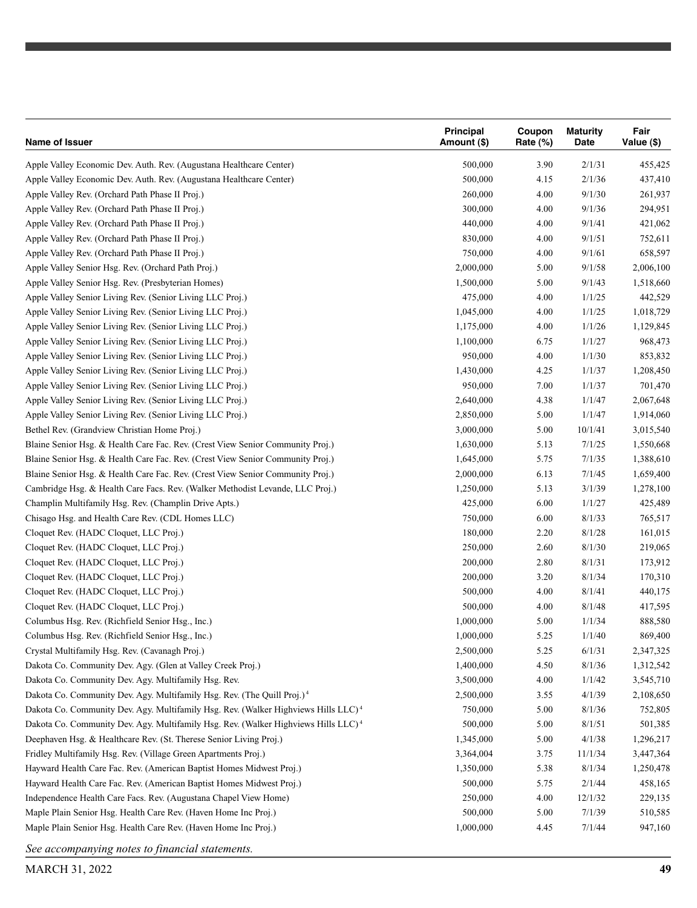| Name of Issuer | Principal Amount ($) | Coupon Rate (%) | Maturity Date | Fair Value ($) |
|---|---|---|---|---|
| Apple Valley Economic Dev. Auth. Rev. (Augustana Healthcare Center) | 500,000 | 3.90 | 2/1/31 | 455,425 |
| Apple Valley Economic Dev. Auth. Rev. (Augustana Healthcare Center) | 500,000 | 4.15 | 2/1/36 | 437,410 |
| Apple Valley Rev. (Orchard Path Phase II Proj.) | 260,000 | 4.00 | 9/1/30 | 261,937 |
| Apple Valley Rev. (Orchard Path Phase II Proj.) | 300,000 | 4.00 | 9/1/36 | 294,951 |
| Apple Valley Rev. (Orchard Path Phase II Proj.) | 440,000 | 4.00 | 9/1/41 | 421,062 |
| Apple Valley Rev. (Orchard Path Phase II Proj.) | 830,000 | 4.00 | 9/1/51 | 752,611 |
| Apple Valley Rev. (Orchard Path Phase II Proj.) | 750,000 | 4.00 | 9/1/61 | 658,597 |
| Apple Valley Senior Hsg. Rev. (Orchard Path Proj.) | 2,000,000 | 5.00 | 9/1/58 | 2,006,100 |
| Apple Valley Senior Hsg. Rev. (Presbyterian Homes) | 1,500,000 | 5.00 | 9/1/43 | 1,518,660 |
| Apple Valley Senior Living Rev. (Senior Living LLC Proj.) | 475,000 | 4.00 | 1/1/25 | 442,529 |
| Apple Valley Senior Living Rev. (Senior Living LLC Proj.) | 1,045,000 | 4.00 | 1/1/25 | 1,018,729 |
| Apple Valley Senior Living Rev. (Senior Living LLC Proj.) | 1,175,000 | 4.00 | 1/1/26 | 1,129,845 |
| Apple Valley Senior Living Rev. (Senior Living LLC Proj.) | 1,100,000 | 6.75 | 1/1/27 | 968,473 |
| Apple Valley Senior Living Rev. (Senior Living LLC Proj.) | 950,000 | 4.00 | 1/1/30 | 853,832 |
| Apple Valley Senior Living Rev. (Senior Living LLC Proj.) | 1,430,000 | 4.25 | 1/1/37 | 1,208,450 |
| Apple Valley Senior Living Rev. (Senior Living LLC Proj.) | 950,000 | 7.00 | 1/1/37 | 701,470 |
| Apple Valley Senior Living Rev. (Senior Living LLC Proj.) | 2,640,000 | 4.38 | 1/1/47 | 2,067,648 |
| Apple Valley Senior Living Rev. (Senior Living LLC Proj.) | 2,850,000 | 5.00 | 1/1/47 | 1,914,060 |
| Bethel Rev. (Grandview Christian Home Proj.) | 3,000,000 | 5.00 | 10/1/41 | 3,015,540 |
| Blaine Senior Hsg. & Health Care Fac. Rev. (Crest View Senior Community Proj.) | 1,630,000 | 5.13 | 7/1/25 | 1,550,668 |
| Blaine Senior Hsg. & Health Care Fac. Rev. (Crest View Senior Community Proj.) | 1,645,000 | 5.75 | 7/1/35 | 1,388,610 |
| Blaine Senior Hsg. & Health Care Fac. Rev. (Crest View Senior Community Proj.) | 2,000,000 | 6.13 | 7/1/45 | 1,659,400 |
| Cambridge Hsg. & Health Care Facs. Rev. (Walker Methodist Levande, LLC Proj.) | 1,250,000 | 5.13 | 3/1/39 | 1,278,100 |
| Champlin Multifamily Hsg. Rev. (Champlin Drive Apts.) | 425,000 | 6.00 | 1/1/27 | 425,489 |
| Chisago Hsg. and Health Care Rev. (CDL Homes LLC) | 750,000 | 6.00 | 8/1/33 | 765,517 |
| Cloquet Rev. (HADC Cloquet, LLC Proj.) | 180,000 | 2.20 | 8/1/28 | 161,015 |
| Cloquet Rev. (HADC Cloquet, LLC Proj.) | 250,000 | 2.60 | 8/1/30 | 219,065 |
| Cloquet Rev. (HADC Cloquet, LLC Proj.) | 200,000 | 2.80 | 8/1/31 | 173,912 |
| Cloquet Rev. (HADC Cloquet, LLC Proj.) | 200,000 | 3.20 | 8/1/34 | 170,310 |
| Cloquet Rev. (HADC Cloquet, LLC Proj.) | 500,000 | 4.00 | 8/1/41 | 440,175 |
| Cloquet Rev. (HADC Cloquet, LLC Proj.) | 500,000 | 4.00 | 8/1/48 | 417,595 |
| Columbus Hsg. Rev. (Richfield Senior Hsg., Inc.) | 1,000,000 | 5.00 | 1/1/34 | 888,580 |
| Columbus Hsg. Rev. (Richfield Senior Hsg., Inc.) | 1,000,000 | 5.25 | 1/1/40 | 869,400 |
| Crystal Multifamily Hsg. Rev. (Cavanagh Proj.) | 2,500,000 | 5.25 | 6/1/31 | 2,347,325 |
| Dakota Co. Community Dev. Agy. (Glen at Valley Creek Proj.) | 1,400,000 | 4.50 | 8/1/36 | 1,312,542 |
| Dakota Co. Community Dev. Agy. Multifamily Hsg. Rev. | 3,500,000 | 4.00 | 1/1/42 | 3,545,710 |
| Dakota Co. Community Dev. Agy. Multifamily Hsg. Rev. (The Quill Proj.) [4] | 2,500,000 | 3.55 | 4/1/39 | 2,108,650 |
| Dakota Co. Community Dev. Agy. Multifamily Hsg. Rev. (Walker Highviews Hills LLC) [4] | 750,000 | 5.00 | 8/1/36 | 752,805 |
| Dakota Co. Community Dev. Agy. Multifamily Hsg. Rev. (Walker Highviews Hills LLC) [4] | 500,000 | 5.00 | 8/1/51 | 501,385 |
| Deephaven Hsg. & Healthcare Rev. (St. Therese Senior Living Proj.) | 1,345,000 | 5.00 | 4/1/38 | 1,296,217 |
| Fridley Multifamily Hsg. Rev. (Village Green Apartments Proj.) | 3,364,004 | 3.75 | 11/1/34 | 3,447,364 |
| Hayward Health Care Fac. Rev. (American Baptist Homes Midwest Proj.) | 1,350,000 | 5.38 | 8/1/34 | 1,250,478 |
| Hayward Health Care Fac. Rev. (American Baptist Homes Midwest Proj.) | 500,000 | 5.75 | 2/1/44 | 458,165 |
| Independence Health Care Facs. Rev. (Augustana Chapel View Home) | 250,000 | 4.00 | 12/1/32 | 229,135 |
| Maple Plain Senior Hsg. Health Care Rev. (Haven Home Inc Proj.) | 500,000 | 5.00 | 7/1/39 | 510,585 |
| Maple Plain Senior Hsg. Health Care Rev. (Haven Home Inc Proj.) | 1,000,000 | 4.45 | 7/1/44 | 947,160 |

*See accompanying notes to financial statements.*

MARCH 31, 2022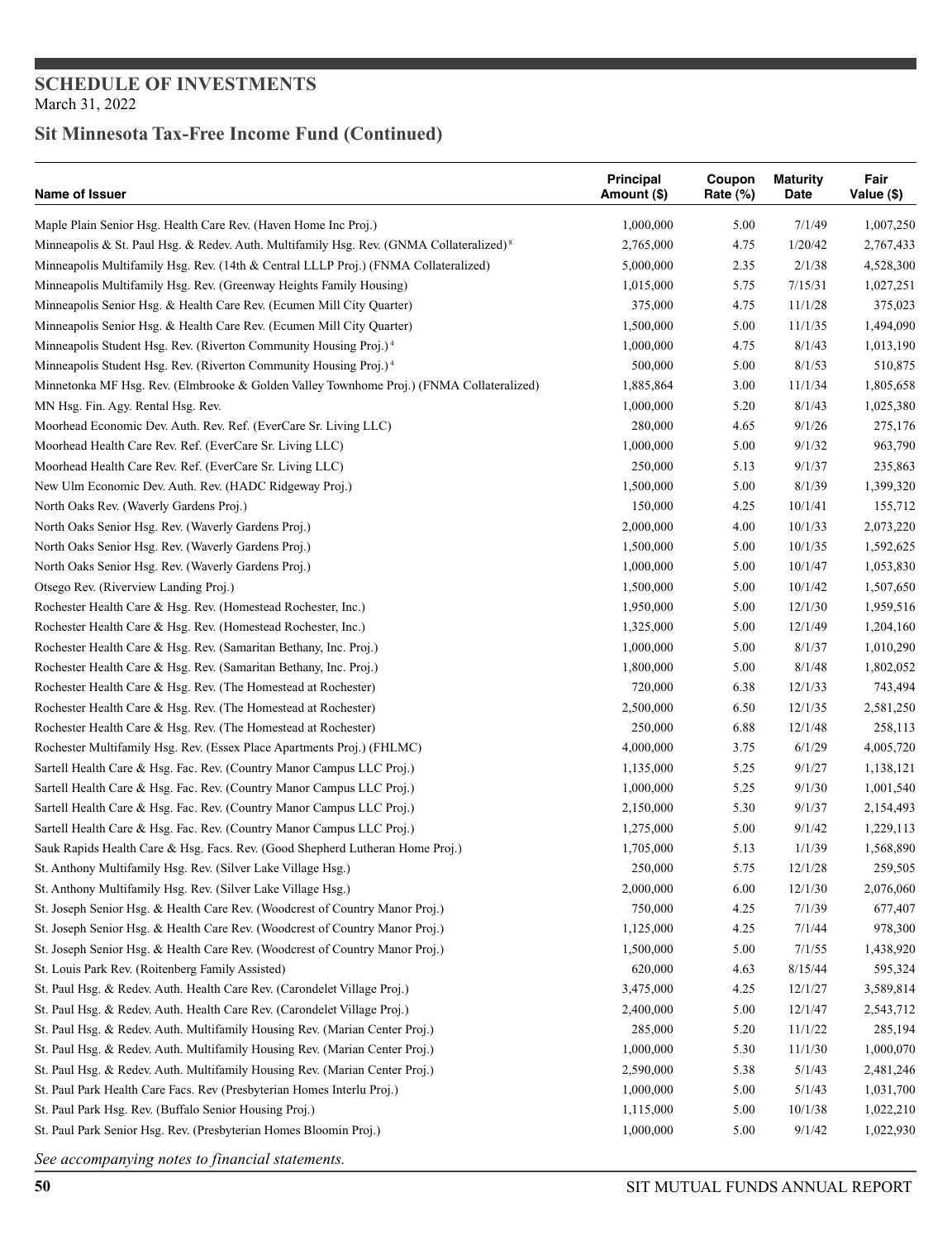## SCHEDULE OF INVESTMENTS
March 31, 2022

## Sit Minnesota Tax-Free Income Fund (Continued)

| Name of Issuer | Principal Amount ($) | Coupon Rate (%) | Maturity Date | Fair Value ($) |
|---|---|---|---|---|
| Maple Plain Senior Hsg. Health Care Rev. (Haven Home Inc Proj.) | 1,000,000 | 5.00 | 7/1/49 | 1,007,250 |
| Minneapolis & St. Paul Hsg. & Redev. Auth. Multifamily Hsg. Rev. (GNMA Collateralized) [8] | 2,765,000 | 4.75 | 1/20/42 | 2,767,433 |
| Minneapolis Multifamily Hsg. Rev. (14th & Central LLLP Proj.) (FNMA Collateralized) | 5,000,000 | 2.35 | 2/1/38 | 4,528,300 |
| Minneapolis Multifamily Hsg. Rev. (Greenway Heights Family Housing) | 1,015,000 | 5.75 | 7/15/31 | 1,027,251 |
| Minneapolis Senior Hsg. & Health Care Rev. (Ecumen Mill City Quarter) | 375,000 | 4.75 | 11/1/28 | 375,023 |
| Minneapolis Senior Hsg. & Health Care Rev. (Ecumen Mill City Quarter) | 1,500,000 | 5.00 | 11/1/35 | 1,494,090 |
| Minneapolis Student Hsg. Rev. (Riverton Community Housing Proj.) [4] | 1,000,000 | 4.75 | 8/1/43 | 1,013,190 |
| Minneapolis Student Hsg. Rev. (Riverton Community Housing Proj.) [4] | 500,000 | 5.00 | 8/1/53 | 510,875 |
| Minnetonka MF Hsg. Rev. (Elmbrooke & Golden Valley Townhome Proj.) (FNMA Collateralized) | 1,885,864 | 3.00 | 11/1/34 | 1,805,658 |
| MN Hsg. Fin. Agy. Rental Hsg. Rev. | 1,000,000 | 5.20 | 8/1/43 | 1,025,380 |
| Moorhead Economic Dev. Auth. Rev. Ref. (EverCare Sr. Living LLC) | 280,000 | 4.65 | 9/1/26 | 275,176 |
| Moorhead Health Care Rev. Ref. (EverCare Sr. Living LLC) | 1,000,000 | 5.00 | 9/1/32 | 963,790 |
| Moorhead Health Care Rev. Ref. (EverCare Sr. Living LLC) | 250,000 | 5.13 | 9/1/37 | 235,863 |
| New Ulm Economic Dev. Auth. Rev. (HADC Ridgeway Proj.) | 1,500,000 | 5.00 | 8/1/39 | 1,399,320 |
| North Oaks Rev. (Waverly Gardens Proj.) | 150,000 | 4.25 | 10/1/41 | 155,712 |
| North Oaks Senior Hsg. Rev. (Waverly Gardens Proj.) | 2,000,000 | 4.00 | 10/1/33 | 2,073,220 |
| North Oaks Senior Hsg. Rev. (Waverly Gardens Proj.) | 1,500,000 | 5.00 | 10/1/35 | 1,592,625 |
| North Oaks Senior Hsg. Rev. (Waverly Gardens Proj.) | 1,000,000 | 5.00 | 10/1/47 | 1,053,830 |
| Otsego Rev. (Riverview Landing Proj.) | 1,500,000 | 5.00 | 10/1/42 | 1,507,650 |
| Rochester Health Care & Hsg. Rev. (Homestead Rochester, Inc.) | 1,950,000 | 5.00 | 12/1/30 | 1,959,516 |
| Rochester Health Care & Hsg. Rev. (Homestead Rochester, Inc.) | 1,325,000 | 5.00 | 12/1/49 | 1,204,160 |
| Rochester Health Care & Hsg. Rev. (Samaritan Bethany, Inc. Proj.) | 1,000,000 | 5.00 | 8/1/37 | 1,010,290 |
| Rochester Health Care & Hsg. Rev. (Samaritan Bethany, Inc. Proj.) | 1,800,000 | 5.00 | 8/1/48 | 1,802,052 |
| Rochester Health Care & Hsg. Rev. (The Homestead at Rochester) | 720,000 | 6.38 | 12/1/33 | 743,494 |
| Rochester Health Care & Hsg. Rev. (The Homestead at Rochester) | 2,500,000 | 6.50 | 12/1/35 | 2,581,250 |
| Rochester Health Care & Hsg. Rev. (The Homestead at Rochester) | 250,000 | 6.88 | 12/1/48 | 258,113 |
| Rochester Multifamily Hsg. Rev. (Essex Place Apartments Proj.) (FHLMC) | 4,000,000 | 3.75 | 6/1/29 | 4,005,720 |
| Sartell Health Care & Hsg. Fac. Rev. (Country Manor Campus LLC Proj.) | 1,135,000 | 5.25 | 9/1/27 | 1,138,121 |
| Sartell Health Care & Hsg. Fac. Rev. (Country Manor Campus LLC Proj.) | 1,000,000 | 5.25 | 9/1/30 | 1,001,540 |
| Sartell Health Care & Hsg. Fac. Rev. (Country Manor Campus LLC Proj.) | 2,150,000 | 5.30 | 9/1/37 | 2,154,493 |
| Sartell Health Care & Hsg. Fac. Rev. (Country Manor Campus LLC Proj.) | 1,275,000 | 5.00 | 9/1/42 | 1,229,113 |
| Sauk Rapids Health Care & Hsg. Facs. Rev. (Good Shepherd Lutheran Home Proj.) | 1,705,000 | 5.13 | 1/1/39 | 1,568,890 |
| St. Anthony Multifamily Hsg. Rev. (Silver Lake Village Hsg.) | 250,000 | 5.75 | 12/1/28 | 259,505 |
| St. Anthony Multifamily Hsg. Rev. (Silver Lake Village Hsg.) | 2,000,000 | 6.00 | 12/1/30 | 2,076,060 |
| St. Joseph Senior Hsg. & Health Care Rev. (Woodcrest of Country Manor Proj.) | 750,000 | 4.25 | 7/1/39 | 677,407 |
| St. Joseph Senior Hsg. & Health Care Rev. (Woodcrest of Country Manor Proj.) | 1,125,000 | 4.25 | 7/1/44 | 978,300 |
| St. Joseph Senior Hsg. & Health Care Rev. (Woodcrest of Country Manor Proj.) | 1,500,000 | 5.00 | 7/1/55 | 1,438,920 |
| St. Louis Park Rev. (Roitenberg Family Assisted) | 620,000 | 4.63 | 8/15/44 | 595,324 |
| St. Paul Hsg. & Redev. Auth. Health Care Rev. (Carondelet Village Proj.) | 3,475,000 | 4.25 | 12/1/27 | 3,589,814 |
| St. Paul Hsg. & Redev. Auth. Health Care Rev. (Carondelet Village Proj.) | 2,400,000 | 5.00 | 12/1/47 | 2,543,712 |
| St. Paul Hsg. & Redev. Auth. Multifamily Housing Rev. (Marian Center Proj.) | 285,000 | 5.20 | 11/1/22 | 285,194 |
| St. Paul Hsg. & Redev. Auth. Multifamily Housing Rev. (Marian Center Proj.) | 1,000,000 | 5.30 | 11/1/30 | 1,000,070 |
| St. Paul Hsg. & Redev. Auth. Multifamily Housing Rev. (Marian Center Proj.) | 2,590,000 | 5.38 | 5/1/43 | 2,481,246 |
| St. Paul Park Health Care Facs. Rev (Presbyterian Homes Interlu Proj.) | 1,000,000 | 5.00 | 5/1/43 | 1,031,700 |
| St. Paul Park Hsg. Rev. (Buffalo Senior Housing Proj.) | 1,115,000 | 5.00 | 10/1/38 | 1,022,210 |
| St. Paul Park Senior Hsg. Rev. (Presbyterian Homes Bloomin Proj.) | 1,000,000 | 5.00 | 9/1/42 | 1,022,930 |

*See accompanying notes to financial statements.*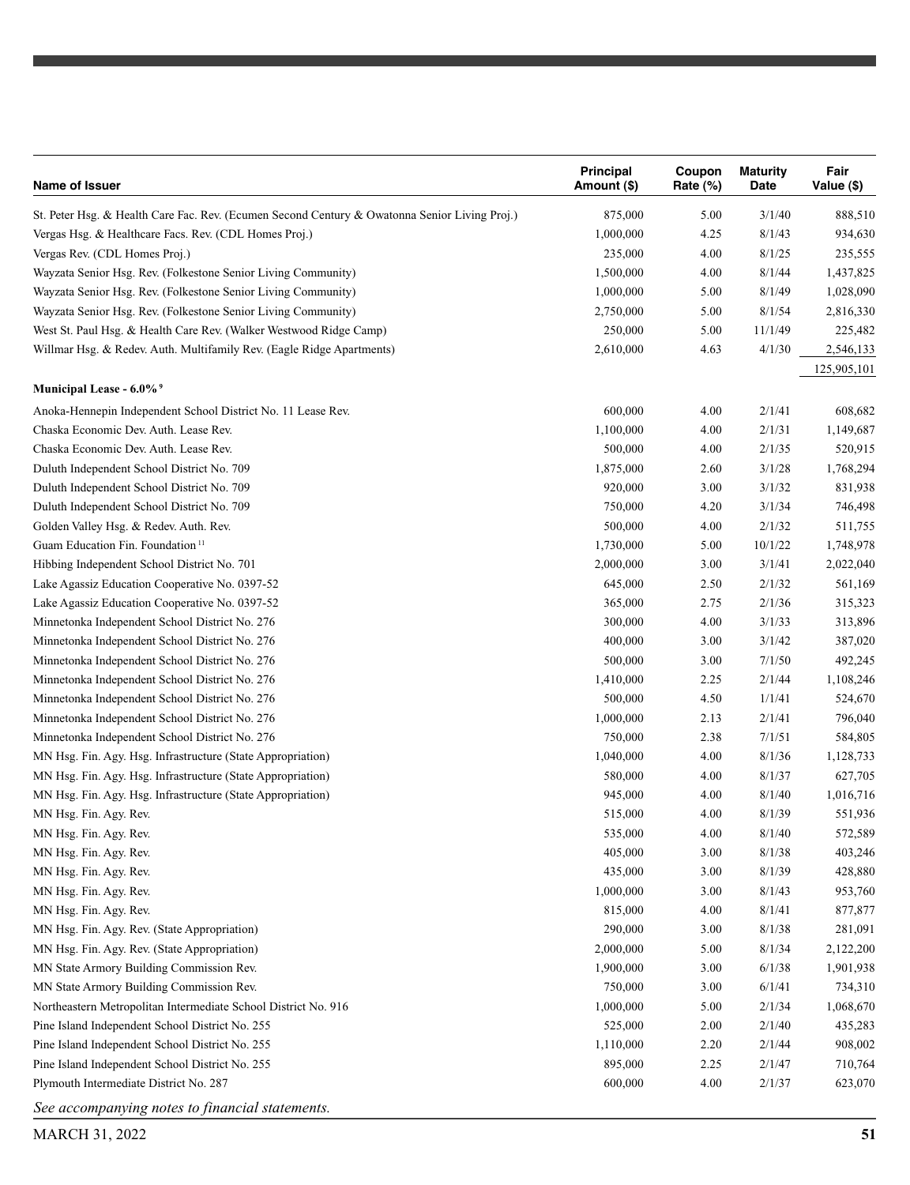| Name of Issuer | Principal Amount ($) | Coupon Rate (%) | Maturity Date | Fair Value ($) |
|---|---|---|---|---|
| St. Peter Hsg. & Health Care Fac. Rev. (Ecumen Second Century & Owatonna Senior Living Proj.) | 875,000 | 5.00 | 3/1/40 | 888,510 |
| Vergas Hsg. & Healthcare Facs. Rev. (CDL Homes Proj.) | 1,000,000 | 4.25 | 8/1/43 | 934,630 |
| Vergas Rev. (CDL Homes Proj.) | 235,000 | 4.00 | 8/1/25 | 235,555 |
| Wayzata Senior Hsg. Rev. (Folkestone Senior Living Community) | 1,500,000 | 4.00 | 8/1/44 | 1,437,825 |
| Wayzata Senior Hsg. Rev. (Folkestone Senior Living Community) | 1,000,000 | 5.00 | 8/1/49 | 1,028,090 |
| Wayzata Senior Hsg. Rev. (Folkestone Senior Living Community) | 2,750,000 | 5.00 | 8/1/54 | 2,816,330 |
| West St. Paul Hsg. & Health Care Rev. (Walker Westwood Ridge Camp) | 250,000 | 5.00 | 11/1/49 | 225,482 |
| Willmar Hsg. & Redev. Auth. Multifamily Rev. (Eagle Ridge Apartments) | 2,610,000 | 4.63 | 4/1/30 | 2,546,133 |
| | | | | 125,905,101 |
| **Municipal Lease - 6.0%** [9] | | | | |
| Anoka-Hennepin Independent School District No. 11 Lease Rev. | 600,000 | 4.00 | 2/1/41 | 608,682 |
| Chaska Economic Dev. Auth. Lease Rev. | 1,100,000 | 4.00 | 2/1/31 | 1,149,687 |
| Chaska Economic Dev. Auth. Lease Rev. | 500,000 | 4.00 | 2/1/35 | 520,915 |
| Duluth Independent School District No. 709 | 1,875,000 | 2.60 | 3/1/28 | 1,768,294 |
| Duluth Independent School District No. 709 | 920,000 | 3.00 | 3/1/32 | 831,938 |
| Duluth Independent School District No. 709 | 750,000 | 4.20 | 3/1/34 | 746,498 |
| Golden Valley Hsg. & Redev. Auth. Rev. | 500,000 | 4.00 | 2/1/32 | 511,755 |
| Guam Education Fin. Foundation [11] | 1,730,000 | 5.00 | 10/1/22 | 1,748,978 |
| Hibbing Independent School District No. 701 | 2,000,000 | 3.00 | 3/1/41 | 2,022,040 |
| Lake Agassiz Education Cooperative No. 0397-52 | 645,000 | 2.50 | 2/1/32 | 561,169 |
| Lake Agassiz Education Cooperative No. 0397-52 | 365,000 | 2.75 | 2/1/36 | 315,323 |
| Minnetonka Independent School District No. 276 | 300,000 | 4.00 | 3/1/33 | 313,896 |
| Minnetonka Independent School District No. 276 | 400,000 | 3.00 | 3/1/42 | 387,020 |
| Minnetonka Independent School District No. 276 | 500,000 | 3.00 | 7/1/50 | 492,245 |
| Minnetonka Independent School District No. 276 | 1,410,000 | 2.25 | 2/1/44 | 1,108,246 |
| Minnetonka Independent School District No. 276 | 500,000 | 4.50 | 1/1/41 | 524,670 |
| Minnetonka Independent School District No. 276 | 1,000,000 | 2.13 | 2/1/41 | 796,040 |
| Minnetonka Independent School District No. 276 | 750,000 | 2.38 | 7/1/51 | 584,805 |
| MN Hsg. Fin. Agy. Hsg. Infrastructure (State Appropriation) | 1,040,000 | 4.00 | 8/1/36 | 1,128,733 |
| MN Hsg. Fin. Agy. Hsg. Infrastructure (State Appropriation) | 580,000 | 4.00 | 8/1/37 | 627,705 |
| MN Hsg. Fin. Agy. Hsg. Infrastructure (State Appropriation) | 945,000 | 4.00 | 8/1/40 | 1,016,716 |
| MN Hsg. Fin. Agy. Rev. | 515,000 | 4.00 | 8/1/39 | 551,936 |
| MN Hsg. Fin. Agy. Rev. | 535,000 | 4.00 | 8/1/40 | 572,589 |
| MN Hsg. Fin. Agy. Rev. | 405,000 | 3.00 | 8/1/38 | 403,246 |
| MN Hsg. Fin. Agy. Rev. | 435,000 | 3.00 | 8/1/39 | 428,880 |
| MN Hsg. Fin. Agy. Rev. | 1,000,000 | 3.00 | 8/1/43 | 953,760 |
| MN Hsg. Fin. Agy. Rev. | 815,000 | 4.00 | 8/1/41 | 877,877 |
| MN Hsg. Fin. Agy. Rev. (State Appropriation) | 290,000 | 3.00 | 8/1/38 | 281,091 |
| MN Hsg. Fin. Agy. Rev. (State Appropriation) | 2,000,000 | 5.00 | 8/1/34 | 2,122,200 |
| MN State Armory Building Commission Rev. | 1,900,000 | 3.00 | 6/1/38 | 1,901,938 |
| MN State Armory Building Commission Rev. | 750,000 | 3.00 | 6/1/41 | 734,310 |
| Northeastern Metropolitan Intermediate School District No. 916 | 1,000,000 | 5.00 | 2/1/34 | 1,068,670 |
| Pine Island Independent School District No. 255 | 525,000 | 2.00 | 2/1/40 | 435,283 |
| Pine Island Independent School District No. 255 | 1,110,000 | 2.20 | 2/1/44 | 908,002 |
| Pine Island Independent School District No. 255 | 895,000 | 2.25 | 2/1/47 | 710,764 |
| Plymouth Intermediate District No. 287 | 600,000 | 4.00 | 2/1/37 | 623,070 |

*See accompanying notes to financial statements.*

MARCH 31, 2022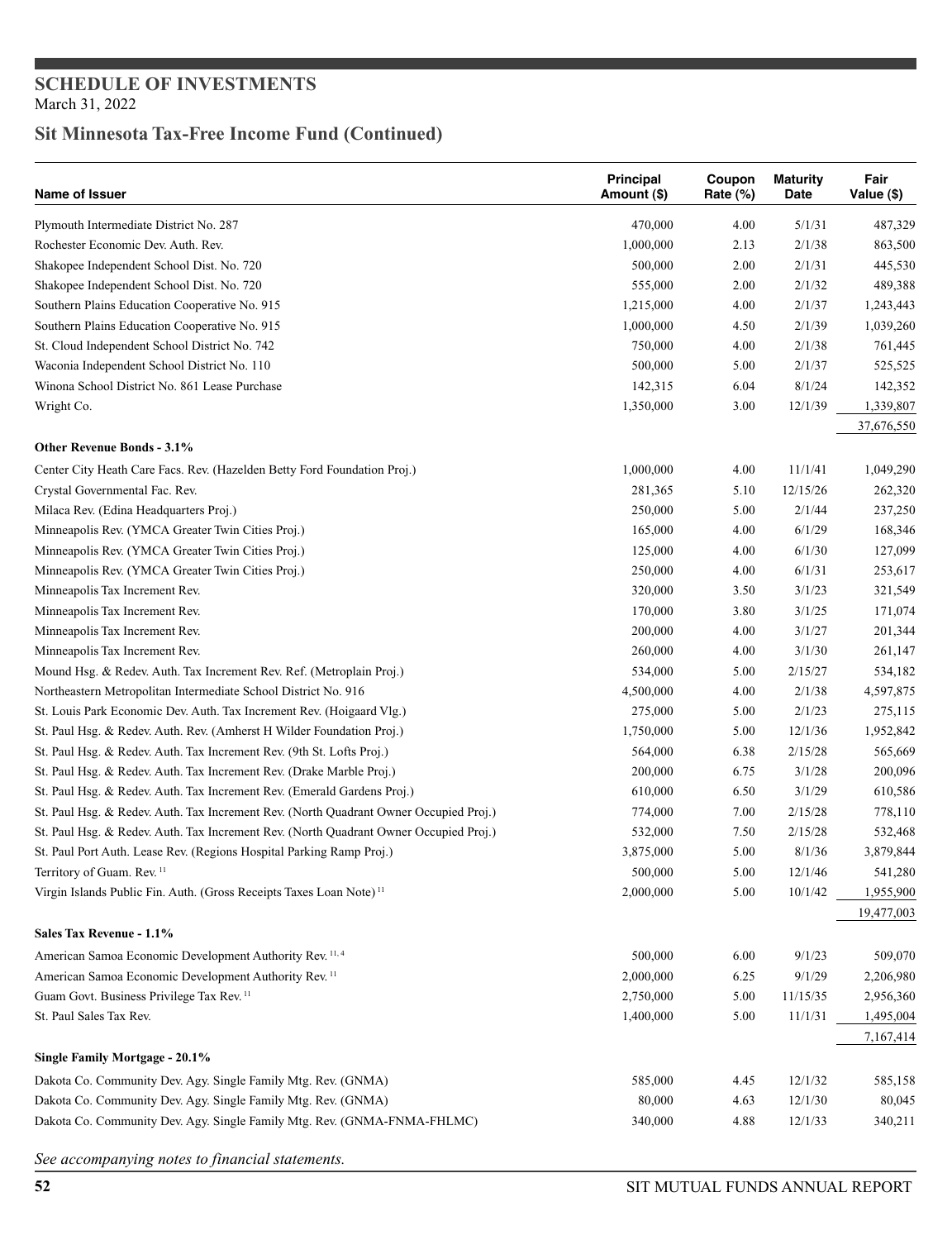## SCHEDULE OF INVESTMENTS

March 31, 2022

## Sit Minnesota Tax-Free Income Fund (Continued)

| Name of Issuer | Principal Amount ($) | Coupon Rate (%) | Maturity Date | Fair Value ($) |
|---|---|---|---|---|
| Plymouth Intermediate District No. 287 | 470,000 | 4.00 | 5/1/31 | 487,329 |
| Rochester Economic Dev. Auth. Rev. | 1,000,000 | 2.13 | 2/1/38 | 863,500 |
| Shakopee Independent School Dist. No. 720 | 500,000 | 2.00 | 2/1/31 | 445,530 |
| Shakopee Independent School Dist. No. 720 | 555,000 | 2.00 | 2/1/32 | 489,388 |
| Southern Plains Education Cooperative No. 915 | 1,215,000 | 4.00 | 2/1/37 | 1,243,443 |
| Southern Plains Education Cooperative No. 915 | 1,000,000 | 4.50 | 2/1/39 | 1,039,260 |
| St. Cloud Independent School District No. 742 | 750,000 | 4.00 | 2/1/38 | 761,445 |
| Waconia Independent School District No. 110 | 500,000 | 5.00 | 2/1/37 | 525,525 |
| Winona School District No. 861 Lease Purchase | 142,315 | 6.04 | 8/1/24 | 142,352 |
| Wright Co. | 1,350,000 | 3.00 | 12/1/39 | 1,339,807 |
| | | | | 37,676,550 |
| **Other Revenue Bonds - 3.1%** | | | | |
| Center City Heath Care Facs. Rev. (Hazelden Betty Ford Foundation Proj.) | 1,000,000 | 4.00 | 11/1/41 | 1,049,290 |
| Crystal Governmental Fac. Rev. | 281,365 | 5.10 | 12/15/26 | 262,320 |
| Milaca Rev. (Edina Headquarters Proj.) | 250,000 | 5.00 | 2/1/44 | 237,250 |
| Minneapolis Rev. (YMCA Greater Twin Cities Proj.) | 165,000 | 4.00 | 6/1/29 | 168,346 |
| Minneapolis Rev. (YMCA Greater Twin Cities Proj.) | 125,000 | 4.00 | 6/1/30 | 127,099 |
| Minneapolis Rev. (YMCA Greater Twin Cities Proj.) | 250,000 | 4.00 | 6/1/31 | 253,617 |
| Minneapolis Tax Increment Rev. | 320,000 | 3.50 | 3/1/23 | 321,549 |
| Minneapolis Tax Increment Rev. | 170,000 | 3.80 | 3/1/25 | 171,074 |
| Minneapolis Tax Increment Rev. | 200,000 | 4.00 | 3/1/27 | 201,344 |
| Minneapolis Tax Increment Rev. | 260,000 | 4.00 | 3/1/30 | 261,147 |
| Mound Hsg. & Redev. Auth. Tax Increment Rev. Ref. (Metroplain Proj.) | 534,000 | 5.00 | 2/15/27 | 534,182 |
| Northeastern Metropolitan Intermediate School District No. 916 | 4,500,000 | 4.00 | 2/1/38 | 4,597,875 |
| St. Louis Park Economic Dev. Auth. Tax Increment Rev. (Hoigaard Vlg.) | 275,000 | 5.00 | 2/1/23 | 275,115 |
| St. Paul Hsg. & Redev. Auth. Rev. (Amherst H Wilder Foundation Proj.) | 1,750,000 | 5.00 | 12/1/36 | 1,952,842 |
| St. Paul Hsg. & Redev. Auth. Tax Increment Rev. (9th St. Lofts Proj.) | 564,000 | 6.38 | 2/15/28 | 565,669 |
| St. Paul Hsg. & Redev. Auth. Tax Increment Rev. (Drake Marble Proj.) | 200,000 | 6.75 | 3/1/28 | 200,096 |
| St. Paul Hsg. & Redev. Auth. Tax Increment Rev. (Emerald Gardens Proj.) | 610,000 | 6.50 | 3/1/29 | 610,586 |
| St. Paul Hsg. & Redev. Auth. Tax Increment Rev. (North Quadrant Owner Occupied Proj.) | 774,000 | 7.00 | 2/15/28 | 778,110 |
| St. Paul Hsg. & Redev. Auth. Tax Increment Rev. (North Quadrant Owner Occupied Proj.) | 532,000 | 7.50 | 2/15/28 | 532,468 |
| St. Paul Port Auth. Lease Rev. (Regions Hospital Parking Ramp Proj.) | 3,875,000 | 5.00 | 8/1/36 | 3,879,844 |
| Territory of Guam. Rev. [11] | 500,000 | 5.00 | 12/1/46 | 541,280 |
| Virgin Islands Public Fin. Auth. (Gross Receipts Taxes Loan Note) [11] | 2,000,000 | 5.00 | 10/1/42 | 1,955,900 |
| | | | | 19,477,003 |
| **Sales Tax Revenue - 1.1%** | | | | |
| American Samoa Economic Development Authority Rev. [11, 4] | 500,000 | 6.00 | 9/1/23 | 509,070 |
| American Samoa Economic Development Authority Rev. [11] | 2,000,000 | 6.25 | 9/1/29 | 2,206,980 |
| Guam Govt. Business Privilege Tax Rev. [11] | 2,750,000 | 5.00 | 11/15/35 | 2,956,360 |
| St. Paul Sales Tax Rev. | 1,400,000 | 5.00 | 11/1/31 | 1,495,004 |
| | | | | 7,167,414 |
| **Single Family Mortgage - 20.1%** | | | | |
| Dakota Co. Community Dev. Agy. Single Family Mtg. Rev. (GNMA) | 585,000 | 4.45 | 12/1/32 | 585,158 |
| Dakota Co. Community Dev. Agy. Single Family Mtg. Rev. (GNMA) | 80,000 | 4.63 | 12/1/30 | 80,045 |
| Dakota Co. Community Dev. Agy. Single Family Mtg. Rev. (GNMA-FNMA-FHLMC) | 340,000 | 4.88 | 12/1/33 | 340,211 |

*See accompanying notes to financial statements.*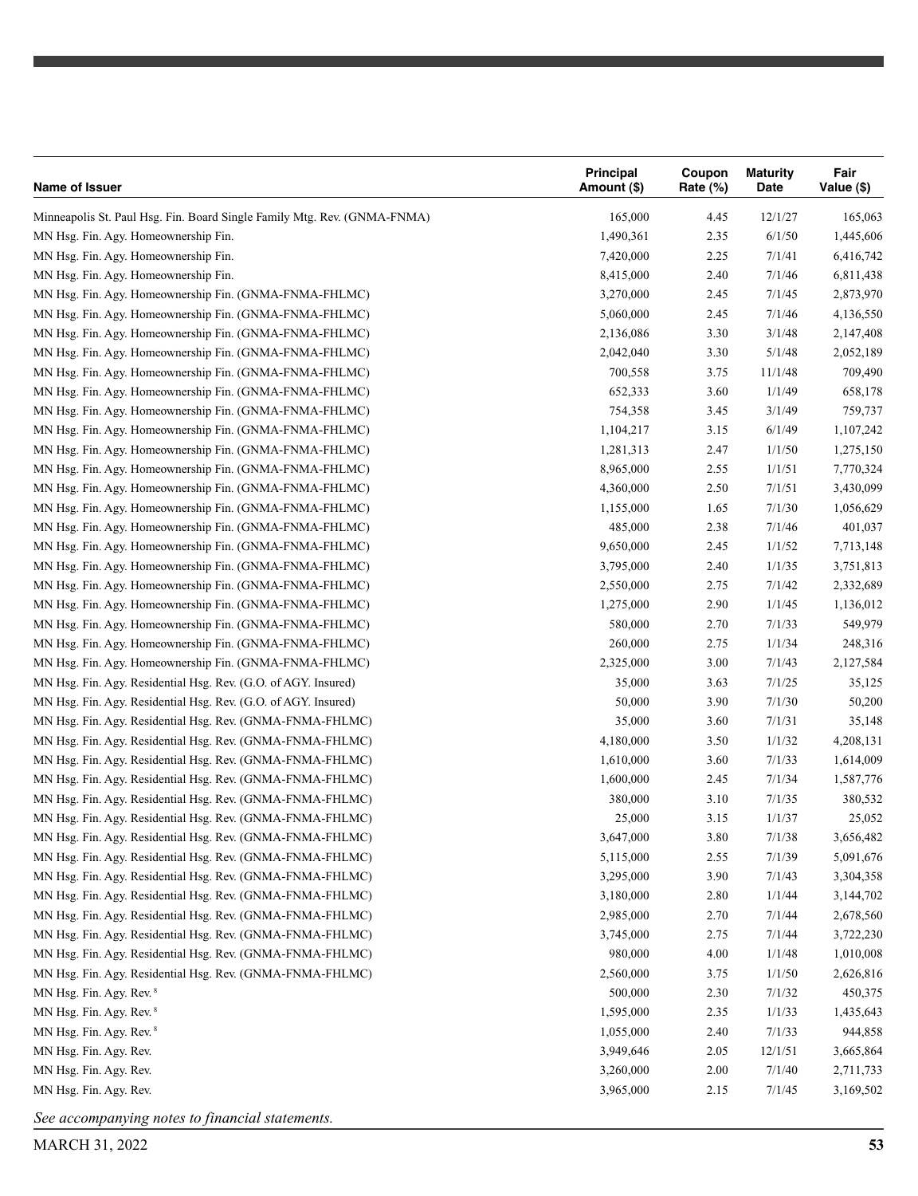| Name of Issuer | Principal Amount ($) | Coupon Rate (%) | Maturity Date | Fair Value ($) |
|---|---|---|---|---|
| Minneapolis St. Paul Hsg. Fin. Board Single Family Mtg. Rev. (GNMA-FNMA) | 165,000 | 4.45 | 12/1/27 | 165,063 |
| MN Hsg. Fin. Agy. Homeownership Fin. | 1,490,361 | 2.35 | 6/1/50 | 1,445,606 |
| MN Hsg. Fin. Agy. Homeownership Fin. | 7,420,000 | 2.25 | 7/1/41 | 6,416,742 |
| MN Hsg. Fin. Agy. Homeownership Fin. | 8,415,000 | 2.40 | 7/1/46 | 6,811,438 |
| MN Hsg. Fin. Agy. Homeownership Fin. (GNMA-FNMA-FHLMC) | 3,270,000 | 2.45 | 7/1/45 | 2,873,970 |
| MN Hsg. Fin. Agy. Homeownership Fin. (GNMA-FNMA-FHLMC) | 5,060,000 | 2.45 | 7/1/46 | 4,136,550 |
| MN Hsg. Fin. Agy. Homeownership Fin. (GNMA-FNMA-FHLMC) | 2,136,086 | 3.30 | 3/1/48 | 2,147,408 |
| MN Hsg. Fin. Agy. Homeownership Fin. (GNMA-FNMA-FHLMC) | 2,042,040 | 3.30 | 5/1/48 | 2,052,189 |
| MN Hsg. Fin. Agy. Homeownership Fin. (GNMA-FNMA-FHLMC) | 700,558 | 3.75 | 11/1/48 | 709,490 |
| MN Hsg. Fin. Agy. Homeownership Fin. (GNMA-FNMA-FHLMC) | 652,333 | 3.60 | 1/1/49 | 658,178 |
| MN Hsg. Fin. Agy. Homeownership Fin. (GNMA-FNMA-FHLMC) | 754,358 | 3.45 | 3/1/49 | 759,737 |
| MN Hsg. Fin. Agy. Homeownership Fin. (GNMA-FNMA-FHLMC) | 1,104,217 | 3.15 | 6/1/49 | 1,107,242 |
| MN Hsg. Fin. Agy. Homeownership Fin. (GNMA-FNMA-FHLMC) | 1,281,313 | 2.47 | 1/1/50 | 1,275,150 |
| MN Hsg. Fin. Agy. Homeownership Fin. (GNMA-FNMA-FHLMC) | 8,965,000 | 2.55 | 1/1/51 | 7,770,324 |
| MN Hsg. Fin. Agy. Homeownership Fin. (GNMA-FNMA-FHLMC) | 4,360,000 | 2.50 | 7/1/51 | 3,430,099 |
| MN Hsg. Fin. Agy. Homeownership Fin. (GNMA-FNMA-FHLMC) | 1,155,000 | 1.65 | 7/1/30 | 1,056,629 |
| MN Hsg. Fin. Agy. Homeownership Fin. (GNMA-FNMA-FHLMC) | 485,000 | 2.38 | 7/1/46 | 401,037 |
| MN Hsg. Fin. Agy. Homeownership Fin. (GNMA-FNMA-FHLMC) | 9,650,000 | 2.45 | 1/1/52 | 7,713,148 |
| MN Hsg. Fin. Agy. Homeownership Fin. (GNMA-FNMA-FHLMC) | 3,795,000 | 2.40 | 1/1/35 | 3,751,813 |
| MN Hsg. Fin. Agy. Homeownership Fin. (GNMA-FNMA-FHLMC) | 2,550,000 | 2.75 | 7/1/42 | 2,332,689 |
| MN Hsg. Fin. Agy. Homeownership Fin. (GNMA-FNMA-FHLMC) | 1,275,000 | 2.90 | 1/1/45 | 1,136,012 |
| MN Hsg. Fin. Agy. Homeownership Fin. (GNMA-FNMA-FHLMC) | 580,000 | 2.70 | 7/1/33 | 549,979 |
| MN Hsg. Fin. Agy. Homeownership Fin. (GNMA-FNMA-FHLMC) | 260,000 | 2.75 | 1/1/34 | 248,316 |
| MN Hsg. Fin. Agy. Homeownership Fin. (GNMA-FNMA-FHLMC) | 2,325,000 | 3.00 | 7/1/43 | 2,127,584 |
| MN Hsg. Fin. Agy. Residential Hsg. Rev. (G.O. of AGY. Insured) | 35,000 | 3.63 | 7/1/25 | 35,125 |
| MN Hsg. Fin. Agy. Residential Hsg. Rev. (G.O. of AGY. Insured) | 50,000 | 3.90 | 7/1/30 | 50,200 |
| MN Hsg. Fin. Agy. Residential Hsg. Rev. (GNMA-FNMA-FHLMC) | 35,000 | 3.60 | 7/1/31 | 35,148 |
| MN Hsg. Fin. Agy. Residential Hsg. Rev. (GNMA-FNMA-FHLMC) | 4,180,000 | 3.50 | 1/1/32 | 4,208,131 |
| MN Hsg. Fin. Agy. Residential Hsg. Rev. (GNMA-FNMA-FHLMC) | 1,610,000 | 3.60 | 7/1/33 | 1,614,009 |
| MN Hsg. Fin. Agy. Residential Hsg. Rev. (GNMA-FNMA-FHLMC) | 1,600,000 | 2.45 | 7/1/34 | 1,587,776 |
| MN Hsg. Fin. Agy. Residential Hsg. Rev. (GNMA-FNMA-FHLMC) | 380,000 | 3.10 | 7/1/35 | 380,532 |
| MN Hsg. Fin. Agy. Residential Hsg. Rev. (GNMA-FNMA-FHLMC) | 25,000 | 3.15 | 1/1/37 | 25,052 |
| MN Hsg. Fin. Agy. Residential Hsg. Rev. (GNMA-FNMA-FHLMC) | 3,647,000 | 3.80 | 7/1/38 | 3,656,482 |
| MN Hsg. Fin. Agy. Residential Hsg. Rev. (GNMA-FNMA-FHLMC) | 5,115,000 | 2.55 | 7/1/39 | 5,091,676 |
| MN Hsg. Fin. Agy. Residential Hsg. Rev. (GNMA-FNMA-FHLMC) | 3,295,000 | 3.90 | 7/1/43 | 3,304,358 |
| MN Hsg. Fin. Agy. Residential Hsg. Rev. (GNMA-FNMA-FHLMC) | 3,180,000 | 2.80 | 1/1/44 | 3,144,702 |
| MN Hsg. Fin. Agy. Residential Hsg. Rev. (GNMA-FNMA-FHLMC) | 2,985,000 | 2.70 | 7/1/44 | 2,678,560 |
| MN Hsg. Fin. Agy. Residential Hsg. Rev. (GNMA-FNMA-FHLMC) | 3,745,000 | 2.75 | 7/1/44 | 3,722,230 |
| MN Hsg. Fin. Agy. Residential Hsg. Rev. (GNMA-FNMA-FHLMC) | 980,000 | 4.00 | 1/1/48 | 1,010,008 |
| MN Hsg. Fin. Agy. Residential Hsg. Rev. (GNMA-FNMA-FHLMC) | 2,560,000 | 3.75 | 1/1/50 | 2,626,816 |
| MN Hsg. Fin. Agy. Rev. [8] | 500,000 | 2.30 | 7/1/32 | 450,375 |
| MN Hsg. Fin. Agy. Rev. [8] | 1,595,000 | 2.35 | 1/1/33 | 1,435,643 |
| MN Hsg. Fin. Agy. Rev. [8] | 1,055,000 | 2.40 | 7/1/33 | 944,858 |
| MN Hsg. Fin. Agy. Rev. | 3,949,646 | 2.05 | 12/1/51 | 3,665,864 |
| MN Hsg. Fin. Agy. Rev. | 3,260,000 | 2.00 | 7/1/40 | 2,711,733 |
| MN Hsg. Fin. Agy. Rev. | 3,965,000 | 2.15 | 7/1/45 | 3,169,502 |

*See accompanying notes to financial statements.*

MARCH 31, 2022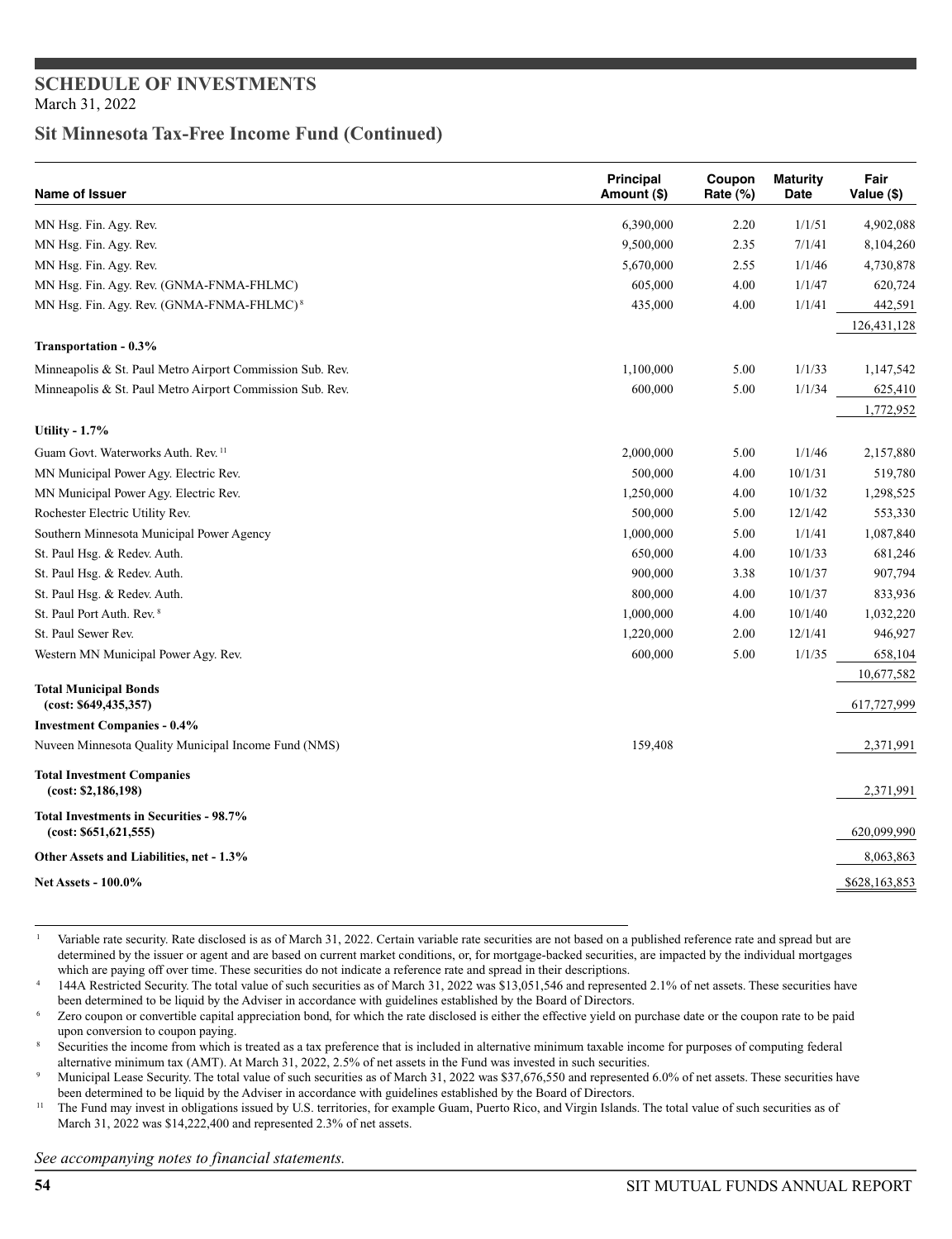# SCHEDULE OF INVESTMENTS

March 31, 2022

## Sit Minnesota Tax-Free Income Fund (Continued)

| Name of Issuer | Principal Amount ($) | Coupon Rate (%) | Maturity Date | Fair Value ($) |
|---|---|---|---|---|
| MN Hsg. Fin. Agy. Rev. | 6,390,000 | 2.20 | 1/1/51 | 4,902,088 |
| MN Hsg. Fin. Agy. Rev. | 9,500,000 | 2.35 | 7/1/41 | 8,104,260 |
| MN Hsg. Fin. Agy. Rev. | 5,670,000 | 2.55 | 1/1/46 | 4,730,878 |
| MN Hsg. Fin. Agy. Rev. (GNMA-FNMA-FHLMC) | 605,000 | 4.00 | 1/1/47 | 620,724 |
| MN Hsg. Fin. Agy. Rev. (GNMA-FNMA-FHLMC) [8] | 435,000 | 4.00 | 1/1/41 | 442,591 |
| | | | | 126,431,128 |
| **Transportation - 0.3%** | | | | |
| Minneapolis & St. Paul Metro Airport Commission Sub. Rev. | 1,100,000 | 5.00 | 1/1/33 | 1,147,542 |
| Minneapolis & St. Paul Metro Airport Commission Sub. Rev. | 600,000 | 5.00 | 1/1/34 | 625,410 |
| | | | | 1,772,952 |
| **Utility - 1.7%** | | | | |
| Guam Govt. Waterworks Auth. Rev. [11] | 2,000,000 | 5.00 | 1/1/46 | 2,157,880 |
| MN Municipal Power Agy. Electric Rev. | 500,000 | 4.00 | 10/1/31 | 519,780 |
| MN Municipal Power Agy. Electric Rev. | 1,250,000 | 4.00 | 10/1/32 | 1,298,525 |
| Rochester Electric Utility Rev. | 500,000 | 5.00 | 12/1/42 | 553,330 |
| Southern Minnesota Municipal Power Agency | 1,000,000 | 5.00 | 1/1/41 | 1,087,840 |
| St. Paul Hsg. & Redev. Auth. | 650,000 | 4.00 | 10/1/33 | 681,246 |
| St. Paul Hsg. & Redev. Auth. | 900,000 | 3.38 | 10/1/37 | 907,794 |
| St. Paul Hsg. & Redev. Auth. | 800,000 | 4.00 | 10/1/37 | 833,936 |
| St. Paul Port Auth. Rev. [8] | 1,000,000 | 4.00 | 10/1/40 | 1,032,220 |
| St. Paul Sewer Rev. | 1,220,000 | 2.00 | 12/1/41 | 946,927 |
| Western MN Municipal Power Agy. Rev. | 600,000 | 5.00 | 1/1/35 | 658,104 |
| | | | | 10,677,582 |
| **Total Municipal Bonds (cost: $649,435,357)** | | | | 617,727,999 |
| **Investment Companies - 0.4%** | | | | |
| Nuveen Minnesota Quality Municipal Income Fund (NMS) | 159,408 | | | 2,371,991 |
| **Total Investment Companies (cost: $2,186,198)** | | | | 2,371,991 |
| **Total Investments in Securities - 98.7% (cost: $651,621,555)** | | | | 620,099,990 |
| **Other Assets and Liabilities, net - 1.3%** | | | | 8,063,863 |
| **Net Assets - 100.0%** | | | | $628,163,853 |

[1] Variable rate security. Rate disclosed is as of March 31, 2022. Certain variable rate securities are not based on a published reference rate and spread but are determined by the issuer or agent and are based on current market conditions, or, for mortgage-backed securities, are impacted by the individual mortgages which are paying off over time. These securities do not indicate a reference rate and spread in their descriptions.

[4] 144A Restricted Security. The total value of such securities as of March 31, 2022 was $13,051,546 and represented 2.1% of net assets. These securities have been determined to be liquid by the Adviser in accordance with guidelines established by the Board of Directors.

[6] Zero coupon or convertible capital appreciation bond, for which the rate disclosed is either the effective yield on purchase date or the coupon rate to be paid upon conversion to coupon paying.

[8] Securities the income from which is treated as a tax preference that is included in alternative minimum taxable income for purposes of computing federal alternative minimum tax (AMT). At March 31, 2022, 2.5% of net assets in the Fund was invested in such securities.

[9] Municipal Lease Security. The total value of such securities as of March 31, 2022 was $37,676,550 and represented 6.0% of net assets. These securities have been determined to be liquid by the Adviser in accordance with guidelines established by the Board of Directors.

[11] The Fund may invest in obligations issued by U.S. territories, for example Guam, Puerto Rico, and Virgin Islands. The total value of such securities as of March 31, 2022 was $14,222,400 and represented 2.3% of net assets.

*See accompanying notes to financial statements.*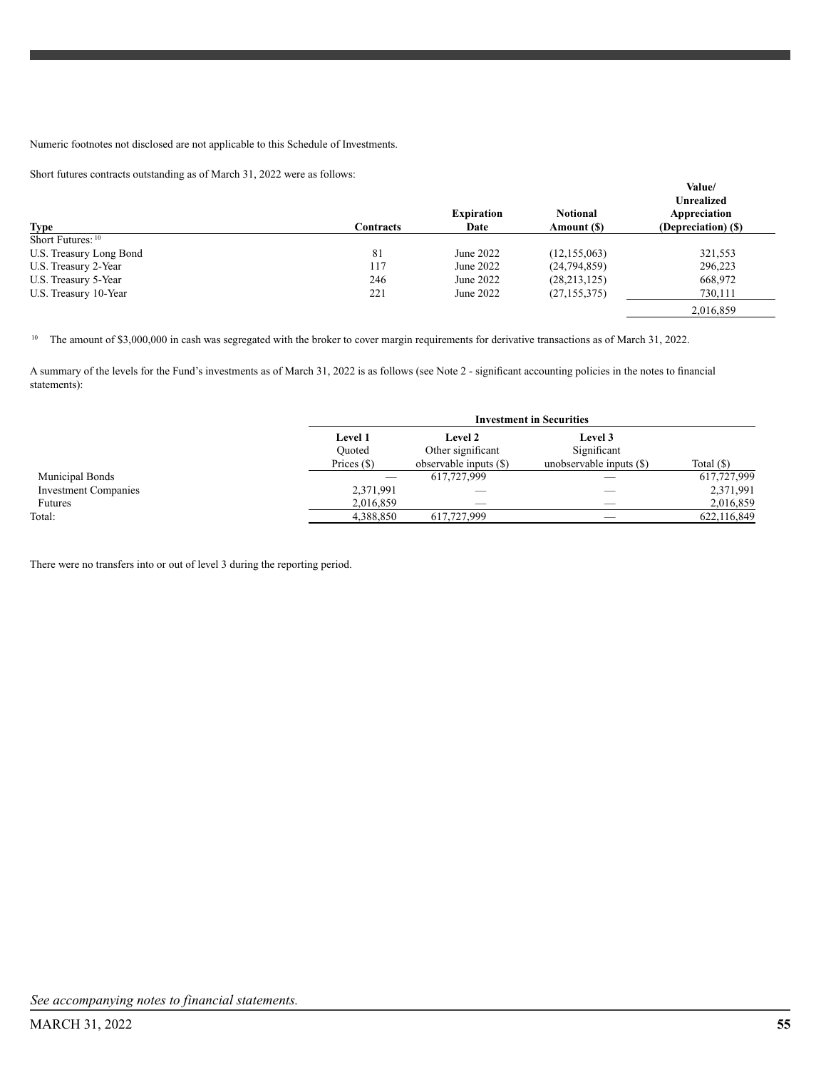Numeric footnotes not disclosed are not applicable to this Schedule of Investments.

Short futures contracts outstanding as of March 31, 2022 were as follows:

| Type | Contracts | Expiration Date | Notional Amount ($) | Value/ Unrealized Appreciation (Depreciation) ($) |
|---|---|---|---|---|
| Short Futures:[10] | | | | |
| U.S. Treasury Long Bond | 81 | June 2022 | (12,155,063) | 321,553 |
| U.S. Treasury 2-Year | 117 | June 2022 | (24,794,859) | 296,223 |
| U.S. Treasury 5-Year | 246 | June 2022 | (28,213,125) | 668,972 |
| U.S. Treasury 10-Year | 221 | June 2022 | (27,155,375) | 730,111 |
| | | | | 2,016,859 |

[10] The amount of $3,000,000 in cash was segregated with the broker to cover margin requirements for derivative transactions as of March 31, 2022.

A summary of the levels for the Fund's investments as of March 31, 2022 is as follows (see Note 2 - significant accounting policies in the notes to financial statements):

| | Investment in Securities | | | |
|---|---|---|---|---|
| | Level 1 Quoted Prices ($) | Level 2 Other significant observable inputs ($) | Level 3 Significant unobservable inputs ($) | Total ($) |
| Municipal Bonds | — | 617,727,999 | — | 617,727,999 |
| Investment Companies | 2,371,991 | — | — | 2,371,991 |
| Futures | 2,016,859 | — | — | 2,016,859 |
| Total: | 4,388,850 | 617,727,999 | — | 622,116,849 |

There were no transfers into or out of level 3 during the reporting period.

*See accompanying notes to financial statements.*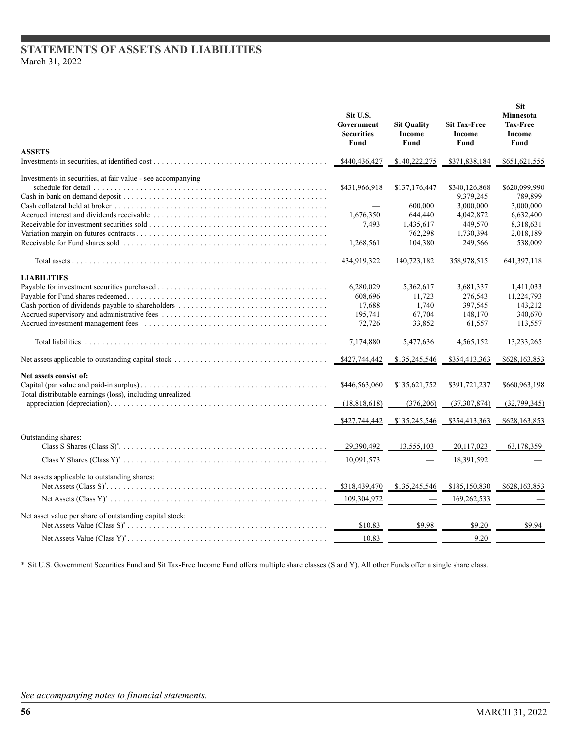# STATEMENTS OF ASSETS AND LIABILITIES

March 31, 2022

| | Sit U.S. Government Securities Fund | Sit Quality Income Fund | Sit Tax-Free Income Fund | Sit Minnesota Tax-Free Income Fund |
|---|---|---|---|---|
| **ASSETS** | | | | |
| Investments in securities, at identified cost | $440,436,427 | $140,222,275 | $371,838,184 | $651,621,555 |
| Investments in securities, at fair value - see accompanying schedule for detail | $431,966,918 | $137,176,447 | $340,126,868 | $620,099,990 |
| Cash in bank on demand deposit | — | — | 9,379,245 | 789,899 |
| Cash collateral held at broker | — | 600,000 | 3,000,000 | 3,000,000 |
| Accrued interest and dividends receivable | 1,676,350 | 644,440 | 4,042,872 | 6,632,400 |
| Receivable for investment securities sold | 7,493 | 1,435,617 | 449,570 | 8,318,631 |
| Variation margin on futures contracts | — | 762,298 | 1,730,394 | 2,018,189 |
| Receivable for Fund shares sold | 1,268,561 | 104,380 | 249,566 | 538,009 |
| Total assets | 434,919,322 | 140,723,182 | 358,978,515 | 641,397,118 |
| **LIABILITIES** | | | | |
| Payable for investment securities purchased | 6,280,029 | 5,362,617 | 3,681,337 | 1,411,033 |
| Payable for Fund shares redeemed | 608,696 | 11,723 | 276,543 | 11,224,793 |
| Cash portion of dividends payable to shareholders | 17,688 | 1,740 | 397,545 | 143,212 |
| Accrued supervisory and administrative fees | 195,741 | 67,704 | 148,170 | 340,670 |
| Accrued investment management fees | 72,726 | 33,852 | 61,557 | 113,557 |
| Total liabilities | 7,174,880 | 5,477,636 | 4,565,152 | 13,233,265 |
| Net assets applicable to outstanding capital stock | $427,744,442 | $135,245,546 | $354,413,363 | $628,163,853 |
| **Net assets consist of:** | | | | |
| Capital (par value and paid-in surplus) | $446,563,060 | $135,621,752 | $391,721,237 | $660,963,198 |
| Total distributable earnings (loss), including unrealized appreciation (depreciation) | (18,818,618) | (376,206) | (37,307,874) | (32,799,345) |
| | $427,744,442 | $135,245,546 | $354,413,363 | $628,163,853 |
| Outstanding shares: | | | | |
| Class S Shares (Class S)* | 29,390,492 | 13,555,103 | 20,117,023 | 63,178,359 |
| Class Y Shares (Class Y)* | 10,091,573 | — | 18,391,592 | — |
| Net assets applicable to outstanding shares: | | | | |
| Net Assets (Class S)* | $318,439,470 | $135,245,546 | $185,150,830 | $628,163,853 |
| Net Assets (Class Y)* | 109,304,972 | — | 169,262,533 | — |
| Net asset value per share of outstanding capital stock: | | | | |
| Net Assets Value (Class S)* | $10.83 | $9.98 | $9.20 | $9.94 |
| Net Assets Value (Class Y)* | 10.83 | — | 9.20 | — |

\* Sit U.S. Government Securities Fund and Sit Tax-Free Income Fund offers multiple share classes (S and Y). All other Funds offer a single share class.

*See accompanying notes to financial statements.*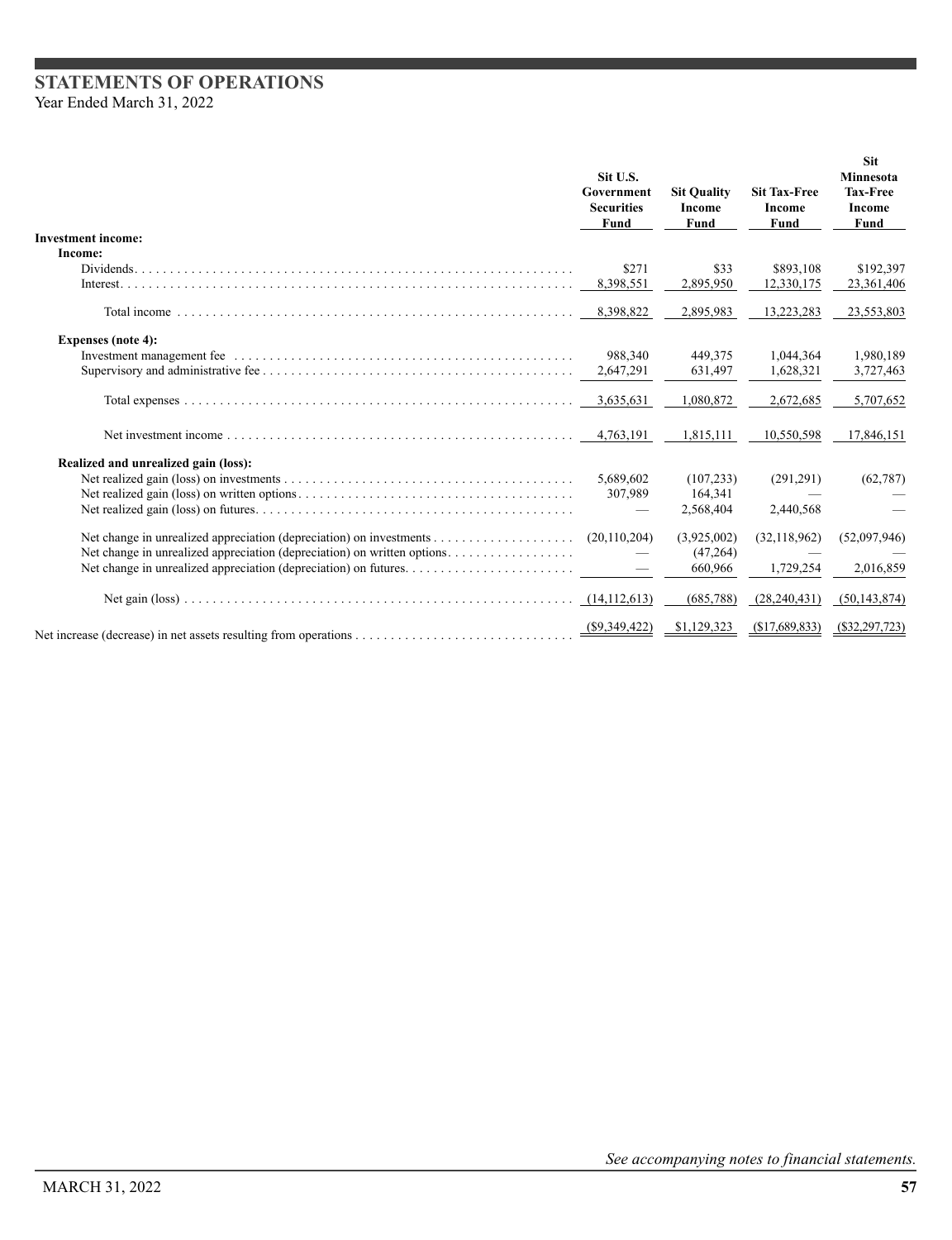# STATEMENTS OF OPERATIONS

Year Ended March 31, 2022

| | Sit U.S. Government Securities Fund | Sit Quality Income Fund | Sit Tax-Free Income Fund | Sit Minnesota Tax-Free Income Fund |
|---|---|---|---|---|
| **Investment income:** | | | | |
| **Income:** | | | | |
| Dividends | $271 | $33 | $893,108 | $192,397 |
| Interest | 8,398,551 | 2,895,950 | 12,330,175 | 23,361,406 |
| Total income | 8,398,822 | 2,895,983 | 13,223,283 | 23,553,803 |
| **Expenses (note 4):** | | | | |
| Investment management fee | 988,340 | 449,375 | 1,044,364 | 1,980,189 |
| Supervisory and administrative fee | 2,647,291 | 631,497 | 1,628,321 | 3,727,463 |
| Total expenses | 3,635,631 | 1,080,872 | 2,672,685 | 5,707,652 |
| Net investment income | 4,763,191 | 1,815,111 | 10,550,598 | 17,846,151 |
| **Realized and unrealized gain (loss):** | | | | |
| Net realized gain (loss) on investments | 5,689,602 | (107,233) | (291,291) | (62,787) |
| Net realized gain (loss) on written options | 307,989 | 164,341 | — | — |
| Net realized gain (loss) on futures | — | 2,568,404 | 2,440,568 | — |
| Net change in unrealized appreciation (depreciation) on investments | (20,110,204) | (3,925,002) | (32,118,962) | (52,097,946) |
| Net change in unrealized appreciation (depreciation) on written options | — | (47,264) | — | — |
| Net change in unrealized appreciation (depreciation) on futures | — | 660,966 | 1,729,254 | 2,016,859 |
| Net gain (loss) | (14,112,613) | (685,788) | (28,240,431) | (50,143,874) |
| Net increase (decrease) in net assets resulting from operations | ($9,349,422) | $1,129,323 | ($17,689,833) | ($32,297,723) |

*See accompanying notes to financial statements.*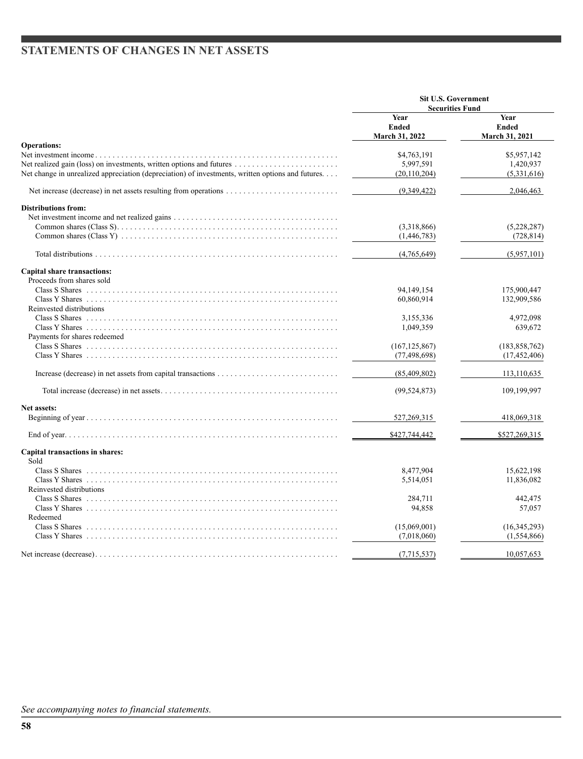# STATEMENTS OF CHANGES IN NET ASSETS

| | Sit U.S. Government Securities Fund | |
|---|---|---|
| | Year Ended March 31, 2022 | Year Ended March 31, 2021 |
| **Operations:** | | |
| Net investment income | $4,763,191 | $5,957,142 |
| Net realized gain (loss) on investments, written options and futures | 5,997,591 | 1,420,937 |
| Net change in unrealized appreciation (depreciation) of investments, written options and futures | (20,110,204) | (5,331,616) |
| Net increase (decrease) in net assets resulting from operations | (9,349,422) | 2,046,463 |
| **Distributions from:** | | |
| Net investment income and net realized gains | | |
| Common shares (Class S) | (3,318,866) | (5,228,287) |
| Common shares (Class Y) | (1,446,783) | (728,814) |
| Total distributions | (4,765,649) | (5,957,101) |
| **Capital share transactions:** | | |
| Proceeds from shares sold | | |
| Class S Shares | 94,149,154 | 175,900,447 |
| Class Y Shares | 60,860,914 | 132,909,586 |
| Reinvested distributions | | |
| Class S Shares | 3,155,336 | 4,972,098 |
| Class Y Shares | 1,049,359 | 639,672 |
| Payments for shares redeemed | | |
| Class S Shares | (167,125,867) | (183,858,762) |
| Class Y Shares | (77,498,698) | (17,452,406) |
| Increase (decrease) in net assets from capital transactions | (85,409,802) | 113,110,635 |
| Total increase (decrease) in net assets | (99,524,873) | 109,199,997 |
| **Net assets:** | | |
| Beginning of year | 527,269,315 | 418,069,318 |
| End of year | $427,744,442 | $527,269,315 |
| **Capital transactions in shares:** | | |
| Sold | | |
| Class S Shares | 8,477,904 | 15,622,198 |
| Class Y Shares | 5,514,051 | 11,836,082 |
| Reinvested distributions | | |
| Class S Shares | 284,711 | 442,475 |
| Class Y Shares | 94,858 | 57,057 |
| Redeemed | | |
| Class S Shares | (15,069,001) | (16,345,293) |
| Class Y Shares | (7,018,060) | (1,554,866) |
| Net increase (decrease) | (7,715,537) | 10,057,653 |

*See accompanying notes to financial statements.*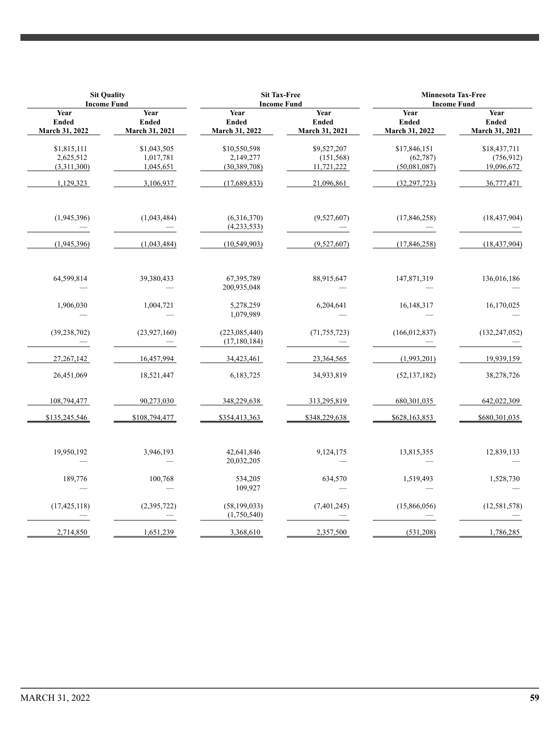| Sit Quality Income Fund | | Sit Tax-Free Income Fund | | Minnesota Tax-Free Income Fund | |
|---|---|---|---|---|---|
| Year Ended March 31, 2022 | Year Ended March 31, 2021 | Year Ended March 31, 2022 | Year Ended March 31, 2021 | Year Ended March 31, 2022 | Year Ended March 31, 2021 |
| $1,815,111 | $1,043,505 | $10,550,598 | $9,527,207 | $17,846,151 | $18,437,711 |
| 2,625,512 | 1,017,781 | 2,149,277 | (151,568) | (62,787) | (756,912) |
| (3,311,300) | 1,045,651 | (30,389,708) | 11,721,222 | (50,081,087) | 19,096,672 |
| 1,129,323 | 3,106,937 | (17,689,833) | 21,096,861 | (32,297,723) | 36,777,471 |
| | | | | | |
| (1,945,396) | (1,043,484) | (6,316,370) | (9,527,607) | (17,846,258) | (18,437,904) |
| — | — | (4,233,533) | — | — | — |
| (1,945,396) | (1,043,484) | (10,549,903) | (9,527,607) | (17,846,258) | (18,437,904) |
| | | | | | |
| 64,599,814 | 39,380,433 | 67,395,789 | 88,915,647 | 147,871,319 | 136,016,186 |
| — | — | 200,935,048 | — | — | — |
| 1,906,030 | 1,004,721 | 5,278,259 | 6,204,641 | 16,148,317 | 16,170,025 |
| — | — | 1,079,989 | — | — | — |
| (39,238,702) | (23,927,160) | (223,085,440) | (71,755,723) | (166,012,837) | (132,247,052) |
| — | — | (17,180,184) | — | — | — |
| 27,267,142 | 16,457,994 | 34,423,461 | 23,364,565 | (1,993,201) | 19,939,159 |
| 26,451,069 | 18,521,447 | 6,183,725 | 34,933,819 | (52,137,182) | 38,278,726 |
| 108,794,477 | 90,273,030 | 348,229,638 | 313,295,819 | 680,301,035 | 642,022,309 |
| $135,245,546 | $108,794,477 | $354,413,363 | $348,229,638 | $628,163,853 | $680,301,035 |
| | | | | | |
| 19,950,192 | 3,946,193 | 42,641,846 | 9,124,175 | 13,815,355 | 12,839,133 |
| — | — | 20,032,205 | — | — | — |
| 189,776 | 100,768 | 534,205 | 634,570 | 1,519,493 | 1,528,730 |
| — | — | 109,927 | — | — | — |
| (17,425,118) | (2,395,722) | (58,199,033) | (7,401,245) | (15,866,056) | (12,581,578) |
| — | — | (1,750,540) | — | — | — |
| 2,714,850 | 1,651,239 | 3,368,610 | 2,357,500 | (531,208) | 1,786,285 |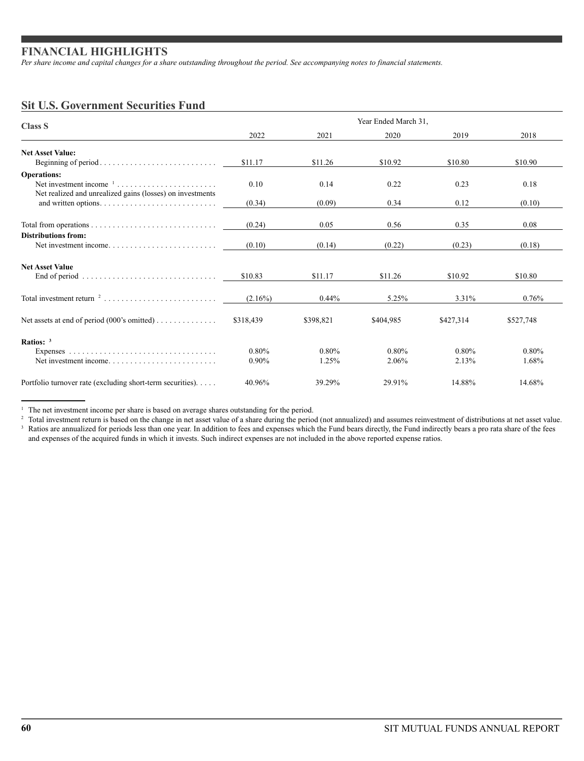# FINANCIAL HIGHLIGHTS

*Per share income and capital changes for a share outstanding throughout the period. See accompanying notes to financial statements.*

## Sit U.S. Government Securities Fund

| Class S | Year Ended March 31, | | | | |
|---|---|---|---|---|---|
| | 2022 | 2021 | 2020 | 2019 | 2018 |
| **Net Asset Value:** | | | | | |
| Beginning of period | $11.17 | $11.26 | $10.92 | $10.80 | $10.90 |
| **Operations:** | | | | | |
| Net investment income [1] | 0.10 | 0.14 | 0.22 | 0.23 | 0.18 |
| Net realized and unrealized gains (losses) on investments and written options | (0.34) | (0.09) | 0.34 | 0.12 | (0.10) |
| Total from operations | (0.24) | 0.05 | 0.56 | 0.35 | 0.08 |
| **Distributions from:** | | | | | |
| Net investment income | (0.10) | (0.14) | (0.22) | (0.23) | (0.18) |
| **Net Asset Value** | | | | | |
| End of period | $10.83 | $11.17 | $11.26 | $10.92 | $10.80 |
| Total investment return [2] | (2.16%) | 0.44% | 5.25% | 3.31% | 0.76% |
| Net assets at end of period (000's omitted) | $318,439 | $398,821 | $404,985 | $427,314 | $527,748 |
| **Ratios:** [3] | | | | | |
| Expenses | 0.80% | 0.80% | 0.80% | 0.80% | 0.80% |
| Net investment income | 0.90% | 1.25% | 2.06% | 2.13% | 1.68% |
| Portfolio turnover rate (excluding short-term securities) | 40.96% | 39.29% | 29.91% | 14.88% | 14.68% |

[1] The net investment income per share is based on average shares outstanding for the period.

[2] Total investment return is based on the change in net asset value of a share during the period (not annualized) and assumes reinvestment of distributions at net asset value.

[3] Ratios are annualized for periods less than one year. In addition to fees and expenses which the Fund bears directly, the Fund indirectly bears a pro rata share of the fees and expenses of the acquired funds in which it invests. Such indirect expenses are not included in the above reported expense ratios.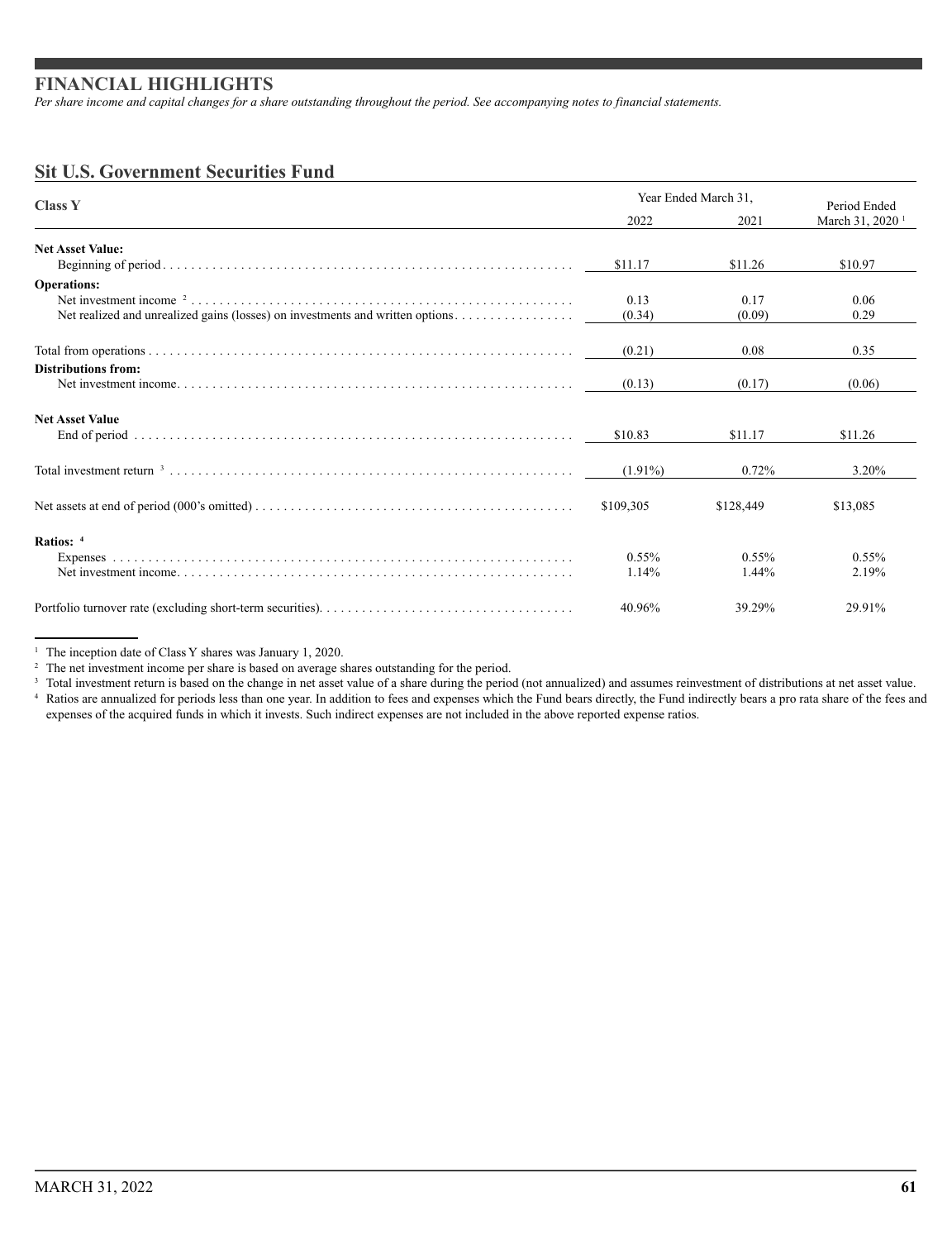# FINANCIAL HIGHLIGHTS

*Per share income and capital changes for a share outstanding throughout the period. See accompanying notes to financial statements.*

## Sit U.S. Government Securities Fund

| Class Y | Year Ended March 31, | | Period Ended |
|---|---|---|---|
| | 2022 | 2021 | March 31, 2020 [1] |
| **Net Asset Value:** | | | |
| Beginning of period | $11.17 | $11.26 | $10.97 |
| **Operations:** | | | |
| Net investment income [2] | 0.13 | 0.17 | 0.06 |
| Net realized and unrealized gains (losses) on investments and written options | (0.34) | (0.09) | 0.29 |
| Total from operations | (0.21) | 0.08 | 0.35 |
| **Distributions from:** | | | |
| Net investment income | (0.13) | (0.17) | (0.06) |
| **Net Asset Value** | | | |
| End of period | $10.83 | $11.17 | $11.26 |
| Total investment return [3] | (1.91%) | 0.72% | 3.20% |
| Net assets at end of period (000's omitted) | $109,305 | $128,449 | $13,085 |
| **Ratios:** [4] | | | |
| Expenses | 0.55% | 0.55% | 0.55% |
| Net investment income | 1.14% | 1.44% | 2.19% |
| Portfolio turnover rate (excluding short-term securities) | 40.96% | 39.29% | 29.91% |

[1] The inception date of Class Y shares was January 1, 2020.

[2] The net investment income per share is based on average shares outstanding for the period.

[3] Total investment return is based on the change in net asset value of a share during the period (not annualized) and assumes reinvestment of distributions at net asset value.

[4] Ratios are annualized for periods less than one year. In addition to fees and expenses which the Fund bears directly, the Fund indirectly bears a pro rata share of the fees and expenses of the acquired funds in which it invests. Such indirect expenses are not included in the above reported expense ratios.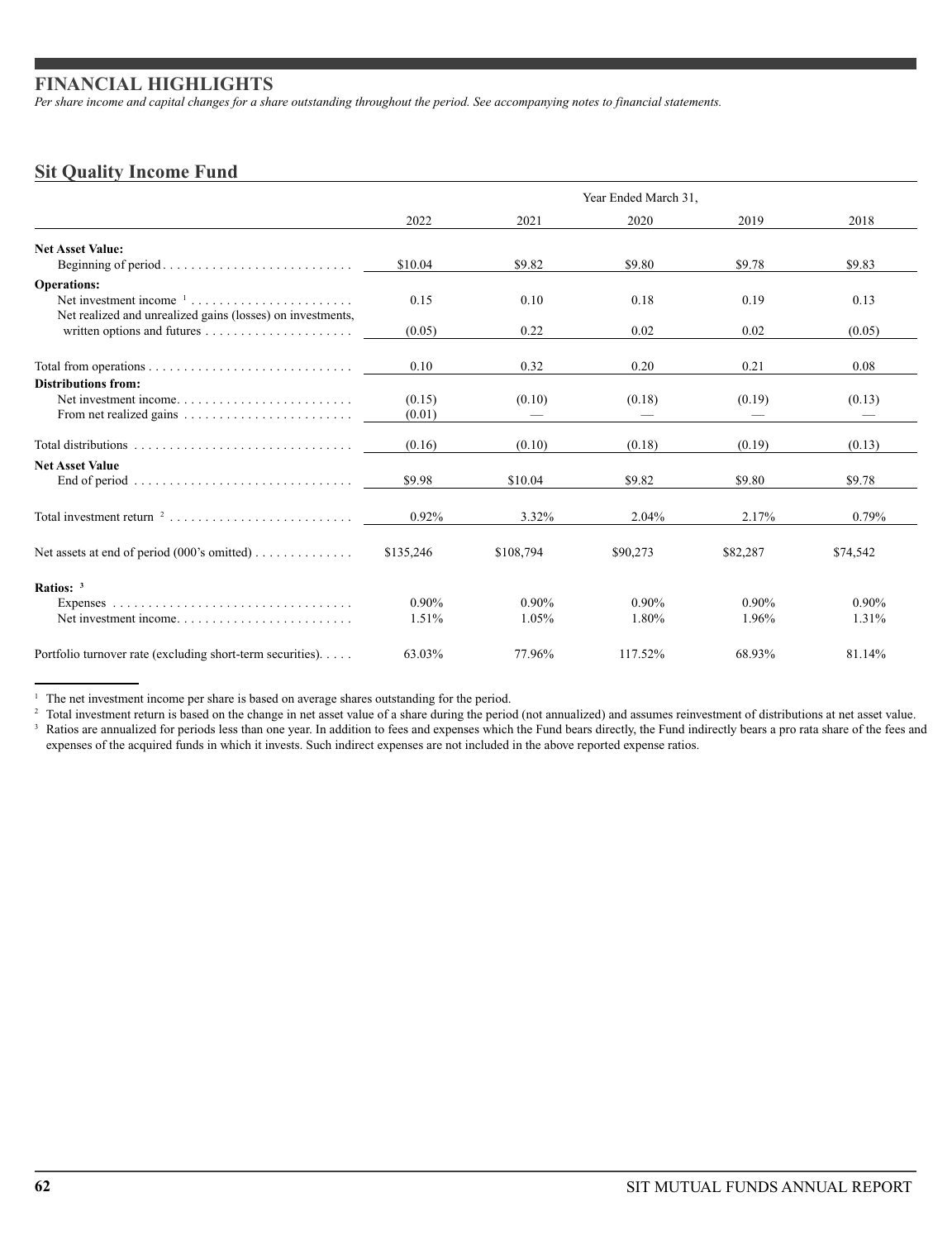# FINANCIAL HIGHLIGHTS

*Per share income and capital changes for a share outstanding throughout the period. See accompanying notes to financial statements.*

## Sit Quality Income Fund

| | Year Ended March 31, | | | | |
|---|---|---|---|---|---|
| | 2022 | 2021 | 2020 | 2019 | 2018 |
| **Net Asset Value:** | | | | | |
| Beginning of period | $10.04 | $9.82 | $9.80 | $9.78 | $9.83 |
| **Operations:** | | | | | |
| Net investment income [1] | 0.15 | 0.10 | 0.18 | 0.19 | 0.13 |
| Net realized and unrealized gains (losses) on investments, written options and futures | (0.05) | 0.22 | 0.02 | 0.02 | (0.05) |
| Total from operations | 0.10 | 0.32 | 0.20 | 0.21 | 0.08 |
| **Distributions from:** | | | | | |
| Net investment income | (0.15) | (0.10) | (0.18) | (0.19) | (0.13) |
| From net realized gains | (0.01) | — | — | — | — |
| Total distributions | (0.16) | (0.10) | (0.18) | (0.19) | (0.13) |
| **Net Asset Value** | | | | | |
| End of period | $9.98 | $10.04 | $9.82 | $9.80 | $9.78 |
| Total investment return [2] | 0.92% | 3.32% | 2.04% | 2.17% | 0.79% |
| Net assets at end of period (000's omitted) | $135,246 | $108,794 | $90,273 | $82,287 | $74,542 |
| **Ratios:** [3] | | | | | |
| Expenses | 0.90% | 0.90% | 0.90% | 0.90% | 0.90% |
| Net investment income | 1.51% | 1.05% | 1.80% | 1.96% | 1.31% |
| Portfolio turnover rate (excluding short-term securities) | 63.03% | 77.96% | 117.52% | 68.93% | 81.14% |

[1] The net investment income per share is based on average shares outstanding for the period.

[2] Total investment return is based on the change in net asset value of a share during the period (not annualized) and assumes reinvestment of distributions at net asset value.

[3] Ratios are annualized for periods less than one year. In addition to fees and expenses which the Fund bears directly, the Fund indirectly bears a pro rata share of the fees and expenses of the acquired funds in which it invests. Such indirect expenses are not included in the above reported expense ratios.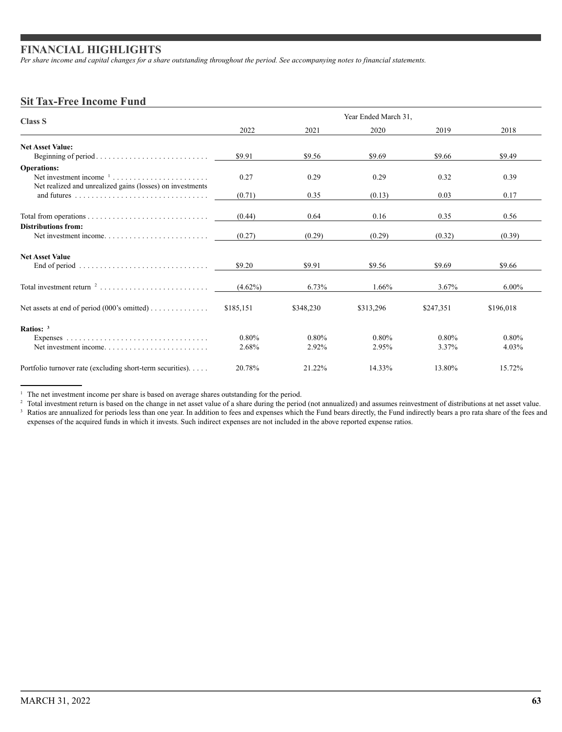# FINANCIAL HIGHLIGHTS

*Per share income and capital changes for a share outstanding throughout the period. See accompanying notes to financial statements.*

## Sit Tax-Free Income Fund

| Class S | Year Ended March 31, | | | | |
|---|---|---|---|---|---|
| | 2022 | 2021 | 2020 | 2019 | 2018 |
| **Net Asset Value:** | | | | | |
| Beginning of period | $9.91 | $9.56 | $9.69 | $9.66 | $9.49 |
| **Operations:** | | | | | |
| Net investment income [1] | 0.27 | 0.29 | 0.29 | 0.32 | 0.39 |
| Net realized and unrealized gains (losses) on investments and futures | (0.71) | 0.35 | (0.13) | 0.03 | 0.17 |
| Total from operations | (0.44) | 0.64 | 0.16 | 0.35 | 0.56 |
| **Distributions from:** | | | | | |
| Net investment income | (0.27) | (0.29) | (0.29) | (0.32) | (0.39) |
| **Net Asset Value** | | | | | |
| End of period | $9.20 | $9.91 | $9.56 | $9.69 | $9.66 |
| Total investment return [2] | (4.62%) | 6.73% | 1.66% | 3.67% | 6.00% |
| Net assets at end of period (000's omitted) | $185,151 | $348,230 | $313,296 | $247,351 | $196,018 |
| **Ratios:** [3] | | | | | |
| Expenses | 0.80% | 0.80% | 0.80% | 0.80% | 0.80% |
| Net investment income | 2.68% | 2.92% | 2.95% | 3.37% | 4.03% |
| Portfolio turnover rate (excluding short-term securities) | 20.78% | 21.22% | 14.33% | 13.80% | 15.72% |

[1] The net investment income per share is based on average shares outstanding for the period.

[2] Total investment return is based on the change in net asset value of a share during the period (not annualized) and assumes reinvestment of distributions at net asset value.

[3] Ratios are annualized for periods less than one year. In addition to fees and expenses which the Fund bears directly, the Fund indirectly bears a pro rata share of the fees and expenses of the acquired funds in which it invests. Such indirect expenses are not included in the above reported expense ratios.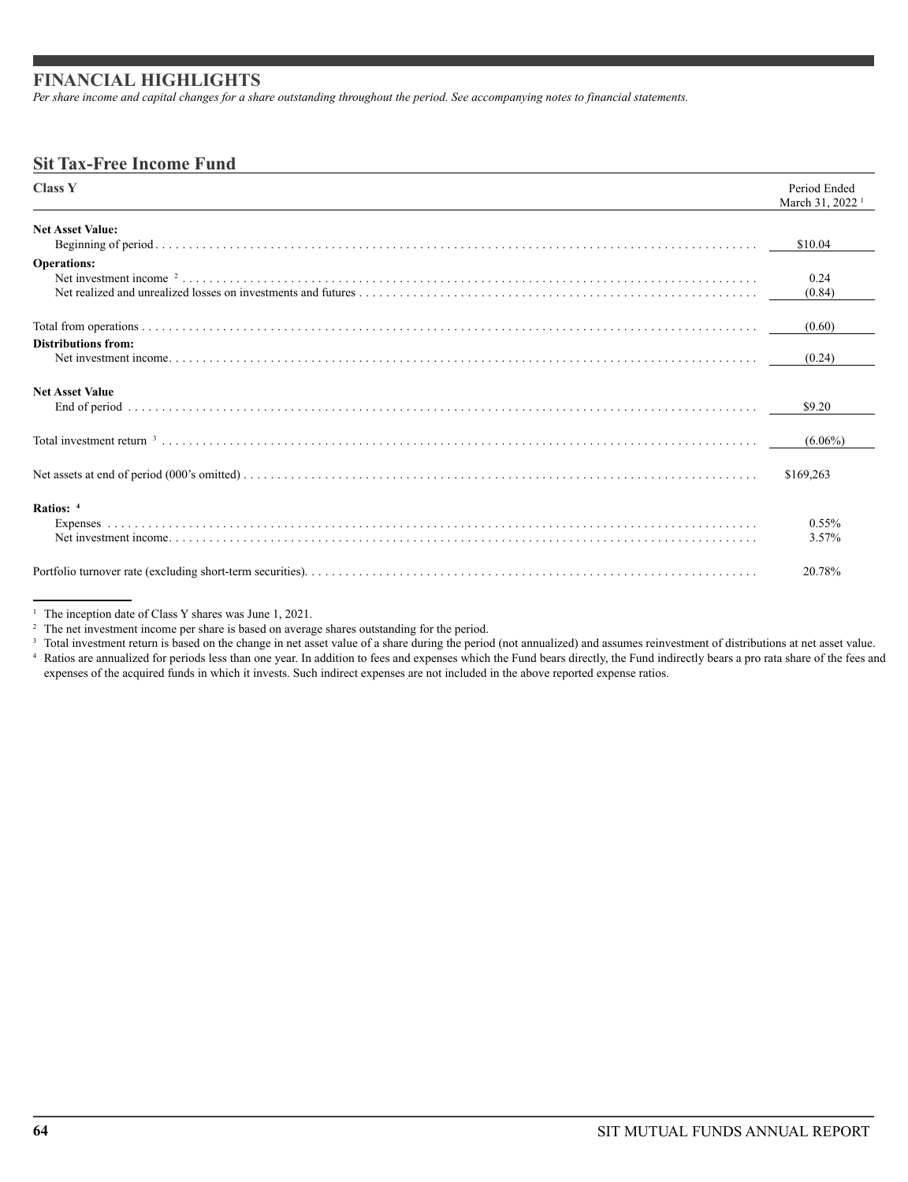# FINANCIAL HIGHLIGHTS

*Per share income and capital changes for a share outstanding throughout the period. See accompanying notes to financial statements.*

## Sit Tax-Free Income Fund

| **Class Y** | Period Ended March 31, 2022 [1] |
|---|---|
| **Net Asset Value:** | |
| Beginning of period | $10.04 |
| **Operations:** | |
| Net investment income [2] | 0.24 |
| Net realized and unrealized losses on investments and futures | (0.84) |
| Total from operations | (0.60) |
| **Distributions from:** | |
| Net investment income | (0.24) |
| **Net Asset Value** | |
| End of period | $9.20 |
| Total investment return [3] | (6.06%) |
| Net assets at end of period (000's omitted) | $169,263 |
| **Ratios:** [4] | |
| Expenses | 0.55% |
| Net investment income | 3.57% |
| Portfolio turnover rate (excluding short-term securities) | 20.78% |

[1] The inception date of Class Y shares was June 1, 2021.

[2] The net investment income per share is based on average shares outstanding for the period.

[3] Total investment return is based on the change in net asset value of a share during the period (not annualized) and assumes reinvestment of distributions at net asset value.

[4] Ratios are annualized for periods less than one year. In addition to fees and expenses which the Fund bears directly, the Fund indirectly bears a pro rata share of the fees and expenses of the acquired funds in which it invests. Such indirect expenses are not included in the above reported expense ratios.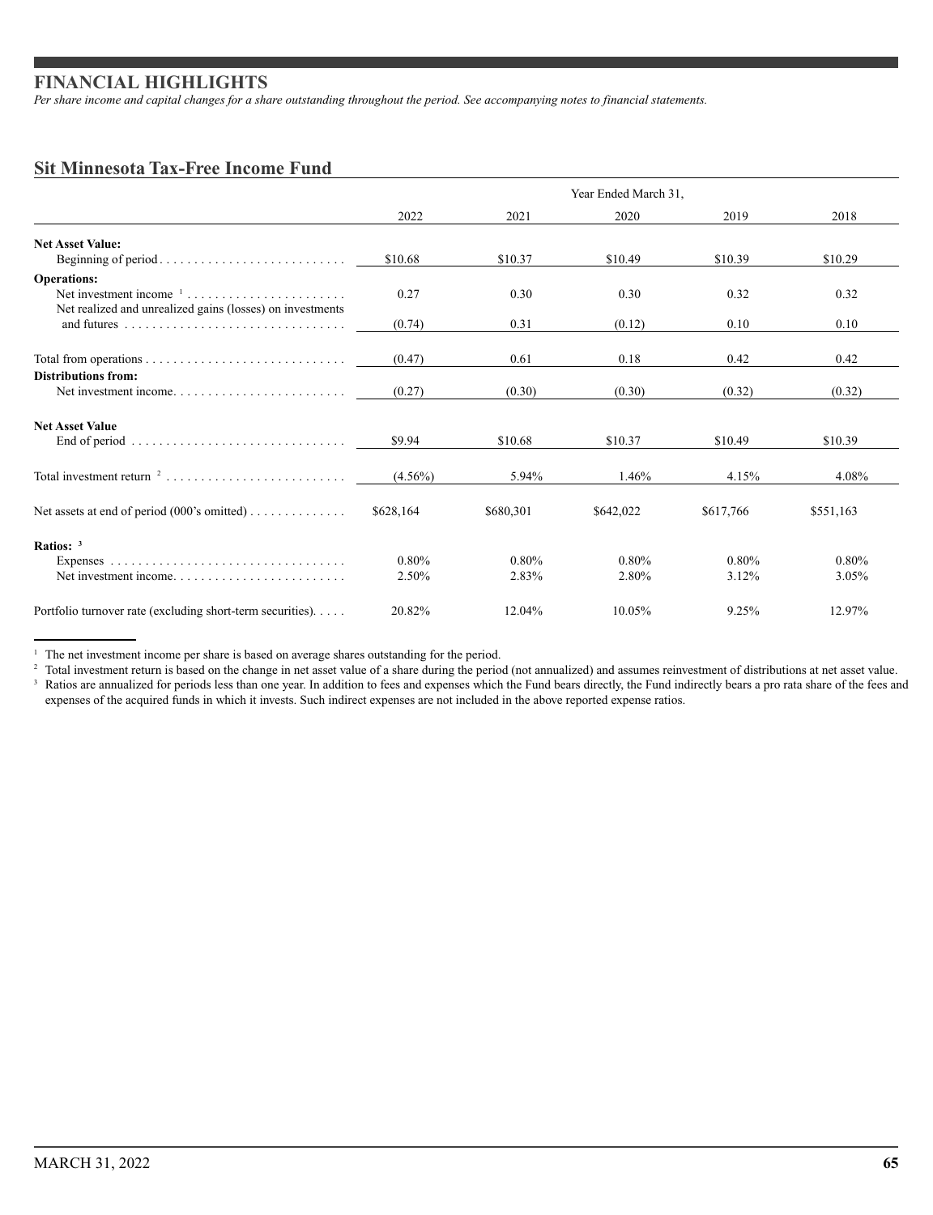# FINANCIAL HIGHLIGHTS

*Per share income and capital changes for a share outstanding throughout the period. See accompanying notes to financial statements.*

## Sit Minnesota Tax-Free Income Fund

| | Year Ended March 31, | | | | |
|---|---|---|---|---|---|
| | 2022 | 2021 | 2020 | 2019 | 2018 |
| **Net Asset Value:** | | | | | |
| Beginning of period | $10.68 | $10.37 | $10.49 | $10.39 | $10.29 |
| **Operations:** | | | | | |
| Net investment income [1] | 0.27 | 0.30 | 0.30 | 0.32 | 0.32 |
| Net realized and unrealized gains (losses) on investments and futures | (0.74) | 0.31 | (0.12) | 0.10 | 0.10 |
| Total from operations | (0.47) | 0.61 | 0.18 | 0.42 | 0.42 |
| **Distributions from:** | | | | | |
| Net investment income | (0.27) | (0.30) | (0.30) | (0.32) | (0.32) |
| **Net Asset Value** | | | | | |
| End of period | $9.94 | $10.68 | $10.37 | $10.49 | $10.39 |
| Total investment return [2] | (4.56%) | 5.94% | 1.46% | 4.15% | 4.08% |
| Net assets at end of period (000's omitted) | $628,164 | $680,301 | $642,022 | $617,766 | $551,163 |
| **Ratios:** [3] | | | | | |
| Expenses | 0.80% | 0.80% | 0.80% | 0.80% | 0.80% |
| Net investment income | 2.50% | 2.83% | 2.80% | 3.12% | 3.05% |
| Portfolio turnover rate (excluding short-term securities) | 20.82% | 12.04% | 10.05% | 9.25% | 12.97% |

[1] The net investment income per share is based on average shares outstanding for the period.

[2] Total investment return is based on the change in net asset value of a share during the period (not annualized) and assumes reinvestment of distributions at net asset value.

[3] Ratios are annualized for periods less than one year. In addition to fees and expenses which the Fund bears directly, the Fund indirectly bears a pro rata share of the fees and expenses of the acquired funds in which it invests. Such indirect expenses are not included in the above reported expense ratios.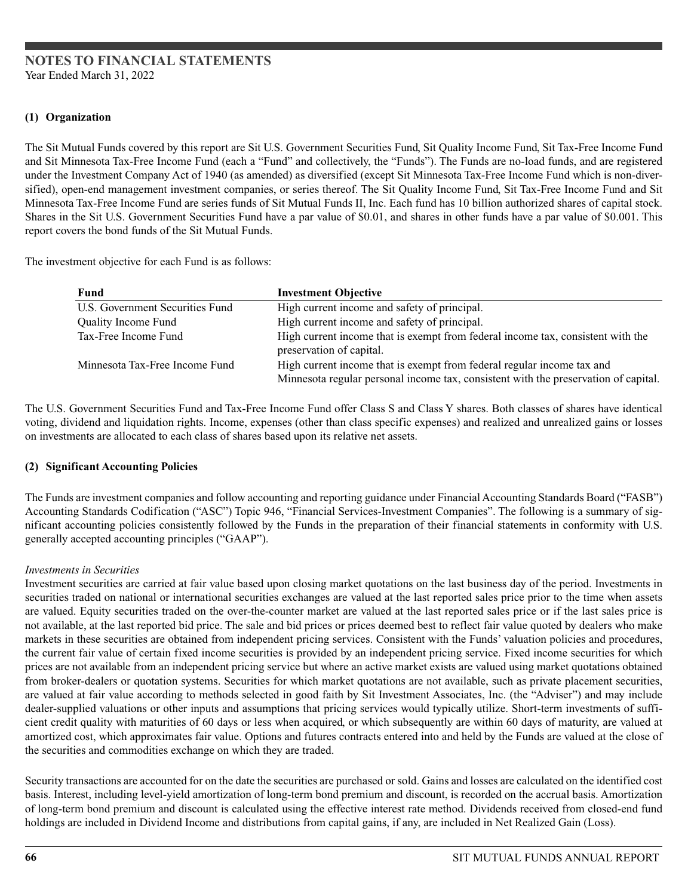# NOTES TO FINANCIAL STATEMENTS

Year Ended March 31, 2022

## (1) Organization

The Sit Mutual Funds covered by this report are Sit U.S. Government Securities Fund, Sit Quality Income Fund, Sit Tax-Free Income Fund and Sit Minnesota Tax-Free Income Fund (each a "Fund" and collectively, the "Funds"). The Funds are no-load funds, and are registered under the Investment Company Act of 1940 (as amended) as diversified (except Sit Minnesota Tax-Free Income Fund which is non-diversified), open-end management investment companies, or series thereof. The Sit Quality Income Fund, Sit Tax-Free Income Fund and Sit Minnesota Tax-Free Income Fund are series funds of Sit Mutual Funds II, Inc. Each fund has 10 billion authorized shares of capital stock. Shares in the Sit U.S. Government Securities Fund have a par value of $0.01, and shares in other funds have a par value of $0.001. This report covers the bond funds of the Sit Mutual Funds.

The investment objective for each Fund is as follows:

| Fund | Investment Objective |
|---|---|
| U.S. Government Securities Fund | High current income and safety of principal. |
| Quality Income Fund | High current income and safety of principal. |
| Tax-Free Income Fund | High current income that is exempt from federal income tax, consistent with the preservation of capital. |
| Minnesota Tax-Free Income Fund | High current income that is exempt from federal regular income tax and Minnesota regular personal income tax, consistent with the preservation of capital. |

The U.S. Government Securities Fund and Tax-Free Income Fund offer Class S and Class Y shares. Both classes of shares have identical voting, dividend and liquidation rights. Income, expenses (other than class specific expenses) and realized and unrealized gains or losses on investments are allocated to each class of shares based upon its relative net assets.

## (2) Significant Accounting Policies

The Funds are investment companies and follow accounting and reporting guidance under Financial Accounting Standards Board ("FASB") Accounting Standards Codification ("ASC") Topic 946, "Financial Services-Investment Companies". The following is a summary of significant accounting policies consistently followed by the Funds in the preparation of their financial statements in conformity with U.S. generally accepted accounting principles ("GAAP").

*Investments in Securities*

Investment securities are carried at fair value based upon closing market quotations on the last business day of the period. Investments in securities traded on national or international securities exchanges are valued at the last reported sales price prior to the time when assets are valued. Equity securities traded on the over-the-counter market are valued at the last reported sales price or if the last sales price is not available, at the last reported bid price. The sale and bid prices or prices deemed best to reflect fair value quoted by dealers who make markets in these securities are obtained from independent pricing services. Consistent with the Funds' valuation policies and procedures, the current fair value of certain fixed income securities is provided by an independent pricing service. Fixed income securities for which prices are not available from an independent pricing service but where an active market exists are valued using market quotations obtained from broker-dealers or quotation systems. Securities for which market quotations are not available, such as private placement securities, are valued at fair value according to methods selected in good faith by Sit Investment Associates, Inc. (the "Adviser") and may include dealer-supplied valuations or other inputs and assumptions that pricing services would typically utilize. Short-term investments of sufficient credit quality with maturities of 60 days or less when acquired, or which subsequently are within 60 days of maturity, are valued at amortized cost, which approximates fair value. Options and futures contracts entered into and held by the Funds are valued at the close of the securities and commodities exchange on which they are traded.

Security transactions are accounted for on the date the securities are purchased or sold. Gains and losses are calculated on the identified cost basis. Interest, including level-yield amortization of long-term bond premium and discount, is recorded on the accrual basis. Amortization of long-term bond premium and discount is calculated using the effective interest rate method. Dividends received from closed-end fund holdings are included in Dividend Income and distributions from capital gains, if any, are included in Net Realized Gain (Loss).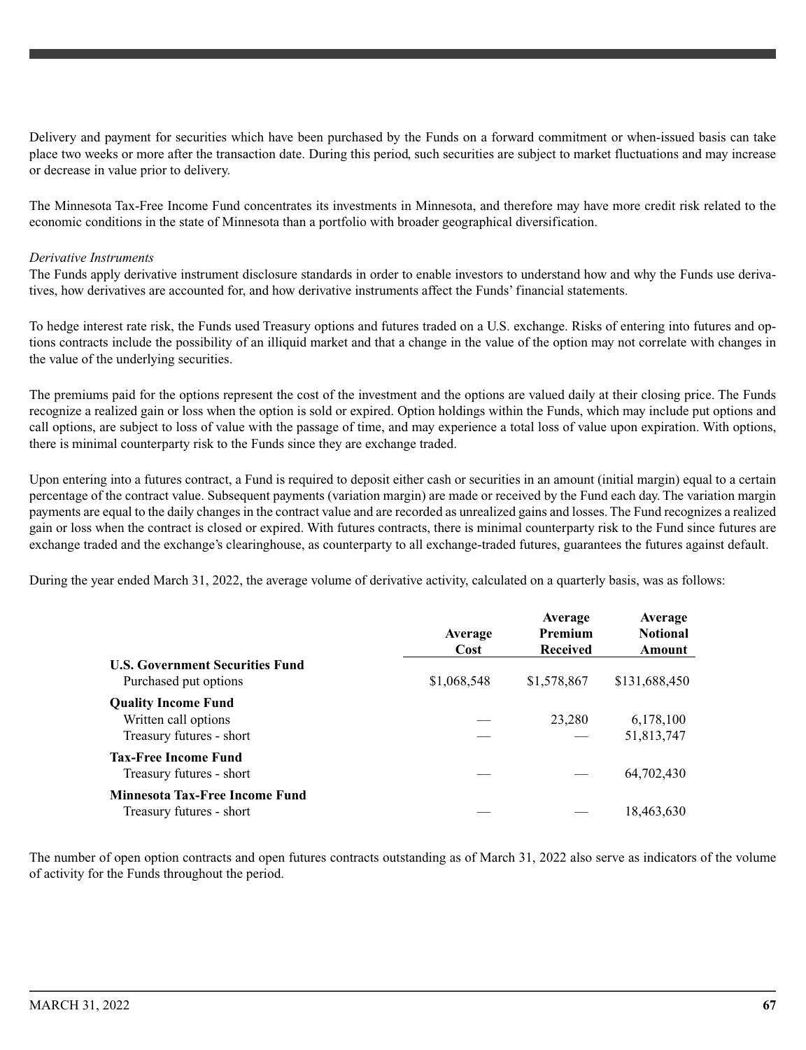Delivery and payment for securities which have been purchased by the Funds on a forward commitment or when-issued basis can take place two weeks or more after the transaction date. During this period, such securities are subject to market fluctuations and may increase or decrease in value prior to delivery.

The Minnesota Tax-Free Income Fund concentrates its investments in Minnesota, and therefore may have more credit risk related to the economic conditions in the state of Minnesota than a portfolio with broader geographical diversification.

*Derivative Instruments*

The Funds apply derivative instrument disclosure standards in order to enable investors to understand how and why the Funds use derivatives, how derivatives are accounted for, and how derivative instruments affect the Funds' financial statements.

To hedge interest rate risk, the Funds used Treasury options and futures traded on a U.S. exchange. Risks of entering into futures and options contracts include the possibility of an illiquid market and that a change in the value of the option may not correlate with changes in the value of the underlying securities.

The premiums paid for the options represent the cost of the investment and the options are valued daily at their closing price. The Funds recognize a realized gain or loss when the option is sold or expired. Option holdings within the Funds, which may include put options and call options, are subject to loss of value with the passage of time, and may experience a total loss of value upon expiration. With options, there is minimal counterparty risk to the Funds since they are exchange traded.

Upon entering into a futures contract, a Fund is required to deposit either cash or securities in an amount (initial margin) equal to a certain percentage of the contract value. Subsequent payments (variation margin) are made or received by the Fund each day. The variation margin payments are equal to the daily changes in the contract value and are recorded as unrealized gains and losses. The Fund recognizes a realized gain or loss when the contract is closed or expired. With futures contracts, there is minimal counterparty risk to the Fund since futures are exchange traded and the exchange's clearinghouse, as counterparty to all exchange-traded futures, guarantees the futures against default.

During the year ended March 31, 2022, the average volume of derivative activity, calculated on a quarterly basis, was as follows:

| | Average Cost | Average Premium Received | Average Notional Amount |
|---|---|---|---|
| **U.S. Government Securities Fund** | | | |
| Purchased put options | $1,068,548 | $1,578,867 | $131,688,450 |
| **Quality Income Fund** | | | |
| Written call options | — | 23,280 | 6,178,100 |
| Treasury futures - short | — | — | 51,813,747 |
| **Tax-Free Income Fund** | | | |
| Treasury futures - short | — | — | 64,702,430 |
| **Minnesota Tax-Free Income Fund** | | | |
| Treasury futures - short | — | — | 18,463,630 |

The number of open option contracts and open futures contracts outstanding as of March 31, 2022 also serve as indicators of the volume of activity for the Funds throughout the period.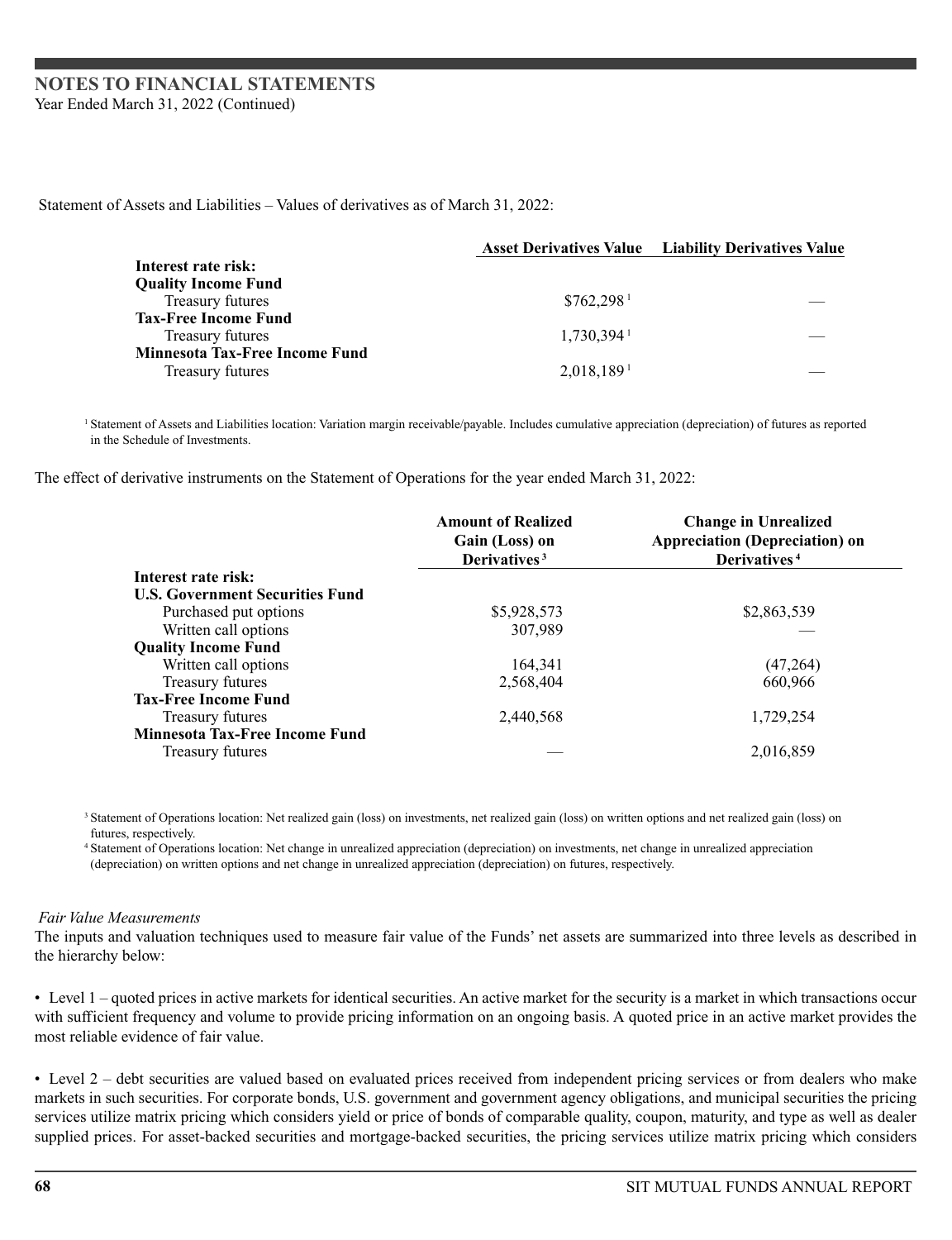# NOTES TO FINANCIAL STATEMENTS

Year Ended March 31, 2022 (Continued)

Statement of Assets and Liabilities – Values of derivatives as of March 31, 2022:

| | Asset Derivatives Value | Liability Derivatives Value |
|---|---|---|
| **Interest rate risk:** | | |
| **Quality Income Fund** | | |
| Treasury futures | $762,298 [1] | — |
| **Tax-Free Income Fund** | | |
| Treasury futures | 1,730,394 [1] | — |
| **Minnesota Tax-Free Income Fund** | | |
| Treasury futures | 2,018,189 [1] | — |

[1] Statement of Assets and Liabilities location: Variation margin receivable/payable. Includes cumulative appreciation (depreciation) of futures as reported in the Schedule of Investments.

The effect of derivative instruments on the Statement of Operations for the year ended March 31, 2022:

| | Amount of Realized Gain (Loss) on Derivatives [3] | Change in Unrealized Appreciation (Depreciation) on Derivatives [4] |
|---|---|---|
| **Interest rate risk:** | | |
| **U.S. Government Securities Fund** | | |
| Purchased put options | $5,928,573 | $2,863,539 |
| Written call options | 307,989 | — |
| **Quality Income Fund** | | |
| Written call options | 164,341 | (47,264) |
| Treasury futures | 2,568,404 | 660,966 |
| **Tax-Free Income Fund** | | |
| Treasury futures | 2,440,568 | 1,729,254 |
| **Minnesota Tax-Free Income Fund** | | |
| Treasury futures | — | 2,016,859 |

[3] Statement of Operations location: Net realized gain (loss) on investments, net realized gain (loss) on written options and net realized gain (loss) on futures, respectively.

[4] Statement of Operations location: Net change in unrealized appreciation (depreciation) on investments, net change in unrealized appreciation (depreciation) on written options and net change in unrealized appreciation (depreciation) on futures, respectively.

*Fair Value Measurements*

The inputs and valuation techniques used to measure fair value of the Funds' net assets are summarized into three levels as described in the hierarchy below:

- Level 1 – quoted prices in active markets for identical securities. An active market for the security is a market in which transactions occur with sufficient frequency and volume to provide pricing information on an ongoing basis. A quoted price in an active market provides the most reliable evidence of fair value.

- Level 2 – debt securities are valued based on evaluated prices received from independent pricing services or from dealers who make markets in such securities. For corporate bonds, U.S. government and government agency obligations, and municipal securities the pricing services utilize matrix pricing which considers yield or price of bonds of comparable quality, coupon, maturity, and type as well as dealer supplied prices. For asset-backed securities and mortgage-backed securities, the pricing services utilize matrix pricing which considers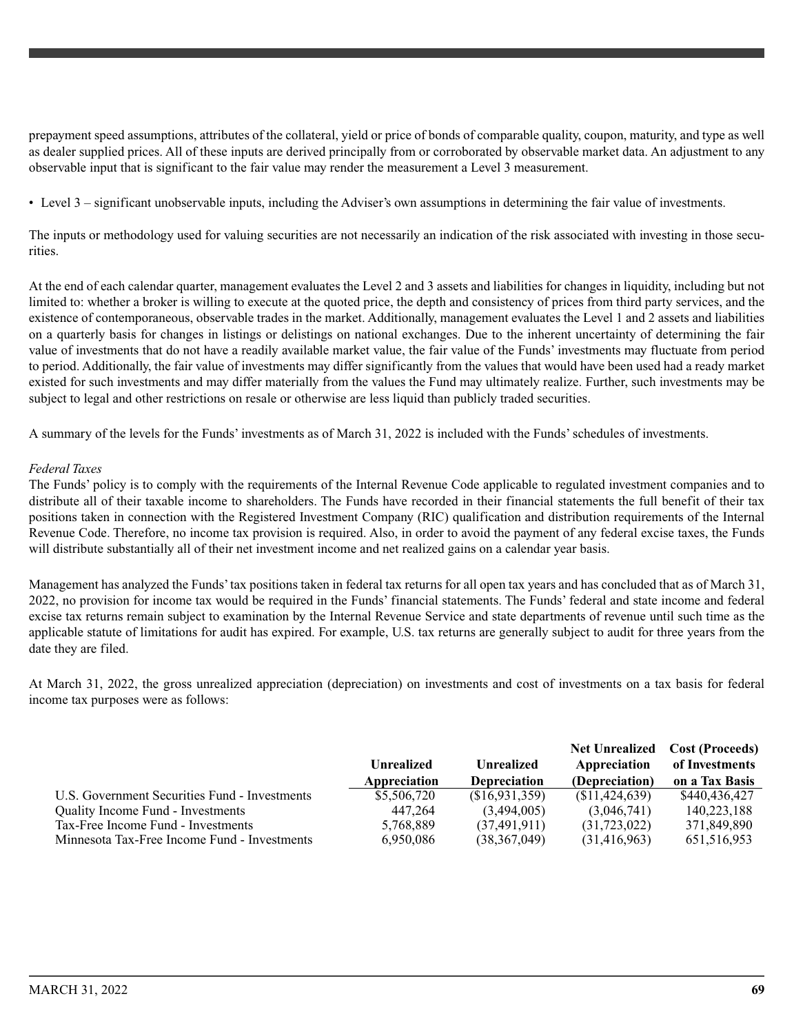prepayment speed assumptions, attributes of the collateral, yield or price of bonds of comparable quality, coupon, maturity, and type as well as dealer supplied prices. All of these inputs are derived principally from or corroborated by observable market data. An adjustment to any observable input that is significant to the fair value may render the measurement a Level 3 measurement.

- Level 3 – significant unobservable inputs, including the Adviser's own assumptions in determining the fair value of investments.

The inputs or methodology used for valuing securities are not necessarily an indication of the risk associated with investing in those securities.

At the end of each calendar quarter, management evaluates the Level 2 and 3 assets and liabilities for changes in liquidity, including but not limited to: whether a broker is willing to execute at the quoted price, the depth and consistency of prices from third party services, and the existence of contemporaneous, observable trades in the market. Additionally, management evaluates the Level 1 and 2 assets and liabilities on a quarterly basis for changes in listings or delistings on national exchanges. Due to the inherent uncertainty of determining the fair value of investments that do not have a readily available market value, the fair value of the Funds' investments may fluctuate from period to period. Additionally, the fair value of investments may differ significantly from the values that would have been used had a ready market existed for such investments and may differ materially from the values the Fund may ultimately realize. Further, such investments may be subject to legal and other restrictions on resale or otherwise are less liquid than publicly traded securities.

A summary of the levels for the Funds' investments as of March 31, 2022 is included with the Funds' schedules of investments.

*Federal Taxes*

The Funds' policy is to comply with the requirements of the Internal Revenue Code applicable to regulated investment companies and to distribute all of their taxable income to shareholders. The Funds have recorded in their financial statements the full benefit of their tax positions taken in connection with the Registered Investment Company (RIC) qualification and distribution requirements of the Internal Revenue Code. Therefore, no income tax provision is required. Also, in order to avoid the payment of any federal excise taxes, the Funds will distribute substantially all of their net investment income and net realized gains on a calendar year basis.

Management has analyzed the Funds' tax positions taken in federal tax returns for all open tax years and has concluded that as of March 31, 2022, no provision for income tax would be required in the Funds' financial statements. The Funds' federal and state income and federal excise tax returns remain subject to examination by the Internal Revenue Service and state departments of revenue until such time as the applicable statute of limitations for audit has expired. For example, U.S. tax returns are generally subject to audit for three years from the date they are filed.

At March 31, 2022, the gross unrealized appreciation (depreciation) on investments and cost of investments on a tax basis for federal income tax purposes were as follows:

| | Unrealized Appreciation | Unrealized Depreciation | Net Unrealized Appreciation (Depreciation) | Cost (Proceeds) of Investments on a Tax Basis |
|---|---|---|---|---|
| U.S. Government Securities Fund - Investments | $5,506,720 | ($16,931,359) | ($11,424,639) | $440,436,427 |
| Quality Income Fund - Investments | 447,264 | (3,494,005) | (3,046,741) | 140,223,188 |
| Tax-Free Income Fund - Investments | 5,768,889 | (37,491,911) | (31,723,022) | 371,849,890 |
| Minnesota Tax-Free Income Fund - Investments | 6,950,086 | (38,367,049) | (31,416,963) | 651,516,953 |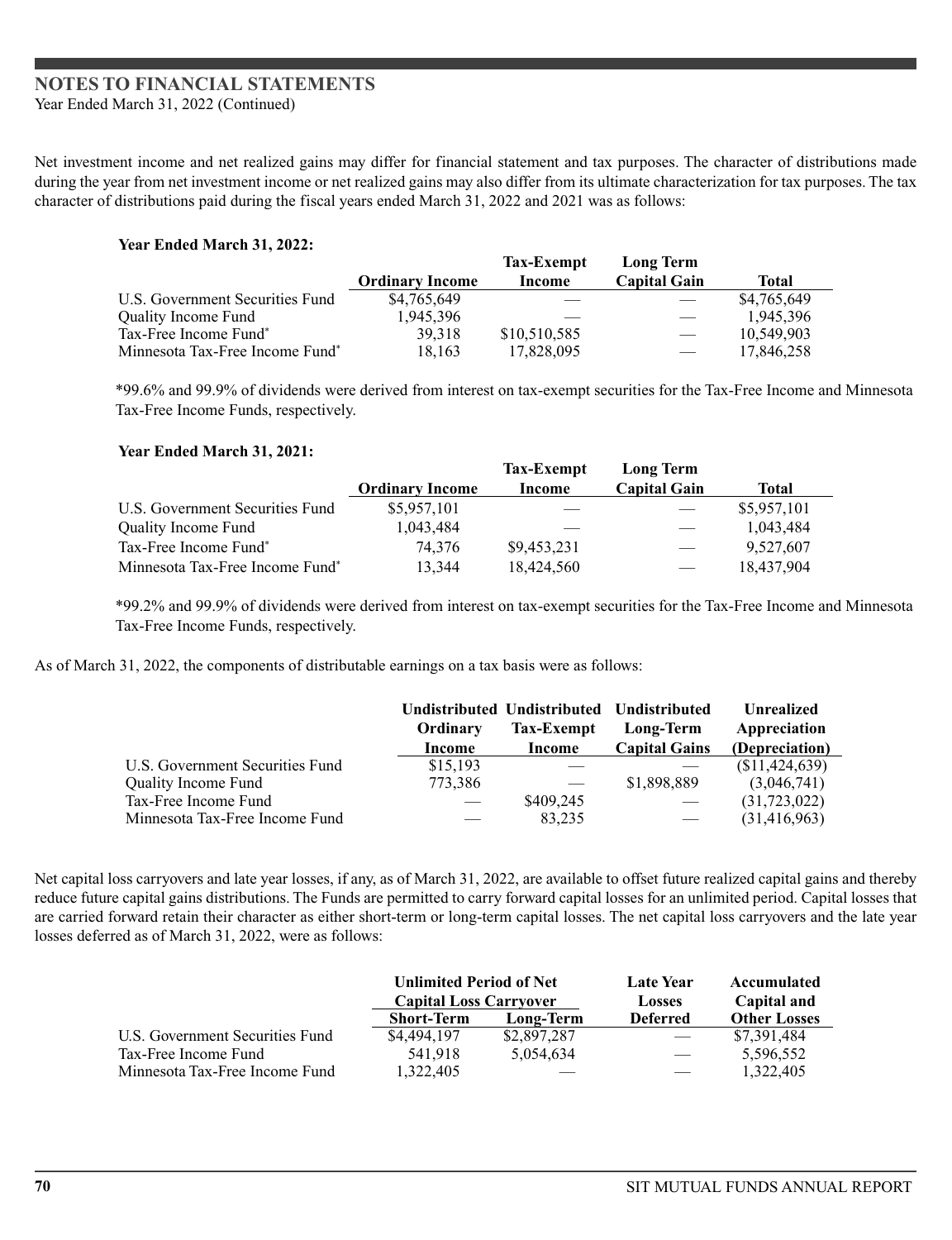## NOTES TO FINANCIAL STATEMENTS

Year Ended March 31, 2022 (Continued)

Net investment income and net realized gains may differ for financial statement and tax purposes. The character of distributions made during the year from net investment income or net realized gains may also differ from its ultimate characterization for tax purposes. The tax character of distributions paid during the fiscal years ended March 31, 2022 and 2021 was as follows:

**Year Ended March 31, 2022:**

| | Ordinary Income | Tax-Exempt Income | Long Term Capital Gain | Total |
|---|---|---|---|---|
| U.S. Government Securities Fund | $4,765,649 | — | — | $4,765,649 |
| Quality Income Fund | 1,945,396 | — | — | 1,945,396 |
| Tax-Free Income Fund* | 39,318 | $10,510,585 | — | 10,549,903 |
| Minnesota Tax-Free Income Fund* | 18,163 | 17,828,095 | — | 17,846,258 |

*99.6% and 99.9% of dividends were derived from interest on tax-exempt securities for the Tax-Free Income and Minnesota Tax-Free Income Funds, respectively.

**Year Ended March 31, 2021:**

| | Ordinary Income | Tax-Exempt Income | Long Term Capital Gain | Total |
|---|---|---|---|---|
| U.S. Government Securities Fund | $5,957,101 | — | — | $5,957,101 |
| Quality Income Fund | 1,043,484 | — | — | 1,043,484 |
| Tax-Free Income Fund* | 74,376 | $9,453,231 | — | 9,527,607 |
| Minnesota Tax-Free Income Fund* | 13,344 | 18,424,560 | — | 18,437,904 |

*99.2% and 99.9% of dividends were derived from interest on tax-exempt securities for the Tax-Free Income and Minnesota Tax-Free Income Funds, respectively.

As of March 31, 2022, the components of distributable earnings on a tax basis were as follows:

| | Undistributed Ordinary Income | Undistributed Tax-Exempt Income | Undistributed Long-Term Capital Gains | Unrealized Appreciation (Depreciation) |
|---|---|---|---|---|
| U.S. Government Securities Fund | $15,193 | — | — | ($11,424,639) |
| Quality Income Fund | 773,386 | — | $1,898,889 | (3,046,741) |
| Tax-Free Income Fund | — | $409,245 | — | (31,723,022) |
| Minnesota Tax-Free Income Fund | — | 83,235 | — | (31,416,963) |

Net capital loss carryovers and late year losses, if any, as of March 31, 2022, are available to offset future realized capital gains and thereby reduce future capital gains distributions. The Funds are permitted to carry forward capital losses for an unlimited period. Capital losses that are carried forward retain their character as either short-term or long-term capital losses. The net capital loss carryovers and the late year losses deferred as of March 31, 2022, were as follows:

| | Unlimited Period of Net Capital Loss Carryover | | Late Year Losses | Accumulated Capital and |
|---|---|---|---|---|
| | Short-Term | Long-Term | Deferred | Other Losses |
| U.S. Government Securities Fund | $4,494,197 | $2,897,287 | — | $7,391,484 |
| Tax-Free Income Fund | 541,918 | 5,054,634 | — | 5,596,552 |
| Minnesota Tax-Free Income Fund | 1,322,405 | — | — | 1,322,405 |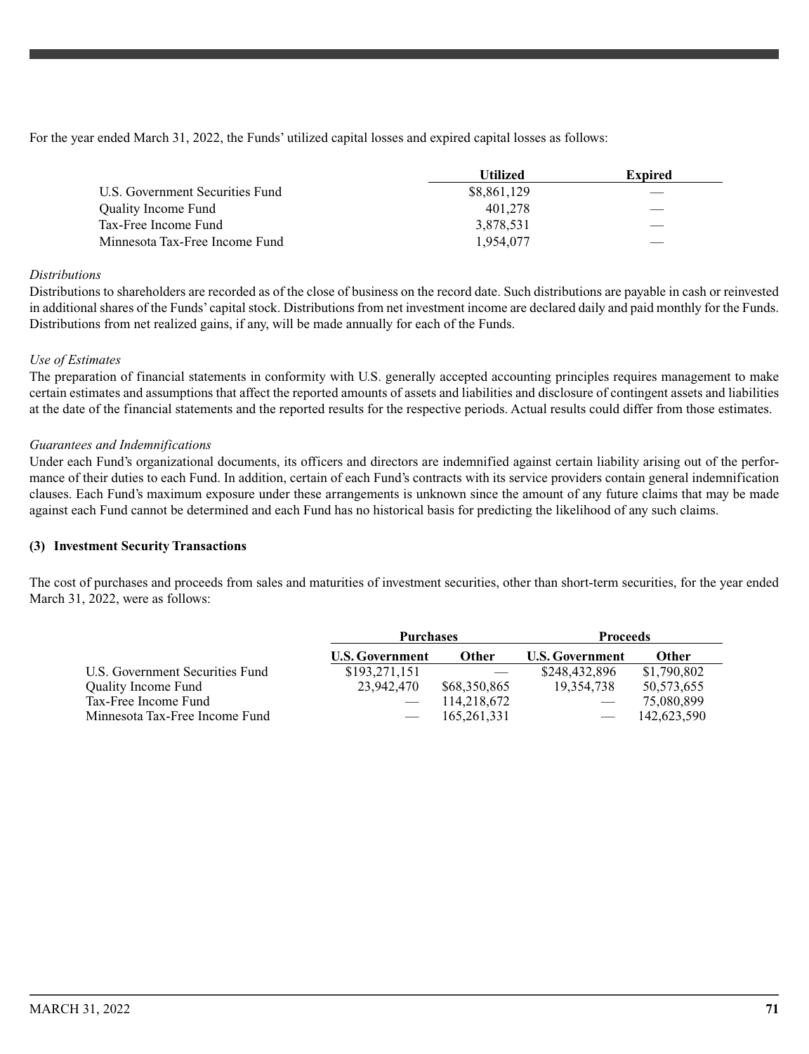For the year ended March 31, 2022, the Funds' utilized capital losses and expired capital losses as follows:

| | Utilized | Expired |
|---|---|---|
| U.S. Government Securities Fund | $8,861,129 | — |
| Quality Income Fund | 401,278 | — |
| Tax-Free Income Fund | 3,878,531 | — |
| Minnesota Tax-Free Income Fund | 1,954,077 | — |

*Distributions*

Distributions to shareholders are recorded as of the close of business on the record date. Such distributions are payable in cash or reinvested in additional shares of the Funds' capital stock. Distributions from net investment income are declared daily and paid monthly for the Funds. Distributions from net realized gains, if any, will be made annually for each of the Funds.

*Use of Estimates*

The preparation of financial statements in conformity with U.S. generally accepted accounting principles requires management to make certain estimates and assumptions that affect the reported amounts of assets and liabilities and disclosure of contingent assets and liabilities at the date of the financial statements and the reported results for the respective periods. Actual results could differ from those estimates.

*Guarantees and Indemnifications*

Under each Fund's organizational documents, its officers and directors are indemnified against certain liability arising out of the performance of their duties to each Fund. In addition, certain of each Fund's contracts with its service providers contain general indemnification clauses. Each Fund's maximum exposure under these arrangements is unknown since the amount of any future claims that may be made against each Fund cannot be determined and each Fund has no historical basis for predicting the likelihood of any such claims.

**(3) Investment Security Transactions**

The cost of purchases and proceeds from sales and maturities of investment securities, other than short-term securities, for the year ended March 31, 2022, were as follows:

| | Purchases | | Proceeds | |
|---|---|---|---|---|
| | U.S. Government | Other | U.S. Government | Other |
| U.S. Government Securities Fund | $193,271,151 | — | $248,432,896 | $1,790,802 |
| Quality Income Fund | 23,942,470 | $68,350,865 | 19,354,738 | 50,573,655 |
| Tax-Free Income Fund | — | 114,218,672 | — | 75,080,899 |
| Minnesota Tax-Free Income Fund | — | 165,261,331 | — | 142,623,590 |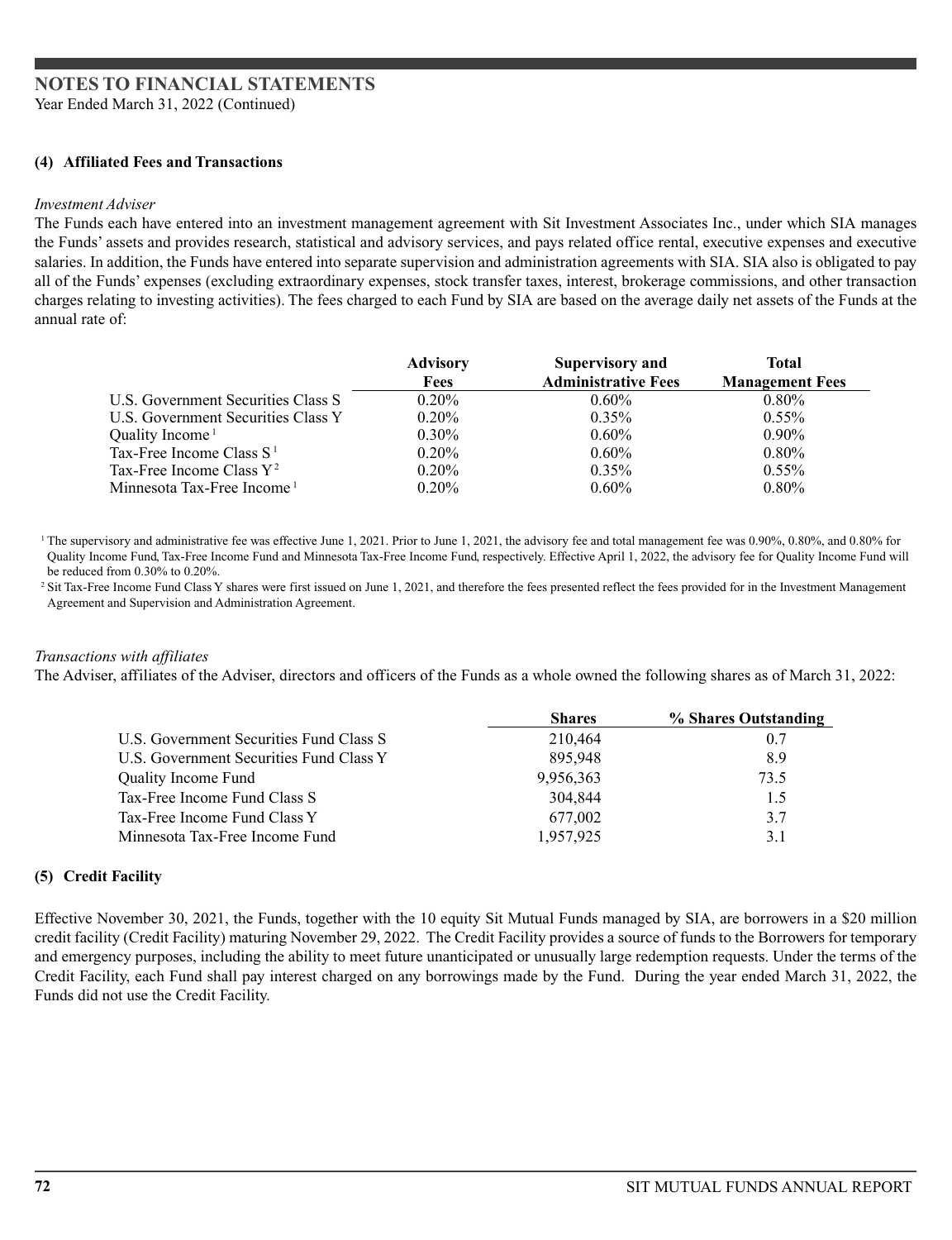# NOTES TO FINANCIAL STATEMENTS

Year Ended March 31, 2022 (Continued)

### (4) Affiliated Fees and Transactions

*Investment Adviser*

The Funds each have entered into an investment management agreement with Sit Investment Associates Inc., under which SIA manages the Funds' assets and provides research, statistical and advisory services, and pays related office rental, executive expenses and executive salaries. In addition, the Funds have entered into separate supervision and administration agreements with SIA. SIA also is obligated to pay all of the Funds' expenses (excluding extraordinary expenses, stock transfer taxes, interest, brokerage commissions, and other transaction charges relating to investing activities). The fees charged to each Fund by SIA are based on the average daily net assets of the Funds at the annual rate of:

| | Advisory Fees | Supervisory and Administrative Fees | Total Management Fees |
|---|---|---|---|
| U.S. Government Securities Class S | 0.20% | 0.60% | 0.80% |
| U.S. Government Securities Class Y | 0.20% | 0.35% | 0.55% |
| Quality Income [1] | 0.30% | 0.60% | 0.90% |
| Tax-Free Income Class S [1] | 0.20% | 0.60% | 0.80% |
| Tax-Free Income Class Y [2] | 0.20% | 0.35% | 0.55% |
| Minnesota Tax-Free Income [1] | 0.20% | 0.60% | 0.80% |

[1] The supervisory and administrative fee was effective June 1, 2021. Prior to June 1, 2021, the advisory fee and total management fee was 0.90%, 0.80%, and 0.80% for Quality Income Fund, Tax-Free Income Fund and Minnesota Tax-Free Income Fund, respectively. Effective April 1, 2022, the advisory fee for Quality Income Fund will be reduced from 0.30% to 0.20%.

[2] Sit Tax-Free Income Fund Class Y shares were first issued on June 1, 2021, and therefore the fees presented reflect the fees provided for in the Investment Management Agreement and Supervision and Administration Agreement.

*Transactions with affiliates*

The Adviser, affiliates of the Adviser, directors and officers of the Funds as a whole owned the following shares as of March 31, 2022:

| | Shares | % Shares Outstanding |
|---|---|---|
| U.S. Government Securities Fund Class S | 210,464 | 0.7 |
| U.S. Government Securities Fund Class Y | 895,948 | 8.9 |
| Quality Income Fund | 9,956,363 | 73.5 |
| Tax-Free Income Fund Class S | 304,844 | 1.5 |
| Tax-Free Income Fund Class Y | 677,002 | 3.7 |
| Minnesota Tax-Free Income Fund | 1,957,925 | 3.1 |

### (5) Credit Facility

Effective November 30, 2021, the Funds, together with the 10 equity Sit Mutual Funds managed by SIA, are borrowers in a $20 million credit facility (Credit Facility) maturing November 29, 2022. The Credit Facility provides a source of funds to the Borrowers for temporary and emergency purposes, including the ability to meet future unanticipated or unusually large redemption requests. Under the terms of the Credit Facility, each Fund shall pay interest charged on any borrowings made by the Fund. During the year ended March 31, 2022, the Funds did not use the Credit Facility.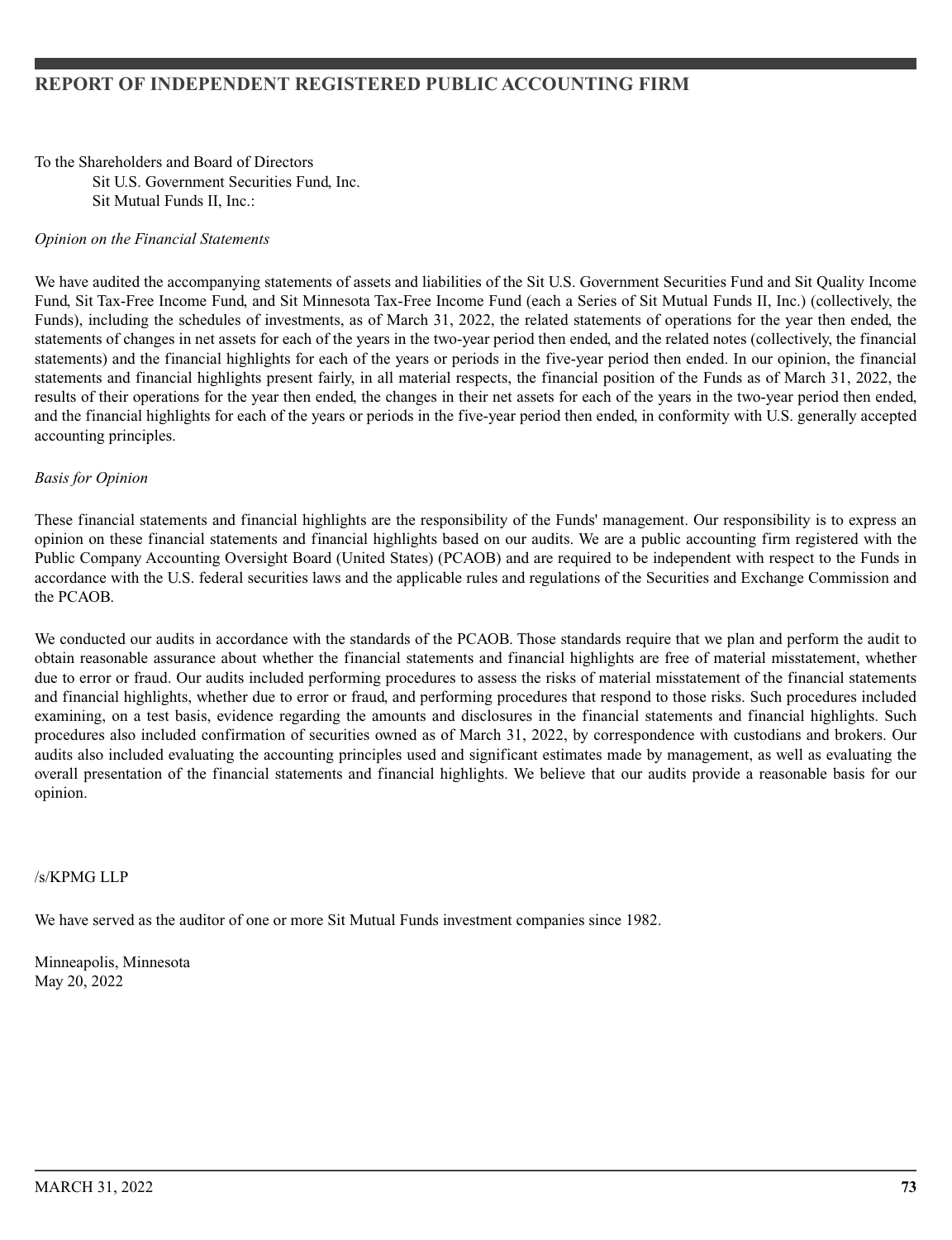## REPORT OF INDEPENDENT REGISTERED PUBLIC ACCOUNTING FIRM

To the Shareholders and Board of Directors
Sit U.S. Government Securities Fund, Inc.
Sit Mutual Funds II, Inc.:

*Opinion on the Financial Statements*

We have audited the accompanying statements of assets and liabilities of the Sit U.S. Government Securities Fund and Sit Quality Income Fund, Sit Tax-Free Income Fund, and Sit Minnesota Tax-Free Income Fund (each a Series of Sit Mutual Funds II, Inc.) (collectively, the Funds), including the schedules of investments, as of March 31, 2022, the related statements of operations for the year then ended, the statements of changes in net assets for each of the years in the two-year period then ended, and the related notes (collectively, the financial statements) and the financial highlights for each of the years or periods in the five-year period then ended. In our opinion, the financial statements and financial highlights present fairly, in all material respects, the financial position of the Funds as of March 31, 2022, the results of their operations for the year then ended, the changes in their net assets for each of the years in the two-year period then ended, and the financial highlights for each of the years or periods in the five-year period then ended, in conformity with U.S. generally accepted accounting principles.

*Basis for Opinion*

These financial statements and financial highlights are the responsibility of the Funds' management. Our responsibility is to express an opinion on these financial statements and financial highlights based on our audits. We are a public accounting firm registered with the Public Company Accounting Oversight Board (United States) (PCAOB) and are required to be independent with respect to the Funds in accordance with the U.S. federal securities laws and the applicable rules and regulations of the Securities and Exchange Commission and the PCAOB.

We conducted our audits in accordance with the standards of the PCAOB. Those standards require that we plan and perform the audit to obtain reasonable assurance about whether the financial statements and financial highlights are free of material misstatement, whether due to error or fraud. Our audits included performing procedures to assess the risks of material misstatement of the financial statements and financial highlights, whether due to error or fraud, and performing procedures that respond to those risks. Such procedures included examining, on a test basis, evidence regarding the amounts and disclosures in the financial statements and financial highlights. Such procedures also included confirmation of securities owned as of March 31, 2022, by correspondence with custodians and brokers. Our audits also included evaluating the accounting principles used and significant estimates made by management, as well as evaluating the overall presentation of the financial statements and financial highlights. We believe that our audits provide a reasonable basis for our opinion.

/s/KPMG LLP

We have served as the auditor of one or more Sit Mutual Funds investment companies since 1982.

Minneapolis, Minnesota
May 20, 2022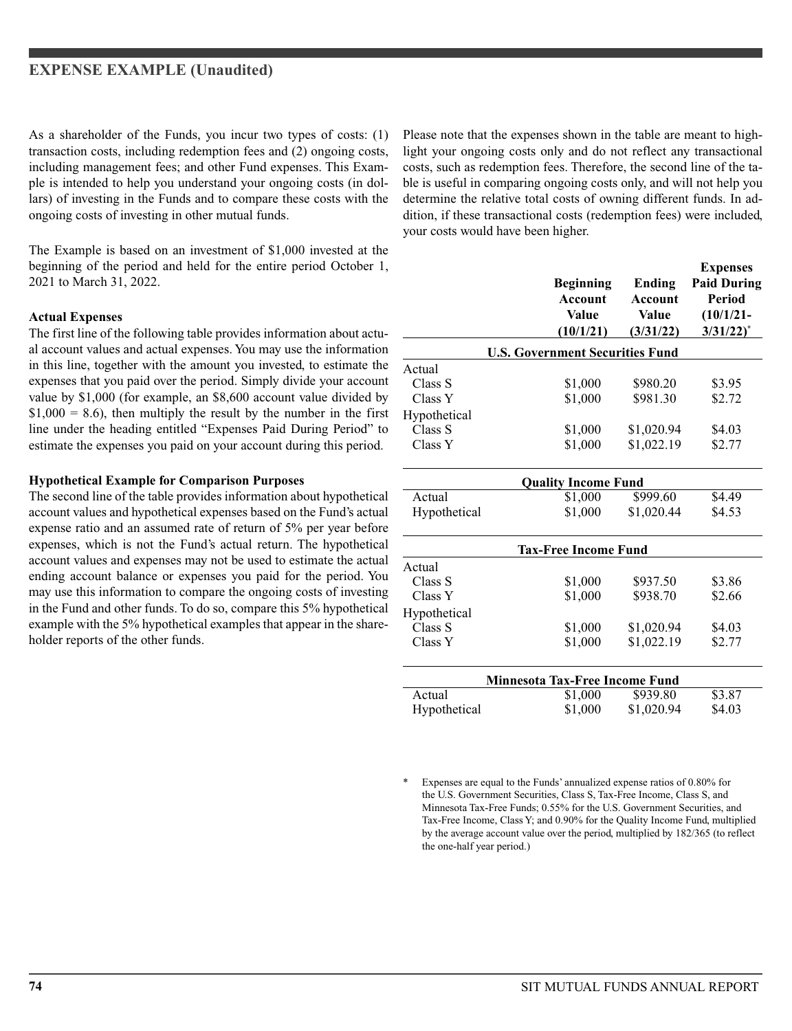## EXPENSE EXAMPLE (Unaudited)

As a shareholder of the Funds, you incur two types of costs: (1) transaction costs, including redemption fees and (2) ongoing costs, including management fees; and other Fund expenses. This Example is intended to help you understand your ongoing costs (in dollars) of investing in the Funds and to compare these costs with the ongoing costs of investing in other mutual funds.

The Example is based on an investment of $1,000 invested at the beginning of the period and held for the entire period October 1, 2021 to March 31, 2022.

**Actual Expenses**

The first line of the following table provides information about actual account values and actual expenses. You may use the information in this line, together with the amount you invested, to estimate the expenses that you paid over the period. Simply divide your account value by $1,000 (for example, an $8,600 account value divided by $1,000 = 8.6), then multiply the result by the number in the first line under the heading entitled "Expenses Paid During Period" to estimate the expenses you paid on your account during this period.

**Hypothetical Example for Comparison Purposes**

The second line of the table provides information about hypothetical account values and hypothetical expenses based on the Fund's actual expense ratio and an assumed rate of return of 5% per year before expenses, which is not the Fund's actual return. The hypothetical account values and expenses may not be used to estimate the actual ending account balance or expenses you paid for the period. You may use this information to compare the ongoing costs of investing in the Fund and other funds. To do so, compare this 5% hypothetical example with the 5% hypothetical examples that appear in the shareholder reports of the other funds.

Please note that the expenses shown in the table are meant to highlight your ongoing costs only and do not reflect any transactional costs, such as redemption fees. Therefore, the second line of the table is useful in comparing ongoing costs only, and will not help you determine the relative total costs of owning different funds. In addition, if these transactional costs (redemption fees) were included, your costs would have been higher.

| | Beginning Account Value (10/1/21) | Ending Account Value (3/31/22) | Expenses Paid During Period (10/1/21-3/31/22)* |
|---|---|---|---|
| **U.S. Government Securities Fund** | | | |
| Actual | | | |
| Class S | $1,000 | $980.20 | $3.95 |
| Class Y | $1,000 | $981.30 | $2.72 |
| Hypothetical | | | |
| Class S | $1,000 | $1,020.94 | $4.03 |
| Class Y | $1,000 | $1,022.19 | $2.77 |
| **Quality Income Fund** | | | |
| Actual | $1,000 | $999.60 | $4.49 |
| Hypothetical | $1,000 | $1,020.44 | $4.53 |
| **Tax-Free Income Fund** | | | |
| Actual | | | |
| Class S | $1,000 | $937.50 | $3.86 |
| Class Y | $1,000 | $938.70 | $2.66 |
| Hypothetical | | | |
| Class S | $1,000 | $1,020.94 | $4.03 |
| Class Y | $1,000 | $1,022.19 | $2.77 |
| **Minnesota Tax-Free Income Fund** | | | |
| Actual | $1,000 | $939.80 | $3.87 |
| Hypothetical | $1,000 | $1,020.94 | $4.03 |

\* Expenses are equal to the Funds' annualized expense ratios of 0.80% for the U.S. Government Securities, Class S, Tax-Free Income, Class S, and Minnesota Tax-Free Funds; 0.55% for the U.S. Government Securities, and Tax-Free Income, Class Y; and 0.90% for the Quality Income Fund, multiplied by the average account value over the period, multiplied by 182/365 (to reflect the one-half year period.)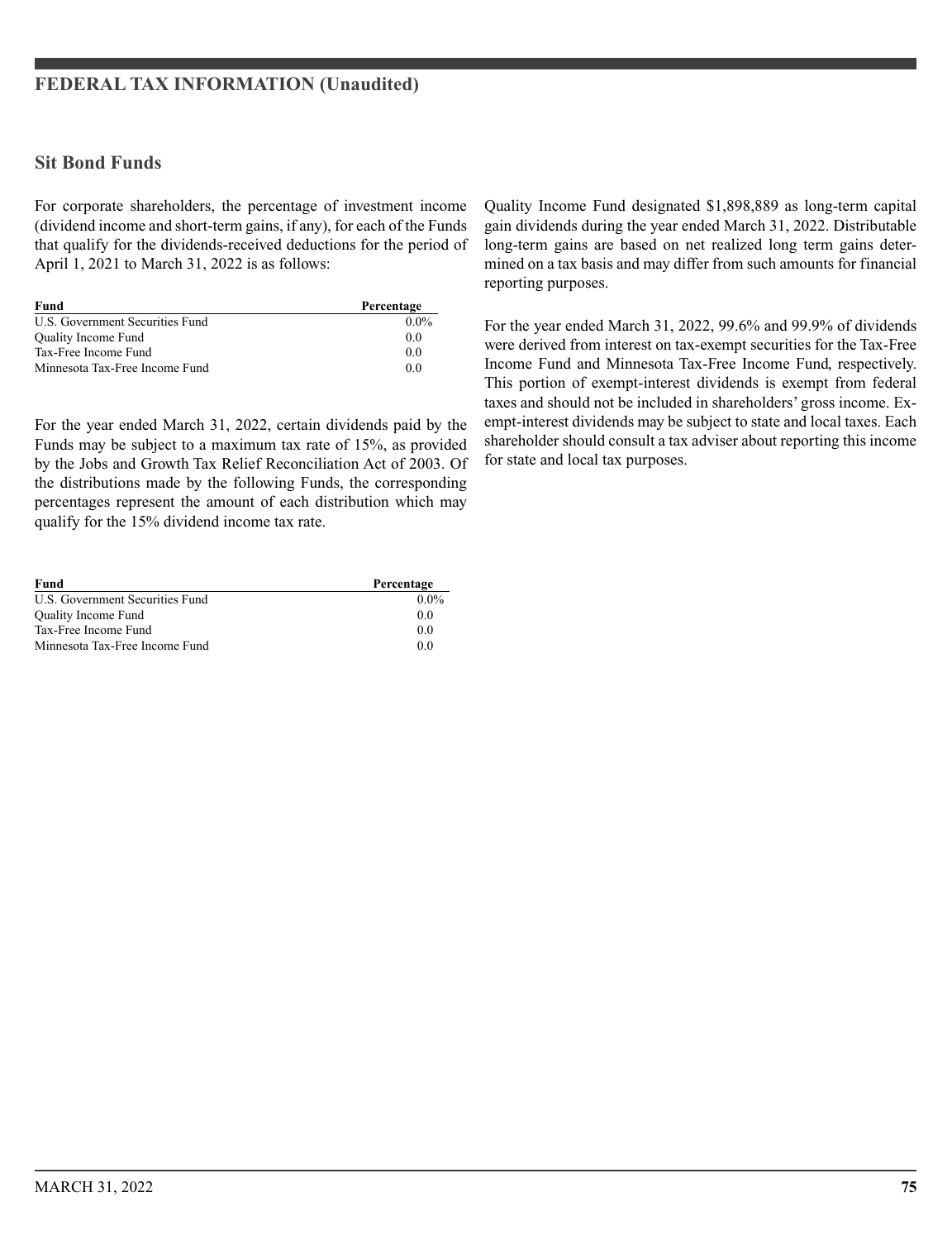# FEDERAL TAX INFORMATION (Unaudited)

## Sit Bond Funds

For corporate shareholders, the percentage of investment income (dividend income and short-term gains, if any), for each of the Funds that qualify for the dividends-received deductions for the period of April 1, 2021 to March 31, 2022 is as follows:

| Fund | Percentage |
|---|---|
| U.S. Government Securities Fund | 0.0% |
| Quality Income Fund | 0.0 |
| Tax-Free Income Fund | 0.0 |
| Minnesota Tax-Free Income Fund | 0.0 |

For the year ended March 31, 2022, certain dividends paid by the Funds may be subject to a maximum tax rate of 15%, as provided by the Jobs and Growth Tax Relief Reconciliation Act of 2003. Of the distributions made by the following Funds, the corresponding percentages represent the amount of each distribution which may qualify for the 15% dividend income tax rate.

| Fund | Percentage |
|---|---|
| U.S. Government Securities Fund | 0.0% |
| Quality Income Fund | 0.0 |
| Tax-Free Income Fund | 0.0 |
| Minnesota Tax-Free Income Fund | 0.0 |

Quality Income Fund designated $1,898,889 as long-term capital gain dividends during the year ended March 31, 2022. Distributable long-term gains are based on net realized long term gains determined on a tax basis and may differ from such amounts for financial reporting purposes.

For the year ended March 31, 2022, 99.6% and 99.9% of dividends were derived from interest on tax-exempt securities for the Tax-Free Income Fund and Minnesota Tax-Free Income Fund, respectively. This portion of exempt-interest dividends is exempt from federal taxes and should not be included in shareholders' gross income. Exempt-interest dividends may be subject to state and local taxes. Each shareholder should consult a tax adviser about reporting this income for state and local tax purposes.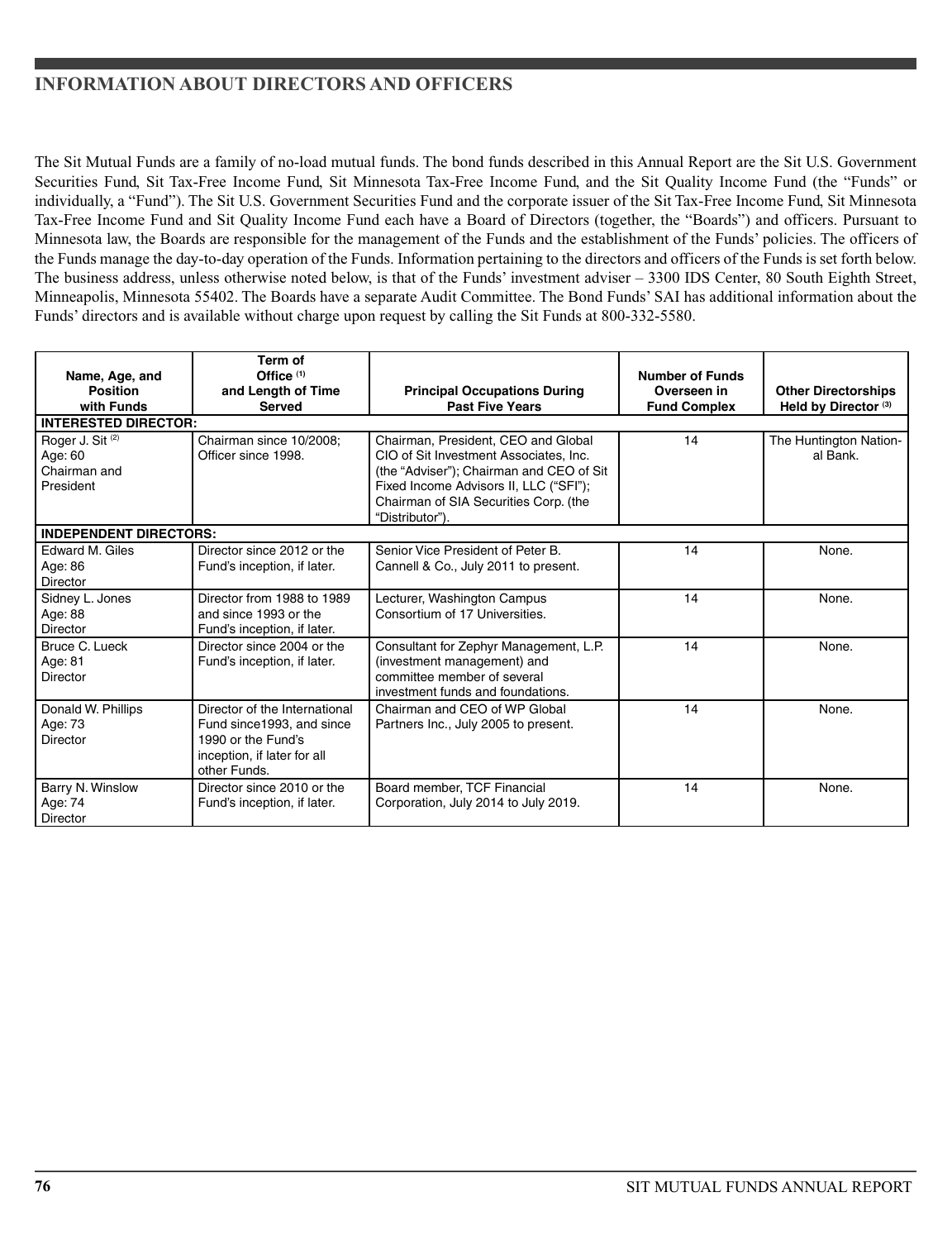## INFORMATION ABOUT DIRECTORS AND OFFICERS

The Sit Mutual Funds are a family of no-load mutual funds. The bond funds described in this Annual Report are the Sit U.S. Government Securities Fund, Sit Tax-Free Income Fund, Sit Minnesota Tax-Free Income Fund, and the Sit Quality Income Fund (the "Funds" or individually, a "Fund"). The Sit U.S. Government Securities Fund and the corporate issuer of the Sit Tax-Free Income Fund, Sit Minnesota Tax-Free Income Fund and Sit Quality Income Fund each have a Board of Directors (together, the "Boards") and officers. Pursuant to Minnesota law, the Boards are responsible for the management of the Funds and the establishment of the Funds' policies. The officers of the Funds manage the day-to-day operation of the Funds. Information pertaining to the directors and officers of the Funds is set forth below. The business address, unless otherwise noted below, is that of the Funds' investment adviser – 3300 IDS Center, 80 South Eighth Street, Minneapolis, Minnesota 55402. The Boards have a separate Audit Committee. The Bond Funds' SAI has additional information about the Funds' directors and is available without charge upon request by calling the Sit Funds at 800-332-5580.

| Name, Age, and Position with Funds | Term of Office [1] and Length of Time Served | Principal Occupations During Past Five Years | Number of Funds Overseen in Fund Complex | Other Directorships Held by Director [3] |
|---|---|---|---|---|
| **INTERESTED DIRECTOR:** | | | | |
| Roger J. Sit [2]<br>Age: 60<br>Chairman and President | Chairman since 10/2008; Officer since 1998. | Chairman, President, CEO and Global CIO of Sit Investment Associates, Inc. (the "Adviser"); Chairman and CEO of Sit Fixed Income Advisors II, LLC ("SFI"); Chairman of SIA Securities Corp. (the "Distributor"). | 14 | The Huntington National Bank. |
| **INDEPENDENT DIRECTORS:** | | | | |
| Edward M. Giles<br>Age: 86<br>Director | Director since 2012 or the Fund's inception, if later. | Senior Vice President of Peter B. Cannell & Co., July 2011 to present. | 14 | None. |
| Sidney L. Jones<br>Age: 88<br>Director | Director from 1988 to 1989 and since 1993 or the Fund's inception, if later. | Lecturer, Washington Campus Consortium of 17 Universities. | 14 | None. |
| Bruce C. Lueck<br>Age: 81<br>Director | Director since 2004 or the Fund's inception, if later. | Consultant for Zephyr Management, L.P. (investment management) and committee member of several investment funds and foundations. | 14 | None. |
| Donald W. Phillips<br>Age: 73<br>Director | Director of the International Fund since1993, and since 1990 or the Fund's inception, if later for all other Funds. | Chairman and CEO of WP Global Partners Inc., July 2005 to present. | 14 | None. |
| Barry N. Winslow<br>Age: 74<br>Director | Director since 2010 or the Fund's inception, if later. | Board member, TCF Financial Corporation, July 2014 to July 2019. | 14 | None. |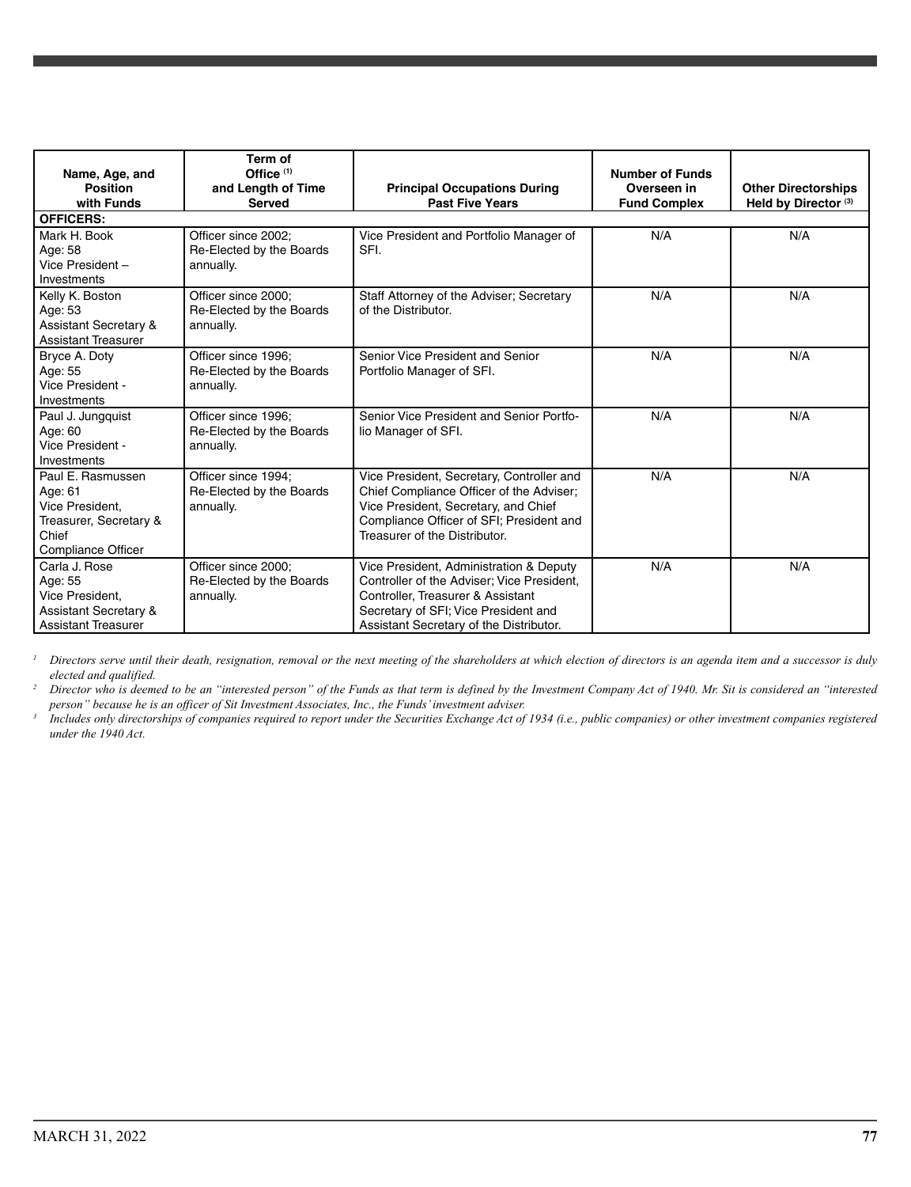| Name, Age, and Position with Funds | Term of Office [1] and Length of Time Served | Principal Occupations During Past Five Years | Number of Funds Overseen in Fund Complex | Other Directorships Held by Director [3] |
|---|---|---|---|---|
| **OFFICERS:** | | | | |
| Mark H. Book<br>Age: 58<br>Vice President – Investments | Officer since 2002; Re-Elected by the Boards annually. | Vice President and Portfolio Manager of SFI. | N/A | N/A |
| Kelly K. Boston<br>Age: 53<br>Assistant Secretary & Assistant Treasurer | Officer since 2000; Re-Elected by the Boards annually. | Staff Attorney of the Adviser; Secretary of the Distributor. | N/A | N/A |
| Bryce A. Doty<br>Age: 55<br>Vice President - Investments | Officer since 1996; Re-Elected by the Boards annually. | Senior Vice President and Senior Portfolio Manager of SFI. | N/A | N/A |
| Paul J. Jungquist<br>Age: 60<br>Vice President - Investments | Officer since 1996; Re-Elected by the Boards annually. | Senior Vice President and Senior Portfolio Manager of SFI. | N/A | N/A |
| Paul E. Rasmussen<br>Age: 61<br>Vice President, Treasurer, Secretary & Chief Compliance Officer | Officer since 1994; Re-Elected by the Boards annually. | Vice President, Secretary, Controller and Chief Compliance Officer of the Adviser; Vice President, Secretary, and Chief Compliance Officer of SFI; President and Treasurer of the Distributor. | N/A | N/A |
| Carla J. Rose<br>Age: 55<br>Vice President, Assistant Secretary & Assistant Treasurer | Officer since 2000; Re-Elected by the Boards annually. | Vice President, Administration & Deputy Controller of the Adviser; Vice President, Controller, Treasurer & Assistant Secretary of SFI; Vice President and Assistant Secretary of the Distributor. | N/A | N/A |

*[1] Directors serve until their death, resignation, removal or the next meeting of the shareholders at which election of directors is an agenda item and a successor is duly elected and qualified.*

*[2] Director who is deemed to be an "interested person" of the Funds as that term is defined by the Investment Company Act of 1940. Mr. Sit is considered an "interested person" because he is an officer of Sit Investment Associates, Inc., the Funds' investment adviser.*

*[3] Includes only directorships of companies required to report under the Securities Exchange Act of 1934 (i.e., public companies) or other investment companies registered under the 1940 Act.*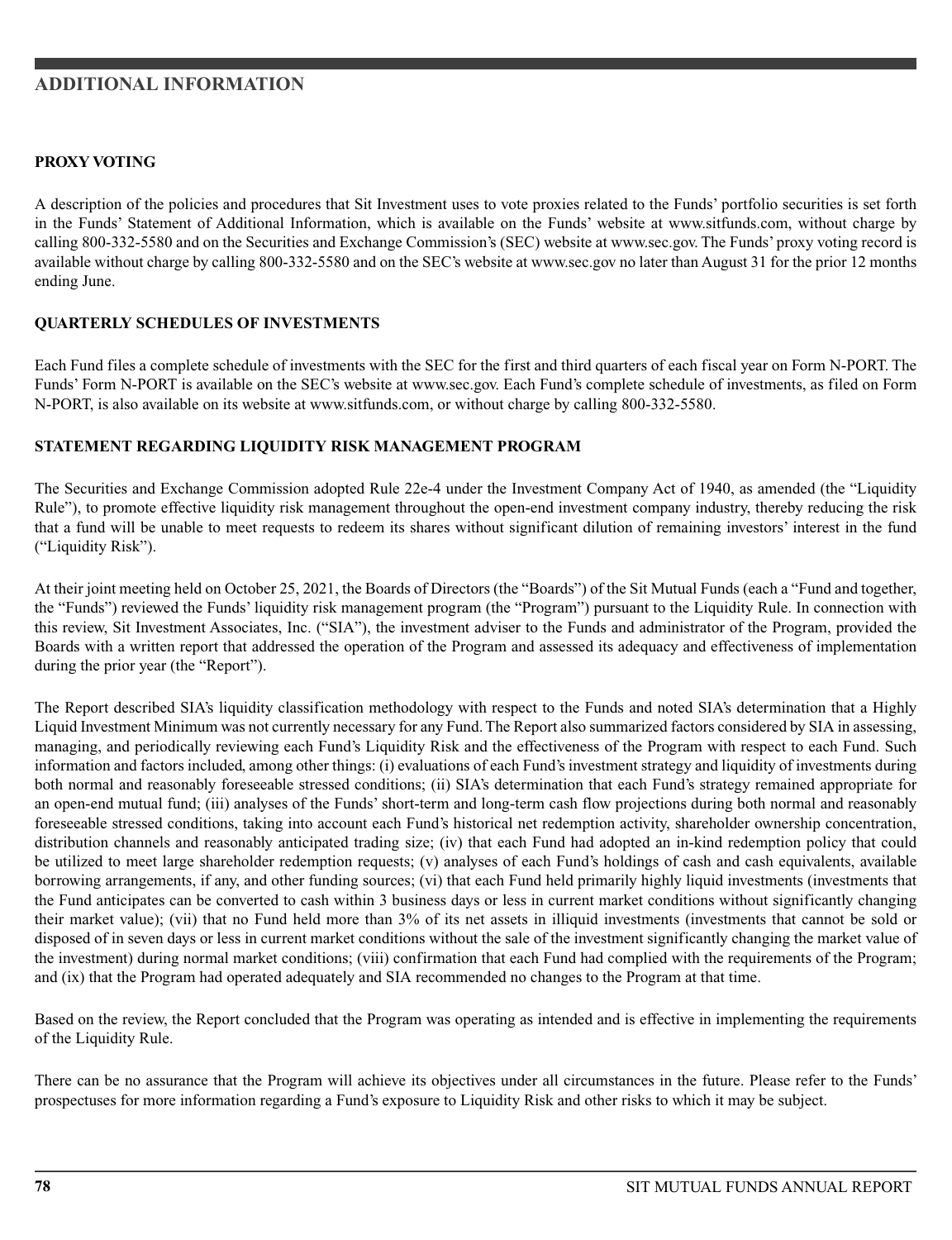# ADDITIONAL INFORMATION

**PROXY VOTING**

A description of the policies and procedures that Sit Investment uses to vote proxies related to the Funds' portfolio securities is set forth in the Funds' Statement of Additional Information, which is available on the Funds' website at www.sitfunds.com, without charge by calling 800-332-5580 and on the Securities and Exchange Commission's (SEC) website at www.sec.gov. The Funds' proxy voting record is available without charge by calling 800-332-5580 and on the SEC's website at www.sec.gov no later than August 31 for the prior 12 months ending June.

**QUARTERLY SCHEDULES OF INVESTMENTS**

Each Fund files a complete schedule of investments with the SEC for the first and third quarters of each fiscal year on Form N-PORT. The Funds' Form N-PORT is available on the SEC's website at www.sec.gov. Each Fund's complete schedule of investments, as filed on Form N-PORT, is also available on its website at www.sitfunds.com, or without charge by calling 800-332-5580.

**STATEMENT REGARDING LIQUIDITY RISK MANAGEMENT PROGRAM**

The Securities and Exchange Commission adopted Rule 22e-4 under the Investment Company Act of 1940, as amended (the "Liquidity Rule"), to promote effective liquidity risk management throughout the open-end investment company industry, thereby reducing the risk that a fund will be unable to meet requests to redeem its shares without significant dilution of remaining investors' interest in the fund ("Liquidity Risk").

At their joint meeting held on October 25, 2021, the Boards of Directors (the "Boards") of the Sit Mutual Funds (each a "Fund and together, the "Funds") reviewed the Funds' liquidity risk management program (the "Program") pursuant to the Liquidity Rule. In connection with this review, Sit Investment Associates, Inc. ("SIA"), the investment adviser to the Funds and administrator of the Program, provided the Boards with a written report that addressed the operation of the Program and assessed its adequacy and effectiveness of implementation during the prior year (the "Report").

The Report described SIA's liquidity classification methodology with respect to the Funds and noted SIA's determination that a Highly Liquid Investment Minimum was not currently necessary for any Fund. The Report also summarized factors considered by SIA in assessing, managing, and periodically reviewing each Fund's Liquidity Risk and the effectiveness of the Program with respect to each Fund. Such information and factors included, among other things: (i) evaluations of each Fund's investment strategy and liquidity of investments during both normal and reasonably foreseeable stressed conditions; (ii) SIA's determination that each Fund's strategy remained appropriate for an open-end mutual fund; (iii) analyses of the Funds' short-term and long-term cash flow projections during both normal and reasonably foreseeable stressed conditions, taking into account each Fund's historical net redemption activity, shareholder ownership concentration, distribution channels and reasonably anticipated trading size; (iv) that each Fund had adopted an in-kind redemption policy that could be utilized to meet large shareholder redemption requests; (v) analyses of each Fund's holdings of cash and cash equivalents, available borrowing arrangements, if any, and other funding sources; (vi) that each Fund held primarily highly liquid investments (investments that the Fund anticipates can be converted to cash within 3 business days or less in current market conditions without significantly changing their market value); (vii) that no Fund held more than 3% of its net assets in illiquid investments (investments that cannot be sold or disposed of in seven days or less in current market conditions without the sale of the investment significantly changing the market value of the investment) during normal market conditions; (viii) confirmation that each Fund had complied with the requirements of the Program; and (ix) that the Program had operated adequately and SIA recommended no changes to the Program at that time.

Based on the review, the Report concluded that the Program was operating as intended and is effective in implementing the requirements of the Liquidity Rule.

There can be no assurance that the Program will achieve its objectives under all circumstances in the future. Please refer to the Funds' prospectuses for more information regarding a Fund's exposure to Liquidity Risk and other risks to which it may be subject.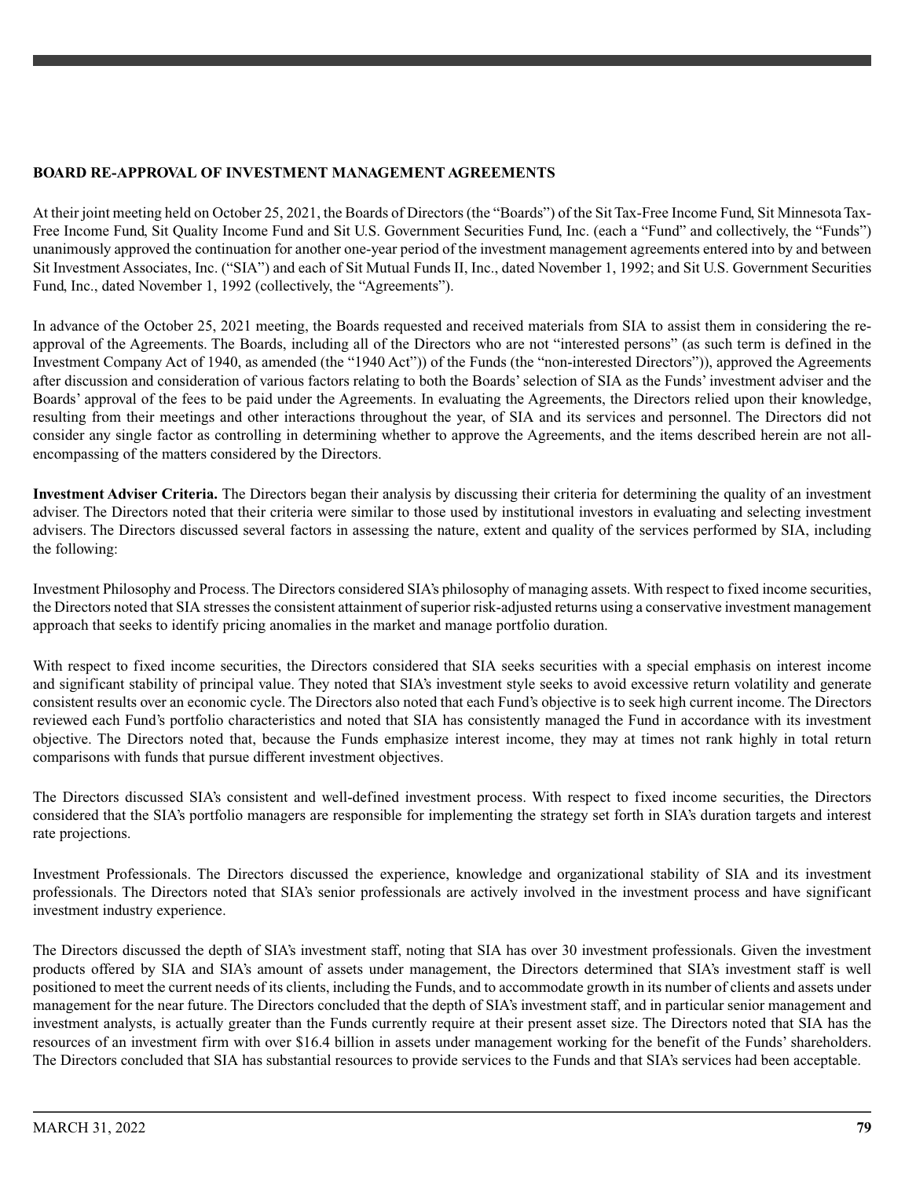**BOARD RE-APPROVAL OF INVESTMENT MANAGEMENT AGREEMENTS**

At their joint meeting held on October 25, 2021, the Boards of Directors (the "Boards") of the Sit Tax-Free Income Fund, Sit Minnesota Tax-Free Income Fund, Sit Quality Income Fund and Sit U.S. Government Securities Fund, Inc. (each a "Fund" and collectively, the "Funds") unanimously approved the continuation for another one-year period of the investment management agreements entered into by and between Sit Investment Associates, Inc. ("SIA") and each of Sit Mutual Funds II, Inc., dated November 1, 1992; and Sit U.S. Government Securities Fund, Inc., dated November 1, 1992 (collectively, the "Agreements").

In advance of the October 25, 2021 meeting, the Boards requested and received materials from SIA to assist them in considering the re-approval of the Agreements. The Boards, including all of the Directors who are not "interested persons" (as such term is defined in the Investment Company Act of 1940, as amended (the "1940 Act")) of the Funds (the "non-interested Directors")), approved the Agreements after discussion and consideration of various factors relating to both the Boards' selection of SIA as the Funds' investment adviser and the Boards' approval of the fees to be paid under the Agreements. In evaluating the Agreements, the Directors relied upon their knowledge, resulting from their meetings and other interactions throughout the year, of SIA and its services and personnel. The Directors did not consider any single factor as controlling in determining whether to approve the Agreements, and the items described herein are not all-encompassing of the matters considered by the Directors.

**Investment Adviser Criteria.** The Directors began their analysis by discussing their criteria for determining the quality of an investment adviser. The Directors noted that their criteria were similar to those used by institutional investors in evaluating and selecting investment advisers. The Directors discussed several factors in assessing the nature, extent and quality of the services performed by SIA, including the following:

Investment Philosophy and Process. The Directors considered SIA's philosophy of managing assets. With respect to fixed income securities, the Directors noted that SIA stresses the consistent attainment of superior risk-adjusted returns using a conservative investment management approach that seeks to identify pricing anomalies in the market and manage portfolio duration.

With respect to fixed income securities, the Directors considered that SIA seeks securities with a special emphasis on interest income and significant stability of principal value. They noted that SIA's investment style seeks to avoid excessive return volatility and generate consistent results over an economic cycle. The Directors also noted that each Fund's objective is to seek high current income. The Directors reviewed each Fund's portfolio characteristics and noted that SIA has consistently managed the Fund in accordance with its investment objective. The Directors noted that, because the Funds emphasize interest income, they may at times not rank highly in total return comparisons with funds that pursue different investment objectives.

The Directors discussed SIA's consistent and well-defined investment process. With respect to fixed income securities, the Directors considered that the SIA's portfolio managers are responsible for implementing the strategy set forth in SIA's duration targets and interest rate projections.

Investment Professionals. The Directors discussed the experience, knowledge and organizational stability of SIA and its investment professionals. The Directors noted that SIA's senior professionals are actively involved in the investment process and have significant investment industry experience.

The Directors discussed the depth of SIA's investment staff, noting that SIA has over 30 investment professionals. Given the investment products offered by SIA and SIA's amount of assets under management, the Directors determined that SIA's investment staff is well positioned to meet the current needs of its clients, including the Funds, and to accommodate growth in its number of clients and assets under management for the near future. The Directors concluded that the depth of SIA's investment staff, and in particular senior management and investment analysts, is actually greater than the Funds currently require at their present asset size. The Directors noted that SIA has the resources of an investment firm with over $16.4 billion in assets under management working for the benefit of the Funds' shareholders. The Directors concluded that SIA has substantial resources to provide services to the Funds and that SIA's services had been acceptable.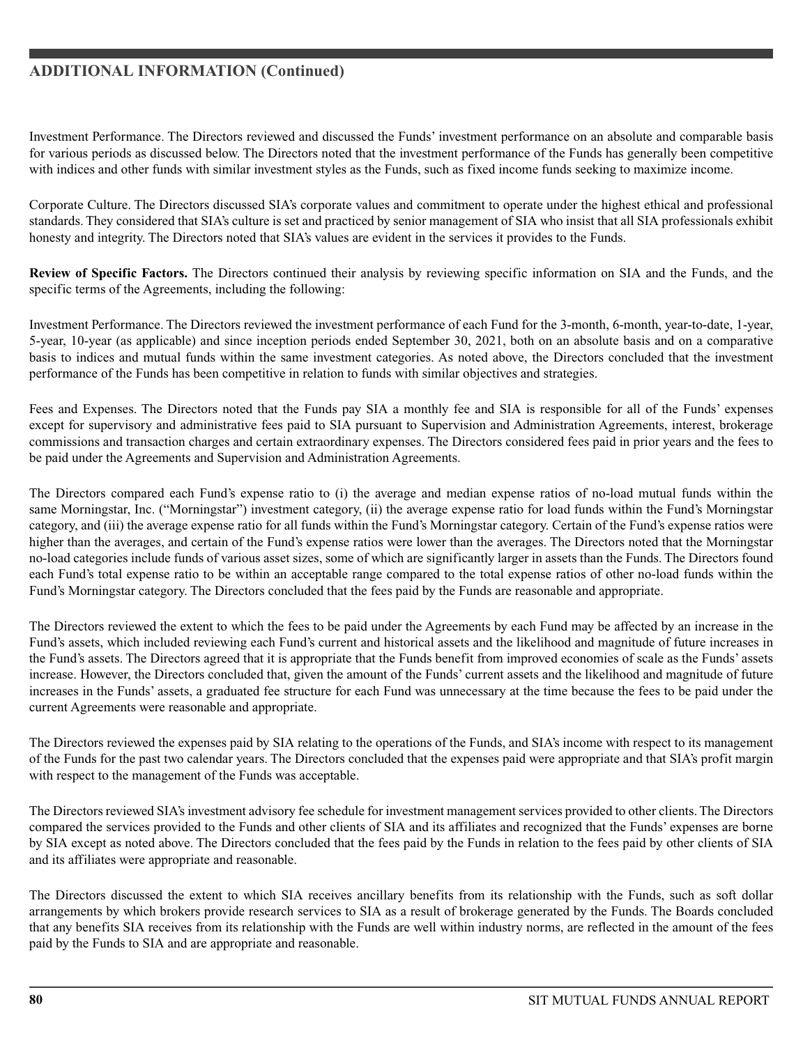## ADDITIONAL INFORMATION (Continued)

Investment Performance. The Directors reviewed and discussed the Funds' investment performance on an absolute and comparable basis for various periods as discussed below. The Directors noted that the investment performance of the Funds has generally been competitive with indices and other funds with similar investment styles as the Funds, such as fixed income funds seeking to maximize income.

Corporate Culture. The Directors discussed SIA's corporate values and commitment to operate under the highest ethical and professional standards. They considered that SIA's culture is set and practiced by senior management of SIA who insist that all SIA professionals exhibit honesty and integrity. The Directors noted that SIA's values are evident in the services it provides to the Funds.

**Review of Specific Factors.** The Directors continued their analysis by reviewing specific information on SIA and the Funds, and the specific terms of the Agreements, including the following:

Investment Performance. The Directors reviewed the investment performance of each Fund for the 3-month, 6-month, year-to-date, 1-year, 5-year, 10-year (as applicable) and since inception periods ended September 30, 2021, both on an absolute basis and on a comparative basis to indices and mutual funds within the same investment categories. As noted above, the Directors concluded that the investment performance of the Funds has been competitive in relation to funds with similar objectives and strategies.

Fees and Expenses. The Directors noted that the Funds pay SIA a monthly fee and SIA is responsible for all of the Funds' expenses except for supervisory and administrative fees paid to SIA pursuant to Supervision and Administration Agreements, interest, brokerage commissions and transaction charges and certain extraordinary expenses. The Directors considered fees paid in prior years and the fees to be paid under the Agreements and Supervision and Administration Agreements.

The Directors compared each Fund's expense ratio to (i) the average and median expense ratios of no-load mutual funds within the same Morningstar, Inc. ("Morningstar") investment category, (ii) the average expense ratio for load funds within the Fund's Morningstar category, and (iii) the average expense ratio for all funds within the Fund's Morningstar category. Certain of the Fund's expense ratios were higher than the averages, and certain of the Fund's expense ratios were lower than the averages. The Directors noted that the Morningstar no-load categories include funds of various asset sizes, some of which are significantly larger in assets than the Funds. The Directors found each Fund's total expense ratio to be within an acceptable range compared to the total expense ratios of other no-load funds within the Fund's Morningstar category. The Directors concluded that the fees paid by the Funds are reasonable and appropriate.

The Directors reviewed the extent to which the fees to be paid under the Agreements by each Fund may be affected by an increase in the Fund's assets, which included reviewing each Fund's current and historical assets and the likelihood and magnitude of future increases in the Fund's assets. The Directors agreed that it is appropriate that the Funds benefit from improved economies of scale as the Funds' assets increase. However, the Directors concluded that, given the amount of the Funds' current assets and the likelihood and magnitude of future increases in the Funds' assets, a graduated fee structure for each Fund was unnecessary at the time because the fees to be paid under the current Agreements were reasonable and appropriate.

The Directors reviewed the expenses paid by SIA relating to the operations of the Funds, and SIA's income with respect to its management of the Funds for the past two calendar years. The Directors concluded that the expenses paid were appropriate and that SIA's profit margin with respect to the management of the Funds was acceptable.

The Directors reviewed SIA's investment advisory fee schedule for investment management services provided to other clients. The Directors compared the services provided to the Funds and other clients of SIA and its affiliates and recognized that the Funds' expenses are borne by SIA except as noted above. The Directors concluded that the fees paid by the Funds in relation to the fees paid by other clients of SIA and its affiliates were appropriate and reasonable.

The Directors discussed the extent to which SIA receives ancillary benefits from its relationship with the Funds, such as soft dollar arrangements by which brokers provide research services to SIA as a result of brokerage generated by the Funds. The Boards concluded that any benefits SIA receives from its relationship with the Funds are well within industry norms, are reflected in the amount of the fees paid by the Funds to SIA and are appropriate and reasonable.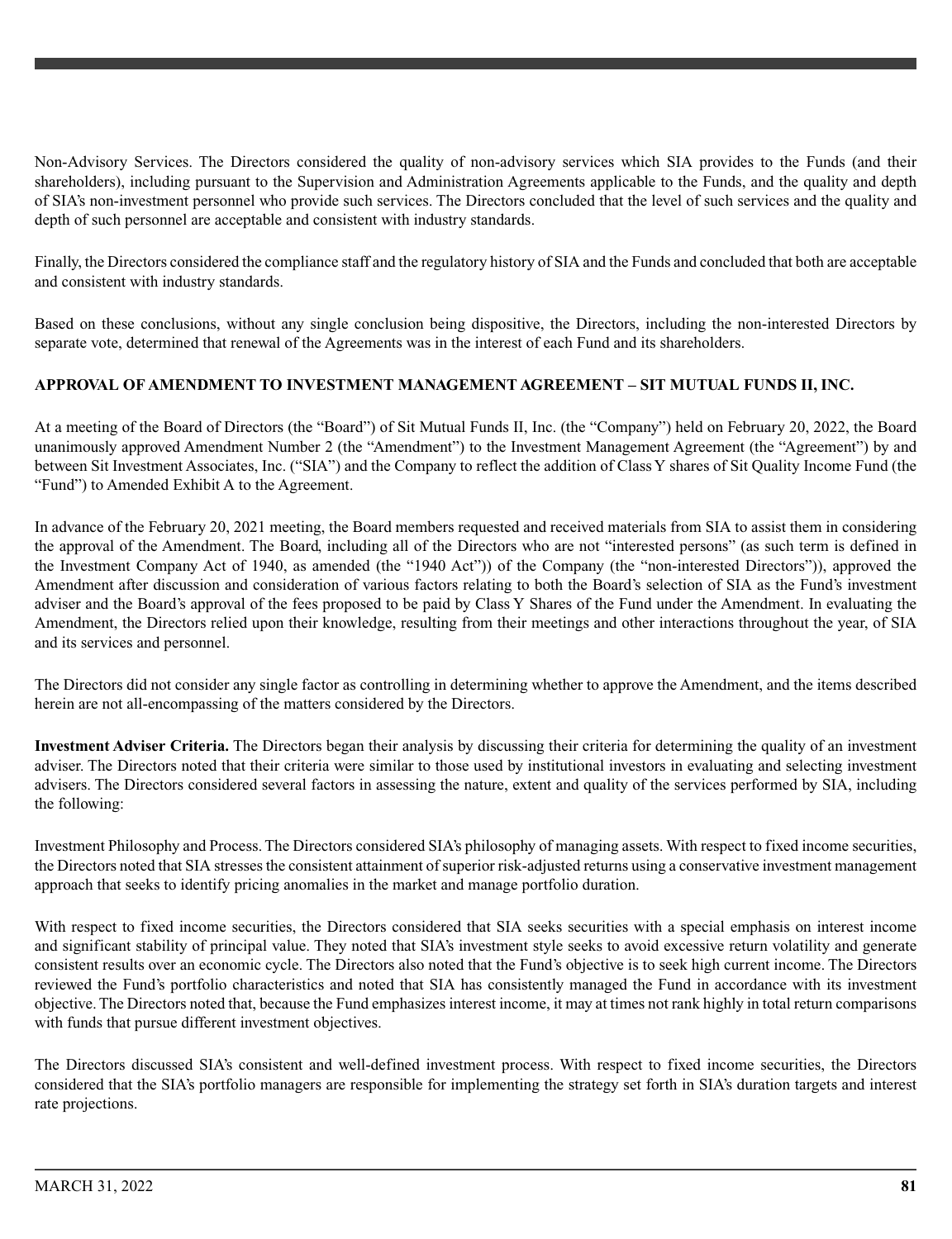Non-Advisory Services. The Directors considered the quality of non-advisory services which SIA provides to the Funds (and their shareholders), including pursuant to the Supervision and Administration Agreements applicable to the Funds, and the quality and depth of SIA's non-investment personnel who provide such services. The Directors concluded that the level of such services and the quality and depth of such personnel are acceptable and consistent with industry standards.

Finally, the Directors considered the compliance staff and the regulatory history of SIA and the Funds and concluded that both are acceptable and consistent with industry standards.

Based on these conclusions, without any single conclusion being dispositive, the Directors, including the non-interested Directors by separate vote, determined that renewal of the Agreements was in the interest of each Fund and its shareholders.

**APPROVAL OF AMENDMENT TO INVESTMENT MANAGEMENT AGREEMENT – SIT MUTUAL FUNDS II, INC.**

At a meeting of the Board of Directors (the "Board") of Sit Mutual Funds II, Inc. (the "Company") held on February 20, 2022, the Board unanimously approved Amendment Number 2 (the "Amendment") to the Investment Management Agreement (the "Agreement") by and between Sit Investment Associates, Inc. ("SIA") and the Company to reflect the addition of Class Y shares of Sit Quality Income Fund (the "Fund") to Amended Exhibit A to the Agreement.

In advance of the February 20, 2021 meeting, the Board members requested and received materials from SIA to assist them in considering the approval of the Amendment. The Board, including all of the Directors who are not "interested persons" (as such term is defined in the Investment Company Act of 1940, as amended (the "1940 Act")) of the Company (the "non-interested Directors")), approved the Amendment after discussion and consideration of various factors relating to both the Board's selection of SIA as the Fund's investment adviser and the Board's approval of the fees proposed to be paid by Class Y Shares of the Fund under the Amendment. In evaluating the Amendment, the Directors relied upon their knowledge, resulting from their meetings and other interactions throughout the year, of SIA and its services and personnel.

The Directors did not consider any single factor as controlling in determining whether to approve the Amendment, and the items described herein are not all-encompassing of the matters considered by the Directors.

**Investment Adviser Criteria.** The Directors began their analysis by discussing their criteria for determining the quality of an investment adviser. The Directors noted that their criteria were similar to those used by institutional investors in evaluating and selecting investment advisers. The Directors considered several factors in assessing the nature, extent and quality of the services performed by SIA, including the following:

Investment Philosophy and Process. The Directors considered SIA's philosophy of managing assets. With respect to fixed income securities, the Directors noted that SIA stresses the consistent attainment of superior risk-adjusted returns using a conservative investment management approach that seeks to identify pricing anomalies in the market and manage portfolio duration.

With respect to fixed income securities, the Directors considered that SIA seeks securities with a special emphasis on interest income and significant stability of principal value. They noted that SIA's investment style seeks to avoid excessive return volatility and generate consistent results over an economic cycle. The Directors also noted that the Fund's objective is to seek high current income. The Directors reviewed the Fund's portfolio characteristics and noted that SIA has consistently managed the Fund in accordance with its investment objective. The Directors noted that, because the Fund emphasizes interest income, it may at times not rank highly in total return comparisons with funds that pursue different investment objectives.

The Directors discussed SIA's consistent and well-defined investment process. With respect to fixed income securities, the Directors considered that the SIA's portfolio managers are responsible for implementing the strategy set forth in SIA's duration targets and interest rate projections.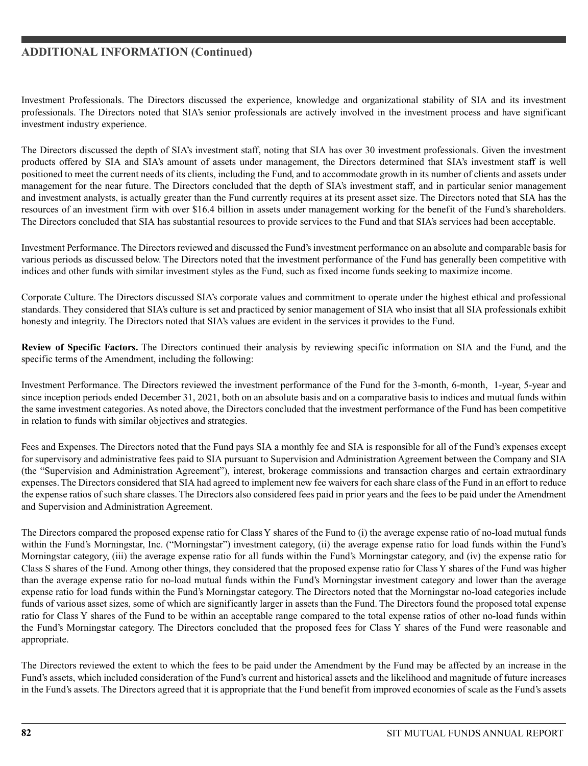## ADDITIONAL INFORMATION (Continued)

Investment Professionals. The Directors discussed the experience, knowledge and organizational stability of SIA and its investment professionals. The Directors noted that SIA's senior professionals are actively involved in the investment process and have significant investment industry experience.

The Directors discussed the depth of SIA's investment staff, noting that SIA has over 30 investment professionals. Given the investment products offered by SIA and SIA's amount of assets under management, the Directors determined that SIA's investment staff is well positioned to meet the current needs of its clients, including the Fund, and to accommodate growth in its number of clients and assets under management for the near future. The Directors concluded that the depth of SIA's investment staff, and in particular senior management and investment analysts, is actually greater than the Fund currently requires at its present asset size. The Directors noted that SIA has the resources of an investment firm with over $16.4 billion in assets under management working for the benefit of the Fund's shareholders. The Directors concluded that SIA has substantial resources to provide services to the Fund and that SIA's services had been acceptable.

Investment Performance. The Directors reviewed and discussed the Fund's investment performance on an absolute and comparable basis for various periods as discussed below. The Directors noted that the investment performance of the Fund has generally been competitive with indices and other funds with similar investment styles as the Fund, such as fixed income funds seeking to maximize income.

Corporate Culture. The Directors discussed SIA's corporate values and commitment to operate under the highest ethical and professional standards. They considered that SIA's culture is set and practiced by senior management of SIA who insist that all SIA professionals exhibit honesty and integrity. The Directors noted that SIA's values are evident in the services it provides to the Fund.

**Review of Specific Factors.** The Directors continued their analysis by reviewing specific information on SIA and the Fund, and the specific terms of the Amendment, including the following:

Investment Performance. The Directors reviewed the investment performance of the Fund for the 3-month, 6-month, 1-year, 5-year and since inception periods ended December 31, 2021, both on an absolute basis and on a comparative basis to indices and mutual funds within the same investment categories. As noted above, the Directors concluded that the investment performance of the Fund has been competitive in relation to funds with similar objectives and strategies.

Fees and Expenses. The Directors noted that the Fund pays SIA a monthly fee and SIA is responsible for all of the Fund's expenses except for supervisory and administrative fees paid to SIA pursuant to Supervision and Administration Agreement between the Company and SIA (the "Supervision and Administration Agreement"), interest, brokerage commissions and transaction charges and certain extraordinary expenses. The Directors considered that SIA had agreed to implement new fee waivers for each share class of the Fund in an effort to reduce the expense ratios of such share classes. The Directors also considered fees paid in prior years and the fees to be paid under the Amendment and Supervision and Administration Agreement.

The Directors compared the proposed expense ratio for Class Y shares of the Fund to (i) the average expense ratio of no-load mutual funds within the Fund's Morningstar, Inc. ("Morningstar") investment category, (ii) the average expense ratio for load funds within the Fund's Morningstar category, (iii) the average expense ratio for all funds within the Fund's Morningstar category, and (iv) the expense ratio for Class S shares of the Fund. Among other things, they considered that the proposed expense ratio for Class Y shares of the Fund was higher than the average expense ratio for no-load mutual funds within the Fund's Morningstar investment category and lower than the average expense ratio for load funds within the Fund's Morningstar category. The Directors noted that the Morningstar no-load categories include funds of various asset sizes, some of which are significantly larger in assets than the Fund. The Directors found the proposed total expense ratio for Class Y shares of the Fund to be within an acceptable range compared to the total expense ratios of other no-load funds within the Fund's Morningstar category. The Directors concluded that the proposed fees for Class Y shares of the Fund were reasonable and appropriate.

The Directors reviewed the extent to which the fees to be paid under the Amendment by the Fund may be affected by an increase in the Fund's assets, which included consideration of the Fund's current and historical assets and the likelihood and magnitude of future increases in the Fund's assets. The Directors agreed that it is appropriate that the Fund benefit from improved economies of scale as the Fund's assets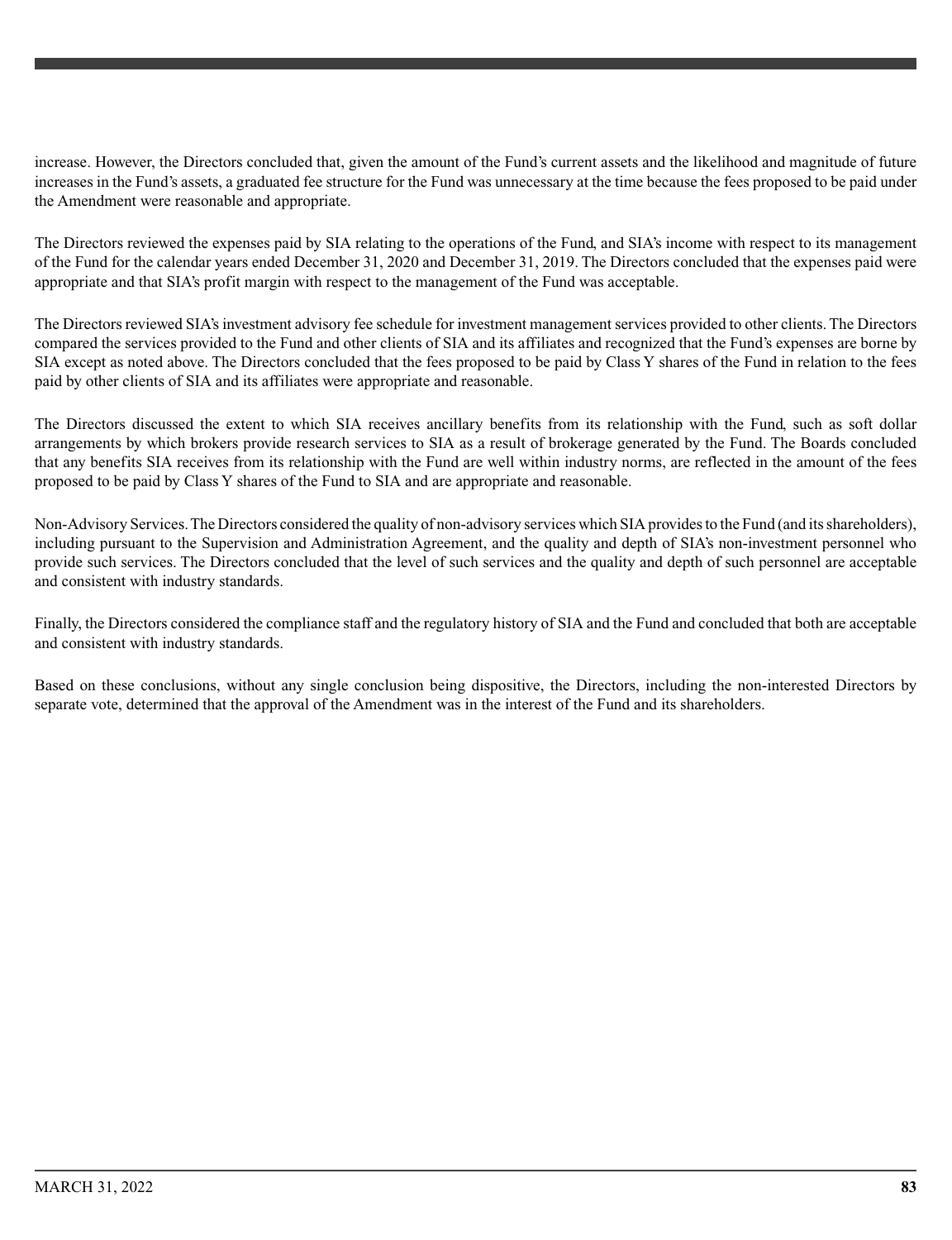increase. However, the Directors concluded that, given the amount of the Fund's current assets and the likelihood and magnitude of future increases in the Fund's assets, a graduated fee structure for the Fund was unnecessary at the time because the fees proposed to be paid under the Amendment were reasonable and appropriate.

The Directors reviewed the expenses paid by SIA relating to the operations of the Fund, and SIA's income with respect to its management of the Fund for the calendar years ended December 31, 2020 and December 31, 2019. The Directors concluded that the expenses paid were appropriate and that SIA's profit margin with respect to the management of the Fund was acceptable.

The Directors reviewed SIA's investment advisory fee schedule for investment management services provided to other clients. The Directors compared the services provided to the Fund and other clients of SIA and its affiliates and recognized that the Fund's expenses are borne by SIA except as noted above. The Directors concluded that the fees proposed to be paid by Class Y shares of the Fund in relation to the fees paid by other clients of SIA and its affiliates were appropriate and reasonable.

The Directors discussed the extent to which SIA receives ancillary benefits from its relationship with the Fund, such as soft dollar arrangements by which brokers provide research services to SIA as a result of brokerage generated by the Fund. The Boards concluded that any benefits SIA receives from its relationship with the Fund are well within industry norms, are reflected in the amount of the fees proposed to be paid by Class Y shares of the Fund to SIA and are appropriate and reasonable.

Non-Advisory Services. The Directors considered the quality of non-advisory services which SIA provides to the Fund (and its shareholders), including pursuant to the Supervision and Administration Agreement, and the quality and depth of SIA's non-investment personnel who provide such services. The Directors concluded that the level of such services and the quality and depth of such personnel are acceptable and consistent with industry standards.

Finally, the Directors considered the compliance staff and the regulatory history of SIA and the Fund and concluded that both are acceptable and consistent with industry standards.

Based on these conclusions, without any single conclusion being dispositive, the Directors, including the non-interested Directors by separate vote, determined that the approval of the Amendment was in the interest of the Fund and its shareholders.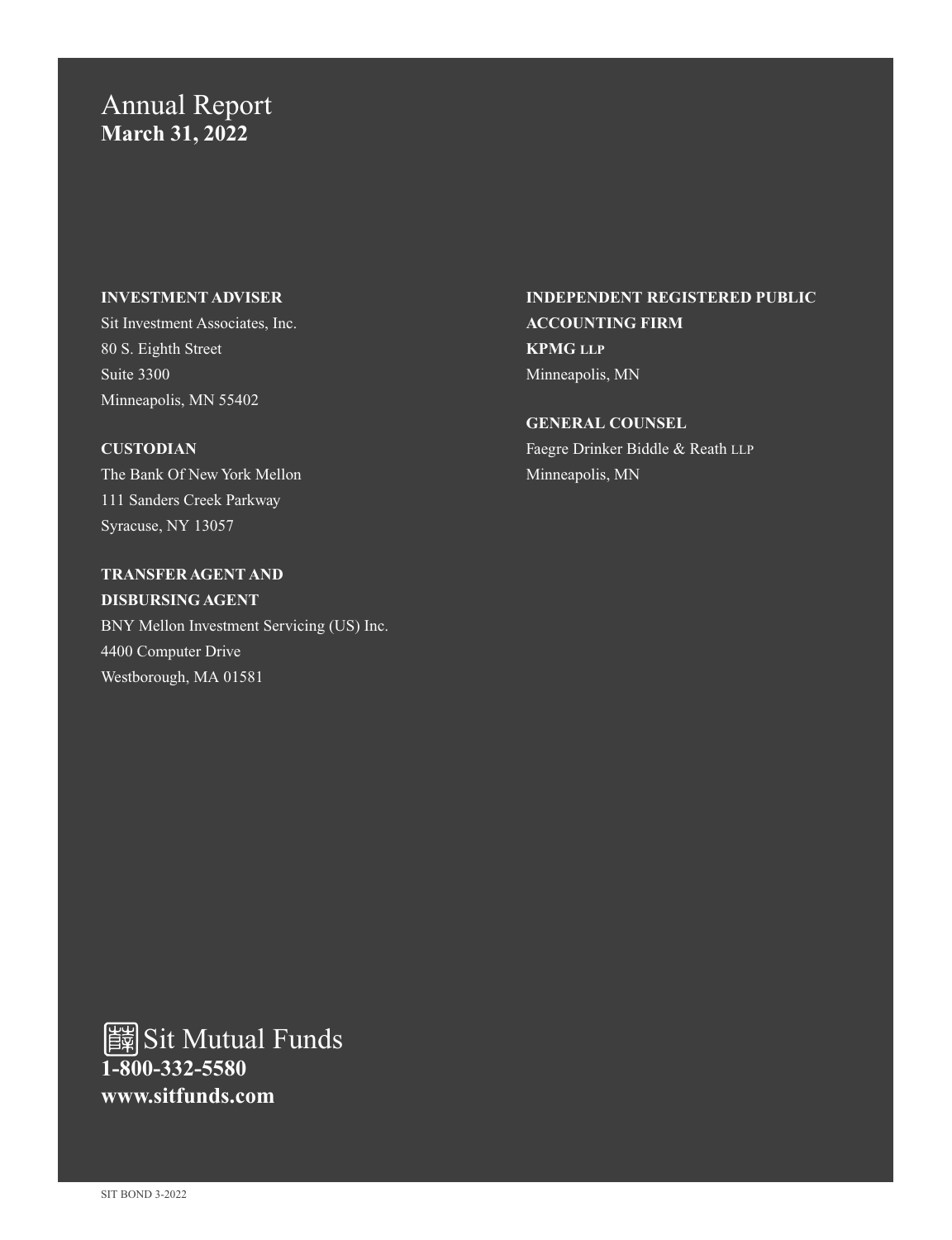# Annual Report
**March 31, 2022**

**INVESTMENT ADVISER**
Sit Investment Associates, Inc.
80 S. Eighth Street
Suite 3300
Minneapolis, MN 55402

**CUSTODIAN**
The Bank Of New York Mellon
111 Sanders Creek Parkway
Syracuse, NY 13057

**TRANSFER AGENT AND DISBURSING AGENT**
BNY Mellon Investment Servicing (US) Inc.
4400 Computer Drive
Westborough, MA 01581

**INDEPENDENT REGISTERED PUBLIC ACCOUNTING FIRM**
**KPMG LLP**
Minneapolis, MN

**GENERAL COUNSEL**
Faegre Drinker Biddle & Reath LLP
Minneapolis, MN

Sit Mutual Funds
**1-800-332-5580**
**www.sitfunds.com**

SIT BOND 3-2022